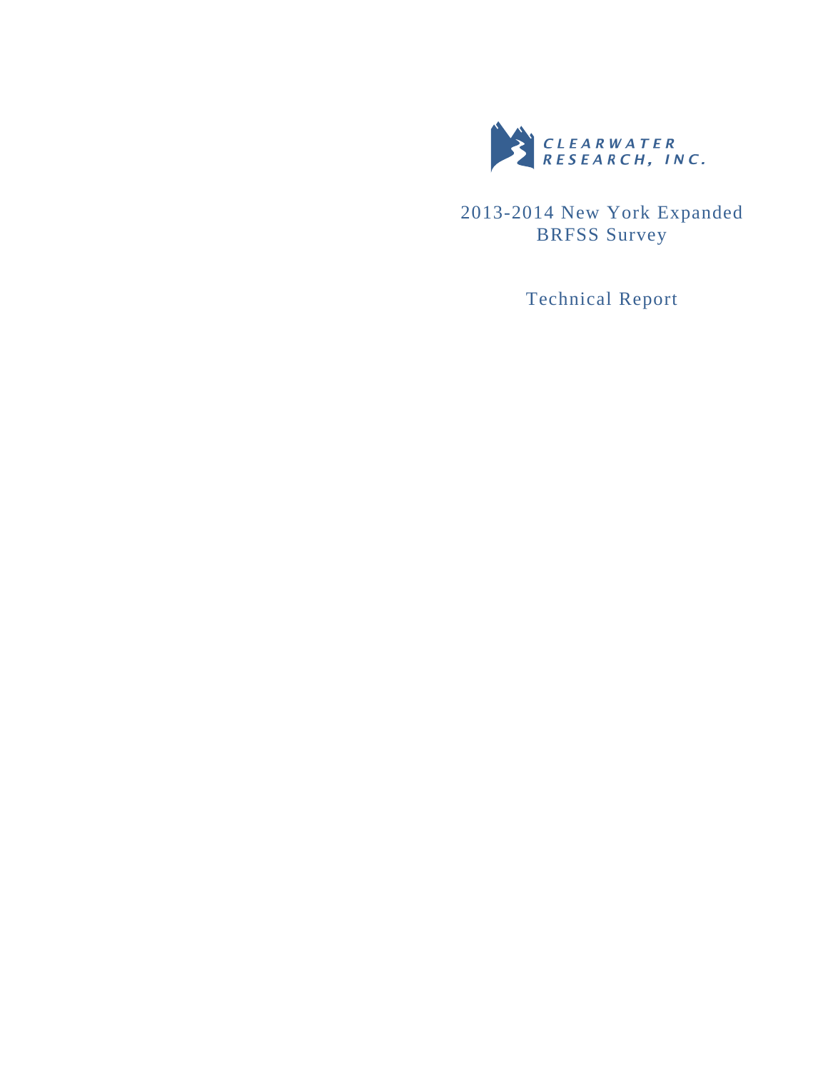CLEARWATER RESEARCH, INC.

# 2013-2014 New York Expanded BRFSS Survey

## Technical Report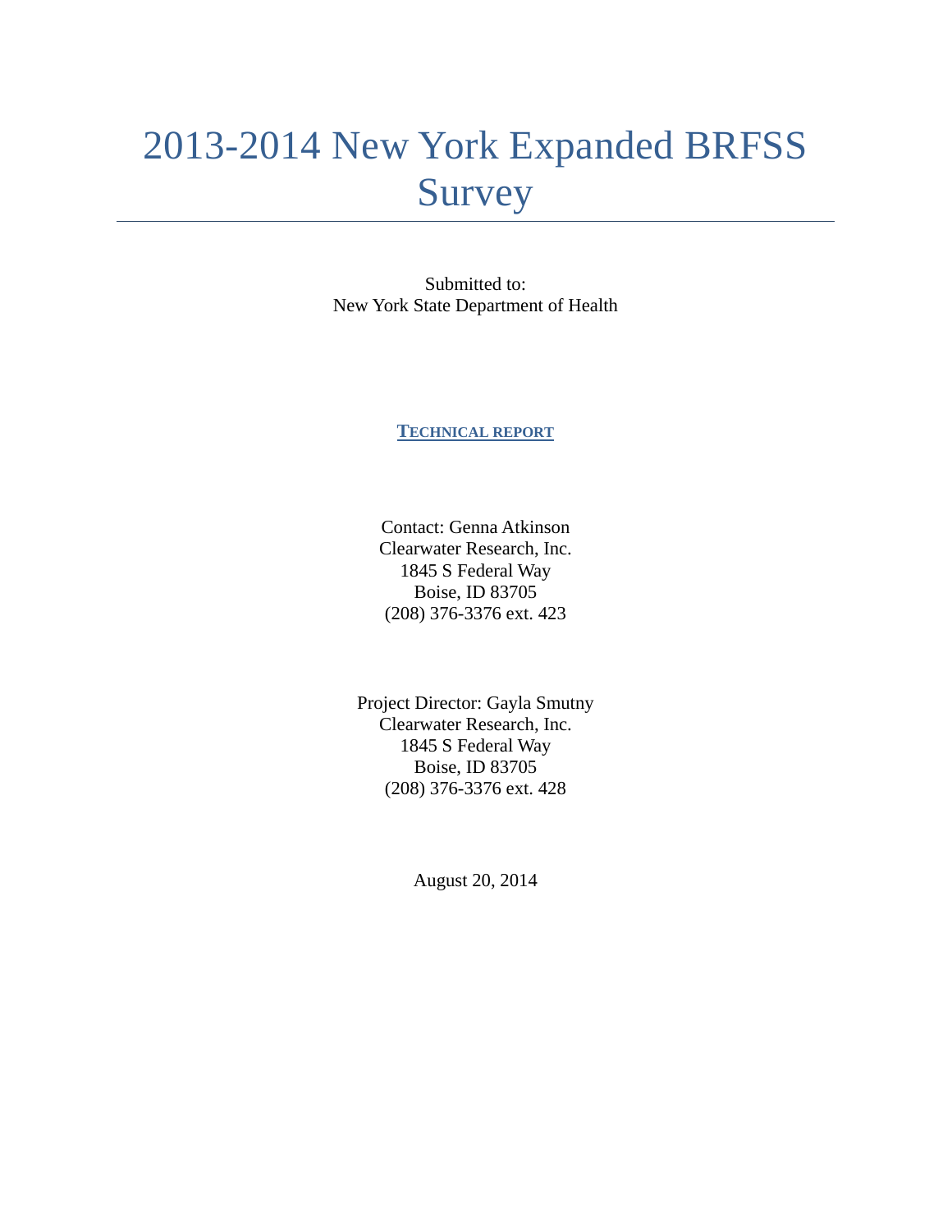# 2013-2014 New York Expanded BRFSS Survey

Submitted to:
New York State Department of Health

**TECHNICAL REPORT**

Contact: Genna Atkinson
Clearwater Research, Inc.
1845 S Federal Way
Boise, ID 83705
(208) 376-3376 ext. 423

Project Director: Gayla Smutny
Clearwater Research, Inc.
1845 S Federal Way
Boise, ID 83705
(208) 376-3376 ext. 428

August 20, 2014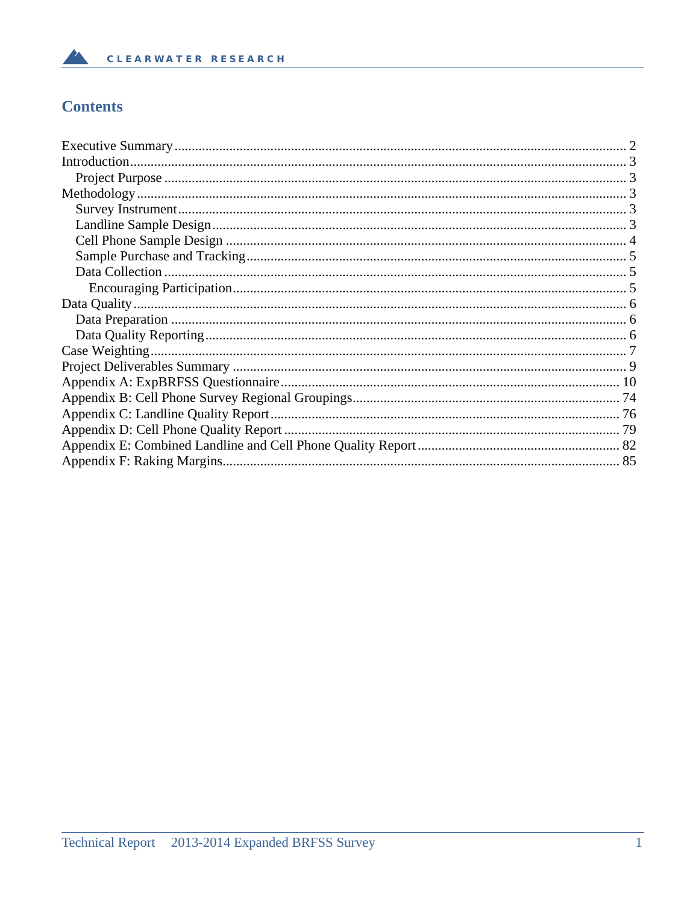## Contents

- Executive Summary ... 2
- Introduction ... 3
  - Project Purpose ... 3
- Methodology ... 3
  - Survey Instrument ... 3
  - Landline Sample Design ... 3
  - Cell Phone Sample Design ... 4
  - Sample Purchase and Tracking ... 5
  - Data Collection ... 5
    - Encouraging Participation ... 5
- Data Quality ... 6
  - Data Preparation ... 6
  - Data Quality Reporting ... 6
- Case Weighting ... 7
- Project Deliverables Summary ... 9
- Appendix A: ExpBRFSS Questionnaire ... 10
- Appendix B: Cell Phone Survey Regional Groupings ... 74
- Appendix C: Landline Quality Report ... 76
- Appendix D: Cell Phone Quality Report ... 79
- Appendix E: Combined Landline and Cell Phone Quality Report ... 82
- Appendix F: Raking Margins ... 85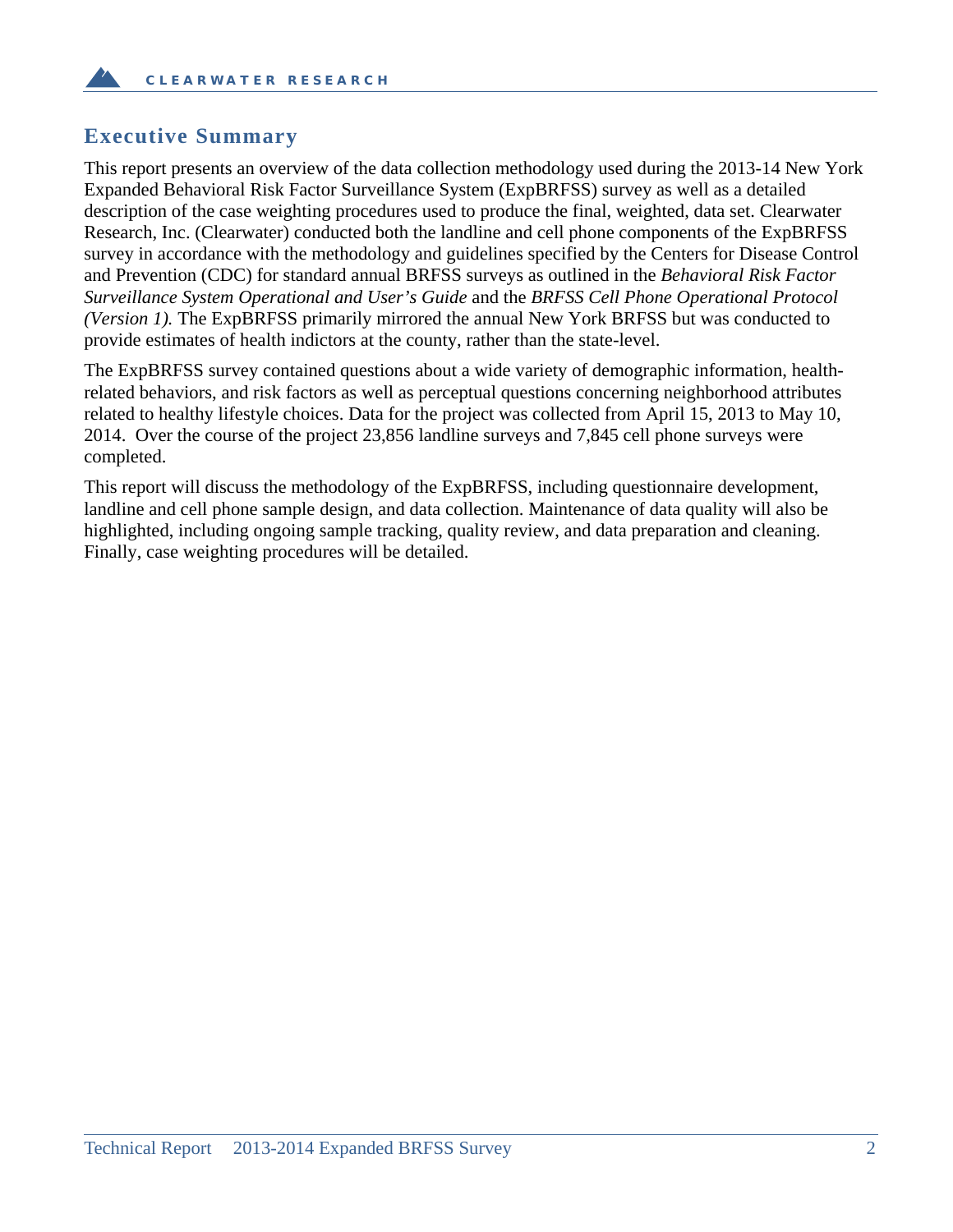## Executive Summary

This report presents an overview of the data collection methodology used during the 2013-14 New York Expanded Behavioral Risk Factor Surveillance System (ExpBRFSS) survey as well as a detailed description of the case weighting procedures used to produce the final, weighted, data set. Clearwater Research, Inc. (Clearwater) conducted both the landline and cell phone components of the ExpBRFSS survey in accordance with the methodology and guidelines specified by the Centers for Disease Control and Prevention (CDC) for standard annual BRFSS surveys as outlined in the *Behavioral Risk Factor Surveillance System Operational and User's Guide* and the *BRFSS Cell Phone Operational Protocol (Version 1).* The ExpBRFSS primarily mirrored the annual New York BRFSS but was conducted to provide estimates of health indictors at the county, rather than the state-level.

The ExpBRFSS survey contained questions about a wide variety of demographic information, health-related behaviors, and risk factors as well as perceptual questions concerning neighborhood attributes related to healthy lifestyle choices. Data for the project was collected from April 15, 2013 to May 10, 2014. Over the course of the project 23,856 landline surveys and 7,845 cell phone surveys were completed.

This report will discuss the methodology of the ExpBRFSS, including questionnaire development, landline and cell phone sample design, and data collection. Maintenance of data quality will also be highlighted, including ongoing sample tracking, quality review, and data preparation and cleaning. Finally, case weighting procedures will be detailed.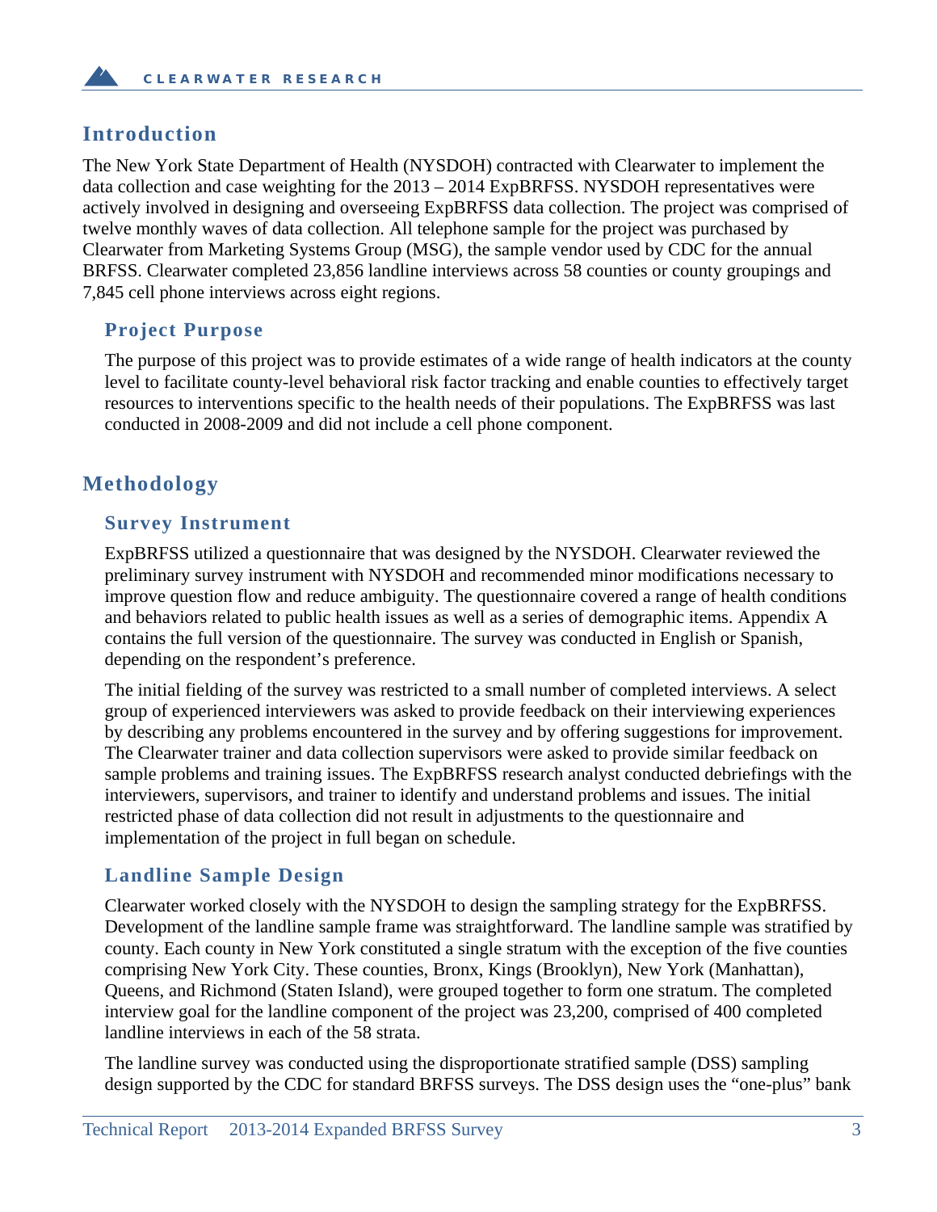## Introduction

The New York State Department of Health (NYSDOH) contracted with Clearwater to implement the data collection and case weighting for the 2013 – 2014 ExpBRFSS. NYSDOH representatives were actively involved in designing and overseeing ExpBRFSS data collection. The project was comprised of twelve monthly waves of data collection. All telephone sample for the project was purchased by Clearwater from Marketing Systems Group (MSG), the sample vendor used by CDC for the annual BRFSS. Clearwater completed 23,856 landline interviews across 58 counties or county groupings and 7,845 cell phone interviews across eight regions.

### Project Purpose

The purpose of this project was to provide estimates of a wide range of health indicators at the county level to facilitate county-level behavioral risk factor tracking and enable counties to effectively target resources to interventions specific to the health needs of their populations. The ExpBRFSS was last conducted in 2008-2009 and did not include a cell phone component.

## Methodology

### Survey Instrument

ExpBRFSS utilized a questionnaire that was designed by the NYSDOH. Clearwater reviewed the preliminary survey instrument with NYSDOH and recommended minor modifications necessary to improve question flow and reduce ambiguity. The questionnaire covered a range of health conditions and behaviors related to public health issues as well as a series of demographic items. Appendix A contains the full version of the questionnaire. The survey was conducted in English or Spanish, depending on the respondent's preference.

The initial fielding of the survey was restricted to a small number of completed interviews. A select group of experienced interviewers was asked to provide feedback on their interviewing experiences by describing any problems encountered in the survey and by offering suggestions for improvement. The Clearwater trainer and data collection supervisors were asked to provide similar feedback on sample problems and training issues. The ExpBRFSS research analyst conducted debriefings with the interviewers, supervisors, and trainer to identify and understand problems and issues. The initial restricted phase of data collection did not result in adjustments to the questionnaire and implementation of the project in full began on schedule.

### Landline Sample Design

Clearwater worked closely with the NYSDOH to design the sampling strategy for the ExpBRFSS. Development of the landline sample frame was straightforward. The landline sample was stratified by county. Each county in New York constituted a single stratum with the exception of the five counties comprising New York City. These counties, Bronx, Kings (Brooklyn), New York (Manhattan), Queens, and Richmond (Staten Island), were grouped together to form one stratum. The completed interview goal for the landline component of the project was 23,200, comprised of 400 completed landline interviews in each of the 58 strata.

The landline survey was conducted using the disproportionate stratified sample (DSS) sampling design supported by the CDC for standard BRFSS surveys. The DSS design uses the "one-plus" bank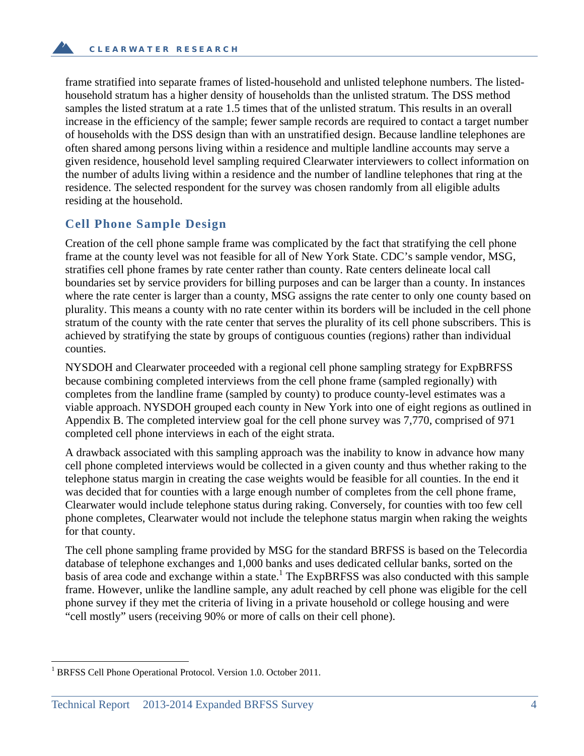frame stratified into separate frames of listed-household and unlisted telephone numbers. The listed-household stratum has a higher density of households than the unlisted stratum. The DSS method samples the listed stratum at a rate 1.5 times that of the unlisted stratum. This results in an overall increase in the efficiency of the sample; fewer sample records are required to contact a target number of households with the DSS design than with an unstratified design. Because landline telephones are often shared among persons living within a residence and multiple landline accounts may serve a given residence, household level sampling required Clearwater interviewers to collect information on the number of adults living within a residence and the number of landline telephones that ring at the residence. The selected respondent for the survey was chosen randomly from all eligible adults residing at the household.

## Cell Phone Sample Design

Creation of the cell phone sample frame was complicated by the fact that stratifying the cell phone frame at the county level was not feasible for all of New York State. CDC's sample vendor, MSG, stratifies cell phone frames by rate center rather than county. Rate centers delineate local call boundaries set by service providers for billing purposes and can be larger than a county. In instances where the rate center is larger than a county, MSG assigns the rate center to only one county based on plurality. This means a county with no rate center within its borders will be included in the cell phone stratum of the county with the rate center that serves the plurality of its cell phone subscribers. This is achieved by stratifying the state by groups of contiguous counties (regions) rather than individual counties.

NYSDOH and Clearwater proceeded with a regional cell phone sampling strategy for ExpBRFSS because combining completed interviews from the cell phone frame (sampled regionally) with completes from the landline frame (sampled by county) to produce county-level estimates was a viable approach. NYSDOH grouped each county in New York into one of eight regions as outlined in Appendix B. The completed interview goal for the cell phone survey was 7,770, comprised of 971 completed cell phone interviews in each of the eight strata.

A drawback associated with this sampling approach was the inability to know in advance how many cell phone completed interviews would be collected in a given county and thus whether raking to the telephone status margin in creating the case weights would be feasible for all counties. In the end it was decided that for counties with a large enough number of completes from the cell phone frame, Clearwater would include telephone status during raking. Conversely, for counties with too few cell phone completes, Clearwater would not include the telephone status margin when raking the weights for that county.

The cell phone sampling frame provided by MSG for the standard BRFSS is based on the Telecordia database of telephone exchanges and 1,000 banks and uses dedicated cellular banks, sorted on the basis of area code and exchange within a state.[1] The ExpBRFSS was also conducted with this sample frame. However, unlike the landline sample, any adult reached by cell phone was eligible for the cell phone survey if they met the criteria of living in a private household or college housing and were "cell mostly" users (receiving 90% or more of calls on their cell phone).

[1] BRFSS Cell Phone Operational Protocol. Version 1.0. October 2011.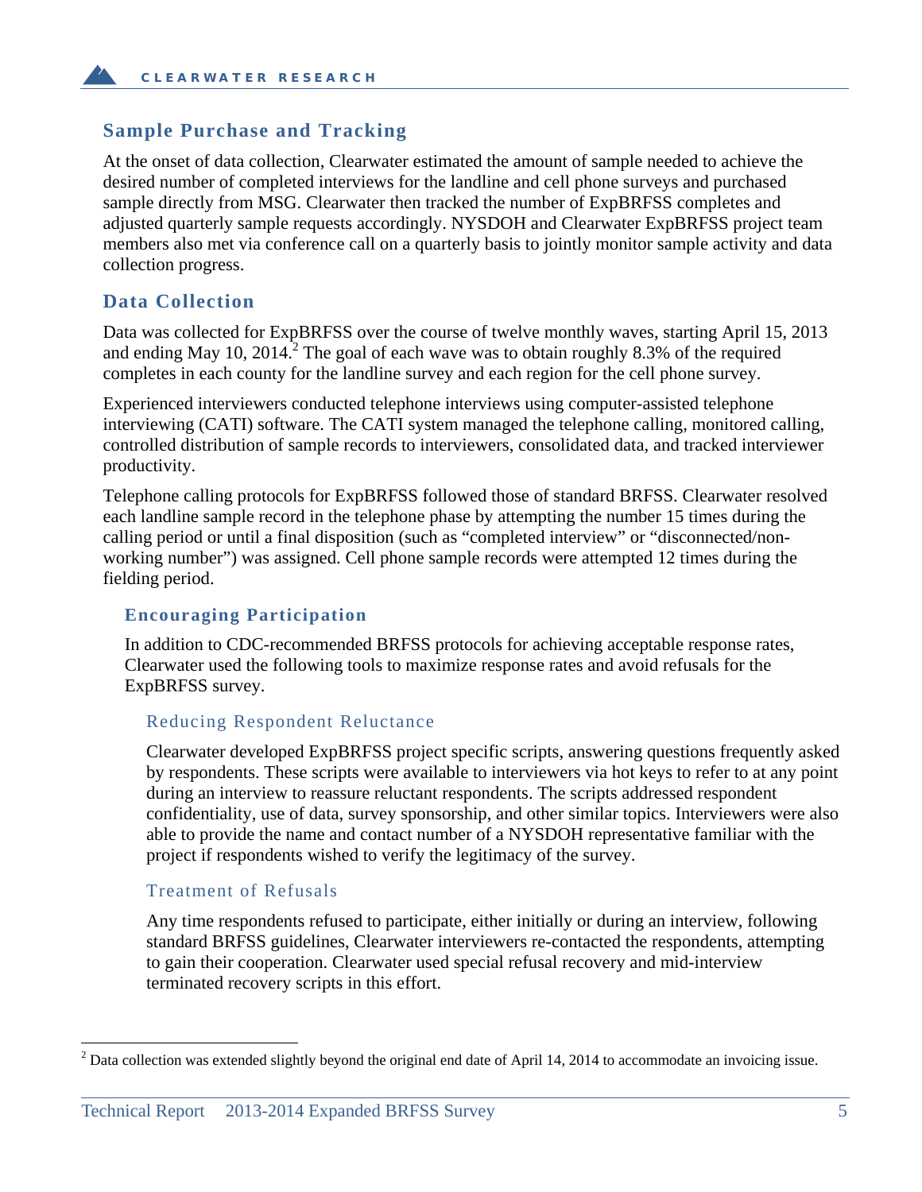## Sample Purchase and Tracking

At the onset of data collection, Clearwater estimated the amount of sample needed to achieve the desired number of completed interviews for the landline and cell phone surveys and purchased sample directly from MSG. Clearwater then tracked the number of ExpBRFSS completes and adjusted quarterly sample requests accordingly. NYSDOH and Clearwater ExpBRFSS project team members also met via conference call on a quarterly basis to jointly monitor sample activity and data collection progress.

## Data Collection

Data was collected for ExpBRFSS over the course of twelve monthly waves, starting April 15, 2013 and ending May 10, 2014.[2] The goal of each wave was to obtain roughly 8.3% of the required completes in each county for the landline survey and each region for the cell phone survey.

Experienced interviewers conducted telephone interviews using computer-assisted telephone interviewing (CATI) software. The CATI system managed the telephone calling, monitored calling, controlled distribution of sample records to interviewers, consolidated data, and tracked interviewer productivity.

Telephone calling protocols for ExpBRFSS followed those of standard BRFSS. Clearwater resolved each landline sample record in the telephone phase by attempting the number 15 times during the calling period or until a final disposition (such as "completed interview" or "disconnected/non-working number") was assigned. Cell phone sample records were attempted 12 times during the fielding period.

### Encouraging Participation

In addition to CDC-recommended BRFSS protocols for achieving acceptable response rates, Clearwater used the following tools to maximize response rates and avoid refusals for the ExpBRFSS survey.

#### Reducing Respondent Reluctance

Clearwater developed ExpBRFSS project specific scripts, answering questions frequently asked by respondents. These scripts were available to interviewers via hot keys to refer to at any point during an interview to reassure reluctant respondents. The scripts addressed respondent confidentiality, use of data, survey sponsorship, and other similar topics. Interviewers were also able to provide the name and contact number of a NYSDOH representative familiar with the project if respondents wished to verify the legitimacy of the survey.

#### Treatment of Refusals

Any time respondents refused to participate, either initially or during an interview, following standard BRFSS guidelines, Clearwater interviewers re-contacted the respondents, attempting to gain their cooperation. Clearwater used special refusal recovery and mid-interview terminated recovery scripts in this effort.

---

[2] Data collection was extended slightly beyond the original end date of April 14, 2014 to accommodate an invoicing issue.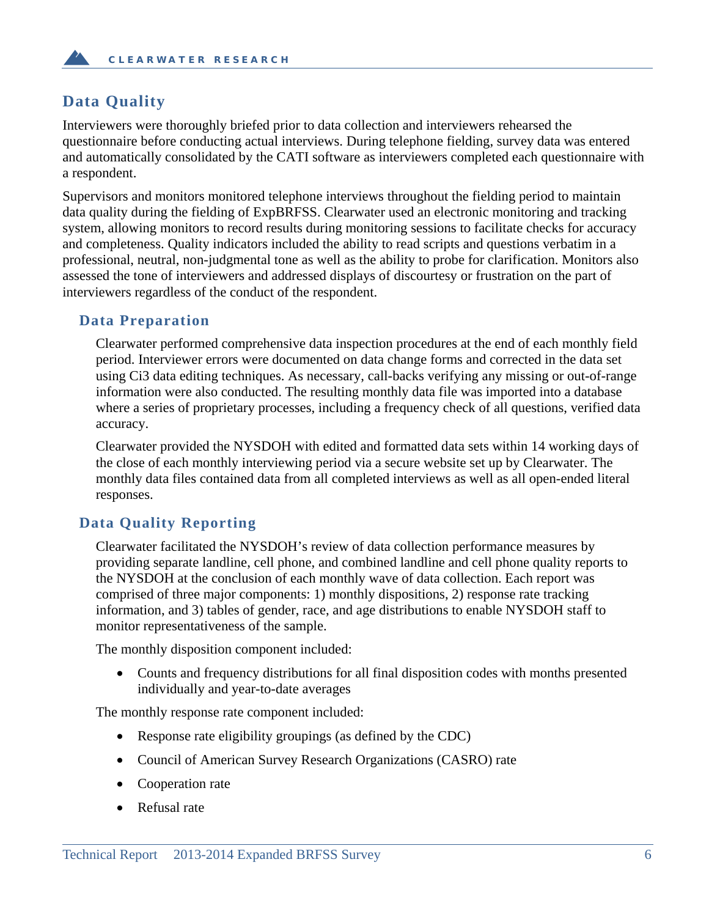## Data Quality

Interviewers were thoroughly briefed prior to data collection and interviewers rehearsed the questionnaire before conducting actual interviews. During telephone fielding, survey data was entered and automatically consolidated by the CATI software as interviewers completed each questionnaire with a respondent.

Supervisors and monitors monitored telephone interviews throughout the fielding period to maintain data quality during the fielding of ExpBRFSS. Clearwater used an electronic monitoring and tracking system, allowing monitors to record results during monitoring sessions to facilitate checks for accuracy and completeness. Quality indicators included the ability to read scripts and questions verbatim in a professional, neutral, non-judgmental tone as well as the ability to probe for clarification. Monitors also assessed the tone of interviewers and addressed displays of discourtesy or frustration on the part of interviewers regardless of the conduct of the respondent.

### Data Preparation

Clearwater performed comprehensive data inspection procedures at the end of each monthly field period. Interviewer errors were documented on data change forms and corrected in the data set using Ci3 data editing techniques. As necessary, call-backs verifying any missing or out-of-range information were also conducted. The resulting monthly data file was imported into a database where a series of proprietary processes, including a frequency check of all questions, verified data accuracy.

Clearwater provided the NYSDOH with edited and formatted data sets within 14 working days of the close of each monthly interviewing period via a secure website set up by Clearwater. The monthly data files contained data from all completed interviews as well as all open-ended literal responses.

### Data Quality Reporting

Clearwater facilitated the NYSDOH's review of data collection performance measures by providing separate landline, cell phone, and combined landline and cell phone quality reports to the NYSDOH at the conclusion of each monthly wave of data collection. Each report was comprised of three major components: 1) monthly dispositions, 2) response rate tracking information, and 3) tables of gender, race, and age distributions to enable NYSDOH staff to monitor representativeness of the sample.

The monthly disposition component included:

- Counts and frequency distributions for all final disposition codes with months presented individually and year-to-date averages

The monthly response rate component included:

- Response rate eligibility groupings (as defined by the CDC)
- Council of American Survey Research Organizations (CASRO) rate
- Cooperation rate
- Refusal rate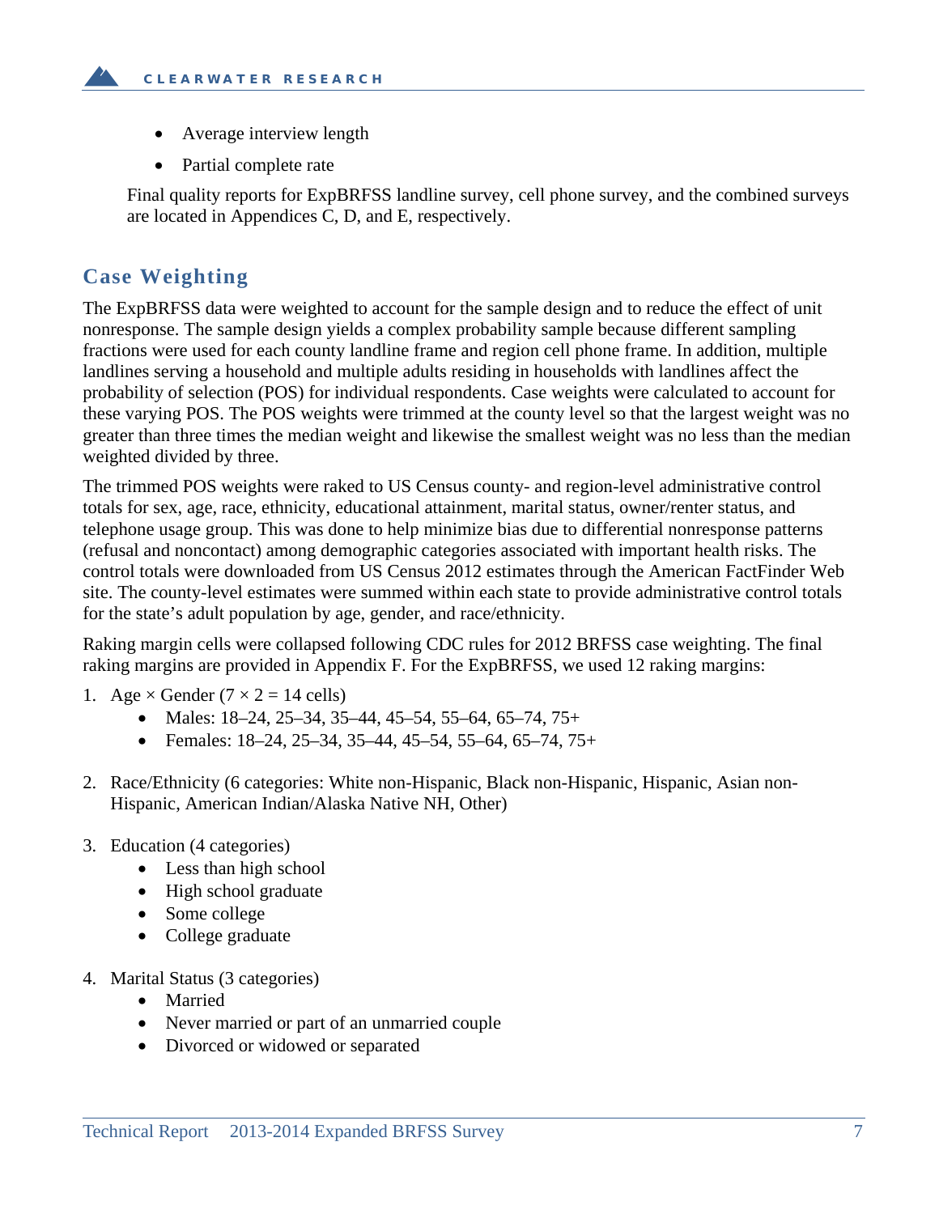- Average interview length
- Partial complete rate

Final quality reports for ExpBRFSS landline survey, cell phone survey, and the combined surveys are located in Appendices C, D, and E, respectively.

## Case Weighting

The ExpBRFSS data were weighted to account for the sample design and to reduce the effect of unit nonresponse. The sample design yields a complex probability sample because different sampling fractions were used for each county landline frame and region cell phone frame. In addition, multiple landlines serving a household and multiple adults residing in households with landlines affect the probability of selection (POS) for individual respondents. Case weights were calculated to account for these varying POS. The POS weights were trimmed at the county level so that the largest weight was no greater than three times the median weight and likewise the smallest weight was no less than the median weighted divided by three.

The trimmed POS weights were raked to US Census county- and region-level administrative control totals for sex, age, race, ethnicity, educational attainment, marital status, owner/renter status, and telephone usage group. This was done to help minimize bias due to differential nonresponse patterns (refusal and noncontact) among demographic categories associated with important health risks. The control totals were downloaded from US Census 2012 estimates through the American FactFinder Web site. The county-level estimates were summed within each state to provide administrative control totals for the state's adult population by age, gender, and race/ethnicity.

Raking margin cells were collapsed following CDC rules for 2012 BRFSS case weighting. The final raking margins are provided in Appendix F. For the ExpBRFSS, we used 12 raking margins:

1. Age × Gender (7 × 2 = 14 cells)
   - Males: 18–24, 25–34, 35–44, 45–54, 55–64, 65–74, 75+
   - Females: 18–24, 25–34, 35–44, 45–54, 55–64, 65–74, 75+

2. Race/Ethnicity (6 categories: White non-Hispanic, Black non-Hispanic, Hispanic, Asian non-Hispanic, American Indian/Alaska Native NH, Other)

3. Education (4 categories)
   - Less than high school
   - High school graduate
   - Some college
   - College graduate

4. Marital Status (3 categories)
   - Married
   - Never married or part of an unmarried couple
   - Divorced or widowed or separated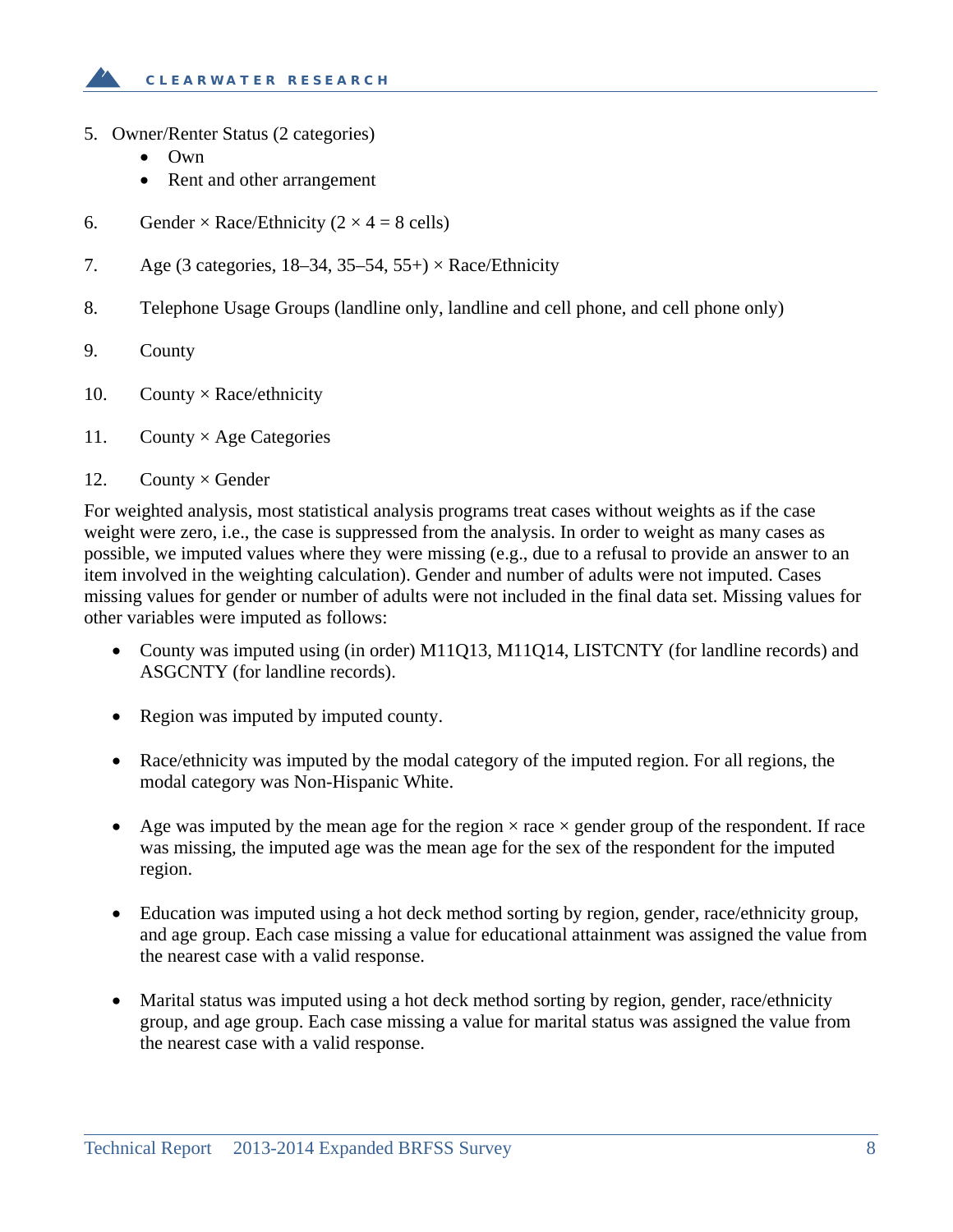5. Owner/Renter Status (2 categories)
   - Own
   - Rent and other arrangement

6. Gender × Race/Ethnicity (2 × 4 = 8 cells)

7. Age (3 categories, 18–34, 35–54, 55+) × Race/Ethnicity

8. Telephone Usage Groups (landline only, landline and cell phone, and cell phone only)

9. County

10. County × Race/ethnicity

11. County × Age Categories

12. County × Gender

For weighted analysis, most statistical analysis programs treat cases without weights as if the case weight were zero, i.e., the case is suppressed from the analysis. In order to weight as many cases as possible, we imputed values where they were missing (e.g., due to a refusal to provide an answer to an item involved in the weighting calculation). Gender and number of adults were not imputed. Cases missing values for gender or number of adults were not included in the final data set. Missing values for other variables were imputed as follows:

- County was imputed using (in order) M11Q13, M11Q14, LISTCNTY (for landline records) and ASGCNTY (for landline records).

- Region was imputed by imputed county.

- Race/ethnicity was imputed by the modal category of the imputed region. For all regions, the modal category was Non-Hispanic White.

- Age was imputed by the mean age for the region × race × gender group of the respondent. If race was missing, the imputed age was the mean age for the sex of the respondent for the imputed region.

- Education was imputed using a hot deck method sorting by region, gender, race/ethnicity group, and age group. Each case missing a value for educational attainment was assigned the value from the nearest case with a valid response.

- Marital status was imputed using a hot deck method sorting by region, gender, race/ethnicity group, and age group. Each case missing a value for marital status was assigned the value from the nearest case with a valid response.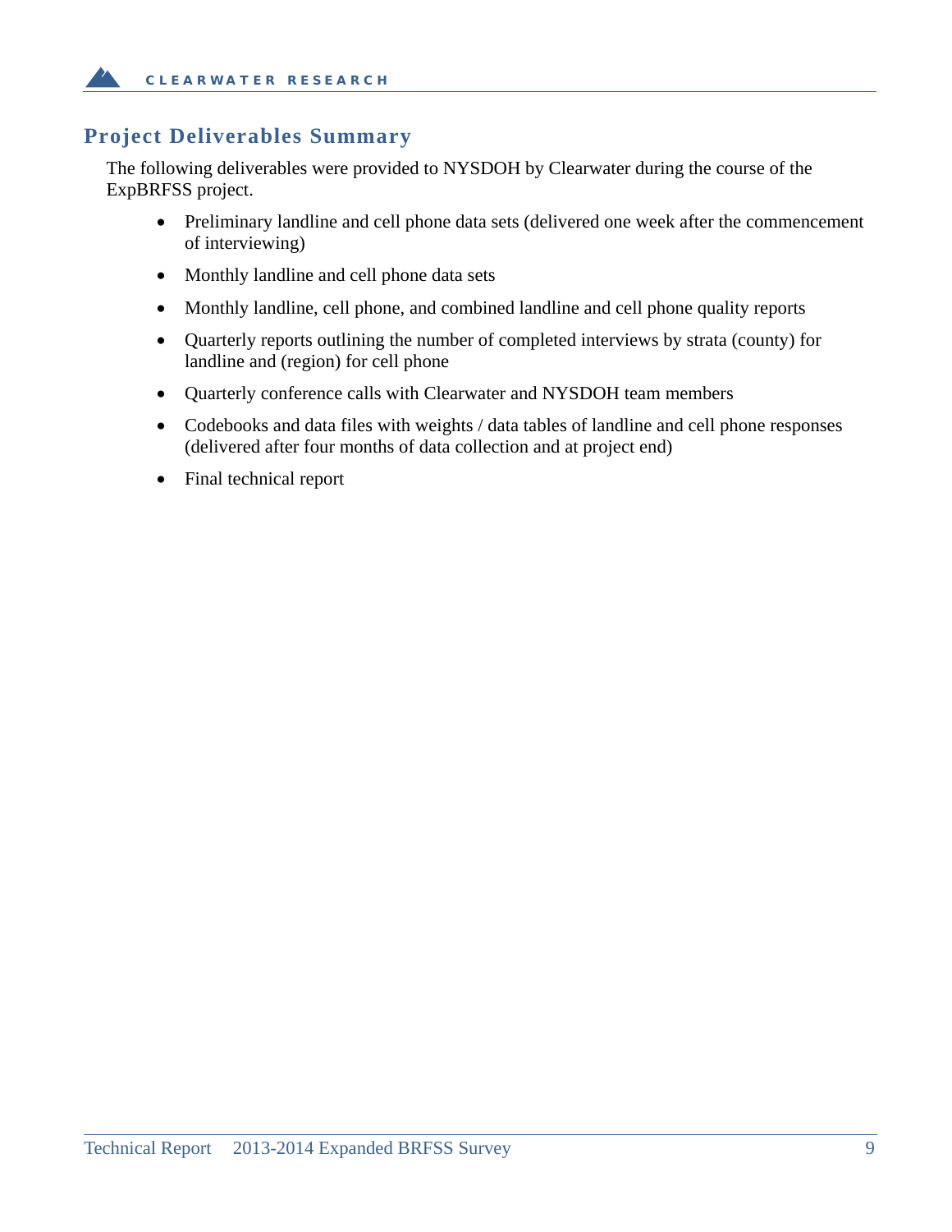## Project Deliverables Summary

The following deliverables were provided to NYSDOH by Clearwater during the course of the ExpBRFSS project.

- Preliminary landline and cell phone data sets (delivered one week after the commencement of interviewing)
- Monthly landline and cell phone data sets
- Monthly landline, cell phone, and combined landline and cell phone quality reports
- Quarterly reports outlining the number of completed interviews by strata (county) for landline and (region) for cell phone
- Quarterly conference calls with Clearwater and NYSDOH team members
- Codebooks and data files with weights / data tables of landline and cell phone responses (delivered after four months of data collection and at project end)
- Final technical report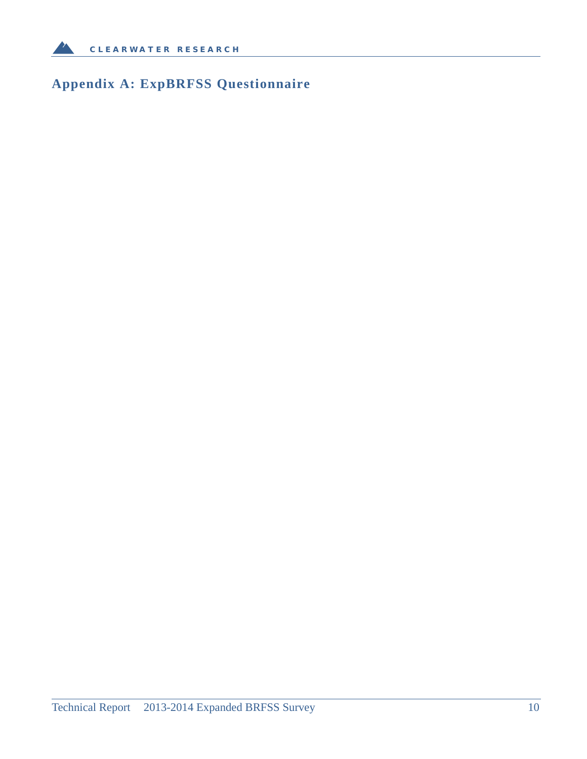## Appendix A: ExpBRFSS Questionnaire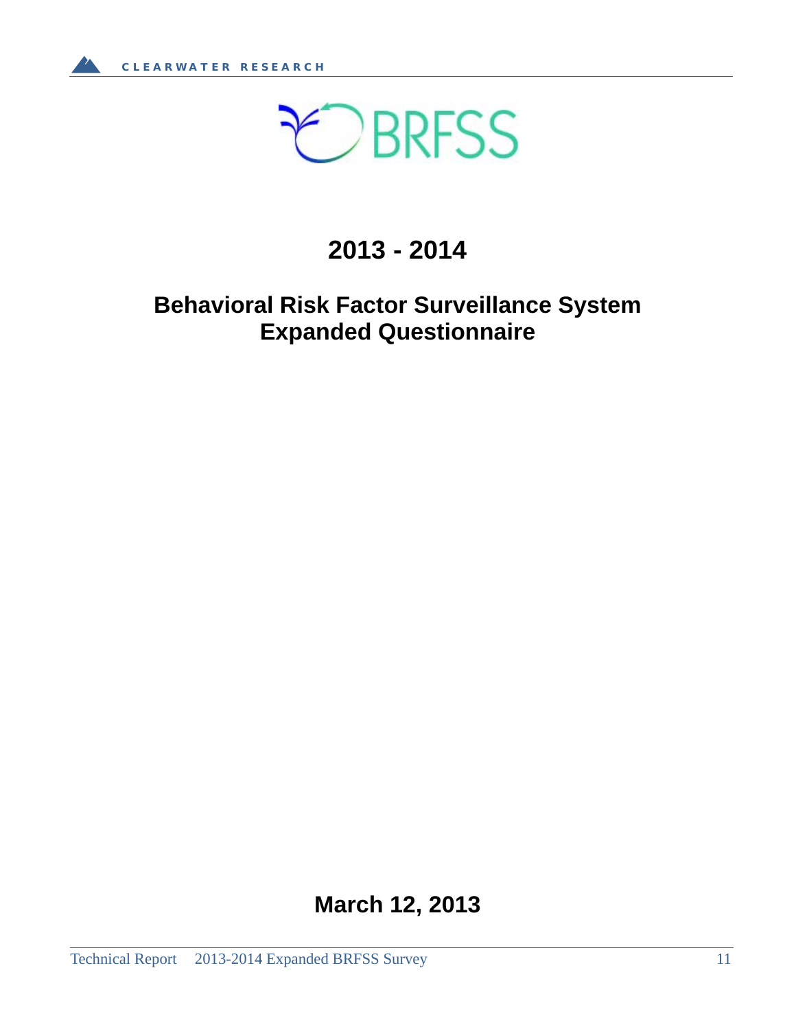# 2013 - 2014

## Behavioral Risk Factor Surveillance System Expanded Questionnaire

**March 12, 2013**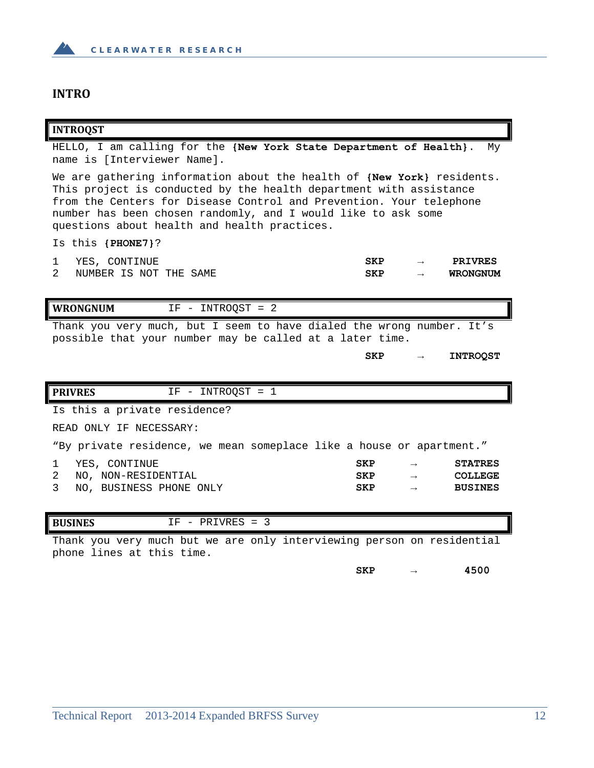## INTRO

| **INTROQST** | | | |
|---|---|---|---|

HELLO, I am calling for the **{New York State Department of Health}**. My name is [Interviewer Name].

We are gathering information about the health of **{New York}** residents. This project is conducted by the health department with assistance from the Centers for Disease Control and Prevention. Your telephone number has been chosen randomly, and I would like to ask some questions about health and health practices.

Is this **{PHONE7}**?

| | | | | |
|---|---|---|---|---|
| 1 | YES, CONTINUE | **SKP** | → | **PRIVRES** |
| 2 | NUMBER IS NOT THE SAME | **SKP** | → | **WRONGNUM** |

| **WRONGNUM** | IF - INTROQST = 2 |
|---|---|

Thank you very much, but I seem to have dialed the wrong number. It's possible that your number may be called at a later time.

**SKP** → **INTROQST**

| **PRIVRES** | IF - INTROQST = 1 |
|---|---|

Is this a private residence?

READ ONLY IF NECESSARY:

"By private residence, we mean someplace like a house or apartment."

| | | | | |
|---|---|---|---|---|
| 1 | YES, CONTINUE | **SKP** | → | **STATRES** |
| 2 | NO, NON-RESIDENTIAL | **SKP** | → | **COLLEGE** |
| 3 | NO, BUSINESS PHONE ONLY | **SKP** | → | **BUSINES** |

| **BUSINES** | IF - PRIVRES = 3 |
|---|---|

Thank you very much but we are only interviewing person on residential phone lines at this time.

**SKP** → **4500**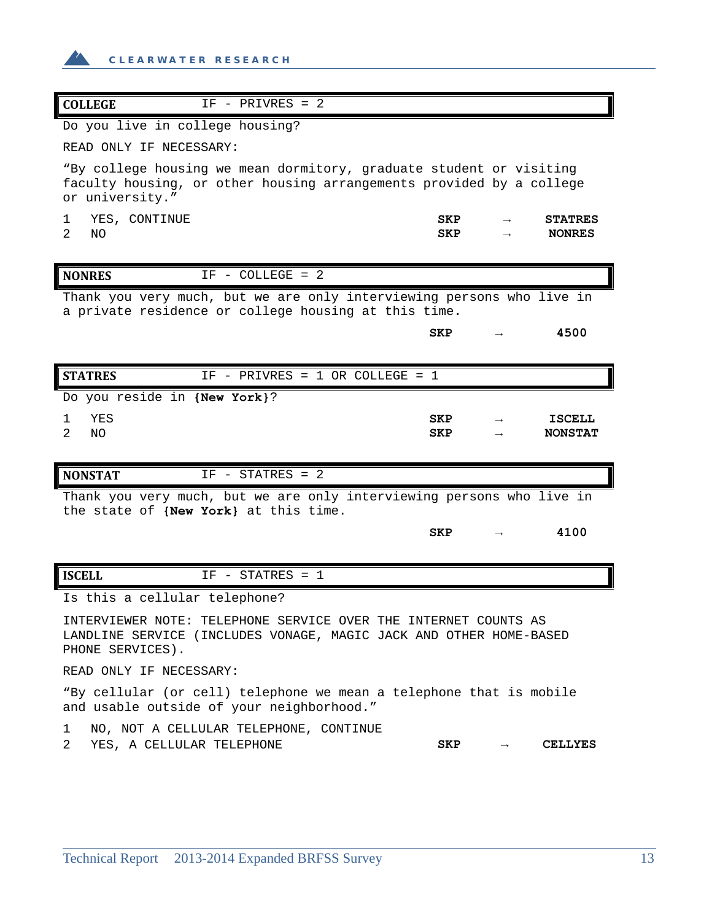**COLLEGE** IF - PRIVRES = 2

Do you live in college housing?

READ ONLY IF NECESSARY:

"By college housing we mean dormitory, graduate student or visiting faculty housing, or other housing arrangements provided by a college or university."

| | | | | |
|---|---|---|---|---|
| 1 | YES, CONTINUE | **SKP** | → | **STATRES** |
| 2 | NO | **SKP** | → | **NONRES** |

**NONRES** IF - COLLEGE = 2

Thank you very much, but we are only interviewing persons who live in a private residence or college housing at this time.

**SKP** → **4500**

**STATRES** IF - PRIVRES = 1 OR COLLEGE = 1

Do you reside in **{New York}**?

| | | | | |
|---|---|---|---|---|
| 1 | YES | **SKP** | → | **ISCELL** |
| 2 | NO | **SKP** | → | **NONSTAT** |

**NONSTAT** IF - STATRES = 2

Thank you very much, but we are only interviewing persons who live in the state of **{New York}** at this time.

**SKP** → **4100**

**ISCELL** IF - STATRES = 1

Is this a cellular telephone?

INTERVIEWER NOTE: TELEPHONE SERVICE OVER THE INTERNET COUNTS AS LANDLINE SERVICE (INCLUDES VONAGE, MAGIC JACK AND OTHER HOME-BASED PHONE SERVICES).

READ ONLY IF NECESSARY:

"By cellular (or cell) telephone we mean a telephone that is mobile and usable outside of your neighborhood."

| | | | | |
|---|---|---|---|---|
| 1 | NO, NOT A CELLULAR TELEPHONE, CONTINUE | | | |
| 2 | YES, A CELLULAR TELEPHONE | **SKP** | → | **CELLYES** |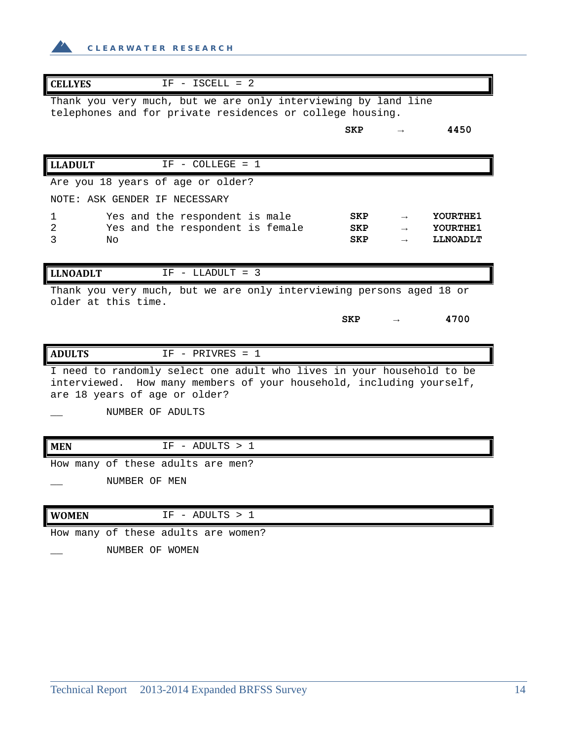**CELLYES** IF - ISCELL = 2

Thank you very much, but we are only interviewing by land line telephones and for private residences or college housing.

**SKP** → **4450**

**LLADULT** IF - COLLEGE = 1

Are you 18 years of age or older?

NOTE: ASK GENDER IF NECESSARY

| | | | | |
|---|---|---|---|---|
| 1 | Yes and the respondent is male | **SKP** | → | **YOURTHE1** |
| 2 | Yes and the respondent is female | **SKP** | → | **YOURTHE1** |
| 3 | No | **SKP** | → | **LLNOADLT** |

**LLNOADLT** IF - LLADULT = 3

Thank you very much, but we are only interviewing persons aged 18 or older at this time.

**SKP** → **4700**

**ADULTS** IF - PRIVRES = 1

I need to randomly select one adult who lives in your household to be interviewed. How many members of your household, including yourself, are 18 years of age or older?

__ NUMBER OF ADULTS

**MEN** IF - ADULTS > 1

How many of these adults are men?

__ NUMBER OF MEN

**WOMEN** IF - ADULTS > 1

How many of these adults are women?

__ NUMBER OF WOMEN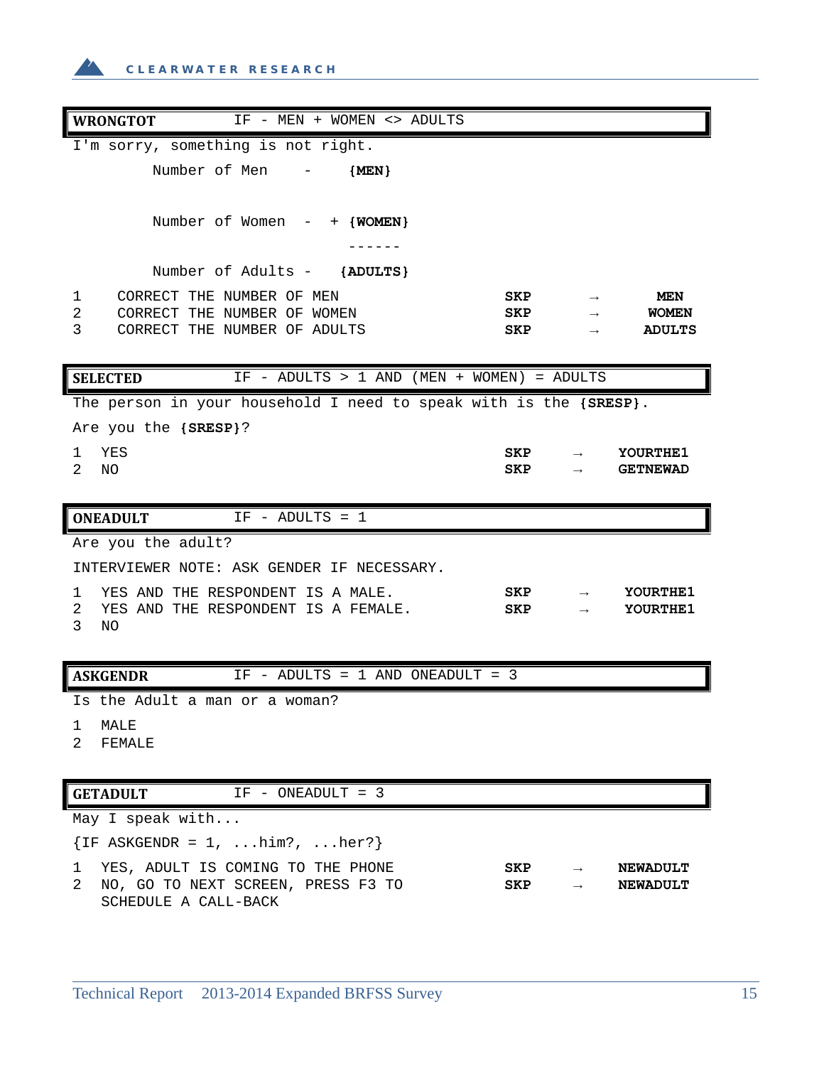| **WRONGTOT** | IF - MEN + WOMEN <> ADULTS | | |
|---|---|---|---|

I'm sorry, something is not right.

```
        Number of Men     -     {MEN}


        Number of Women   -   + {WOMEN}
                                ------
        Number of Adults  -    {ADULTS}
```

| | | | | |
|---|---|---|---|---|
| 1 | CORRECT THE NUMBER OF MEN | **SKP** | → | **MEN** |
| 2 | CORRECT THE NUMBER OF WOMEN | **SKP** | → | **WOMEN** |
| 3 | CORRECT THE NUMBER OF ADULTS | **SKP** | → | **ADULTS** |

| **SELECTED** | IF - ADULTS > 1 AND (MEN + WOMEN) = ADULTS |
|---|---|

The person in your household I need to speak with is the **{SRESP}**.

Are you the **{SRESP}**?

| | | | | |
|---|---|---|---|---|
| 1 | YES | **SKP** | → | **YOURTHE1** |
| 2 | NO | **SKP** | → | **GETNEWAD** |

| **ONEADULT** | IF - ADULTS = 1 |
|---|---|

Are you the adult?

INTERVIEWER NOTE: ASK GENDER IF NECESSARY.

| | | | | |
|---|---|---|---|---|
| 1 | YES AND THE RESPONDENT IS A MALE. | **SKP** | → | **YOURTHE1** |
| 2 | YES AND THE RESPONDENT IS A FEMALE. | **SKP** | → | **YOURTHE1** |
| 3 | NO | | | |

| **ASKGENDR** | IF - ADULTS = 1 AND ONEADULT = 3 |
|---|---|

Is the Adult a man or a woman?

1 MALE
2 FEMALE

| **GETADULT** | IF - ONEADULT = 3 |
|---|---|

May I speak with...

{IF ASKGENDR = 1, ...him?, ...her?}

| | | | | |
|---|---|---|---|---|
| 1 | YES, ADULT IS COMING TO THE PHONE | **SKP** | → | **NEWADULT** |
| 2 | NO, GO TO NEXT SCREEN, PRESS F3 TO SCHEDULE A CALL-BACK | **SKP** | → | **NEWADULT** |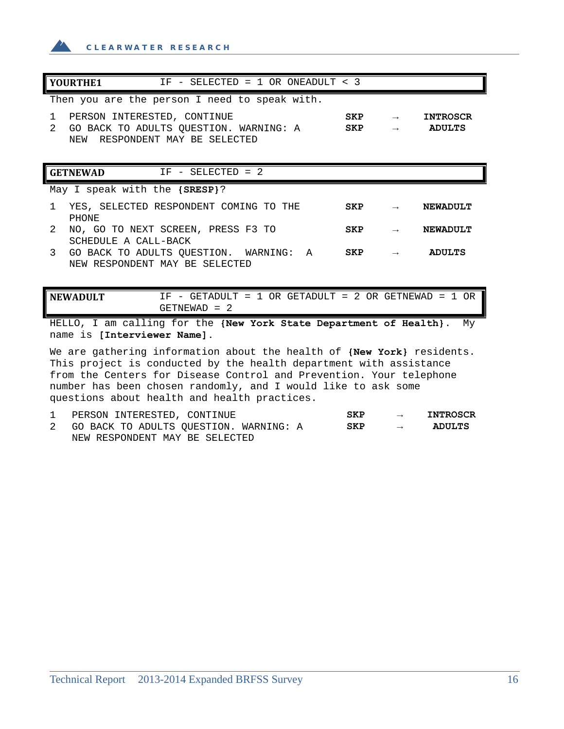| **YOURTHE1** | IF - SELECTED = 1 OR ONEADULT < 3 | | |
|---|---|---|---|

Then you are the person I need to speak with.

| | | | | |
|---|---|---|---|---|
| 1 | PERSON INTERESTED, CONTINUE | **SKP** | → | **INTROSCR** |
| 2 | GO BACK TO ADULTS QUESTION. WARNING: A NEW RESPONDENT MAY BE SELECTED | **SKP** | → | **ADULTS** |

| **GETNEWAD** | IF - SELECTED = 2 | | |
|---|---|---|---|

May I speak with the **{SRESP}**?

| | | | | |
|---|---|---|---|---|
| 1 | YES, SELECTED RESPONDENT COMING TO THE PHONE | **SKP** | → | **NEWADULT** |
| 2 | NO, GO TO NEXT SCREEN, PRESS F3 TO SCHEDULE A CALL-BACK | **SKP** | → | **NEWADULT** |
| 3 | GO BACK TO ADULTS QUESTION. WARNING: A NEW RESPONDENT MAY BE SELECTED | **SKP** | → | **ADULTS** |

| **NEWADULT** | IF - GETADULT = 1 OR GETADULT = 2 OR GETNEWAD = 1 OR GETNEWAD = 2 | | |
|---|---|---|---|

HELLO, I am calling for the **{New York State Department of Health}**. My name is **[Interviewer Name]**.

We are gathering information about the health of **{New York}** residents. This project is conducted by the health department with assistance from the Centers for Disease Control and Prevention. Your telephone number has been chosen randomly, and I would like to ask some questions about health and health practices.

| | | | | |
|---|---|---|---|---|
| 1 | PERSON INTERESTED, CONTINUE | **SKP** | → | **INTROSCR** |
| 2 | GO BACK TO ADULTS QUESTION. WARNING: A NEW RESPONDENT MAY BE SELECTED | **SKP** | → | **ADULTS** |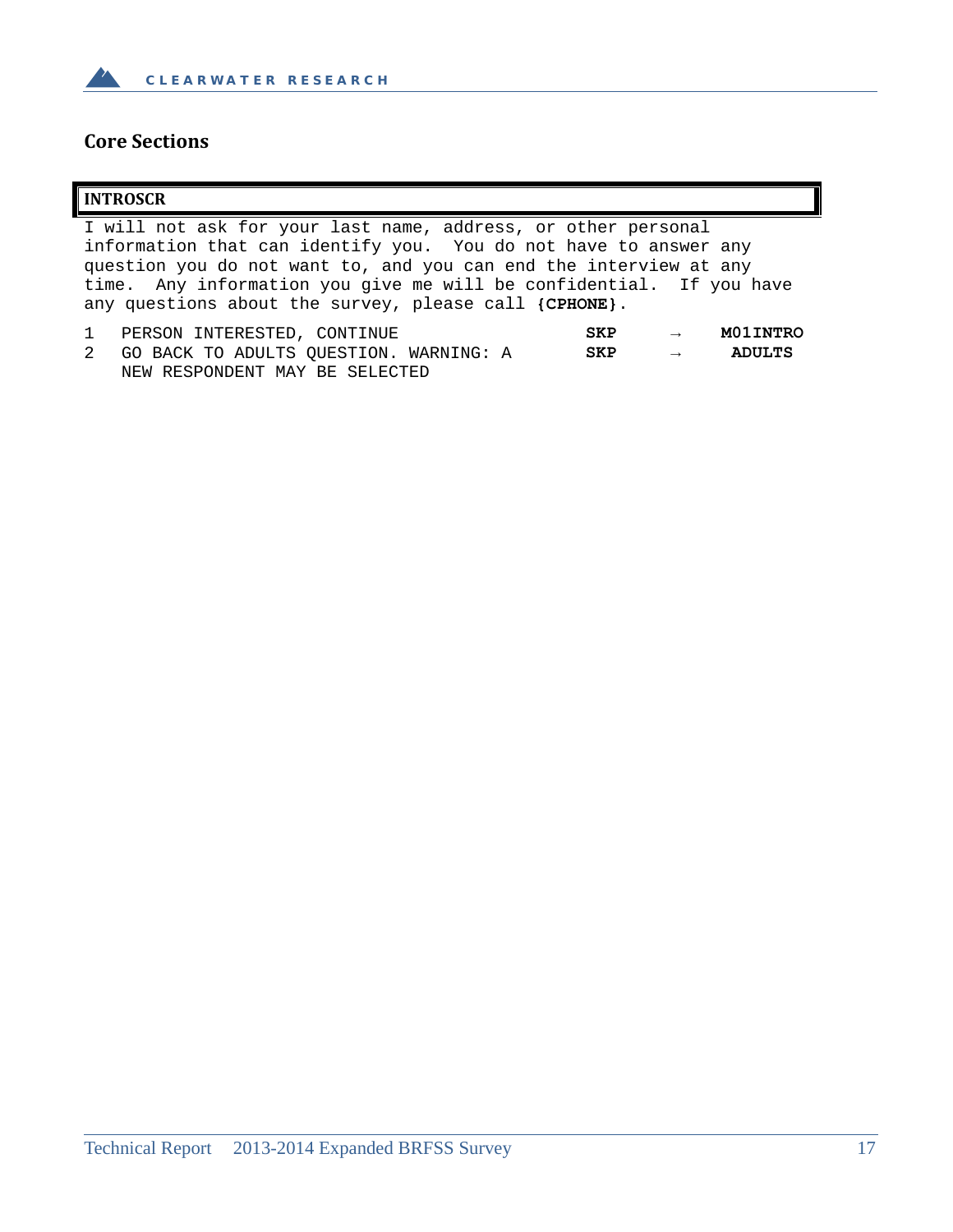## Core Sections

**INTROSCR**

I will not ask for your last name, address, or other personal information that can identify you. You do not have to answer any question you do not want to, and you can end the interview at any time. Any information you give me will be confidential. If you have any questions about the survey, please call **{CPHONE}**.

| | | | | |
|---|---|---|---|---|
| 1 | PERSON INTERESTED, CONTINUE | **SKP** | → | **M01INTRO** |
| 2 | GO BACK TO ADULTS QUESTION. WARNING: A NEW RESPONDENT MAY BE SELECTED | **SKP** | → | **ADULTS** |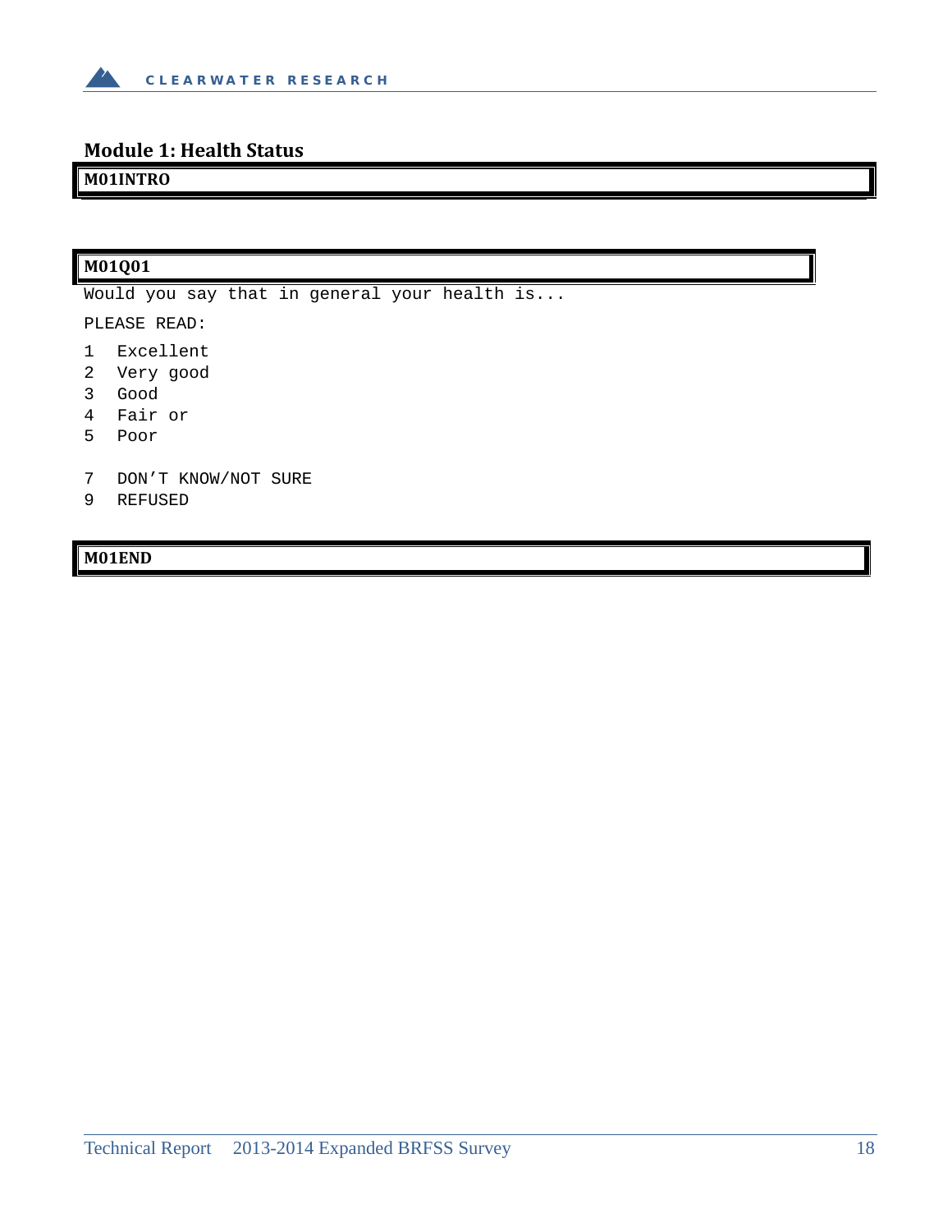## Module 1: Health Status

**M01INTRO**

**M01Q01**

Would you say that in general your health is...

PLEASE READ:

1 Excellent
2 Very good
3 Good
4 Fair or
5 Poor

7 DON'T KNOW/NOT SURE
9 REFUSED

**M01END**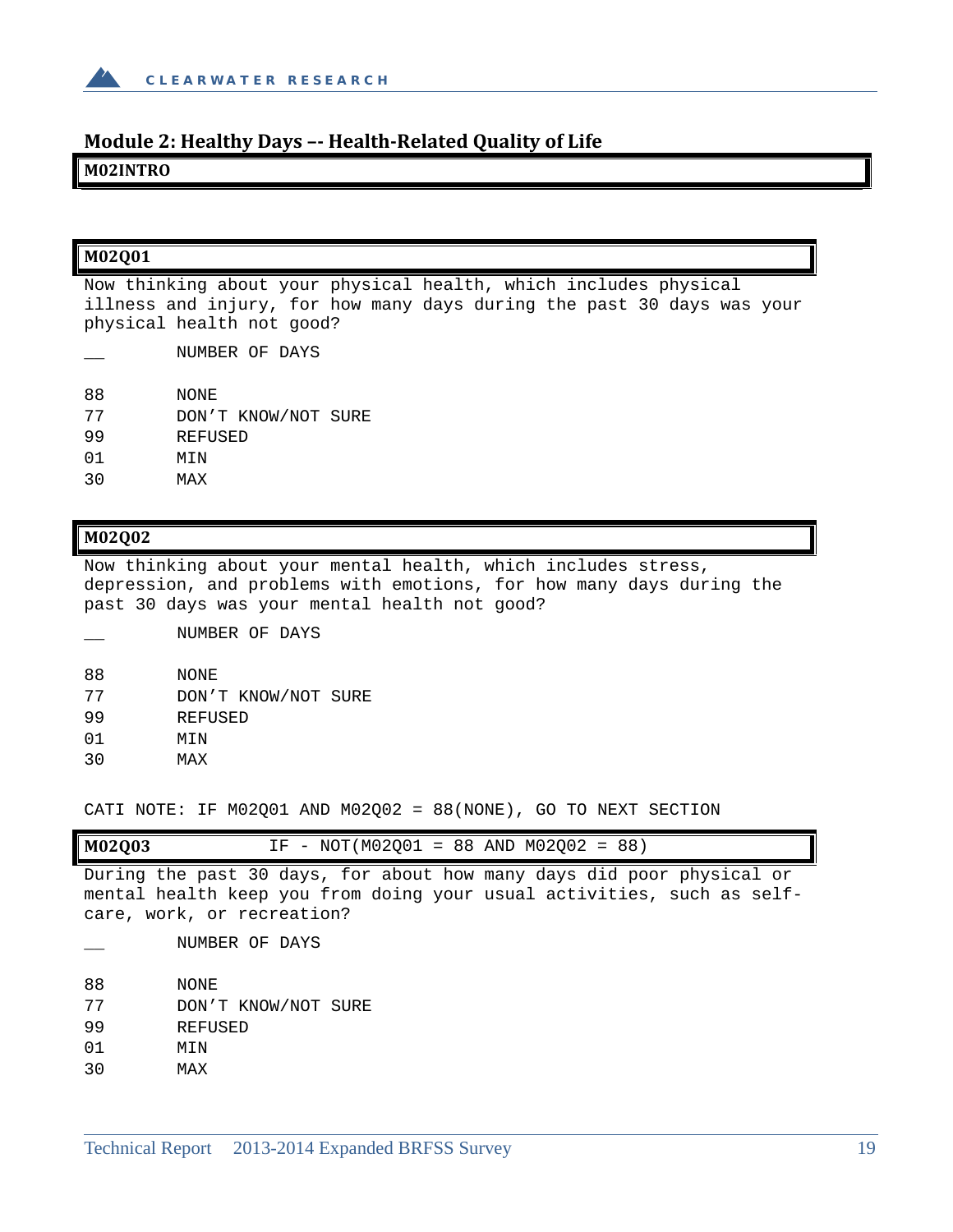## Module 2: Healthy Days -- Health-Related Quality of Life

**M02INTRO**

**M02Q01**

Now thinking about your physical health, which includes physical illness and injury, for how many days during the past 30 days was your physical health not good?

| | |
|---|---|
| __ | NUMBER OF DAYS |
| 88 | NONE |
| 77 | DON'T KNOW/NOT SURE |
| 99 | REFUSED |
| 01 | MIN |
| 30 | MAX |

**M02Q02**

Now thinking about your mental health, which includes stress, depression, and problems with emotions, for how many days during the past 30 days was your mental health not good?

| | |
|---|---|
| __ | NUMBER OF DAYS |
| 88 | NONE |
| 77 | DON'T KNOW/NOT SURE |
| 99 | REFUSED |
| 01 | MIN |
| 30 | MAX |

CATI NOTE: IF M02Q01 AND M02Q02 = 88(NONE), GO TO NEXT SECTION

**M02Q03** IF - NOT(M02Q01 = 88 AND M02Q02 = 88)

During the past 30 days, for about how many days did poor physical or mental health keep you from doing your usual activities, such as self-care, work, or recreation?

| | |
|---|---|
| __ | NUMBER OF DAYS |
| 88 | NONE |
| 77 | DON'T KNOW/NOT SURE |
| 99 | REFUSED |
| 01 | MIN |
| 30 | MAX |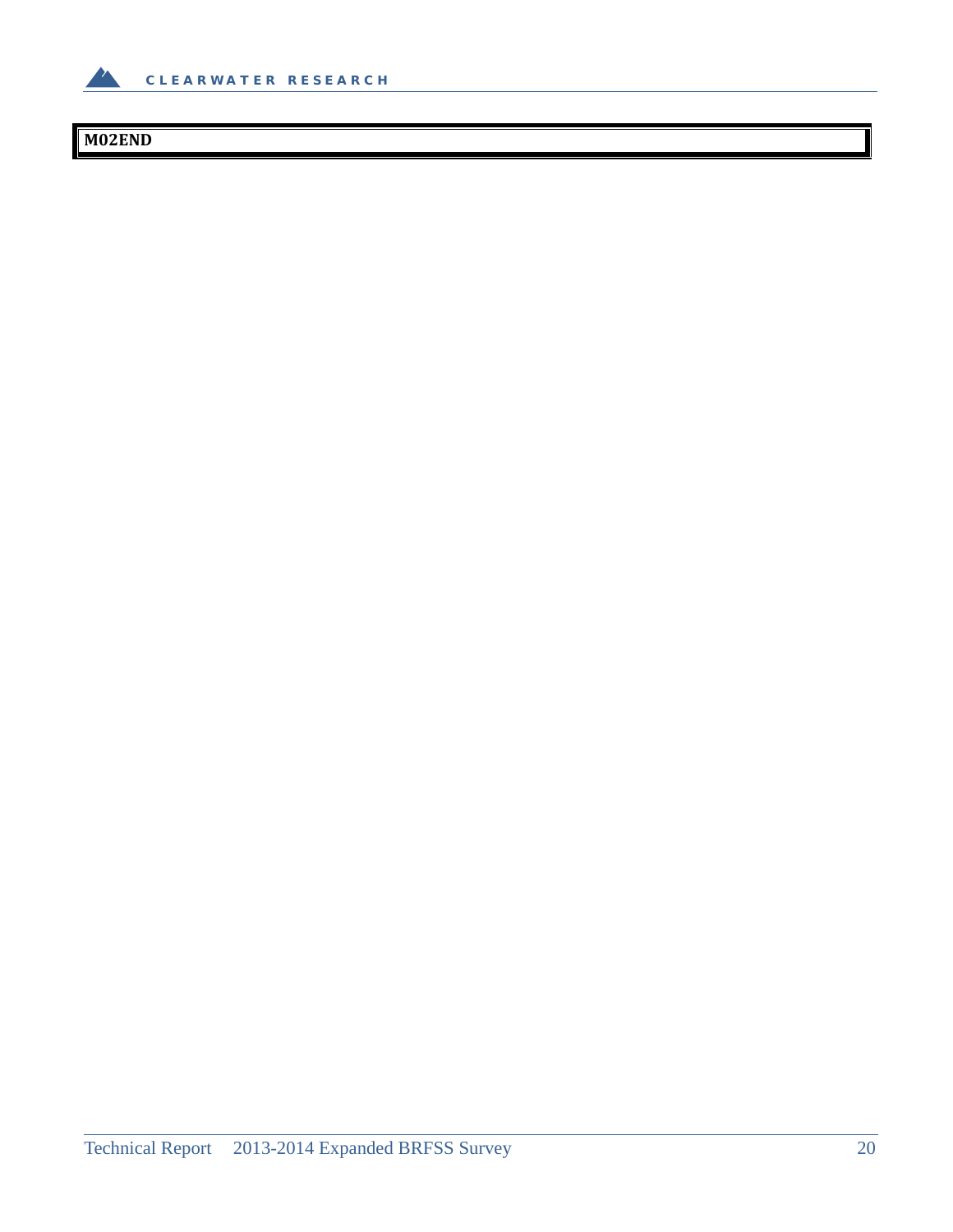**M02END**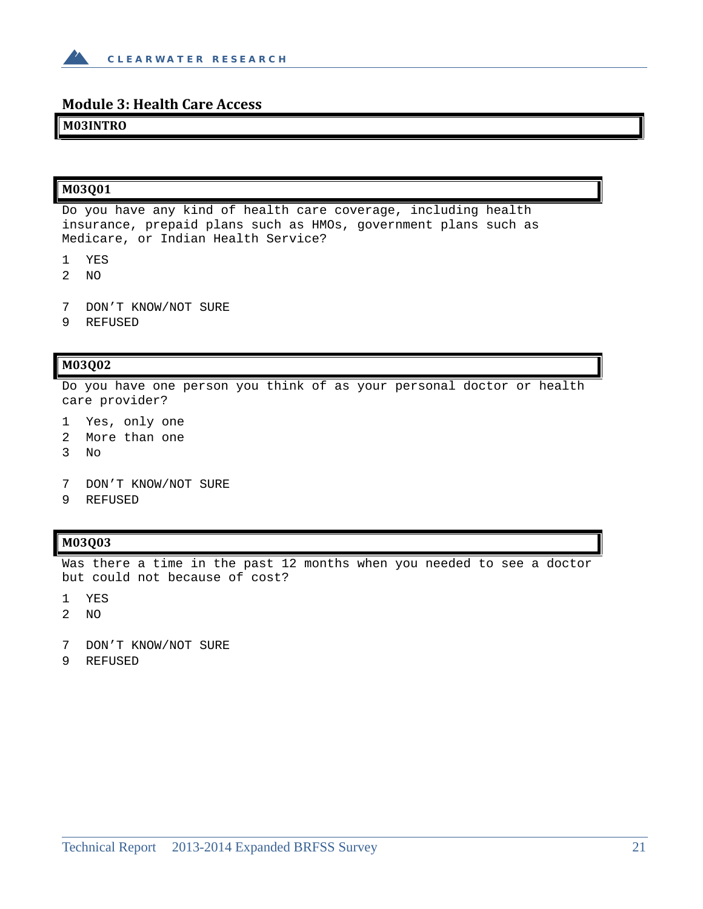## Module 3: Health Care Access

**M03INTRO**

**M03Q01**

Do you have any kind of health care coverage, including health insurance, prepaid plans such as HMOs, government plans such as Medicare, or Indian Health Service?

1 YES
2 NO

7 DON'T KNOW/NOT SURE
9 REFUSED

**M03Q02**

Do you have one person you think of as your personal doctor or health care provider?

1 Yes, only one
2 More than one
3 No

7 DON'T KNOW/NOT SURE
9 REFUSED

**M03Q03**

Was there a time in the past 12 months when you needed to see a doctor but could not because of cost?

1 YES
2 NO

7 DON'T KNOW/NOT SURE
9 REFUSED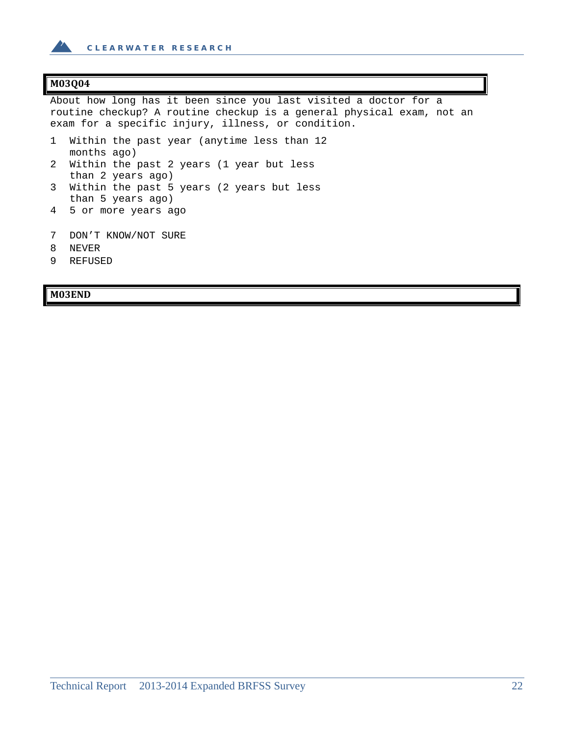**M03Q04**

About how long has it been since you last visited a doctor for a routine checkup? A routine checkup is a general physical exam, not an exam for a specific injury, illness, or condition.

1 Within the past year (anytime less than 12 months ago)
2 Within the past 2 years (1 year but less than 2 years ago)
3 Within the past 5 years (2 years but less than 5 years ago)
4 5 or more years ago

7 DON’T KNOW/NOT SURE
8 NEVER
9 REFUSED

**M03END**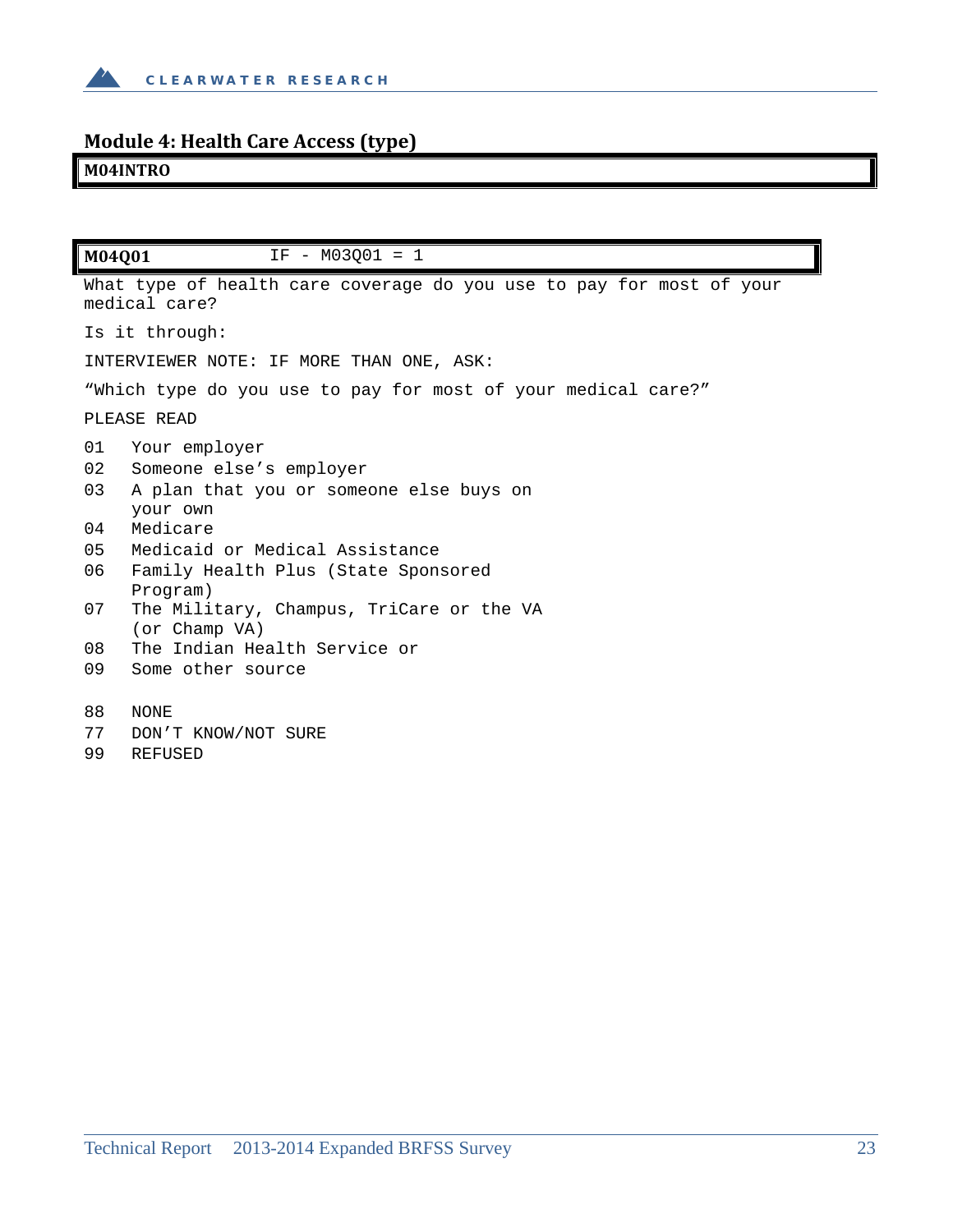## Module 4: Health Care Access (type)

**M04INTRO**

**M04Q01** IF - M03Q01 = 1

What type of health care coverage do you use to pay for most of your medical care?

Is it through:

INTERVIEWER NOTE: IF MORE THAN ONE, ASK:

"Which type do you use to pay for most of your medical care?"

PLEASE READ

01 Your employer
02 Someone else's employer
03 A plan that you or someone else buys on your own
04 Medicare
05 Medicaid or Medical Assistance
06 Family Health Plus (State Sponsored Program)
07 The Military, Champus, TriCare or the VA (or Champ VA)
08 The Indian Health Service or
09 Some other source

88 NONE
77 DON'T KNOW/NOT SURE
99 REFUSED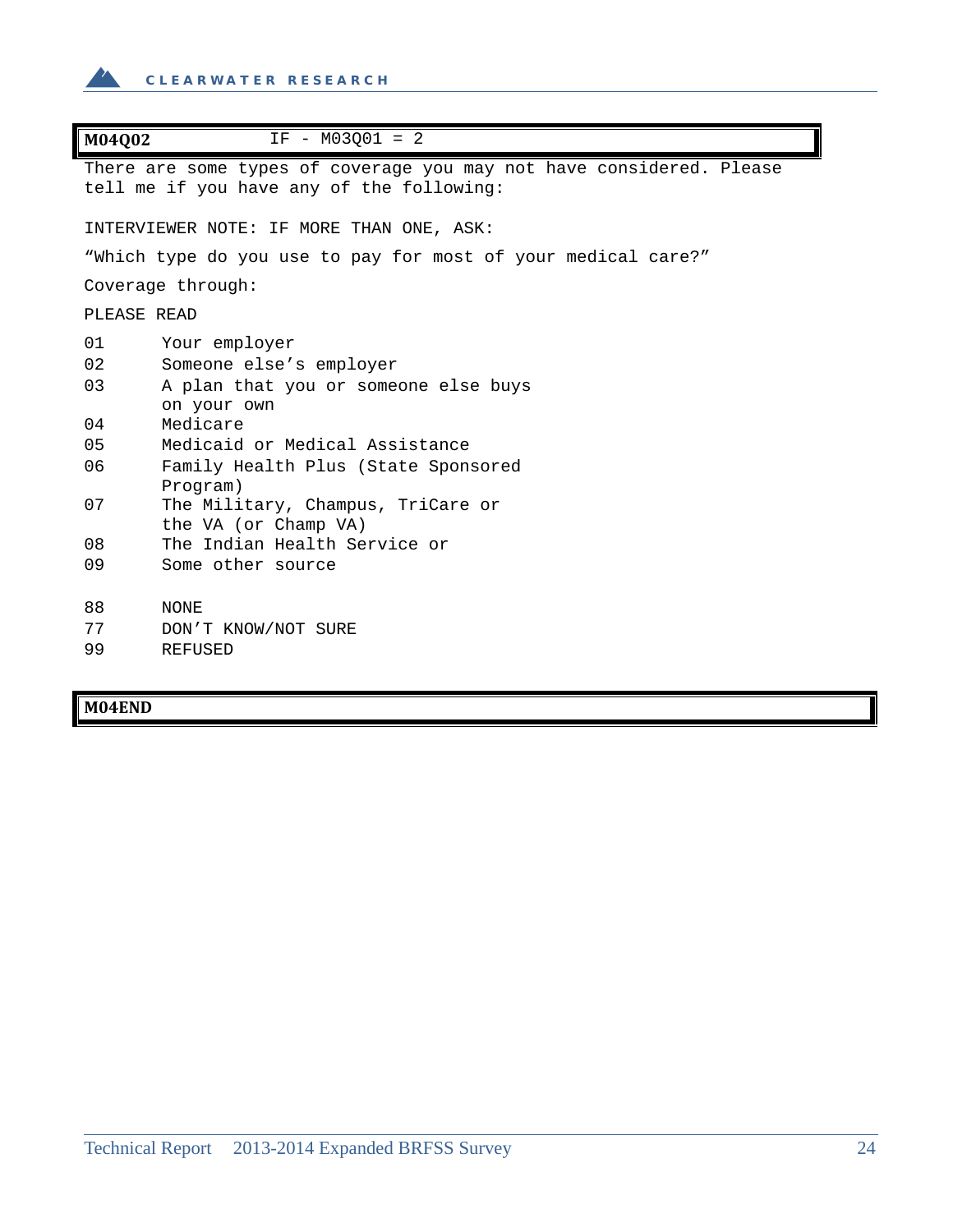**M04Q02** IF - M03Q01 = 2

There are some types of coverage you may not have considered. Please tell me if you have any of the following:

INTERVIEWER NOTE: IF MORE THAN ONE, ASK:

"Which type do you use to pay for most of your medical care?"

Coverage through:

PLEASE READ

| | |
|---|---|
| 01 | Your employer |
| 02 | Someone else's employer |
| 03 | A plan that you or someone else buys on your own |
| 04 | Medicare |
| 05 | Medicaid or Medical Assistance |
| 06 | Family Health Plus (State Sponsored Program) |
| 07 | The Military, Champus, TriCare or the VA (or Champ VA) |
| 08 | The Indian Health Service or |
| 09 | Some other source |
| | |
| 88 | NONE |
| 77 | DON'T KNOW/NOT SURE |
| 99 | REFUSED |

**M04END**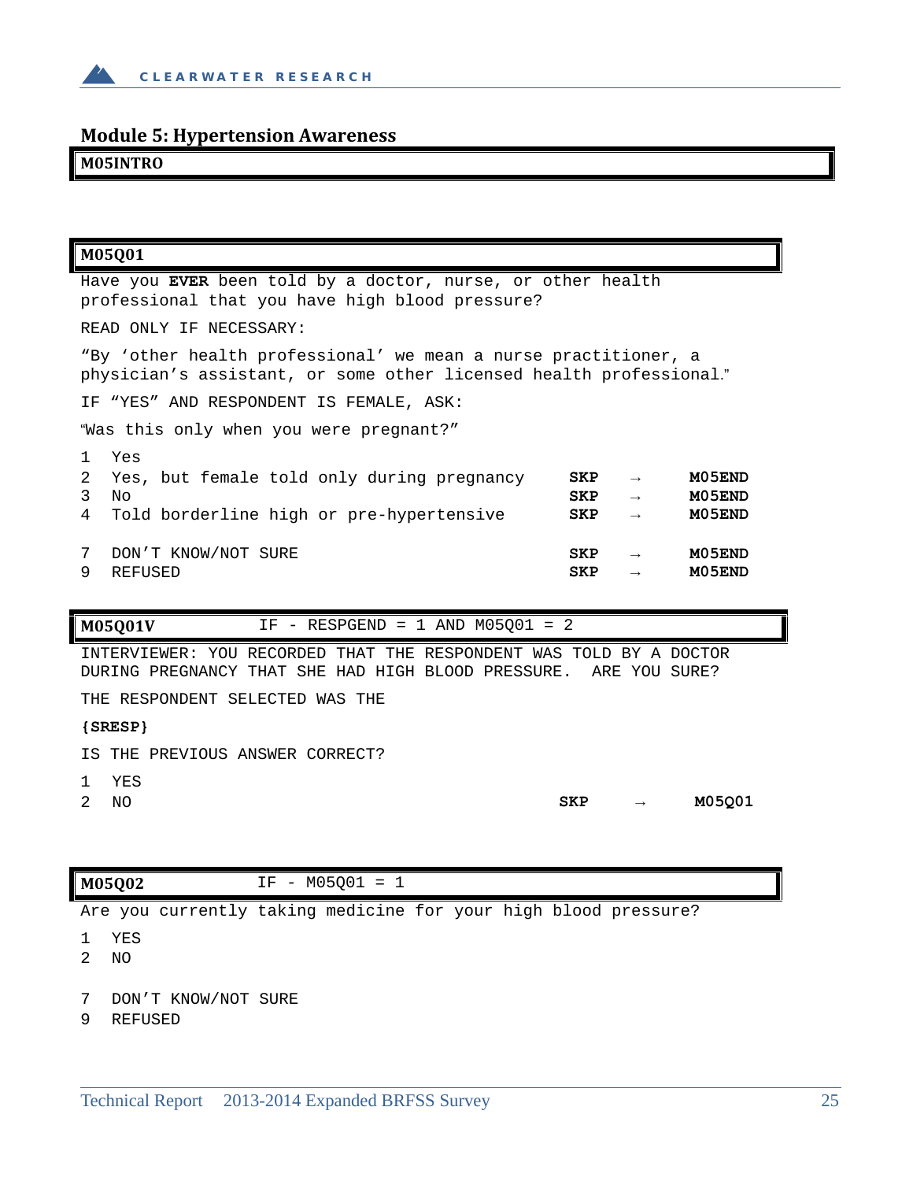## Module 5: Hypertension Awareness

**M05INTRO**

**M05Q01**

Have you **EVER** been told by a doctor, nurse, or other health professional that you have high blood pressure?

READ ONLY IF NECESSARY:

"By 'other health professional' we mean a nurse practitioner, a physician's assistant, or some other licensed health professional."

IF "YES" AND RESPONDENT IS FEMALE, ASK:

"Was this only when you were pregnant?"

| Code | Response | | | |
|---|---|---|---|---|
| 1 | Yes | | | |
| 2 | Yes, but female told only during pregnancy | **SKP** | → | **M05END** |
| 3 | No | **SKP** | → | **M05END** |
| 4 | Told borderline high or pre-hypertensive | **SKP** | → | **M05END** |
| 7 | DON'T KNOW/NOT SURE | **SKP** | → | **M05END** |
| 9 | REFUSED | **SKP** | → | **M05END** |

**M05Q01V** IF - RESPGEND = 1 AND M05Q01 = 2

INTERVIEWER: YOU RECORDED THAT THE RESPONDENT WAS TOLD BY A DOCTOR DURING PREGNANCY THAT SHE HAD HIGH BLOOD PRESSURE. ARE YOU SURE?

THE RESPONDENT SELECTED WAS THE

**{SRESP}**

IS THE PREVIOUS ANSWER CORRECT?

| Code | Response | | | |
|---|---|---|---|---|
| 1 | YES | | | |
| 2 | NO | **SKP** | → | **M05Q01** |

**M05Q02** IF - M05Q01 = 1

Are you currently taking medicine for your high blood pressure?

1 YES
2 NO

7 DON'T KNOW/NOT SURE
9 REFUSED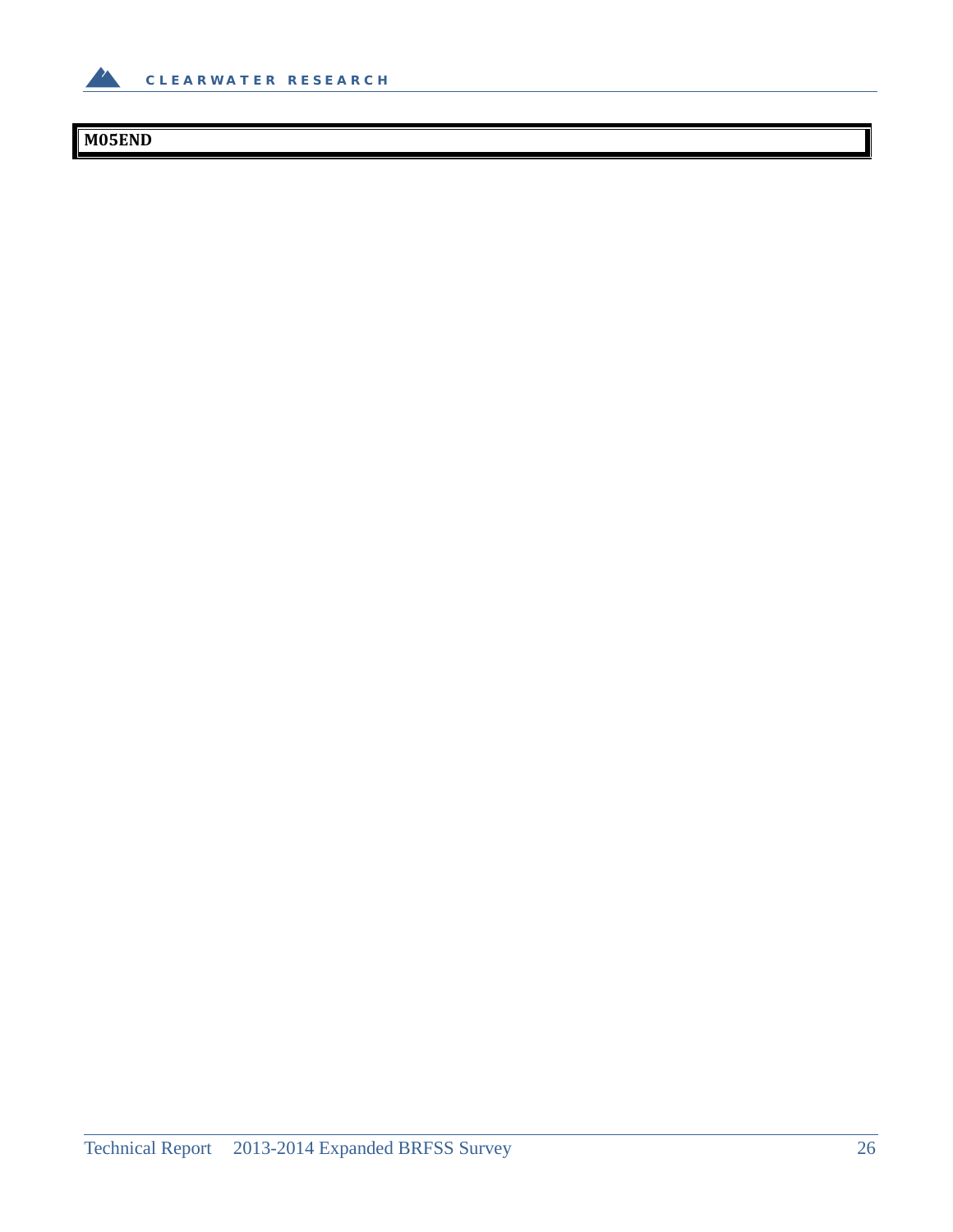**M05END**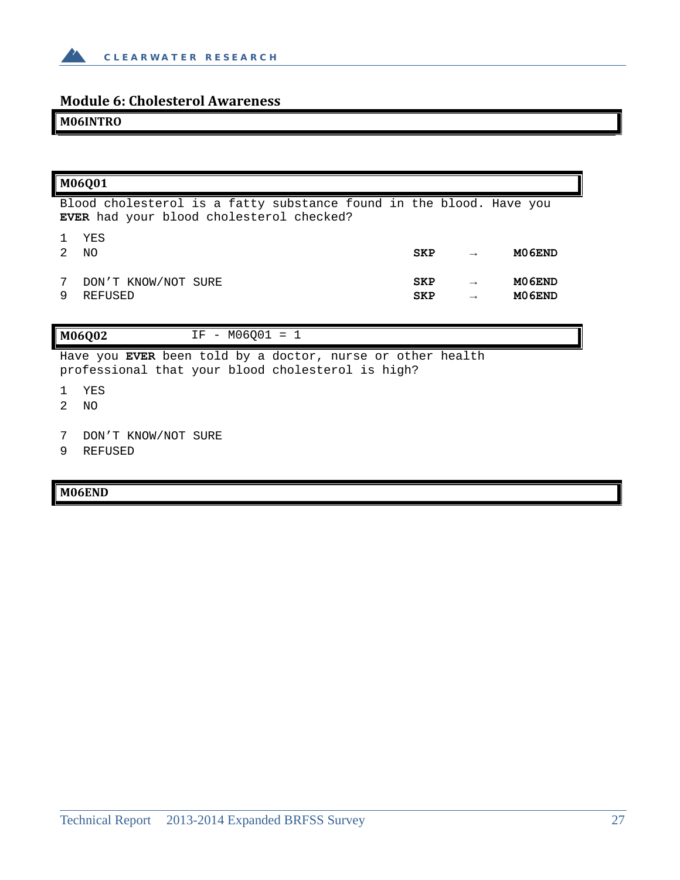## Module 6: Cholesterol Awareness

**M06INTRO**

**M06Q01**

Blood cholesterol is a fatty substance found in the blood. Have you **EVER** had your blood cholesterol checked?

| | | | | |
|---|---|---|---|---|
| 1 | YES | | | |
| 2 | NO | **SKP** | → | **M06END** |
| 7 | DON'T KNOW/NOT SURE | **SKP** | → | **M06END** |
| 9 | REFUSED | **SKP** | → | **M06END** |

**M06Q02** IF - M06Q01 = 1

Have you **EVER** been told by a doctor, nurse or other health professional that your blood cholesterol is high?

1 YES
2 NO

7 DON'T KNOW/NOT SURE
9 REFUSED

**M06END**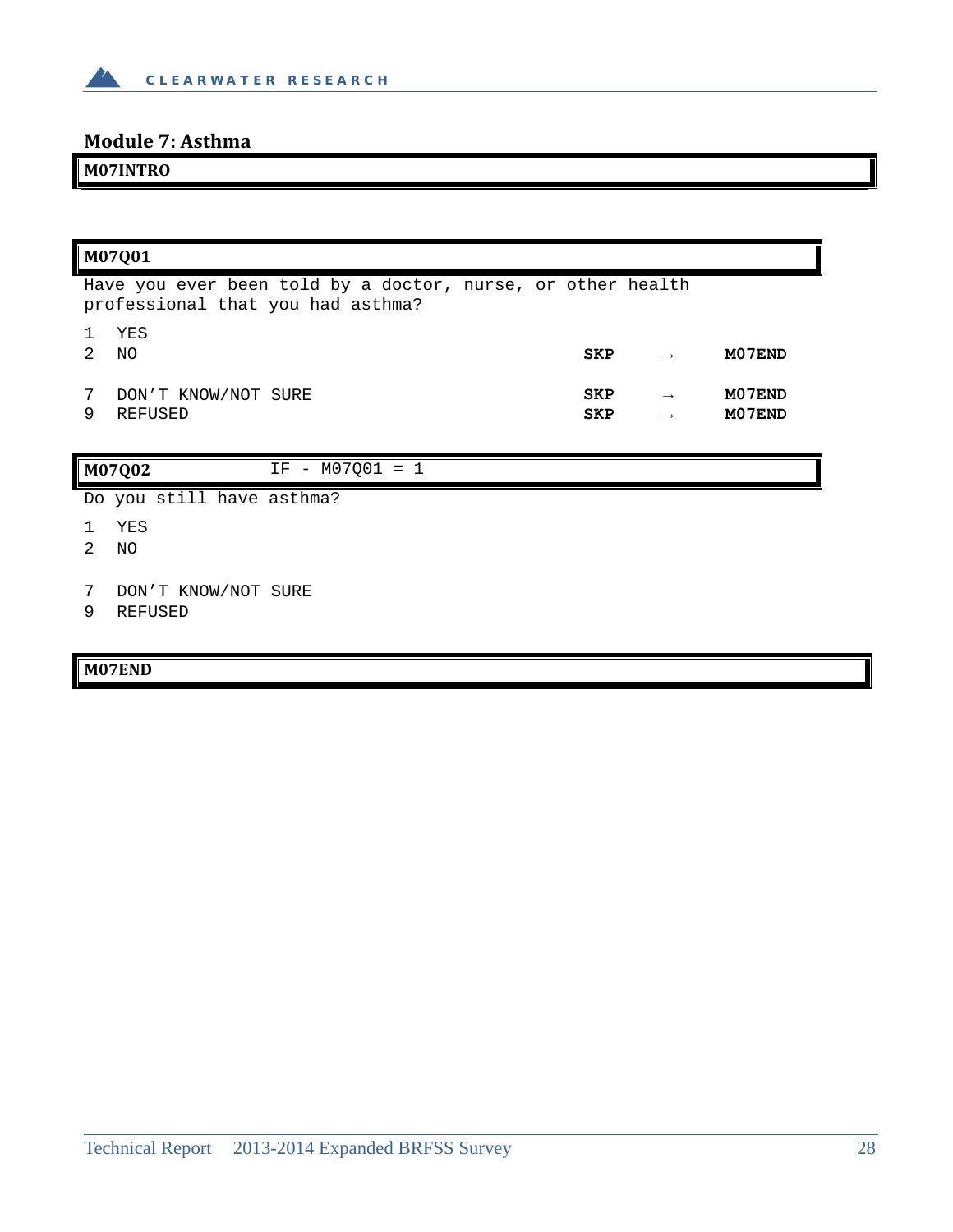## Module 7: Asthma

**M07INTRO**

**M07Q01**

Have you ever been told by a doctor, nurse, or other health professional that you had asthma?

| | | | | |
|---|---|---|---|---|
| 1 | YES | | | |
| 2 | NO | **SKP** | → | **M07END** |
| 7 | DON'T KNOW/NOT SURE | **SKP** | → | **M07END** |
| 9 | REFUSED | **SKP** | → | **M07END** |

**M07Q02** IF - M07Q01 = 1

Do you still have asthma?

1 YES
2 NO

7 DON'T KNOW/NOT SURE
9 REFUSED

**M07END**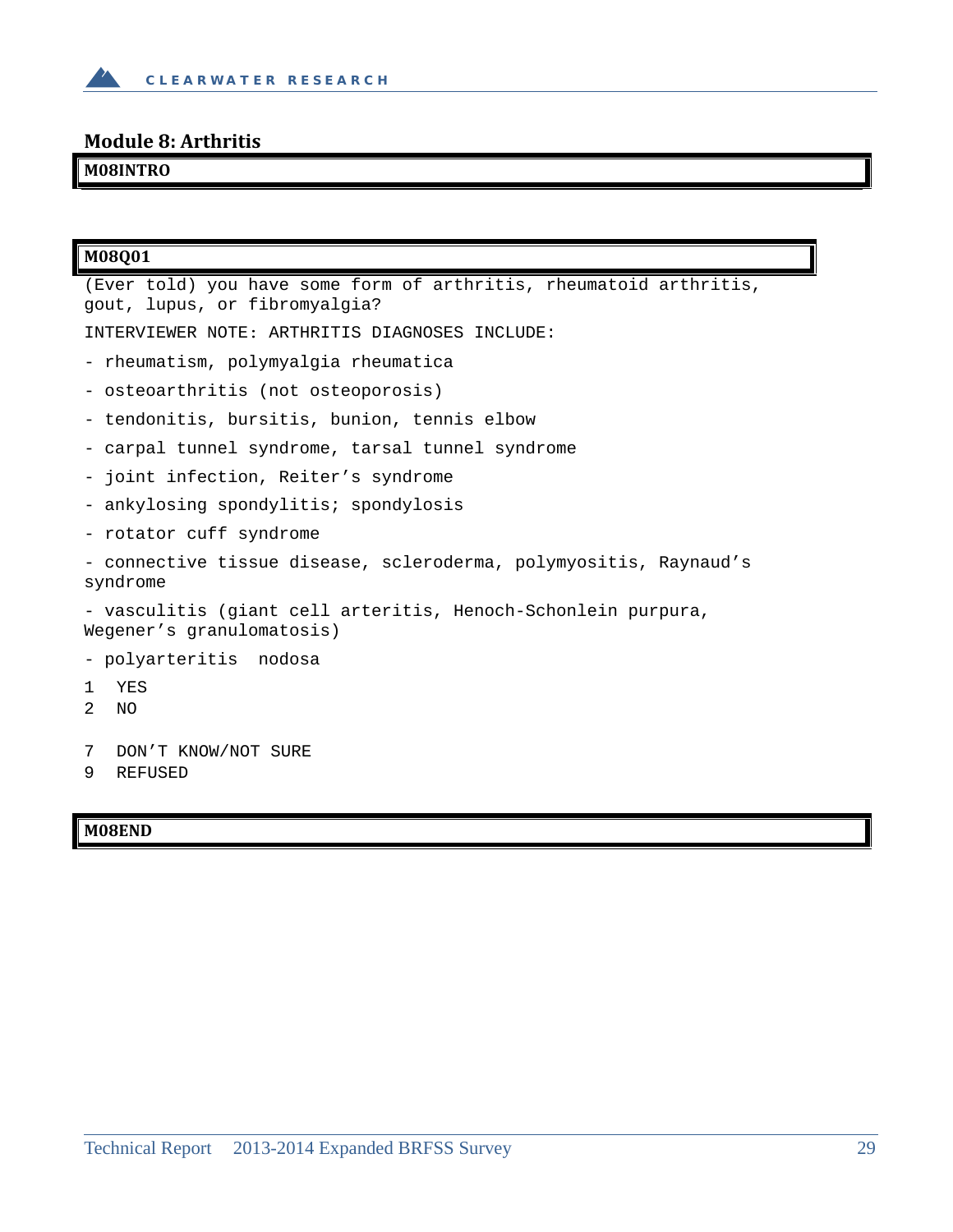## Module 8: Arthritis

**M08INTRO**

**M08Q01**

(Ever told) you have some form of arthritis, rheumatoid arthritis, gout, lupus, or fibromyalgia?

INTERVIEWER NOTE: ARTHRITIS DIAGNOSES INCLUDE:

- rheumatism, polymyalgia rheumatica
- osteoarthritis (not osteoporosis)
- tendonitis, bursitis, bunion, tennis elbow
- carpal tunnel syndrome, tarsal tunnel syndrome
- joint infection, Reiter's syndrome
- ankylosing spondylitis; spondylosis
- rotator cuff syndrome
- connective tissue disease, scleroderma, polymyositis, Raynaud's syndrome
- vasculitis (giant cell arteritis, Henoch-Schonlein purpura, Wegener's granulomatosis)
- polyarteritis nodosa

1 YES
2 NO

7 DON'T KNOW/NOT SURE
9 REFUSED

**M08END**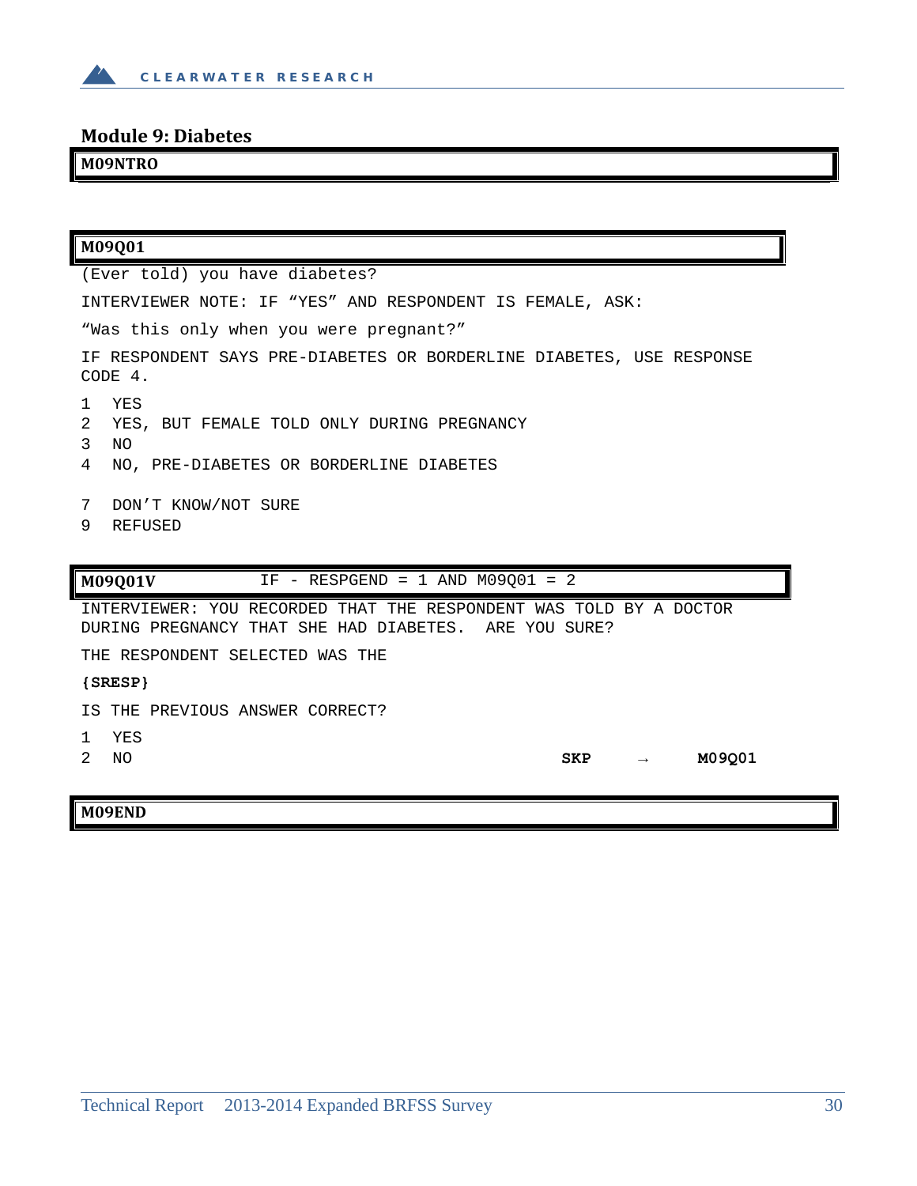## Module 9: Diabetes

**M09NTRO**

**M09Q01**

(Ever told) you have diabetes?

INTERVIEWER NOTE: IF “YES” AND RESPONDENT IS FEMALE, ASK:

“Was this only when you were pregnant?”

IF RESPONDENT SAYS PRE-DIABETES OR BORDERLINE DIABETES, USE RESPONSE CODE 4.

1 YES
2 YES, BUT FEMALE TOLD ONLY DURING PREGNANCY
3 NO
4 NO, PRE-DIABETES OR BORDERLINE DIABETES

7 DON’T KNOW/NOT SURE
9 REFUSED

**M09Q01V** IF - RESPGEND = 1 AND M09Q01 = 2

INTERVIEWER: YOU RECORDED THAT THE RESPONDENT WAS TOLD BY A DOCTOR DURING PREGNANCY THAT SHE HAD DIABETES. ARE YOU SURE?

THE RESPONDENT SELECTED WAS THE

**{SRESP}**

IS THE PREVIOUS ANSWER CORRECT?

1 YES
2 NO **SKP** → **M09Q01**

**M09END**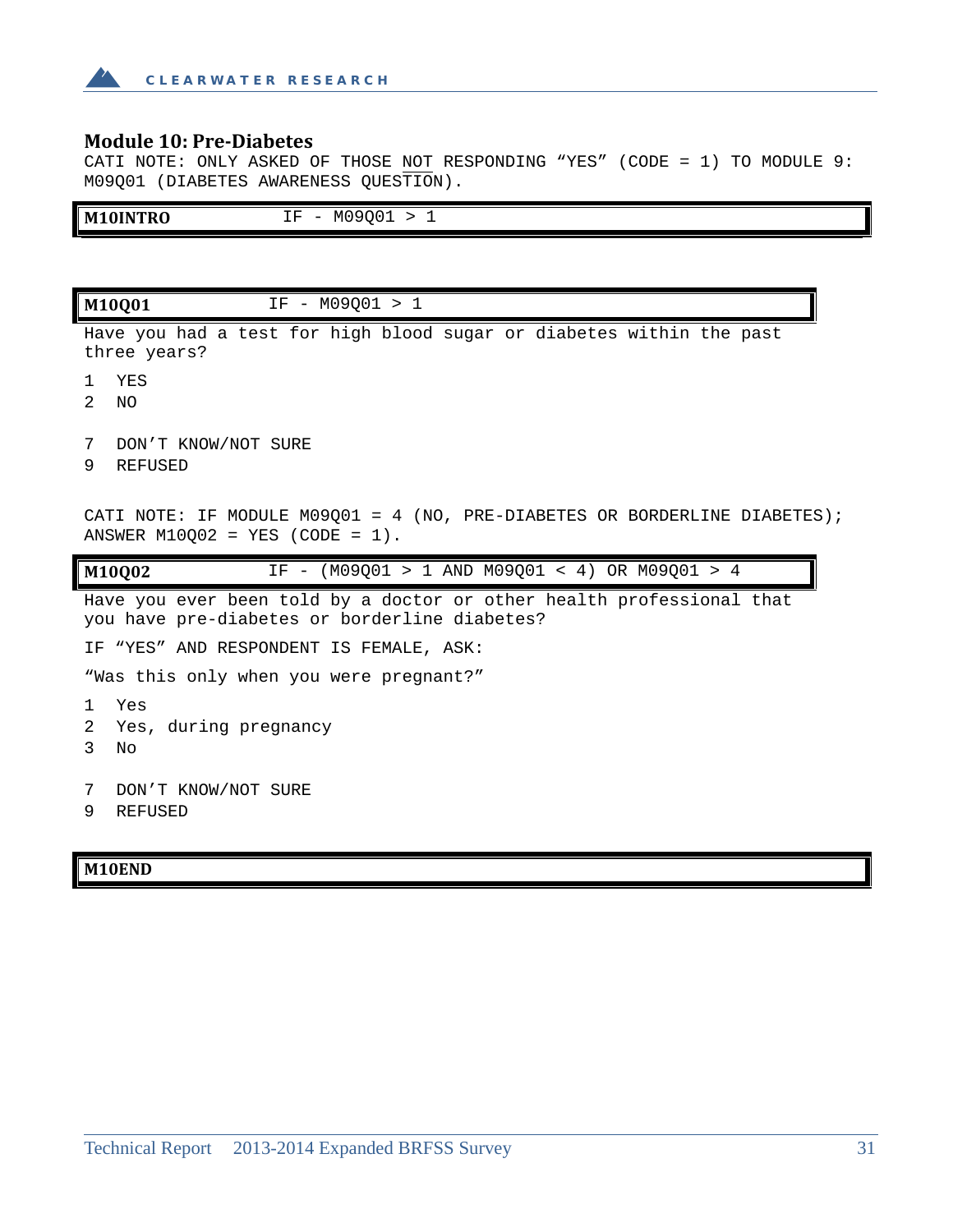## Module 10: Pre-Diabetes

CATI NOTE: ONLY ASKED OF THOSE NOT RESPONDING "YES" (CODE = 1) TO MODULE 9: M09Q01 (DIABETES AWARENESS QUESTION).

| **M10INTRO** | IF - M09Q01 > 1 |
|---|---|

| **M10Q01** | IF - M09Q01 > 1 |
|---|---|

Have you had a test for high blood sugar or diabetes within the past three years?

1 YES
2 NO

7 DON'T KNOW/NOT SURE
9 REFUSED

CATI NOTE: IF MODULE M09Q01 = 4 (NO, PRE-DIABETES OR BORDERLINE DIABETES); ANSWER M10Q02 = YES (CODE = 1).

| **M10Q02** | IF - (M09Q01 > 1 AND M09Q01 < 4) OR M09Q01 > 4 |
|---|---|

Have you ever been told by a doctor or other health professional that you have pre-diabetes or borderline diabetes?

IF "YES" AND RESPONDENT IS FEMALE, ASK:

"Was this only when you were pregnant?"

1 Yes
2 Yes, during pregnancy
3 No

7 DON'T KNOW/NOT SURE
9 REFUSED

| **M10END** |
|---|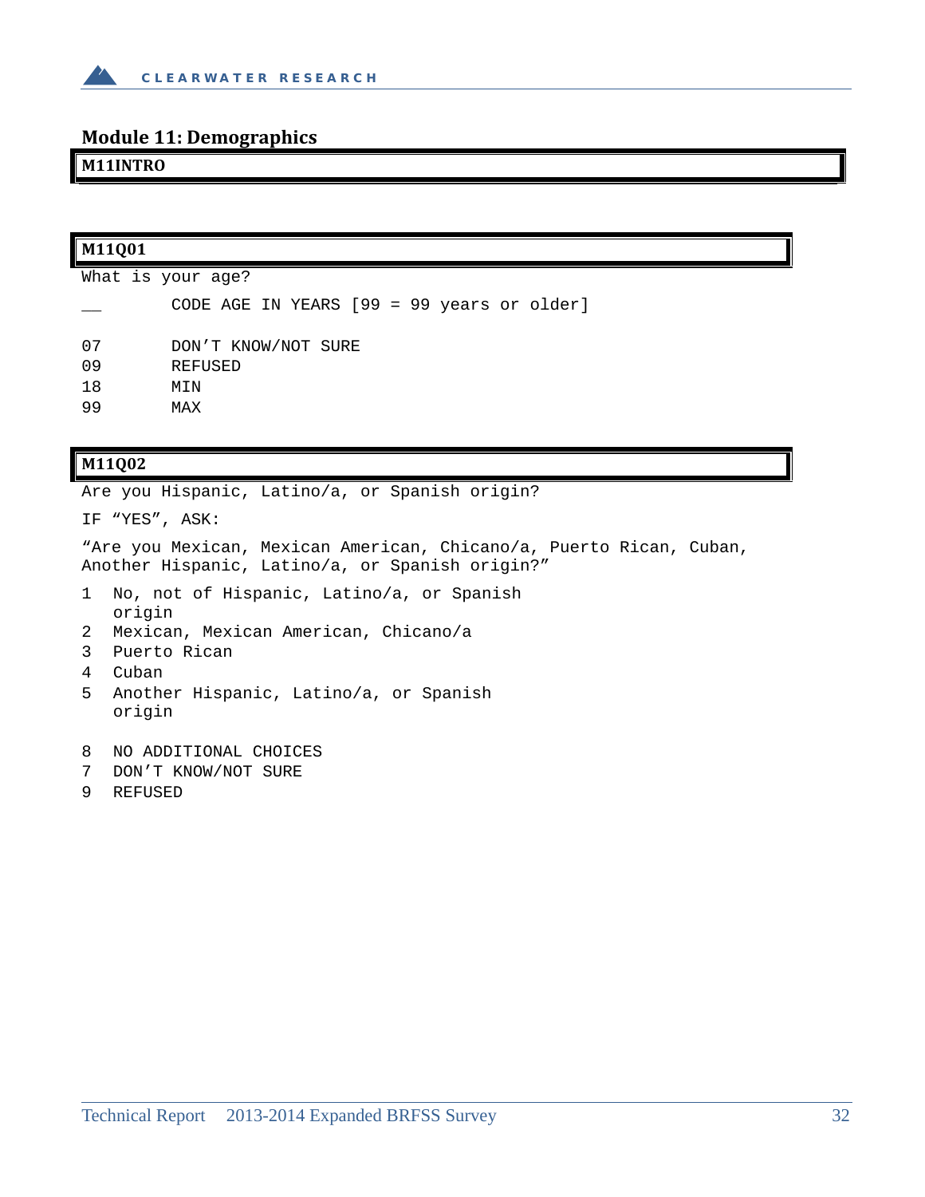## Module 11: Demographics

**M11INTRO**

**M11Q01**

What is your age?

__ CODE AGE IN YEARS [99 = 99 years or older]

07 DON'T KNOW/NOT SURE
09 REFUSED
18 MIN
99 MAX

**M11Q02**

Are you Hispanic, Latino/a, or Spanish origin?

IF "YES", ASK:

"Are you Mexican, Mexican American, Chicano/a, Puerto Rican, Cuban, Another Hispanic, Latino/a, or Spanish origin?"

1 No, not of Hispanic, Latino/a, or Spanish origin
2 Mexican, Mexican American, Chicano/a
3 Puerto Rican
4 Cuban
5 Another Hispanic, Latino/a, or Spanish origin

8 NO ADDITIONAL CHOICES
7 DON'T KNOW/NOT SURE
9 REFUSED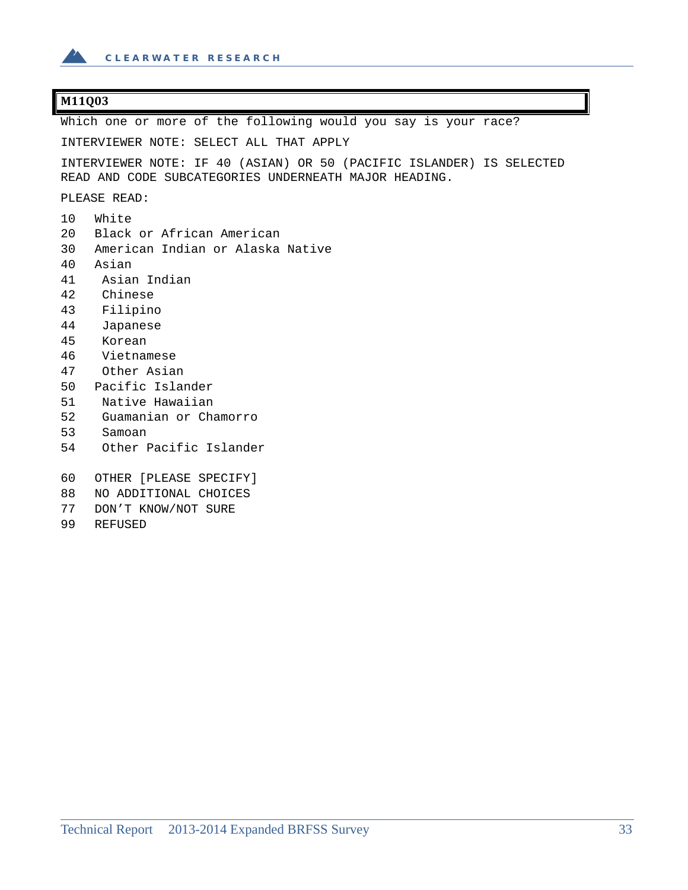**M11Q03**

Which one or more of the following would you say is your race?

INTERVIEWER NOTE: SELECT ALL THAT APPLY

INTERVIEWER NOTE: IF 40 (ASIAN) OR 50 (PACIFIC ISLANDER) IS SELECTED READ AND CODE SUBCATEGORIES UNDERNEATH MAJOR HEADING.

PLEASE READ:

```
10   White
20   Black or African American
30   American Indian or Alaska Native
40   Asian
41    Asian Indian
42    Chinese
43    Filipino
44    Japanese
45    Korean
46    Vietnamese
47    Other Asian
50   Pacific Islander
51    Native Hawaiian
52    Guamanian or Chamorro
53    Samoan
54    Other Pacific Islander

60   OTHER [PLEASE SPECIFY]
88   NO ADDITIONAL CHOICES
77   DON'T KNOW/NOT SURE
99   REFUSED
```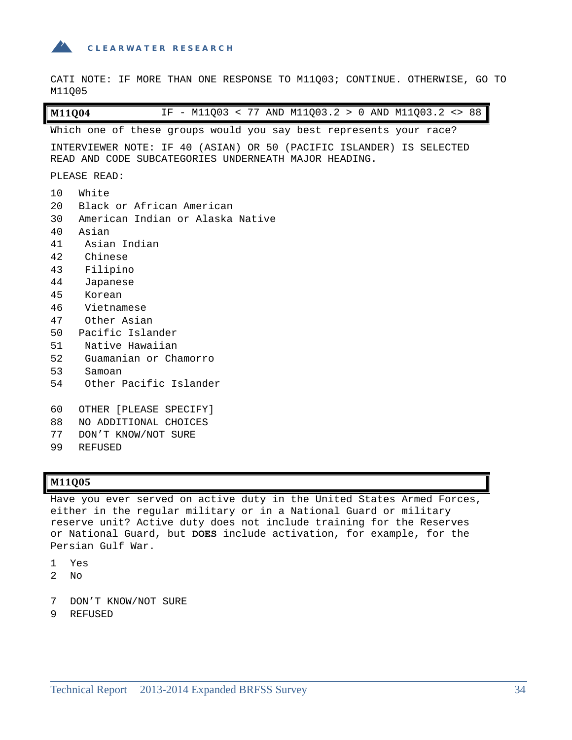CATI NOTE: IF MORE THAN ONE RESPONSE TO M11Q03; CONTINUE. OTHERWISE, GO TO M11Q05

| **M11Q04** | IF - M11Q03 < 77 AND M11Q03.2 > 0 AND M11Q03.2 <> 88 |
|---|---|

Which one of these groups would you say best represents your race?

INTERVIEWER NOTE: IF 40 (ASIAN) OR 50 (PACIFIC ISLANDER) IS SELECTED READ AND CODE SUBCATEGORIES UNDERNEATH MAJOR HEADING.

PLEASE READ:

10 White
20 Black or African American
30 American Indian or Alaska Native
40 Asian
41 Asian Indian
42 Chinese
43 Filipino
44 Japanese
45 Korean
46 Vietnamese
47 Other Asian
50 Pacific Islander
51 Native Hawaiian
52 Guamanian or Chamorro
53 Samoan
54 Other Pacific Islander

60 OTHER [PLEASE SPECIFY]
88 NO ADDITIONAL CHOICES
77 DON'T KNOW/NOT SURE
99 REFUSED

| **M11Q05** |
|---|

Have you ever served on active duty in the United States Armed Forces, either in the regular military or in a National Guard or military reserve unit? Active duty does not include training for the Reserves or National Guard, but **DOES** include activation, for example, for the Persian Gulf War.

1 Yes
2 No

7 DON'T KNOW/NOT SURE
9 REFUSED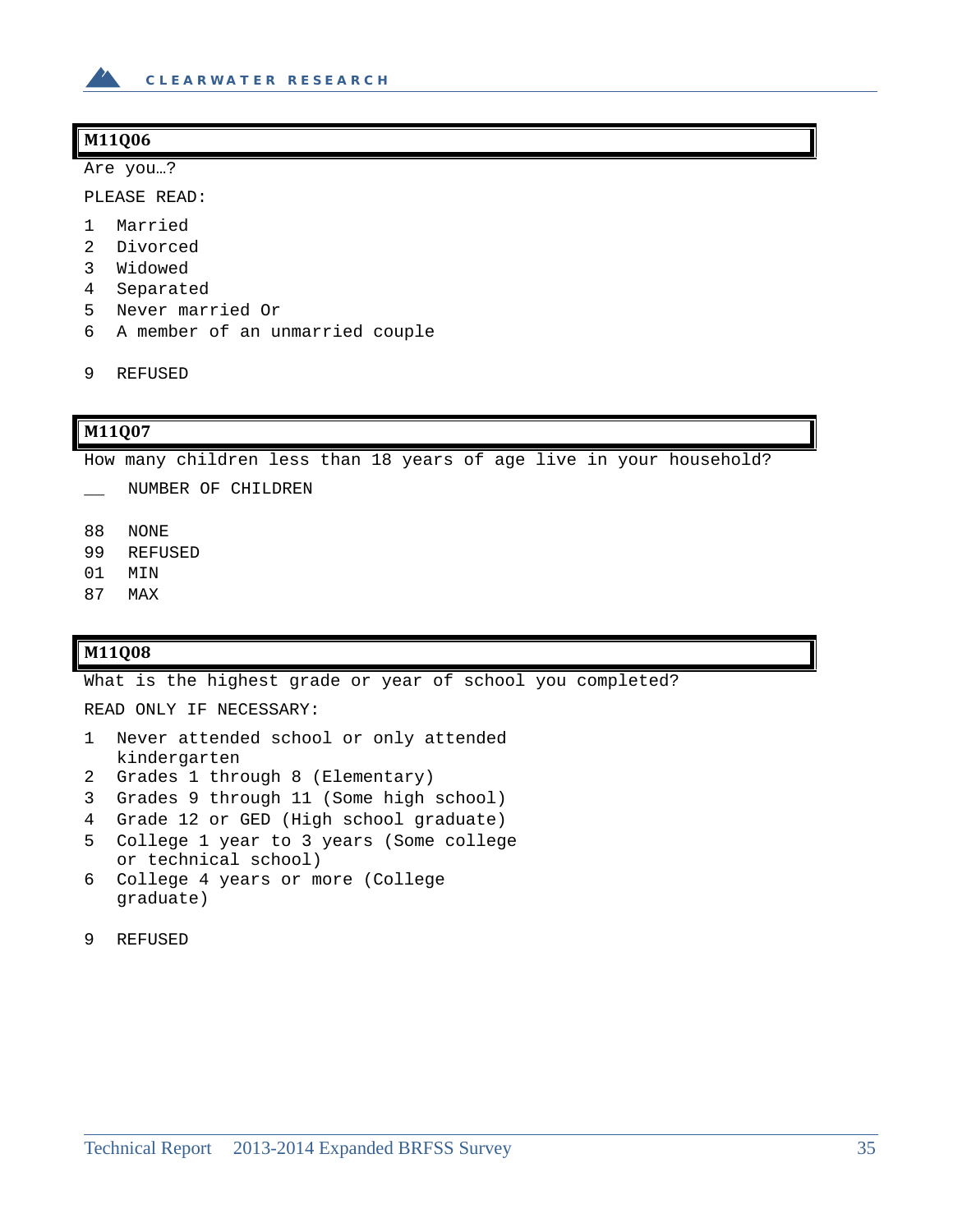### M11Q06

Are you…?

PLEASE READ:

1 Married
2 Divorced
3 Widowed
4 Separated
5 Never married Or
6 A member of an unmarried couple

9 REFUSED

### M11Q07

How many children less than 18 years of age live in your household?

__ NUMBER OF CHILDREN

88 NONE
99 REFUSED
01 MIN
87 MAX

### M11Q08

What is the highest grade or year of school you completed?

READ ONLY IF NECESSARY:

1 Never attended school or only attended kindergarten
2 Grades 1 through 8 (Elementary)
3 Grades 9 through 11 (Some high school)
4 Grade 12 or GED (High school graduate)
5 College 1 year to 3 years (Some college or technical school)
6 College 4 years or more (College graduate)

9 REFUSED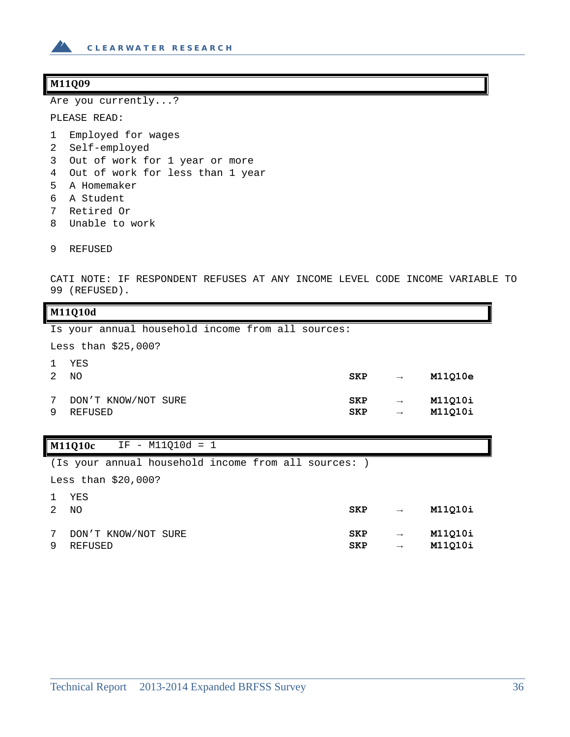**M11Q09**

Are you currently...?

PLEASE READ:

1 Employed for wages
2 Self-employed
3 Out of work for 1 year or more
4 Out of work for less than 1 year
5 A Homemaker
6 A Student
7 Retired Or
8 Unable to work

9 REFUSED

CATI NOTE: IF RESPONDENT REFUSES AT ANY INCOME LEVEL CODE INCOME VARIABLE TO 99 (REFUSED).

**M11Q10d**

Is your annual household income from all sources:

Less than $25,000?

| | | | | |
|---|---|---|---|---|
| 1 | YES | | | |
| 2 | NO | **SKP** | → | **M11Q10e** |
| 7 | DON'T KNOW/NOT SURE | **SKP** | → | **M11Q10i** |
| 9 | REFUSED | **SKP** | → | **M11Q10i** |

**M11Q10c** IF - M11Q10d = 1

(Is your annual household income from all sources: )

Less than $20,000?

| | | | | |
|---|---|---|---|---|
| 1 | YES | | | |
| 2 | NO | **SKP** | → | **M11Q10i** |
| 7 | DON'T KNOW/NOT SURE | **SKP** | → | **M11Q10i** |
| 9 | REFUSED | **SKP** | → | **M11Q10i** |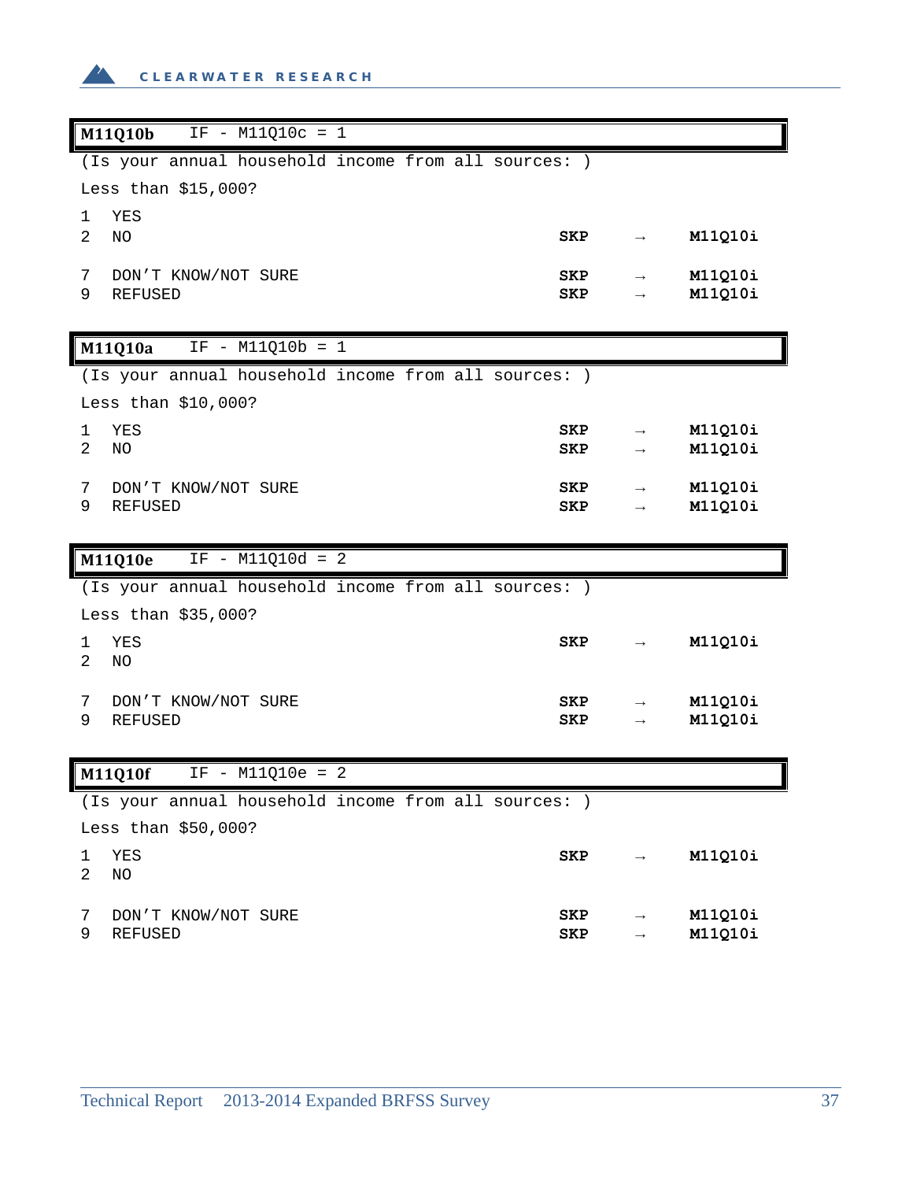**M11Q10b** IF - M11Q10c = 1

(Is your annual household income from all sources: )

Less than $15,000?

| | | | | |
|---|---|---|---|---|
| 1 | YES | | | |
| 2 | NO | SKP | → | M11Q10i |
| 7 | DON'T KNOW/NOT SURE | SKP | → | M11Q10i |
| 9 | REFUSED | SKP | → | M11Q10i |

**M11Q10a** IF - M11Q10b = 1

(Is your annual household income from all sources: )

Less than $10,000?

| | | | | |
|---|---|---|---|---|
| 1 | YES | SKP | → | M11Q10i |
| 2 | NO | SKP | → | M11Q10i |
| 7 | DON'T KNOW/NOT SURE | SKP | → | M11Q10i |
| 9 | REFUSED | SKP | → | M11Q10i |

**M11Q10e** IF - M11Q10d = 2

(Is your annual household income from all sources: )

Less than $35,000?

| | | | | |
|---|---|---|---|---|
| 1 | YES | SKP | → | M11Q10i |
| 2 | NO | | | |
| 7 | DON'T KNOW/NOT SURE | SKP | → | M11Q10i |
| 9 | REFUSED | SKP | → | M11Q10i |

**M11Q10f** IF - M11Q10e = 2

(Is your annual household income from all sources: )

Less than $50,000?

| | | | | |
|---|---|---|---|---|
| 1 | YES | SKP | → | M11Q10i |
| 2 | NO | | | |
| 7 | DON'T KNOW/NOT SURE | SKP | → | M11Q10i |
| 9 | REFUSED | SKP | → | M11Q10i |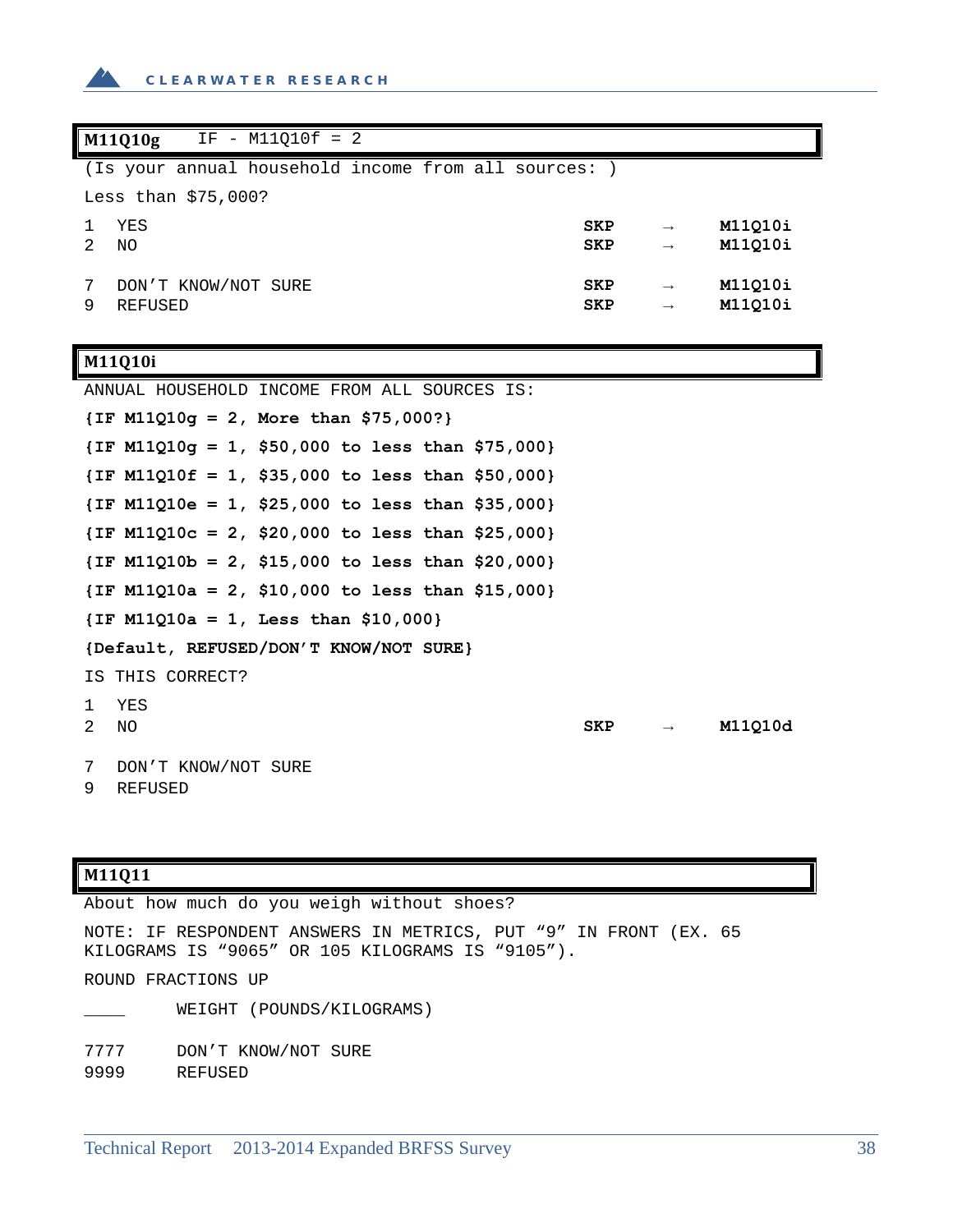**M11Q10g** IF - M11Q10f = 2

(Is your annual household income from all sources: )

Less than $75,000?

| | | | | |
|---|---|---|---|---|
| 1 | YES | **SKP** | → | **M11Q10i** |
| 2 | NO | **SKP** | → | **M11Q10i** |
| 7 | DON'T KNOW/NOT SURE | **SKP** | → | **M11Q10i** |
| 9 | REFUSED | **SKP** | → | **M11Q10i** |

**M11Q10i**

ANNUAL HOUSEHOLD INCOME FROM ALL SOURCES IS:

**{IF M11Q10g = 2, More than $75,000?}**

**{IF M11Q10g = 1, $50,000 to less than $75,000}**

**{IF M11Q10f = 1, $35,000 to less than $50,000}**

**{IF M11Q10e = 1, $25,000 to less than $35,000}**

**{IF M11Q10c = 2, $20,000 to less than $25,000}**

**{IF M11Q10b = 2, $15,000 to less than $20,000}**

**{IF M11Q10a = 2, $10,000 to less than $15,000}**

**{IF M11Q10a = 1, Less than $10,000}**

**{Default, REFUSED/DON'T KNOW/NOT SURE}**

IS THIS CORRECT?

| | | | | |
|---|---|---|---|---|
| 1 | YES | | | |
| 2 | NO | **SKP** | → | **M11Q10d** |
| 7 | DON'T KNOW/NOT SURE | | | |
| 9 | REFUSED | | | |

**M11Q11**

About how much do you weigh without shoes?

NOTE: IF RESPONDENT ANSWERS IN METRICS, PUT "9" IN FRONT (EX. 65 KILOGRAMS IS "9065" OR 105 KILOGRAMS IS "9105").

ROUND FRACTIONS UP

| | |
|---|---|
| ____ | WEIGHT (POUNDS/KILOGRAMS) |
| 7777 | DON'T KNOW/NOT SURE |
| 9999 | REFUSED |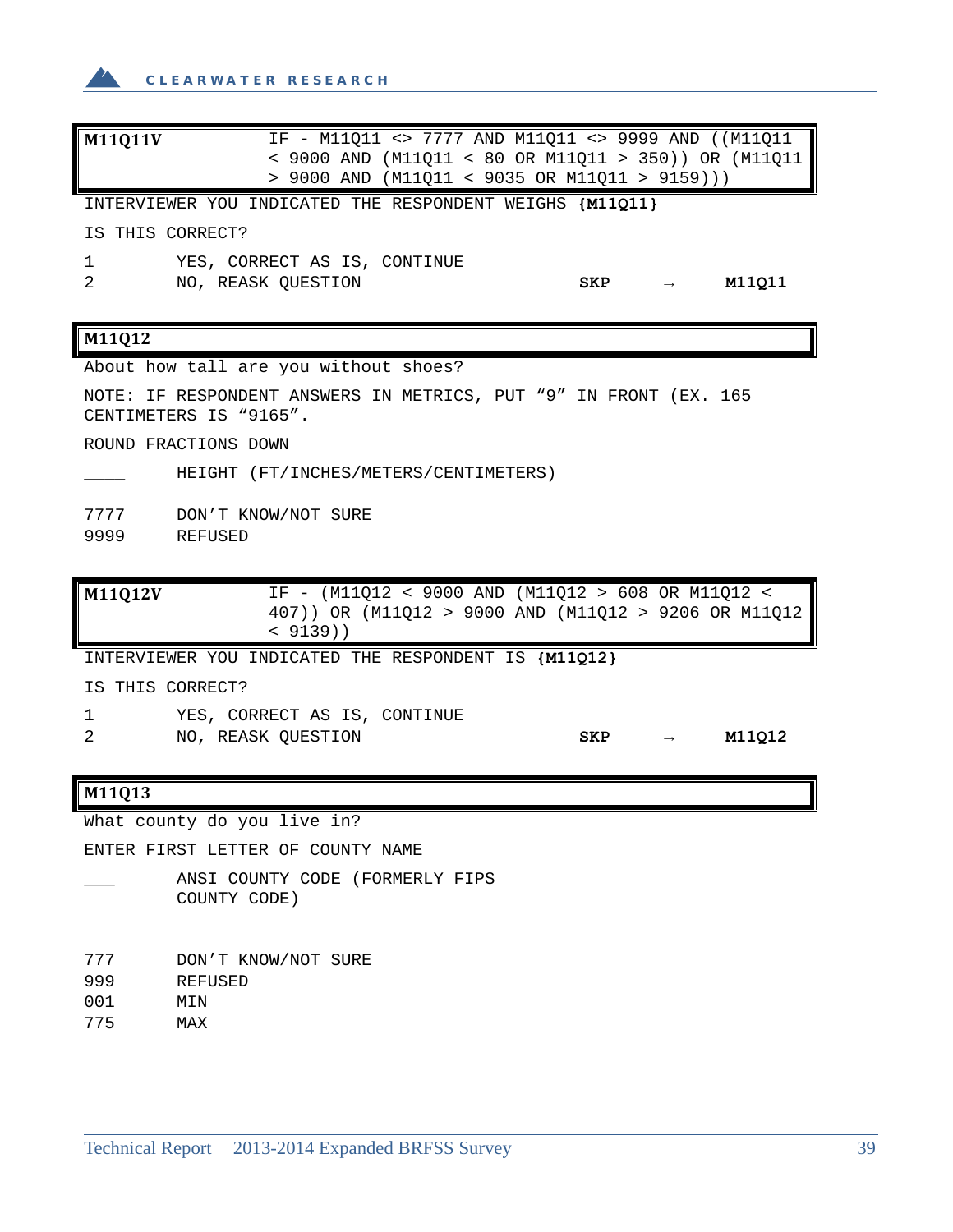| **M11Q11V** | IF - M11Q11 <> 7777 AND M11Q11 <> 9999 AND ((M11Q11 < 9000 AND (M11Q11 < 80 OR M11Q11 > 350)) OR (M11Q11 > 9000 AND (M11Q11 < 9035 OR M11Q11 > 9159))) |
|---|---|

INTERVIEWER YOU INDICATED THE RESPONDENT WEIGHS **{M11Q11}**

IS THIS CORRECT?

| | | | | |
|---|---|---|---|---|
| 1 | YES, CORRECT AS IS, CONTINUE | | | |
| 2 | NO, REASK QUESTION | **SKP** | → | **M11Q11** |

| **M11Q12** |
|---|

About how tall are you without shoes?

NOTE: IF RESPONDENT ANSWERS IN METRICS, PUT “9” IN FRONT (EX. 165 CENTIMETERS IS “9165”.

ROUND FRACTIONS DOWN

| | |
|---|---|
| ____ | HEIGHT (FT/INCHES/METERS/CENTIMETERS) |
| 7777 | DON’T KNOW/NOT SURE |
| 9999 | REFUSED |

| **M11Q12V** | IF - (M11Q12 < 9000 AND (M11Q12 > 608 OR M11Q12 < 407)) OR (M11Q12 > 9000 AND (M11Q12 > 9206 OR M11Q12 < 9139)) |
|---|---|

INTERVIEWER YOU INDICATED THE RESPONDENT IS **{M11Q12}**

IS THIS CORRECT?

| | | | | |
|---|---|---|---|---|
| 1 | YES, CORRECT AS IS, CONTINUE | | | |
| 2 | NO, REASK QUESTION | **SKP** | → | **M11Q12** |

| **M11Q13** |
|---|

What county do you live in?

ENTER FIRST LETTER OF COUNTY NAME

| | |
|---|---|
| ___ | ANSI COUNTY CODE (FORMERLY FIPS COUNTY CODE) |
| 777 | DON’T KNOW/NOT SURE |
| 999 | REFUSED |
| 001 | MIN |
| 775 | MAX |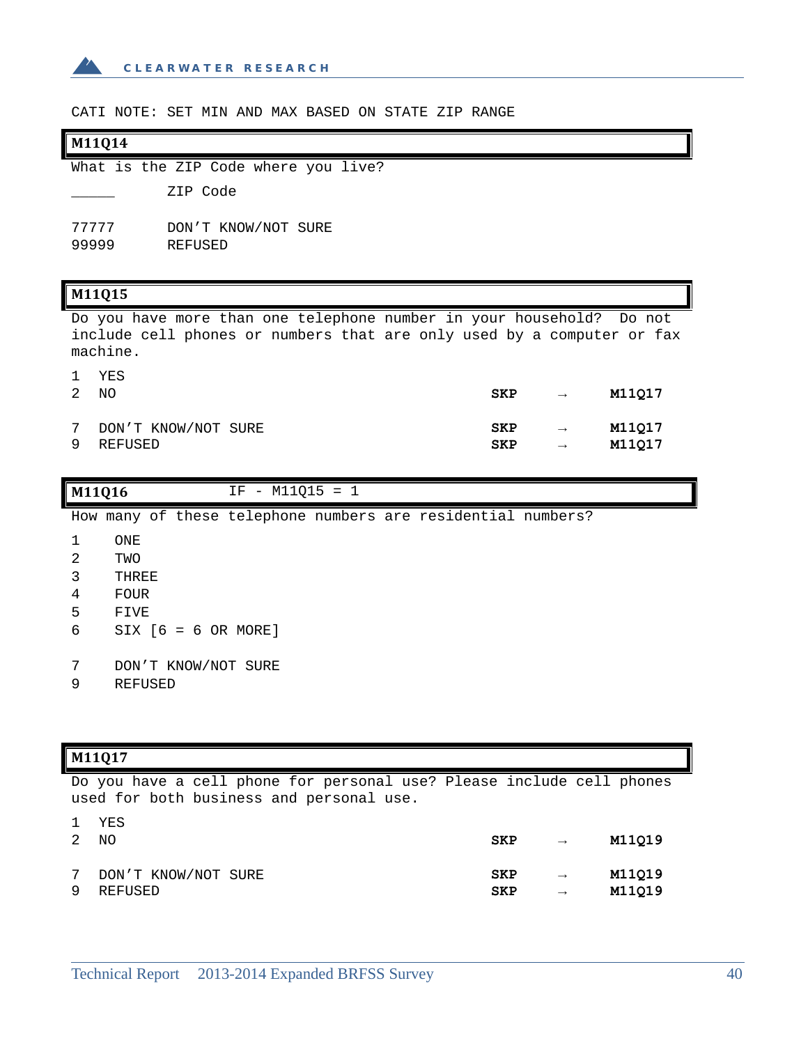CATI NOTE: SET MIN AND MAX BASED ON STATE ZIP RANGE

**M11Q14**

What is the ZIP Code where you live?

_____ ZIP Code

77777 DON'T KNOW/NOT SURE
99999 REFUSED

**M11Q15**

Do you have more than one telephone number in your household? Do not include cell phones or numbers that are only used by a computer or fax machine.

| | | | | |
|---|---|---|---|---|
| 1 | YES | | | |
| 2 | NO | **SKP** | → | **M11Q17** |
| 7 | DON'T KNOW/NOT SURE | **SKP** | → | **M11Q17** |
| 9 | REFUSED | **SKP** | → | **M11Q17** |

**M11Q16** IF - M11Q15 = 1

How many of these telephone numbers are residential numbers?

1 ONE
2 TWO
3 THREE
4 FOUR
5 FIVE
6 SIX [6 = 6 OR MORE]

7 DON'T KNOW/NOT SURE
9 REFUSED

**M11Q17**

Do you have a cell phone for personal use? Please include cell phones used for both business and personal use.

| | | | | |
|---|---|---|---|---|
| 1 | YES | | | |
| 2 | NO | **SKP** | → | **M11Q19** |
| 7 | DON'T KNOW/NOT SURE | **SKP** | → | **M11Q19** |
| 9 | REFUSED | **SKP** | → | **M11Q19** |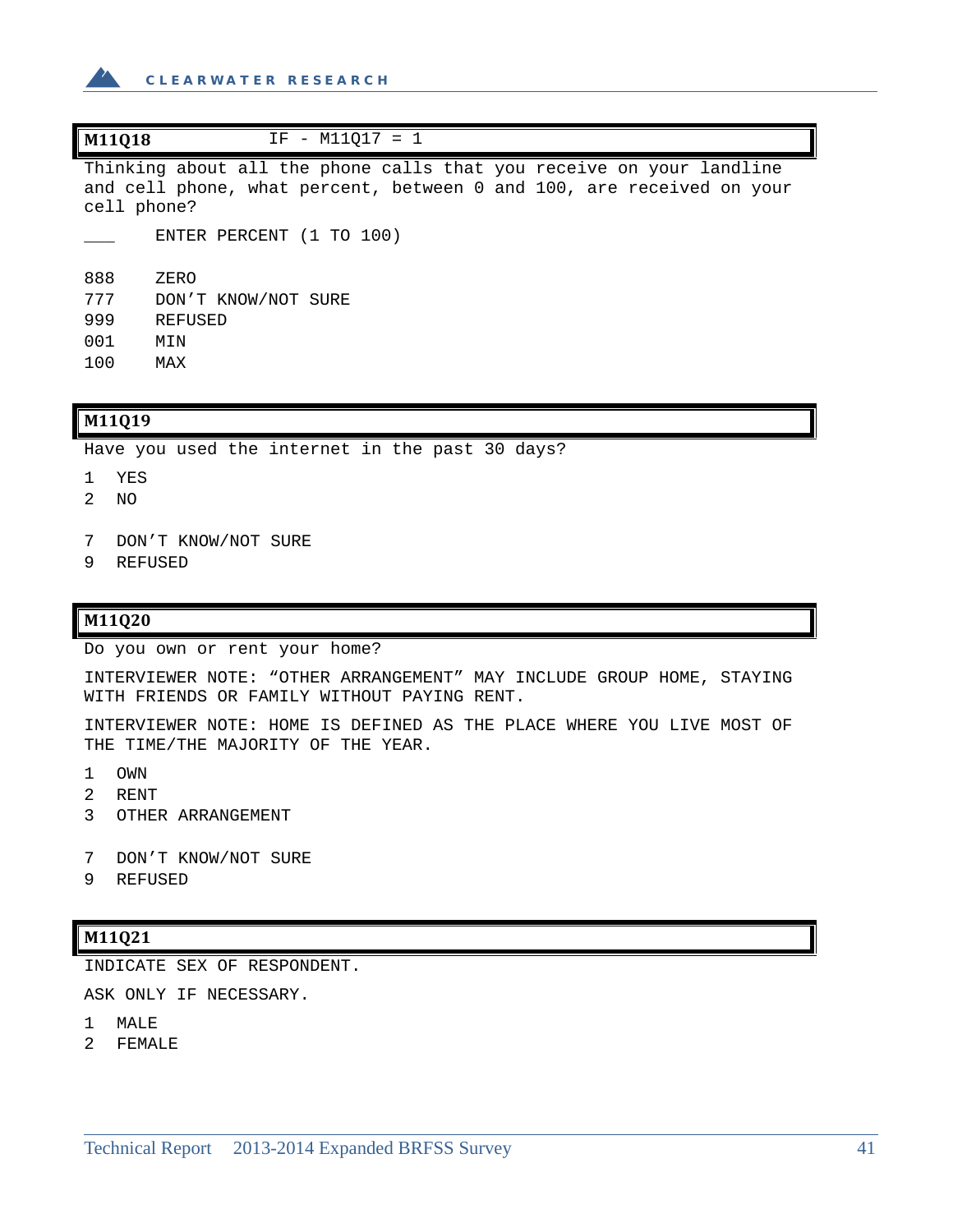| **M11Q18** | IF - M11Q17 = 1 |
|---|---|

Thinking about all the phone calls that you receive on your landline and cell phone, what percent, between 0 and 100, are received on your cell phone?

___ ENTER PERCENT (1 TO 100)

888 ZERO
777 DON'T KNOW/NOT SURE
999 REFUSED
001 MIN
100 MAX

| **M11Q19** |
|---|

Have you used the internet in the past 30 days?

1 YES
2 NO

7 DON'T KNOW/NOT SURE
9 REFUSED

| **M11Q20** |
|---|

Do you own or rent your home?

INTERVIEWER NOTE: "OTHER ARRANGEMENT" MAY INCLUDE GROUP HOME, STAYING WITH FRIENDS OR FAMILY WITHOUT PAYING RENT.

INTERVIEWER NOTE: HOME IS DEFINED AS THE PLACE WHERE YOU LIVE MOST OF THE TIME/THE MAJORITY OF THE YEAR.

1 OWN
2 RENT
3 OTHER ARRANGEMENT

7 DON'T KNOW/NOT SURE
9 REFUSED

| **M11Q21** |
|---|

INDICATE SEX OF RESPONDENT.

ASK ONLY IF NECESSARY.

1 MALE
2 FEMALE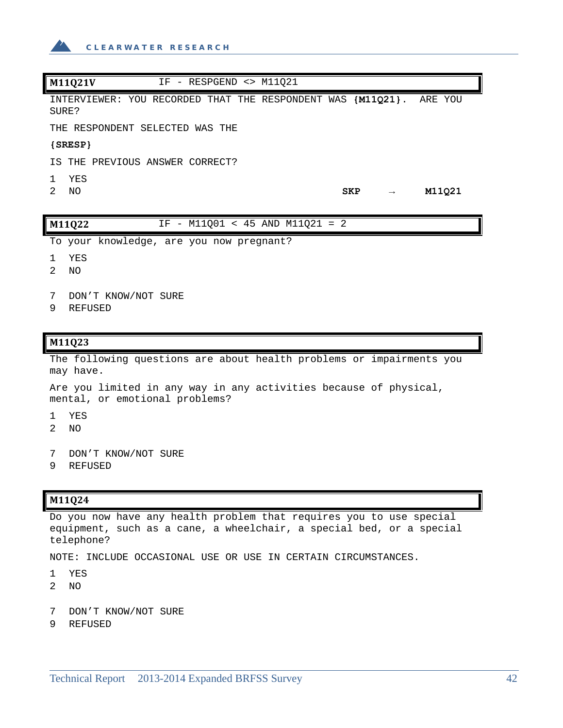**M11Q21V** IF - RESPGEND <> M11Q21

INTERVIEWER: YOU RECORDED THAT THE RESPONDENT WAS **{M11Q21}**. ARE YOU SURE?

THE RESPONDENT SELECTED WAS THE

**{SRESP}**

IS THE PREVIOUS ANSWER CORRECT?

1 YES
2 NO **SKP** → **M11Q21**

**M11Q22** IF - M11Q01 < 45 AND M11Q21 = 2

To your knowledge, are you now pregnant?

1 YES
2 NO

7 DON'T KNOW/NOT SURE
9 REFUSED

**M11Q23**

The following questions are about health problems or impairments you may have.

Are you limited in any way in any activities because of physical, mental, or emotional problems?

1 YES
2 NO

7 DON'T KNOW/NOT SURE
9 REFUSED

**M11Q24**

Do you now have any health problem that requires you to use special equipment, such as a cane, a wheelchair, a special bed, or a special telephone?

NOTE: INCLUDE OCCASIONAL USE OR USE IN CERTAIN CIRCUMSTANCES.

1 YES
2 NO

7 DON'T KNOW/NOT SURE
9 REFUSED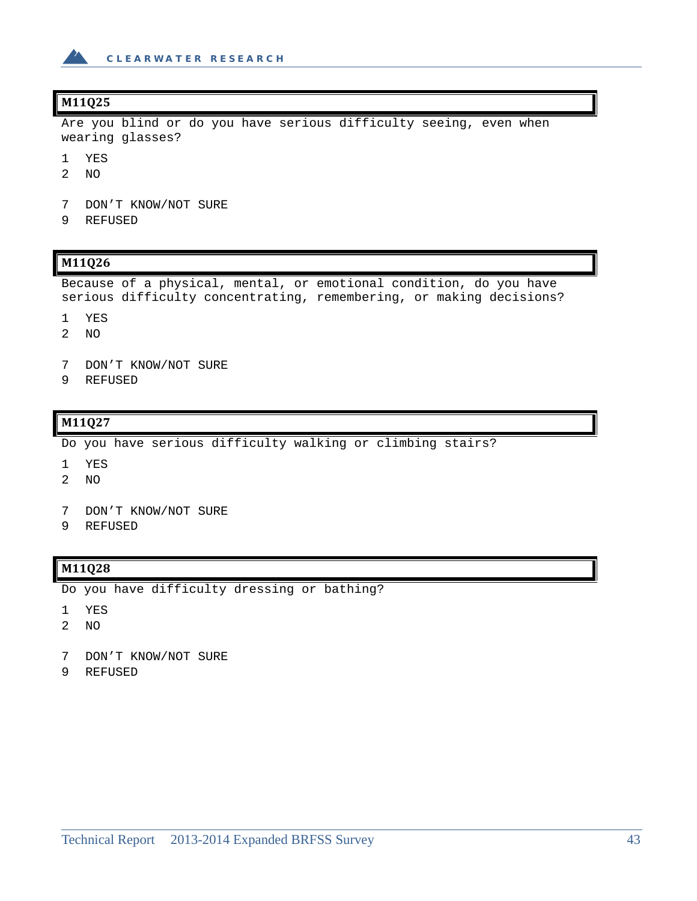### M11Q25

Are you blind or do you have serious difficulty seeing, even when wearing glasses?

1 YES
2 NO

7 DON'T KNOW/NOT SURE
9 REFUSED

### M11Q26

Because of a physical, mental, or emotional condition, do you have serious difficulty concentrating, remembering, or making decisions?

1 YES
2 NO

7 DON'T KNOW/NOT SURE
9 REFUSED

### M11Q27

Do you have serious difficulty walking or climbing stairs?

1 YES
2 NO

7 DON'T KNOW/NOT SURE
9 REFUSED

### M11Q28

Do you have difficulty dressing or bathing?

1 YES
2 NO

7 DON'T KNOW/NOT SURE
9 REFUSED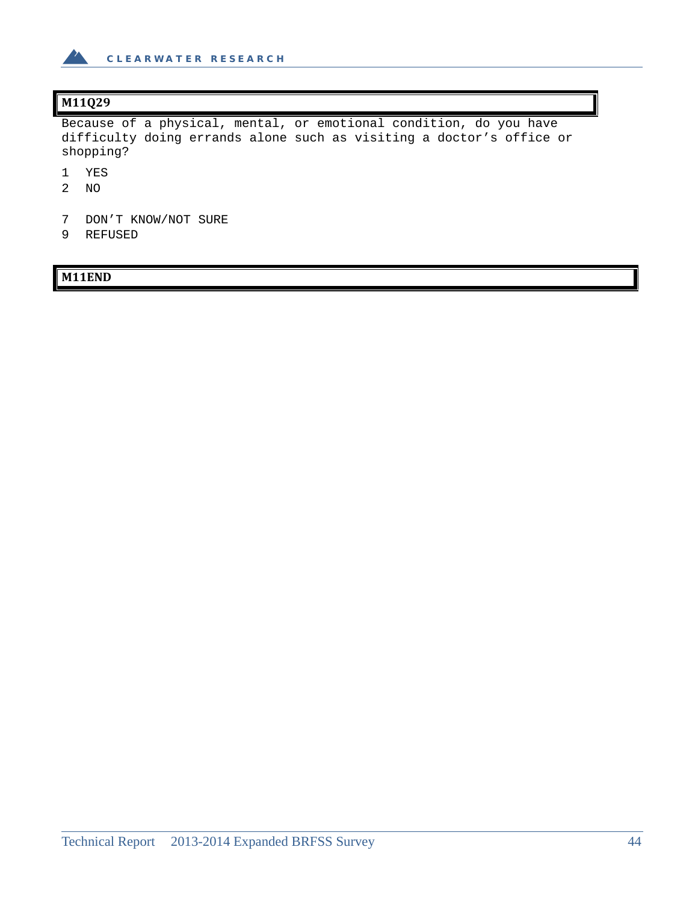**M11Q29**

Because of a physical, mental, or emotional condition, do you have difficulty doing errands alone such as visiting a doctor's office or shopping?

1 YES
2 NO

7 DON'T KNOW/NOT SURE
9 REFUSED

**M11END**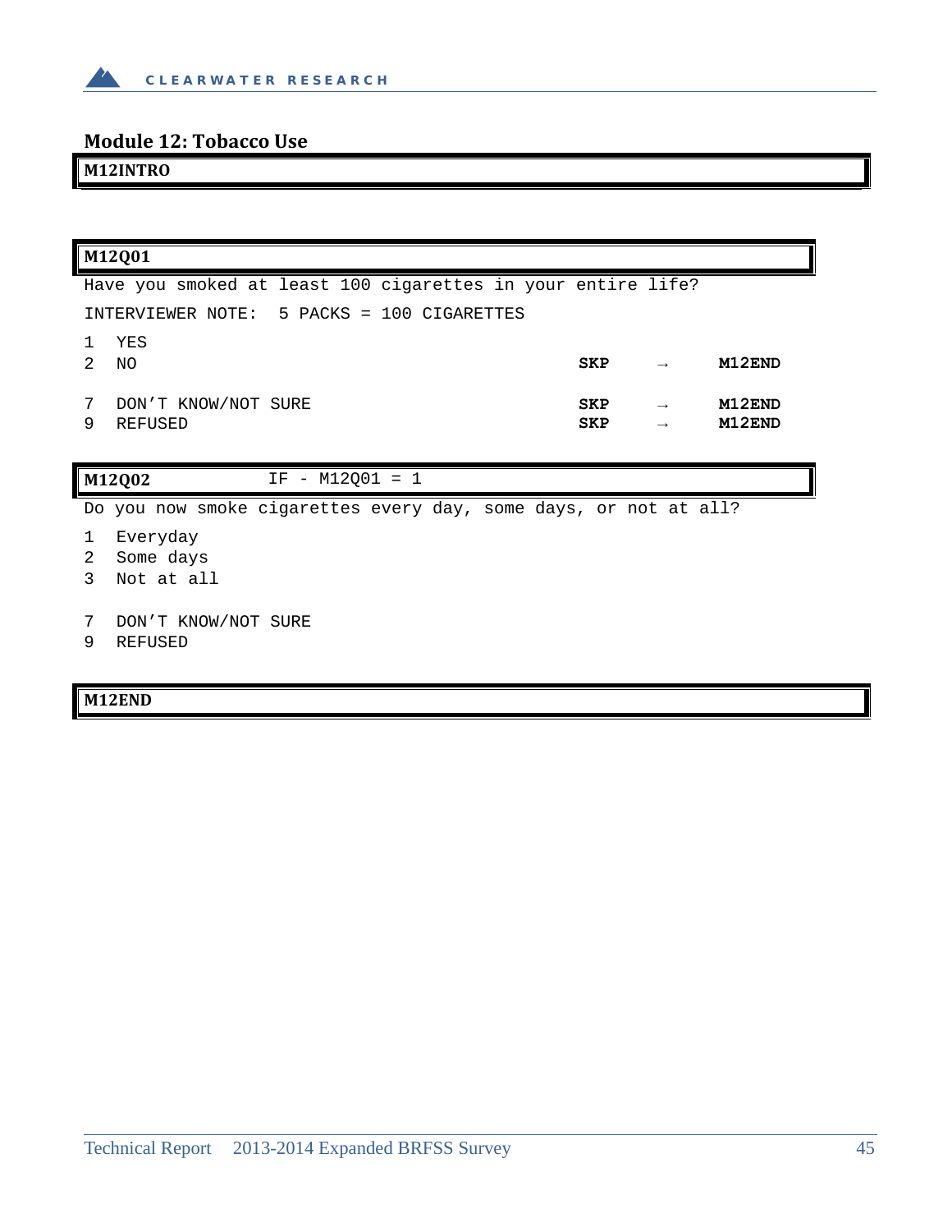## Module 12: Tobacco Use

**M12INTRO**

**M12Q01**

Have you smoked at least 100 cigarettes in your entire life?

INTERVIEWER NOTE: 5 PACKS = 100 CIGARETTES

| | | | | |
|---|---|---|---|---|
| 1 | YES | | | |
| 2 | NO | **SKP** | → | **M12END** |
| 7 | DON'T KNOW/NOT SURE | **SKP** | → | **M12END** |
| 9 | REFUSED | **SKP** | → | **M12END** |

**M12Q02** IF - M12Q01 = 1

Do you now smoke cigarettes every day, some days, or not at all?

1 Everyday
2 Some days
3 Not at all

7 DON'T KNOW/NOT SURE
9 REFUSED

**M12END**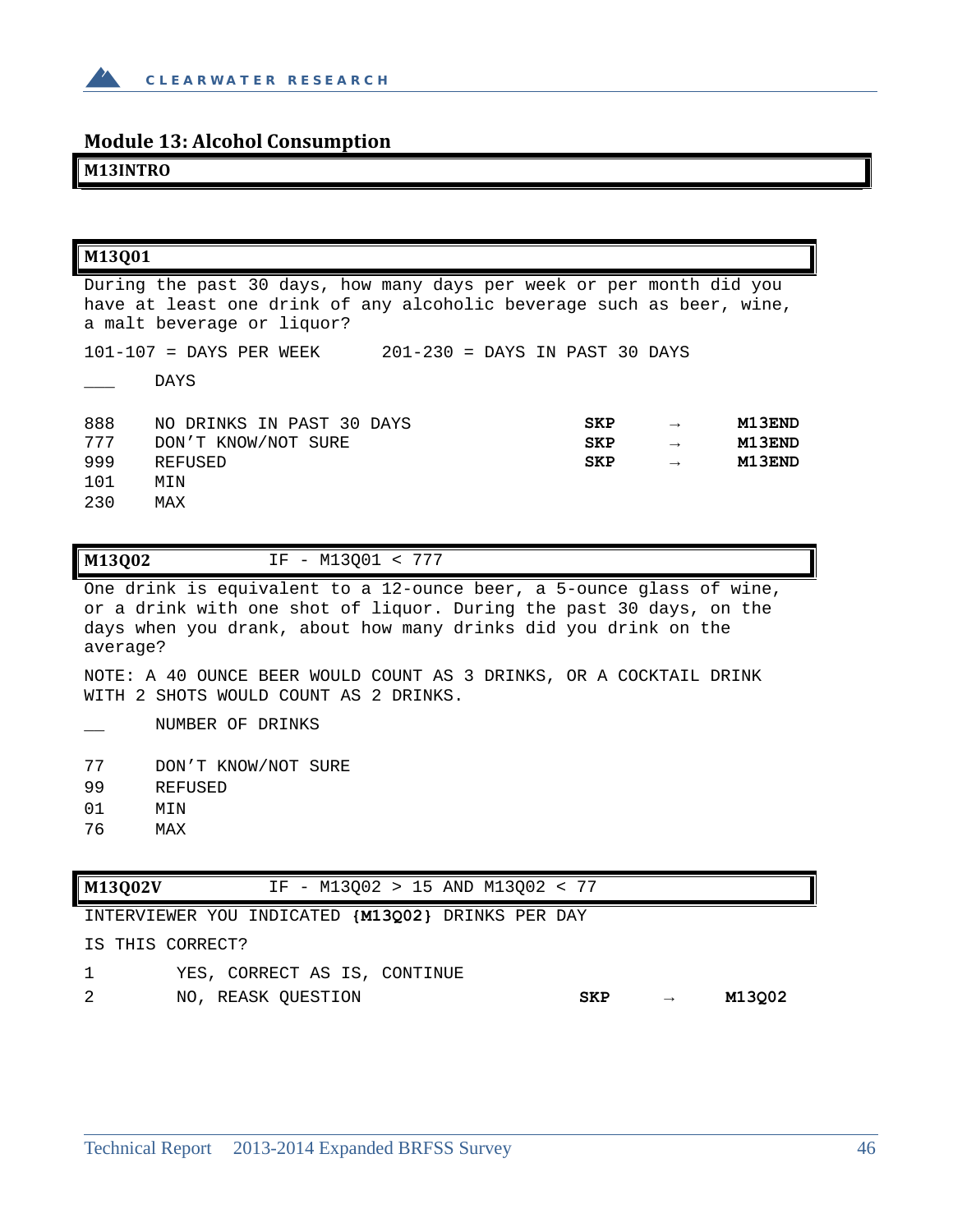## Module 13: Alcohol Consumption

**M13INTRO**

**M13Q01**

During the past 30 days, how many days per week or per month did you have at least one drink of any alcoholic beverage such as beer, wine, a malt beverage or liquor?

101-107 = DAYS PER WEEK    201-230 = DAYS IN PAST 30 DAYS

___ DAYS

| | | | | |
|---|---|---|---|---|
| 888 | NO DRINKS IN PAST 30 DAYS | **SKP** | → | **M13END** |
| 777 | DON'T KNOW/NOT SURE | **SKP** | → | **M13END** |
| 999 | REFUSED | **SKP** | → | **M13END** |
| 101 | MIN | | | |
| 230 | MAX | | | |

**M13Q02**    IF - M13Q01 < 777

One drink is equivalent to a 12-ounce beer, a 5-ounce glass of wine, or a drink with one shot of liquor. During the past 30 days, on the days when you drank, about how many drinks did you drink on the average?

NOTE: A 40 OUNCE BEER WOULD COUNT AS 3 DRINKS, OR A COCKTAIL DRINK WITH 2 SHOTS WOULD COUNT AS 2 DRINKS.

__ NUMBER OF DRINKS

| | |
|---|---|
| 77 | DON'T KNOW/NOT SURE |
| 99 | REFUSED |
| 01 | MIN |
| 76 | MAX |

**M13Q02V**    IF - M13Q02 > 15 AND M13Q02 < 77

INTERVIEWER YOU INDICATED **{M13Q02}** DRINKS PER DAY

IS THIS CORRECT?

| | | | | |
|---|---|---|---|---|
| 1 | YES, CORRECT AS IS, CONTINUE | | | |
| 2 | NO, REASK QUESTION | **SKP** | → | **M13Q02** |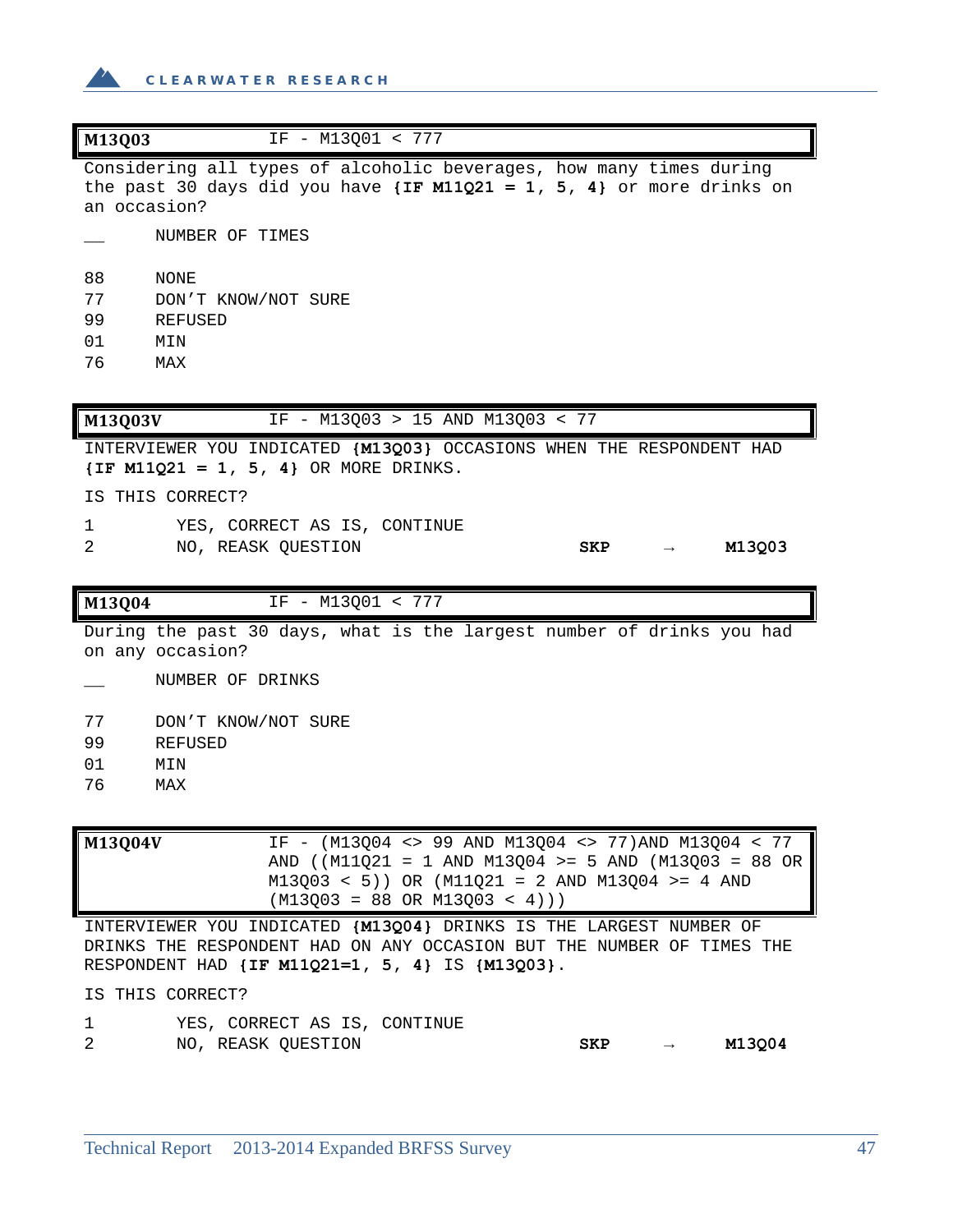| **M13Q03** | IF - M13Q01 < 777 |
|---|---|

Considering all types of alcoholic beverages, how many times during the past 30 days did you have **{IF M11Q21 = 1, 5, 4}** or more drinks on an occasion?

| | |
|---|---|
| __ | NUMBER OF TIMES |
| 88 | NONE |
| 77 | DON'T KNOW/NOT SURE |
| 99 | REFUSED |
| 01 | MIN |
| 76 | MAX |

| **M13Q03V** | IF - M13Q03 > 15 AND M13Q03 < 77 |
|---|---|

INTERVIEWER YOU INDICATED **{M13Q03}** OCCASIONS WHEN THE RESPONDENT HAD **{IF M11Q21 = 1, 5, 4}** OR MORE DRINKS.

IS THIS CORRECT?

| | | | | |
|---|---|---|---|---|
| 1 | YES, CORRECT AS IS, CONTINUE | | | |
| 2 | NO, REASK QUESTION | **SKP** | → | **M13Q03** |

| **M13Q04** | IF - M13Q01 < 777 |
|---|---|

During the past 30 days, what is the largest number of drinks you had on any occasion?

| | |
|---|---|
| __ | NUMBER OF DRINKS |
| 77 | DON'T KNOW/NOT SURE |
| 99 | REFUSED |
| 01 | MIN |
| 76 | MAX |

| **M13Q04V** | IF - (M13Q04 <> 99 AND M13Q04 <> 77)AND M13Q04 < 77 AND ((M11Q21 = 1 AND M13Q04 >= 5 AND (M13Q03 = 88 OR M13Q03 < 5)) OR (M11Q21 = 2 AND M13Q04 >= 4 AND (M13Q03 = 88 OR M13Q03 < 4))) |
|---|---|

INTERVIEWER YOU INDICATED **{M13Q04}** DRINKS IS THE LARGEST NUMBER OF DRINKS THE RESPONDENT HAD ON ANY OCCASION BUT THE NUMBER OF TIMES THE RESPONDENT HAD **{IF M11Q21=1, 5, 4}** IS **{M13Q03}**.

IS THIS CORRECT?

| | | | | |
|---|---|---|---|---|
| 1 | YES, CORRECT AS IS, CONTINUE | | | |
| 2 | NO, REASK QUESTION | **SKP** | → | **M13Q04** |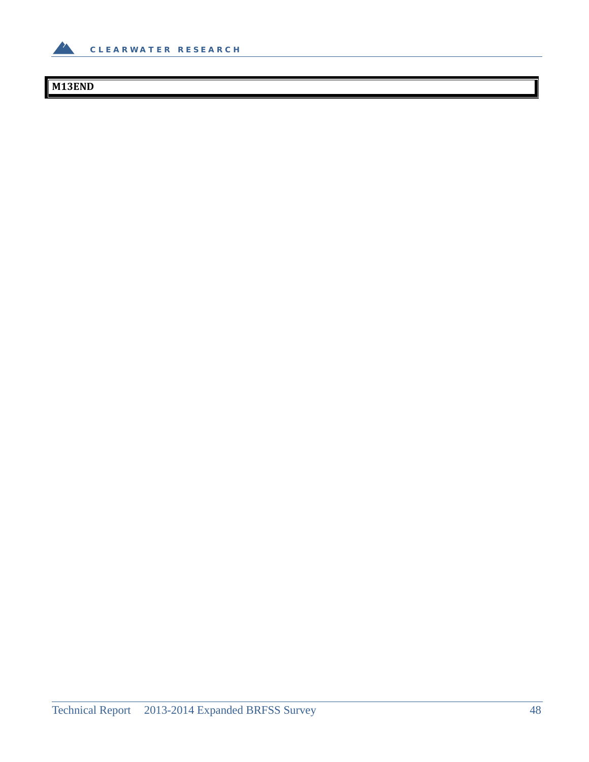| M13END |
|---|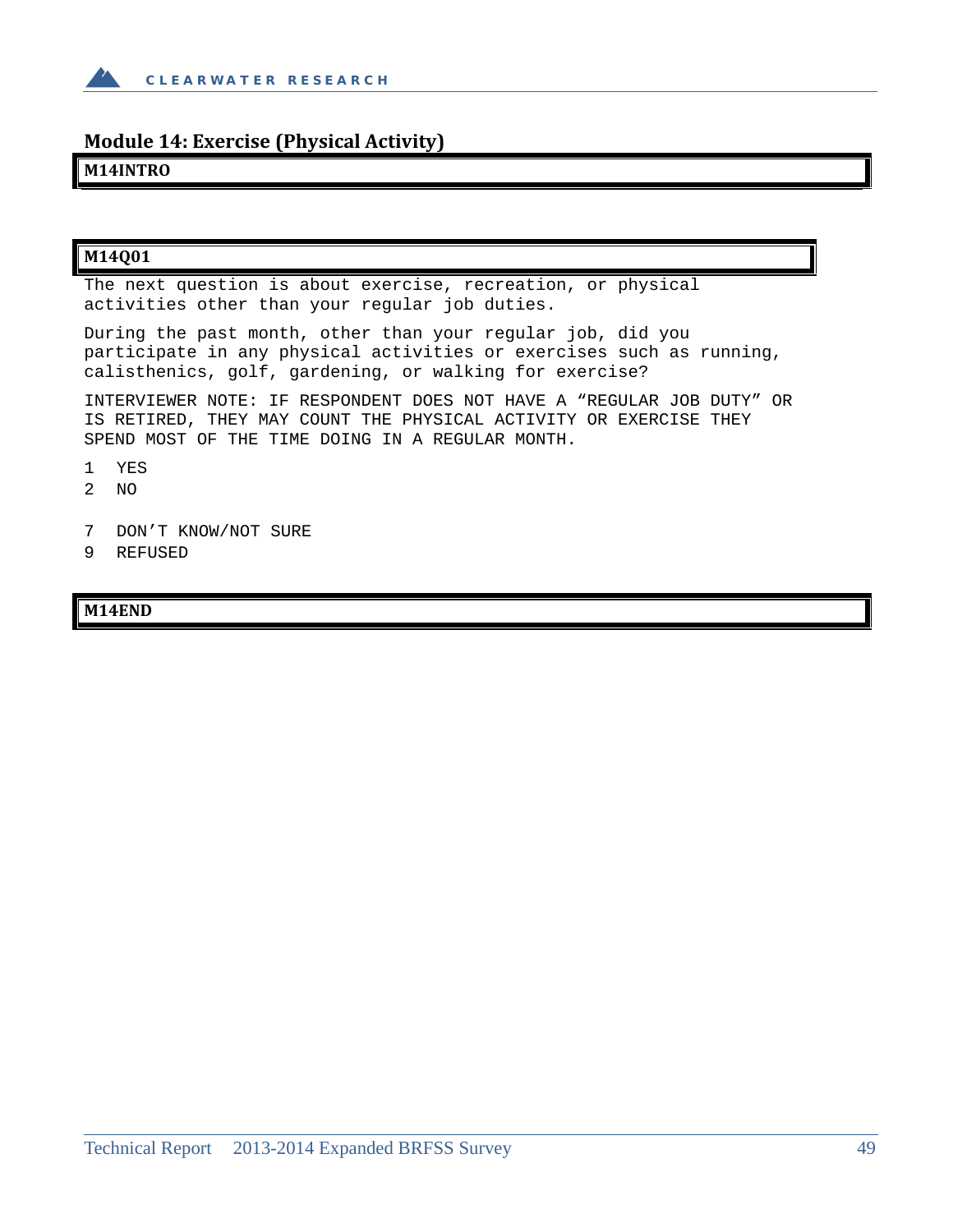## Module 14: Exercise (Physical Activity)

**M14INTRO**

**M14Q01**

The next question is about exercise, recreation, or physical activities other than your regular job duties.

During the past month, other than your regular job, did you participate in any physical activities or exercises such as running, calisthenics, golf, gardening, or walking for exercise?

INTERVIEWER NOTE: IF RESPONDENT DOES NOT HAVE A “REGULAR JOB DUTY” OR IS RETIRED, THEY MAY COUNT THE PHYSICAL ACTIVITY OR EXERCISE THEY SPEND MOST OF THE TIME DOING IN A REGULAR MONTH.

1 YES

2 NO

7 DON’T KNOW/NOT SURE

9 REFUSED

**M14END**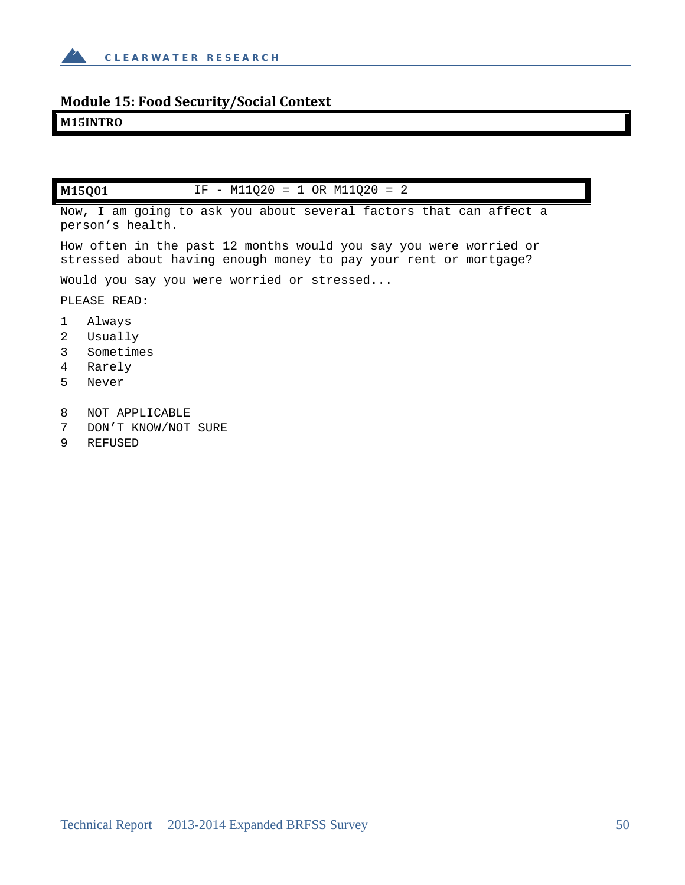## Module 15: Food Security/Social Context

**M15INTRO**

**M15Q01** IF - M11Q20 = 1 OR M11Q20 = 2

Now, I am going to ask you about several factors that can affect a person's health.

How often in the past 12 months would you say you were worried or stressed about having enough money to pay your rent or mortgage?

Would you say you were worried or stressed...

PLEASE READ:

1 Always
2 Usually
3 Sometimes
4 Rarely
5 Never

8 NOT APPLICABLE
7 DON'T KNOW/NOT SURE
9 REFUSED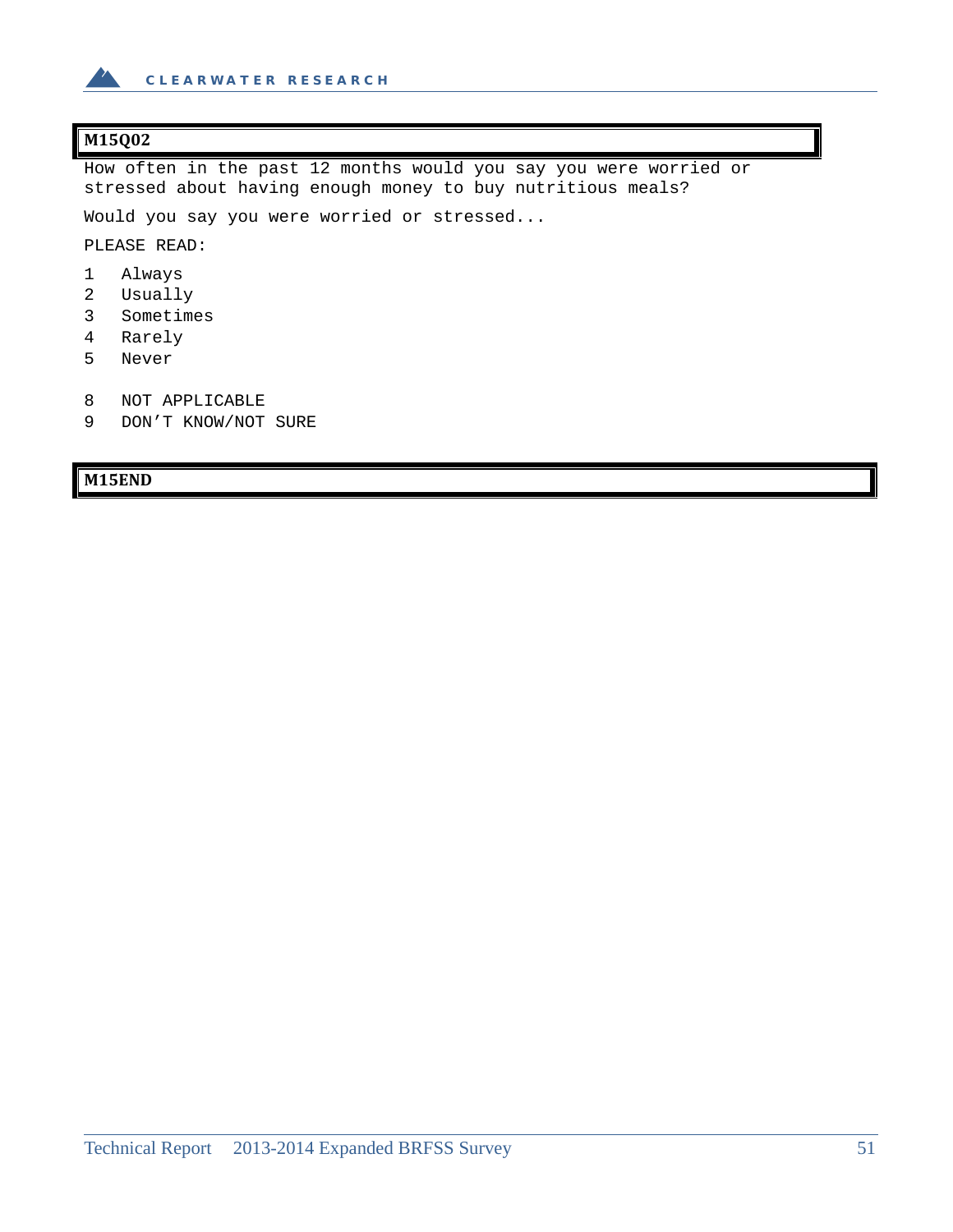**M15Q02**

How often in the past 12 months would you say you were worried or stressed about having enough money to buy nutritious meals?

Would you say you were worried or stressed...

PLEASE READ:

1 Always
2 Usually
3 Sometimes
4 Rarely
5 Never

8 NOT APPLICABLE
9 DON'T KNOW/NOT SURE

**M15END**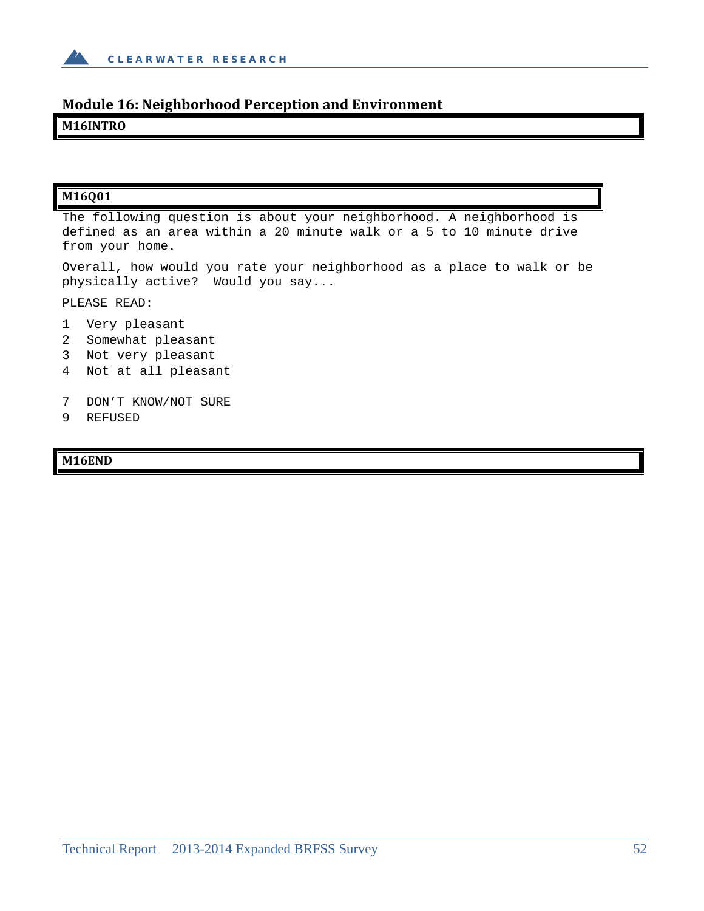## Module 16: Neighborhood Perception and Environment

**M16INTRO**

**M16Q01**

The following question is about your neighborhood. A neighborhood is defined as an area within a 20 minute walk or a 5 to 10 minute drive from your home.

Overall, how would you rate your neighborhood as a place to walk or be physically active? Would you say...

PLEASE READ:

1 Very pleasant
2 Somewhat pleasant
3 Not very pleasant
4 Not at all pleasant

7 DON'T KNOW/NOT SURE
9 REFUSED

**M16END**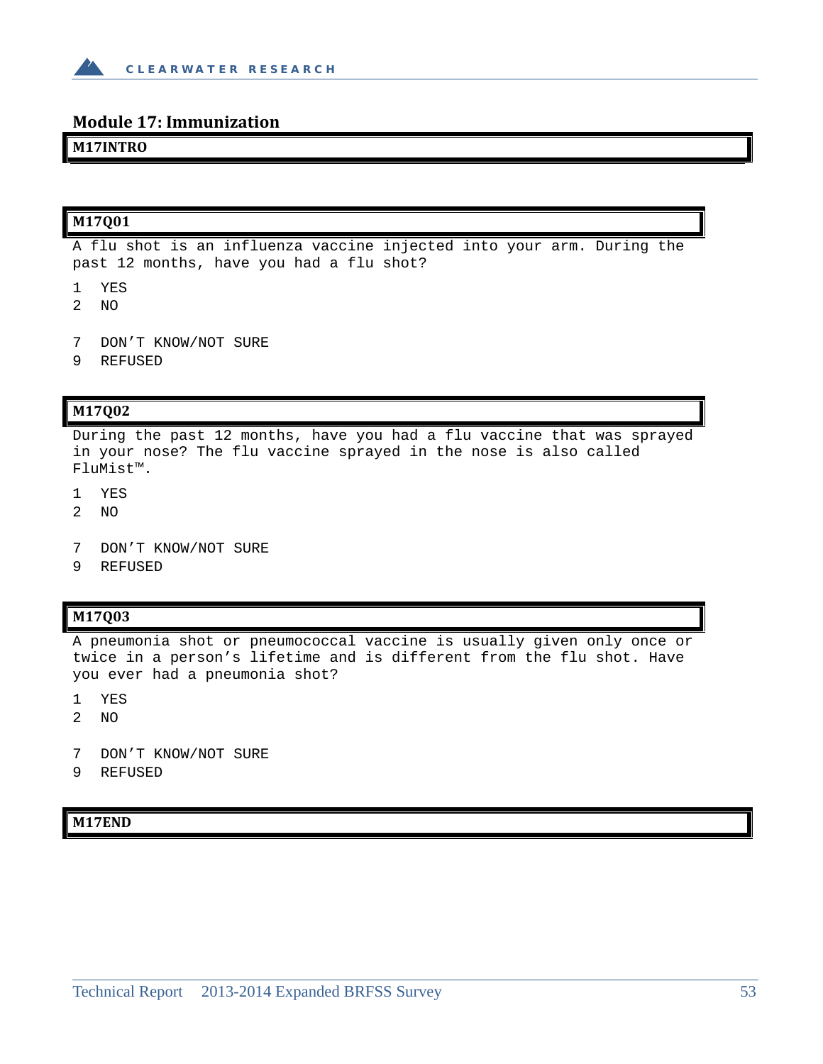## Module 17: Immunization

**M17INTRO**

**M17Q01**

A flu shot is an influenza vaccine injected into your arm. During the past 12 months, have you had a flu shot?

1 YES
2 NO

7 DON'T KNOW/NOT SURE
9 REFUSED

**M17Q02**

During the past 12 months, have you had a flu vaccine that was sprayed in your nose? The flu vaccine sprayed in the nose is also called FluMist™.

1 YES
2 NO

7 DON'T KNOW/NOT SURE
9 REFUSED

**M17Q03**

A pneumonia shot or pneumococcal vaccine is usually given only once or twice in a person's lifetime and is different from the flu shot. Have you ever had a pneumonia shot?

1 YES
2 NO

7 DON'T KNOW/NOT SURE
9 REFUSED

**M17END**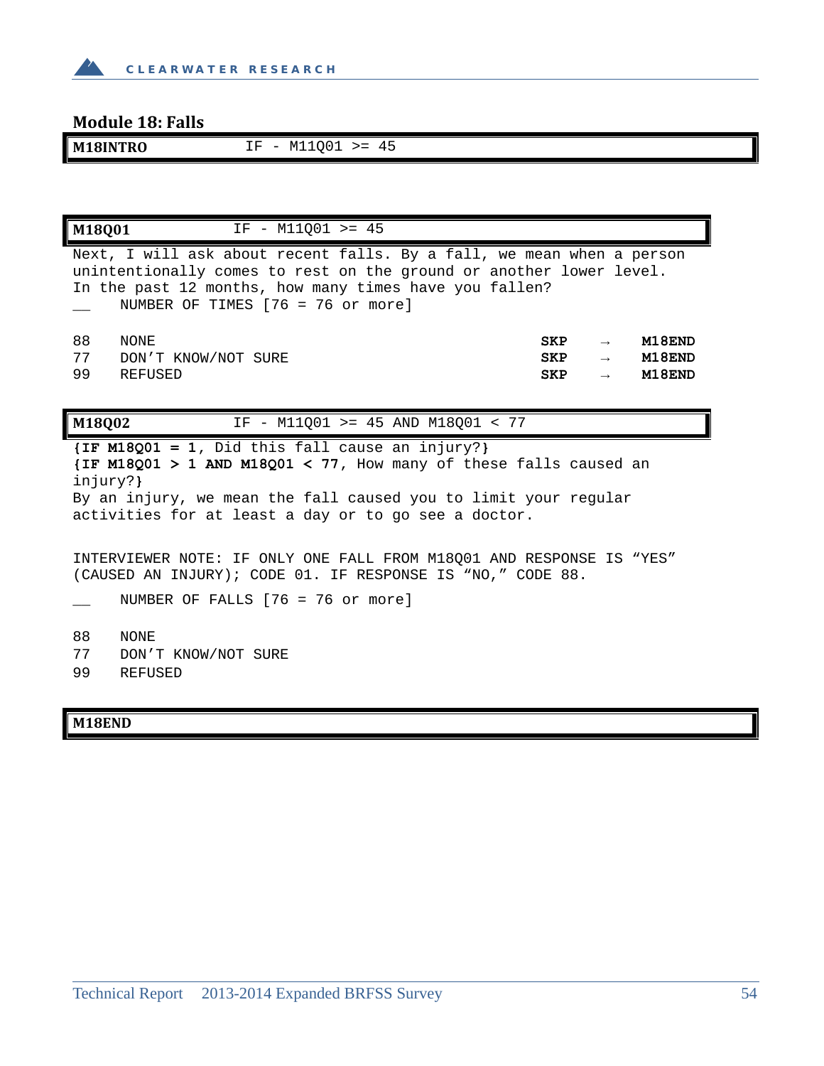## Module 18: Falls

| M18INTRO | IF - M11Q01 >= 45 |
|---|---|

| M18Q01 | IF - M11Q01 >= 45 |
|---|---|

Next, I will ask about recent falls. By a fall, we mean when a person unintentionally comes to rest on the ground or another lower level. In the past 12 months, how many times have you fallen?

__ NUMBER OF TIMES [76 = 76 or more]

| | | | | |
|---|---|---|---|---|
| 88 | NONE | SKP | → | M18END |
| 77 | DON'T KNOW/NOT SURE | SKP | → | M18END |
| 99 | REFUSED | SKP | → | M18END |

| M18Q02 | IF - M11Q01 >= 45 AND M18Q01 < 77 |
|---|---|

**{IF M18Q01 = 1**, Did this fall cause an injury?**}**
**{IF M18Q01 > 1 AND M18Q01 < 77**, How many of these falls caused an injury?**}**
By an injury, we mean the fall caused you to limit your regular activities for at least a day or to go see a doctor.

INTERVIEWER NOTE: IF ONLY ONE FALL FROM M18Q01 AND RESPONSE IS "YES" (CAUSED AN INJURY); CODE 01. IF RESPONSE IS "NO," CODE 88.

__ NUMBER OF FALLS [76 = 76 or more]

| | |
|---|---|
| 88 | NONE |
| 77 | DON'T KNOW/NOT SURE |
| 99 | REFUSED |

| M18END |
|---|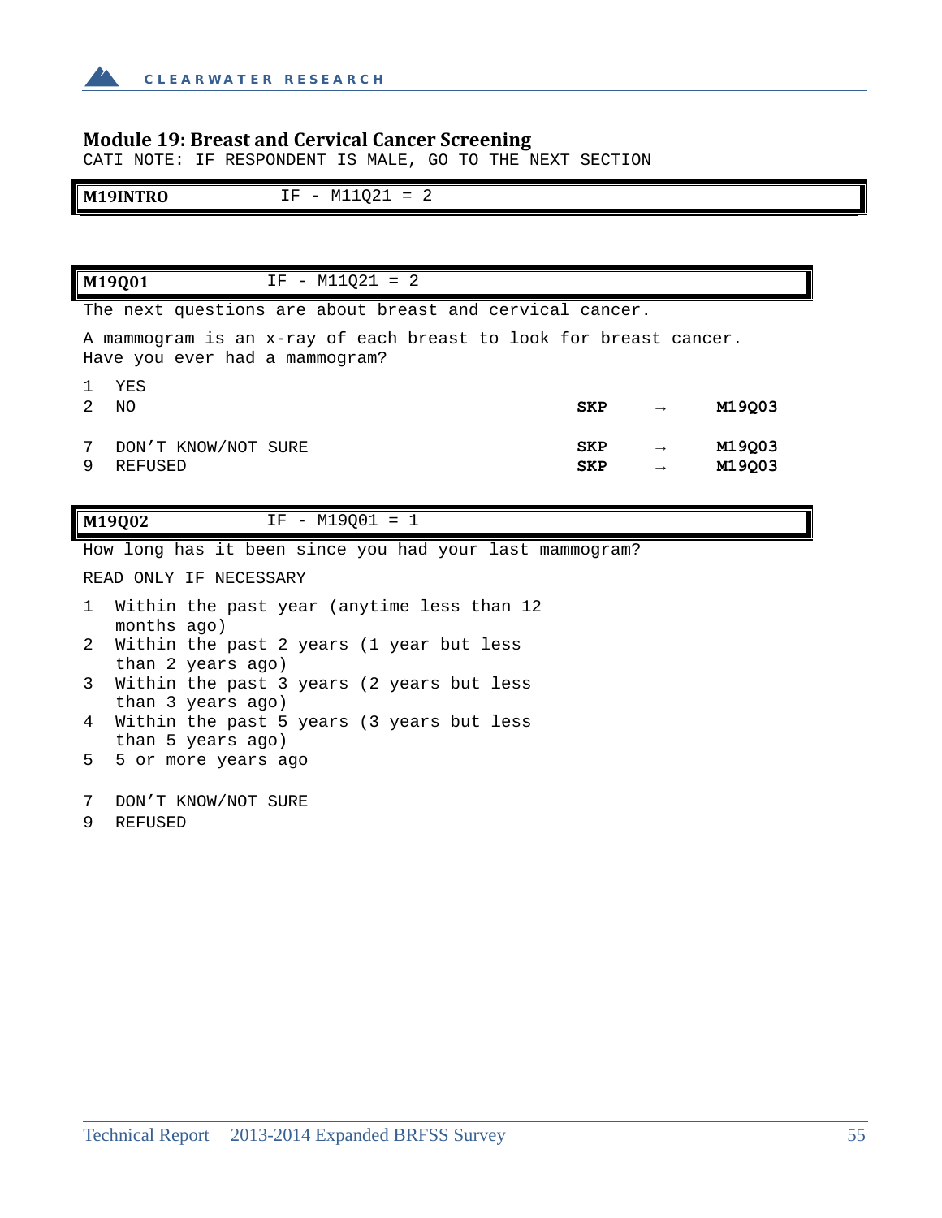## Module 19: Breast and Cervical Cancer Screening

CATI NOTE: IF RESPONDENT IS MALE, GO TO THE NEXT SECTION

| **M19INTRO** | IF - M11Q21 = 2 |
|---|---|

| **M19Q01** | IF - M11Q21 = 2 |
|---|---|

The next questions are about breast and cervical cancer.

A mammogram is an x-ray of each breast to look for breast cancer. Have you ever had a mammogram?

| | | | | |
|---|---|---|---|---|
| 1 | YES | | | |
| 2 | NO | **SKP** | → | **M19Q03** |
| 7 | DON'T KNOW/NOT SURE | **SKP** | → | **M19Q03** |
| 9 | REFUSED | **SKP** | → | **M19Q03** |

| **M19Q02** | IF - M19Q01 = 1 |
|---|---|

How long has it been since you had your last mammogram?

READ ONLY IF NECESSARY

1 Within the past year (anytime less than 12 months ago)
2 Within the past 2 years (1 year but less than 2 years ago)
3 Within the past 3 years (2 years but less than 3 years ago)
4 Within the past 5 years (3 years but less than 5 years ago)
5 5 or more years ago

7 DON'T KNOW/NOT SURE
9 REFUSED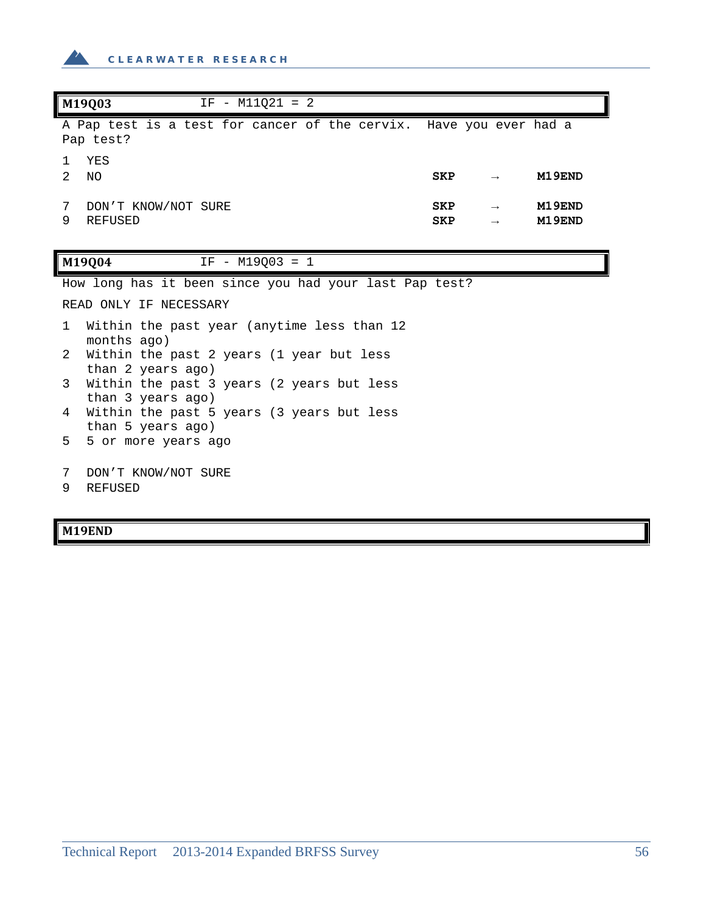**M19Q03** IF - M11Q21 = 2

A Pap test is a test for cancer of the cervix. Have you ever had a Pap test?

| | | | | |
|---|---|---|---|---|
| 1 | YES | | | |
| 2 | NO | **SKP** | → | **M19END** |
| 7 | DON'T KNOW/NOT SURE | **SKP** | → | **M19END** |
| 9 | REFUSED | **SKP** | → | **M19END** |

**M19Q04** IF - M19Q03 = 1

How long has it been since you had your last Pap test?

READ ONLY IF NECESSARY

1 Within the past year (anytime less than 12 months ago)
2 Within the past 2 years (1 year but less than 2 years ago)
3 Within the past 3 years (2 years but less than 3 years ago)
4 Within the past 5 years (3 years but less than 5 years ago)
5 5 or more years ago

7 DON'T KNOW/NOT SURE
9 REFUSED

**M19END**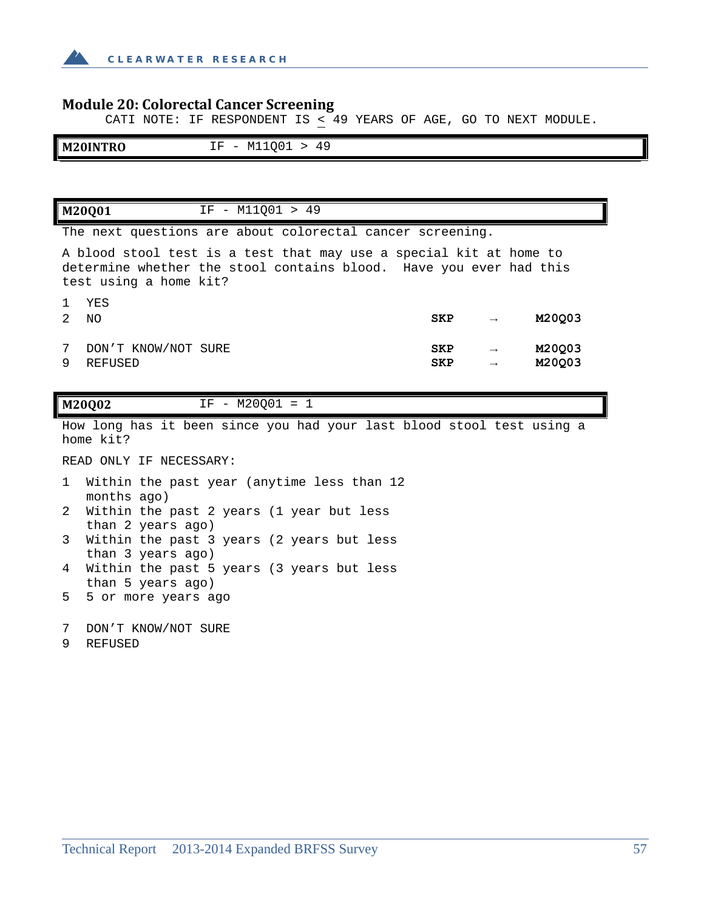## Module 20: Colorectal Cancer Screening

CATI NOTE: IF RESPONDENT IS ≤ 49 YEARS OF AGE, GO TO NEXT MODULE.

| **M20INTRO** | IF - M11Q01 > 49 |
|---|---|

| **M20Q01** | IF - M11Q01 > 49 |
|---|---|

The next questions are about colorectal cancer screening.

A blood stool test is a test that may use a special kit at home to determine whether the stool contains blood. Have you ever had this test using a home kit?

| | | | | |
|---|---|---|---|---|
| 1 | YES | | | |
| 2 | NO | **SKP** | → | **M20Q03** |
| 7 | DON'T KNOW/NOT SURE | **SKP** | → | **M20Q03** |
| 9 | REFUSED | **SKP** | → | **M20Q03** |

| **M20Q02** | IF - M20Q01 = 1 |
|---|---|

How long has it been since you had your last blood stool test using a home kit?

READ ONLY IF NECESSARY:

1 Within the past year (anytime less than 12 months ago)
2 Within the past 2 years (1 year but less than 2 years ago)
3 Within the past 3 years (2 years but less than 3 years ago)
4 Within the past 5 years (3 years but less than 5 years ago)
5 5 or more years ago

7 DON'T KNOW/NOT SURE
9 REFUSED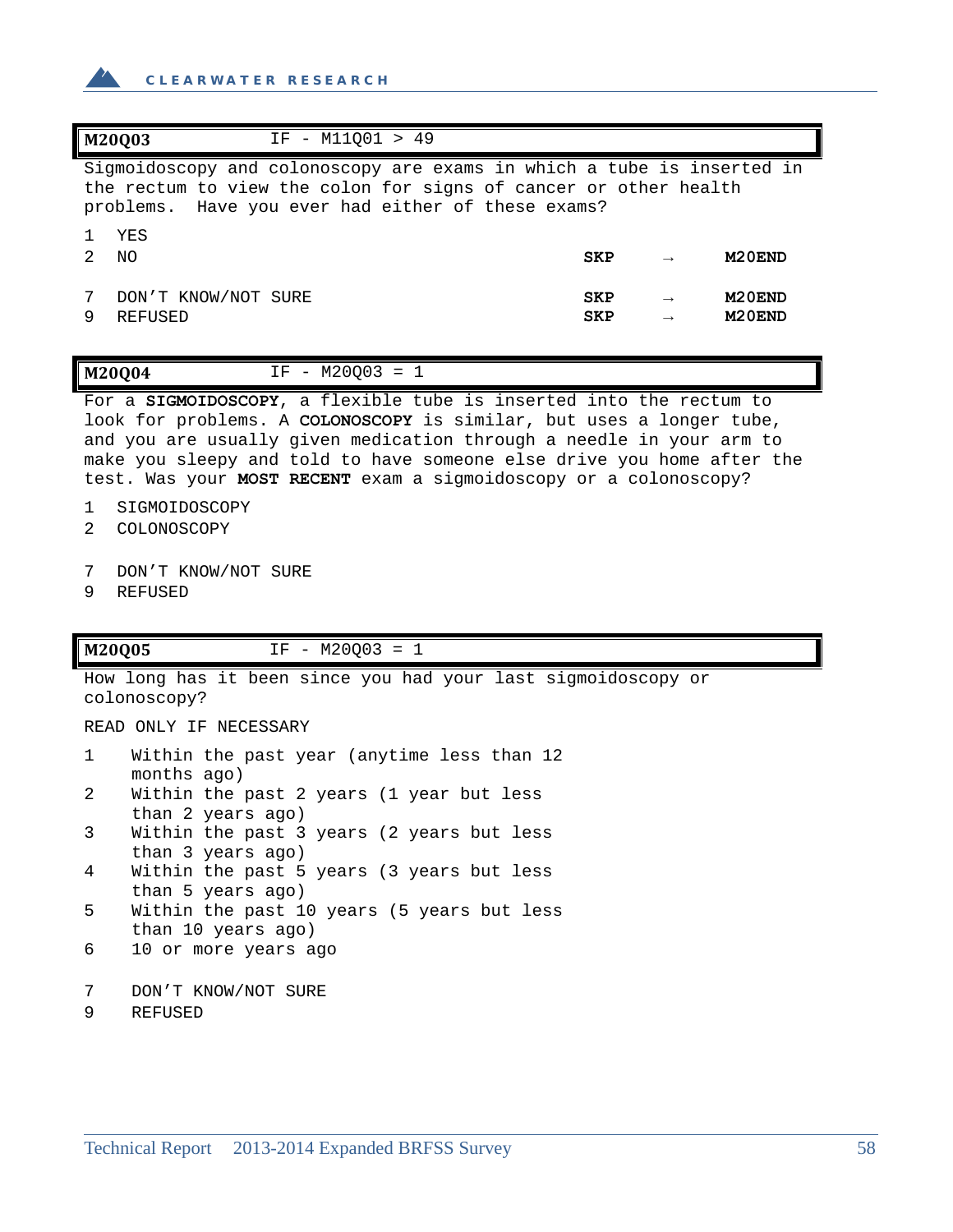**M20Q03** IF - M11Q01 > 49

Sigmoidoscopy and colonoscopy are exams in which a tube is inserted in the rectum to view the colon for signs of cancer or other health problems. Have you ever had either of these exams?

| | | | | |
|---|---|---|---|---|
| 1 | YES | | | |
| 2 | NO | **SKP** | → | **M20END** |
| 7 | DON'T KNOW/NOT SURE | **SKP** | → | **M20END** |
| 9 | REFUSED | **SKP** | → | **M20END** |

**M20Q04** IF - M20Q03 = 1

For a **SIGMOIDOSCOPY**, a flexible tube is inserted into the rectum to look for problems. A **COLONOSCOPY** is similar, but uses a longer tube, and you are usually given medication through a needle in your arm to make you sleepy and told to have someone else drive you home after the test. Was your **MOST RECENT** exam a sigmoidoscopy or a colonoscopy?

1 SIGMOIDOSCOPY
2 COLONOSCOPY

7 DON'T KNOW/NOT SURE
9 REFUSED

**M20Q05** IF - M20Q03 = 1

How long has it been since you had your last sigmoidoscopy or colonoscopy?

READ ONLY IF NECESSARY

1 Within the past year (anytime less than 12 months ago)
2 Within the past 2 years (1 year but less than 2 years ago)
3 Within the past 3 years (2 years but less than 3 years ago)
4 Within the past 5 years (3 years but less than 5 years ago)
5 Within the past 10 years (5 years but less than 10 years ago)
6 10 or more years ago

7 DON'T KNOW/NOT SURE
9 REFUSED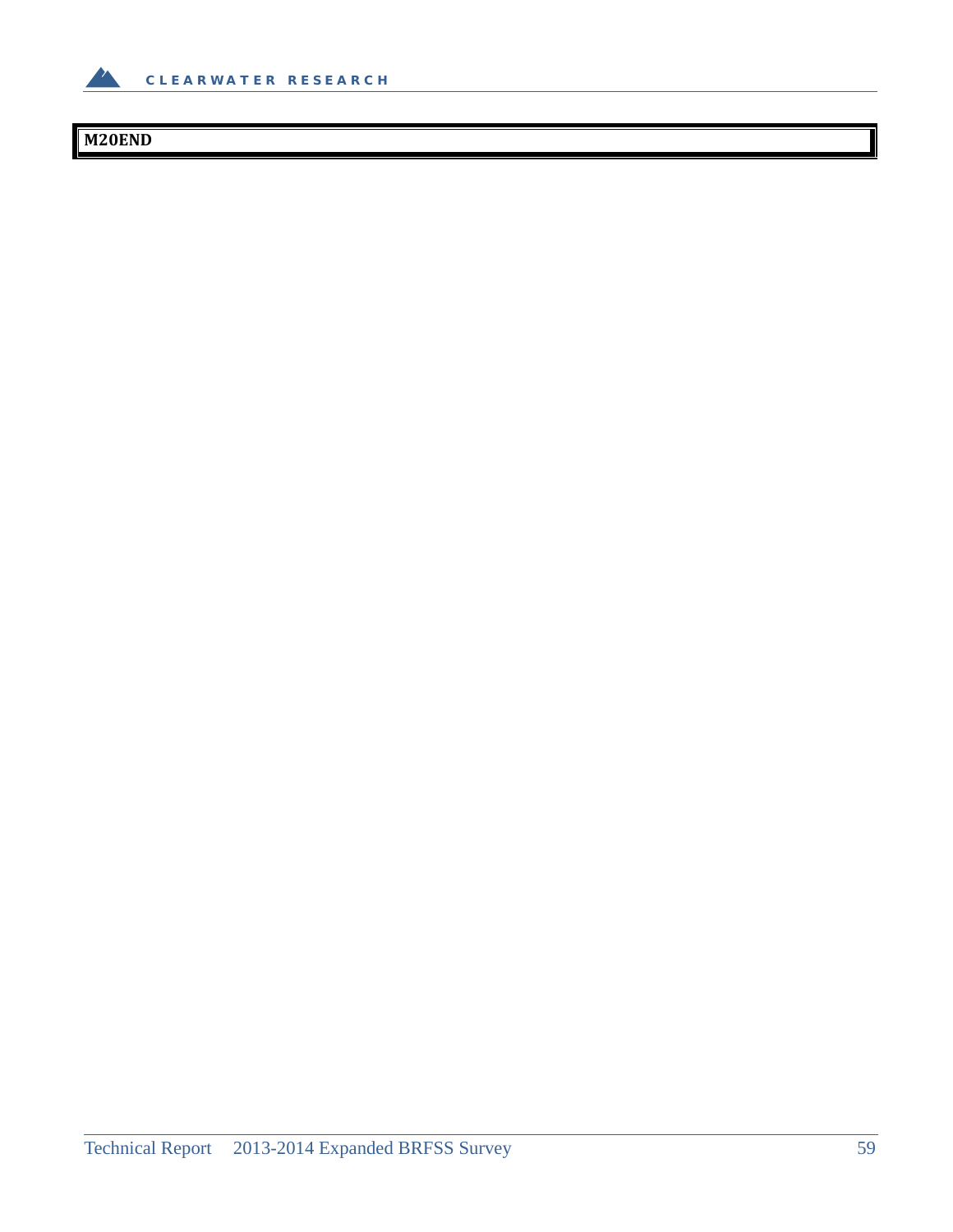**M20END**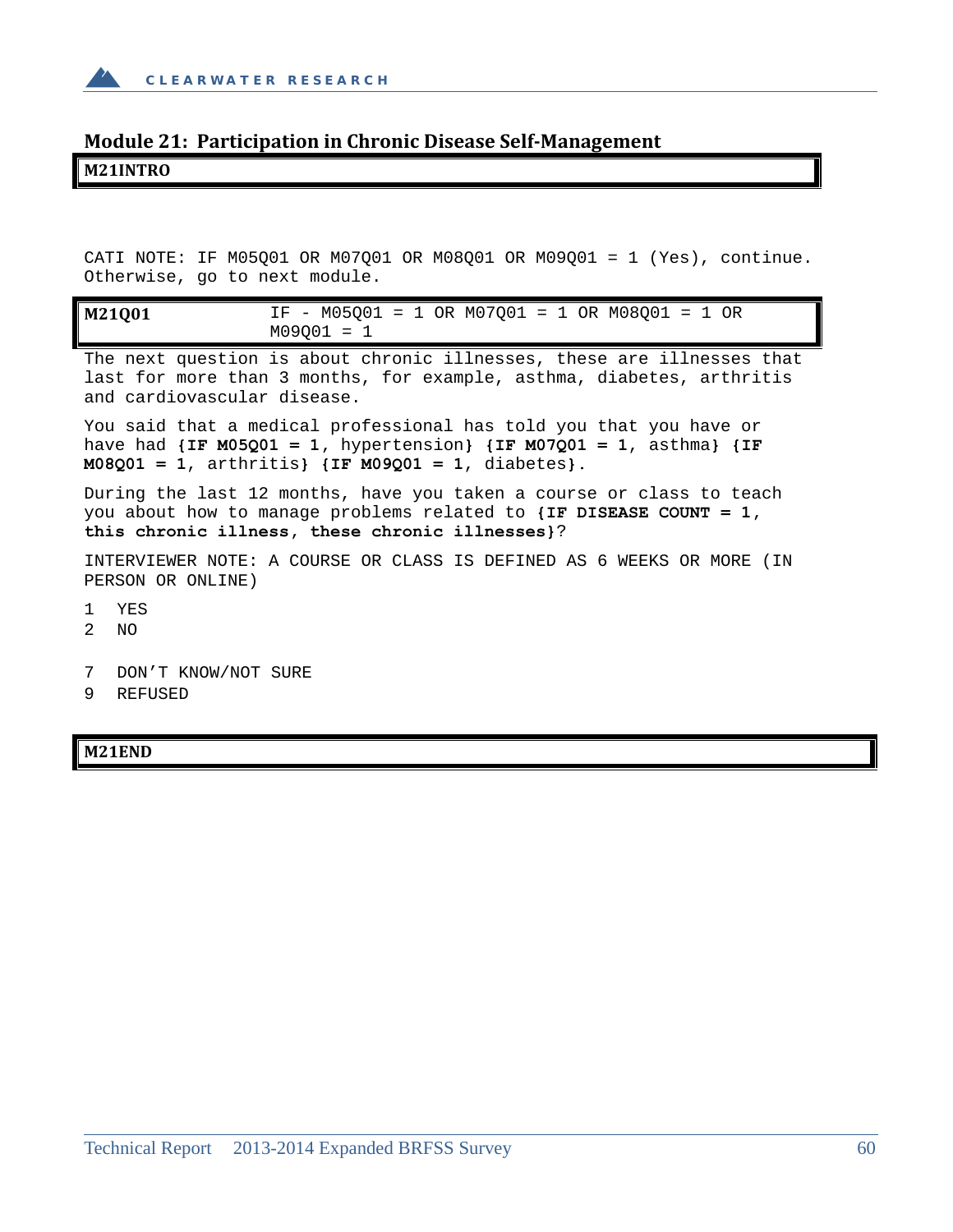## Module 21: Participation in Chronic Disease Self-Management

**M21INTRO**

CATI NOTE: IF M05Q01 OR M07Q01 OR M08Q01 OR M09Q01 = 1 (Yes), continue. Otherwise, go to next module.

| **M21Q01** | IF - M05Q01 = 1 OR M07Q01 = 1 OR M08Q01 = 1 OR M09Q01 = 1 |
|---|---|

The next question is about chronic illnesses, these are illnesses that last for more than 3 months, for example, asthma, diabetes, arthritis and cardiovascular disease.

You said that a medical professional has told you that you have or have had **{IF M05Q01 = 1**, hypertension**}** **{IF M07Q01 = 1**, asthma**}** **{IF M08Q01 = 1**, arthritis**}** **{IF M09Q01 = 1**, diabetes**}**.

During the last 12 months, have you taken a course or class to teach you about how to manage problems related to **{IF DISEASE COUNT = 1, this chronic illness, these chronic illnesses}**?

INTERVIEWER NOTE: A COURSE OR CLASS IS DEFINED AS 6 WEEKS OR MORE (IN PERSON OR ONLINE)

1 YES
2 NO

7 DON'T KNOW/NOT SURE
9 REFUSED

**M21END**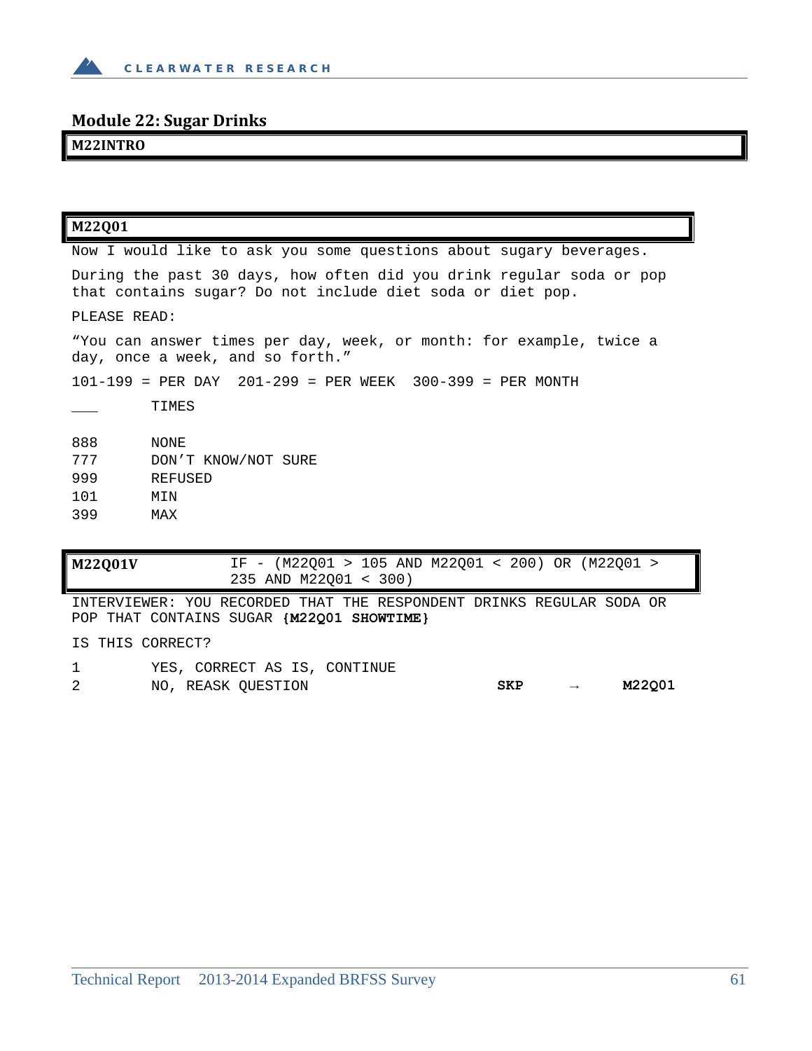## Module 22: Sugar Drinks

**M22INTRO**

**M22Q01**

Now I would like to ask you some questions about sugary beverages.

During the past 30 days, how often did you drink regular soda or pop that contains sugar? Do not include diet soda or diet pop.

PLEASE READ:

"You can answer times per day, week, or month: for example, twice a day, once a week, and so forth."

101-199 = PER DAY  201-299 = PER WEEK  300-399 = PER MONTH

| | |
|---|---|
| ___ | TIMES |
| 888 | NONE |
| 777 | DON'T KNOW/NOT SURE |
| 999 | REFUSED |
| 101 | MIN |
| 399 | MAX |

**M22Q01V** IF - (M22Q01 > 105 AND M22Q01 < 200) OR (M22Q01 > 235 AND M22Q01 < 300)

INTERVIEWER: YOU RECORDED THAT THE RESPONDENT DRINKS REGULAR SODA OR POP THAT CONTAINS SUGAR **{M22Q01 SHOWTIME}**

IS THIS CORRECT?

| | | | | |
|---|---|---|---|---|
| 1 | YES, CORRECT AS IS, CONTINUE | | | |
| 2 | NO, REASK QUESTION | **SKP** | → | **M22Q01** |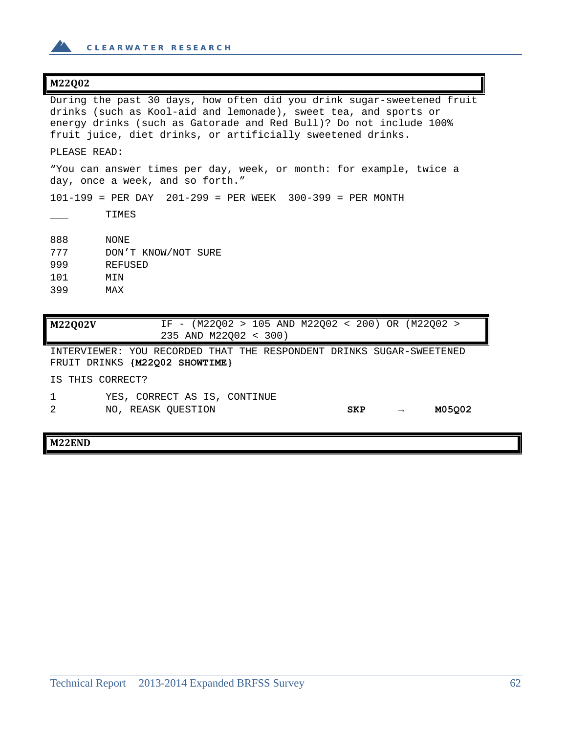**M22Q02**

During the past 30 days, how often did you drink sugar-sweetened fruit drinks (such as Kool-aid and lemonade), sweet tea, and sports or energy drinks (such as Gatorade and Red Bull)? Do not include 100% fruit juice, diet drinks, or artificially sweetened drinks.

PLEASE READ:

"You can answer times per day, week, or month: for example, twice a day, once a week, and so forth."

101-199 = PER DAY   201-299 = PER WEEK   300-399 = PER MONTH

___ TIMES

888 NONE
777 DON'T KNOW/NOT SURE
999 REFUSED
101 MIN
399 MAX

**M22Q02V** IF - (M22Q02 > 105 AND M22Q02 < 200) OR (M22Q02 > 235 AND M22Q02 < 300)

INTERVIEWER: YOU RECORDED THAT THE RESPONDENT DRINKS SUGAR-SWEETENED FRUIT DRINKS **{M22Q02 SHOWTIME}**

IS THIS CORRECT?

1 YES, CORRECT AS IS, CONTINUE
2 NO, REASK QUESTION **SKP → M05Q02**

**M22END**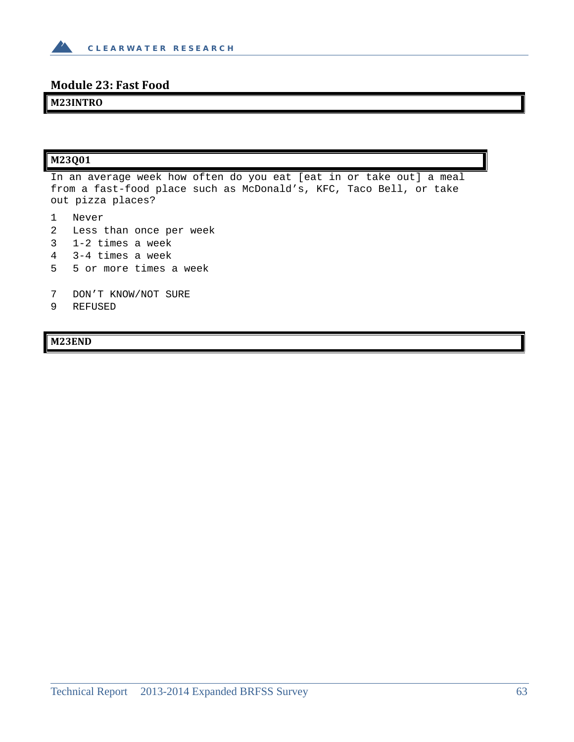## Module 23: Fast Food

**M23INTRO**

**M23Q01**

In an average week how often do you eat [eat in or take out] a meal from a fast-food place such as McDonald's, KFC, Taco Bell, or take out pizza places?

1 Never
2 Less than once per week
3 1-2 times a week
4 3-4 times a week
5 5 or more times a week

7 DON'T KNOW/NOT SURE
9 REFUSED

**M23END**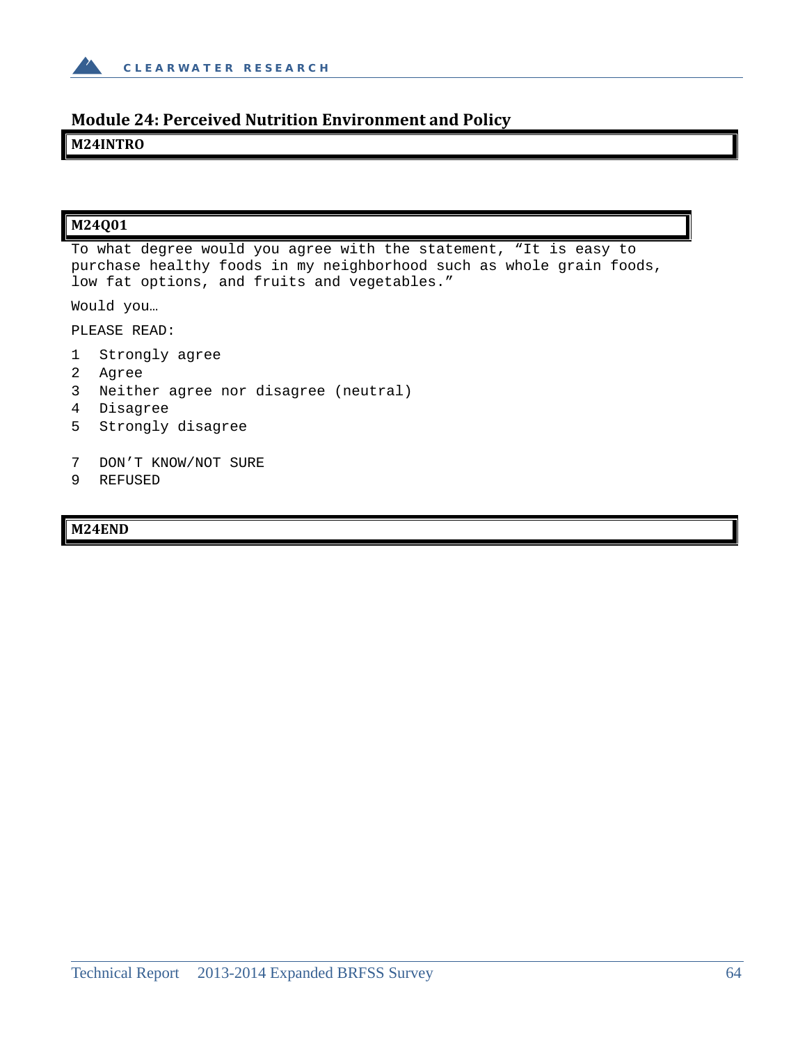## Module 24: Perceived Nutrition Environment and Policy

**M24INTRO**

**M24Q01**

To what degree would you agree with the statement, "It is easy to purchase healthy foods in my neighborhood such as whole grain foods, low fat options, and fruits and vegetables."

Would you…

PLEASE READ:

1 Strongly agree
2 Agree
3 Neither agree nor disagree (neutral)
4 Disagree
5 Strongly disagree

7 DON'T KNOW/NOT SURE
9 REFUSED

**M24END**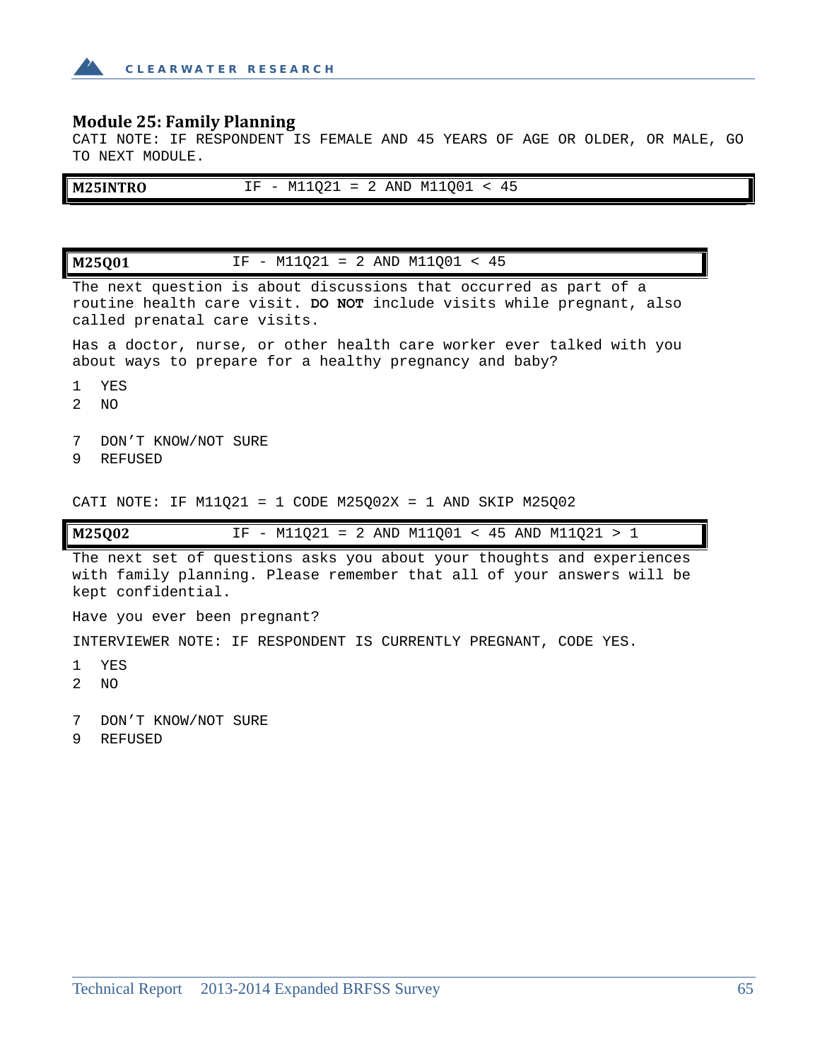## Module 25: Family Planning

CATI NOTE: IF RESPONDENT IS FEMALE AND 45 YEARS OF AGE OR OLDER, OR MALE, GO TO NEXT MODULE.

| **M25INTRO** | IF - M11Q21 = 2 AND M11Q01 < 45 |
|---|---|

| **M25Q01** | IF - M11Q21 = 2 AND M11Q01 < 45 |
|---|---|

The next question is about discussions that occurred as part of a routine health care visit. **DO NOT** include visits while pregnant, also called prenatal care visits.

Has a doctor, nurse, or other health care worker ever talked with you about ways to prepare for a healthy pregnancy and baby?

1 YES
2 NO

7 DON'T KNOW/NOT SURE
9 REFUSED

CATI NOTE: IF M11Q21 = 1 CODE M25Q02X = 1 AND SKIP M25Q02

| **M25Q02** | IF - M11Q21 = 2 AND M11Q01 < 45 AND M11Q21 > 1 |
|---|---|

The next set of questions asks you about your thoughts and experiences with family planning. Please remember that all of your answers will be kept confidential.

Have you ever been pregnant?

INTERVIEWER NOTE: IF RESPONDENT IS CURRENTLY PREGNANT, CODE YES.

1 YES
2 NO

7 DON'T KNOW/NOT SURE
9 REFUSED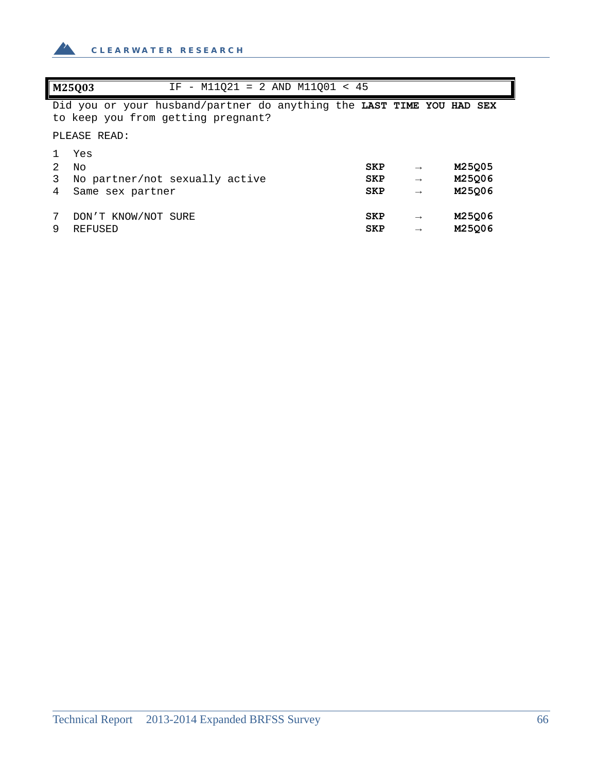| **M25Q03** | IF - M11Q21 = 2 AND M11Q01 < 45 |
|---|---|

Did you or your husband/partner do anything the **LAST TIME YOU HAD SEX** to keep you from getting pregnant?

PLEASE READ:

| Code | Response | Skip | | Target |
|---|---|---|---|---|
| 1 | Yes | | | |
| 2 | No | **SKP** | → | **M25Q05** |
| 3 | No partner/not sexually active | **SKP** | → | **M25Q06** |
| 4 | Same sex partner | **SKP** | → | **M25Q06** |
| 7 | DON'T KNOW/NOT SURE | **SKP** | → | **M25Q06** |
| 9 | REFUSED | **SKP** | → | **M25Q06** |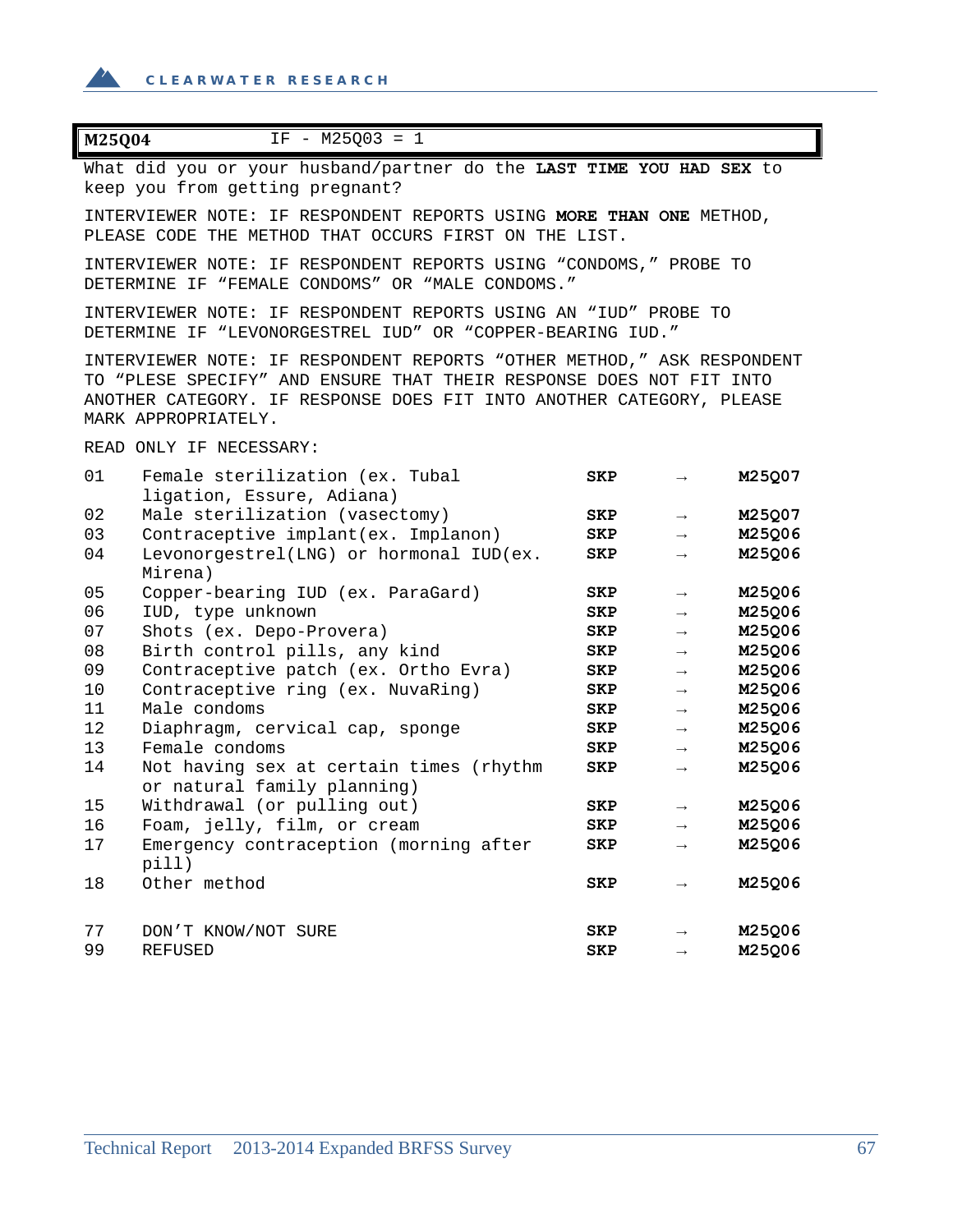| **M25Q04** | IF - M25Q03 = 1 |
|---|---|

What did you or your husband/partner do the **LAST TIME YOU HAD SEX** to keep you from getting pregnant?

INTERVIEWER NOTE: IF RESPONDENT REPORTS USING **MORE THAN ONE** METHOD, PLEASE CODE THE METHOD THAT OCCURS FIRST ON THE LIST.

INTERVIEWER NOTE: IF RESPONDENT REPORTS USING “CONDOMS,” PROBE TO DETERMINE IF “FEMALE CONDOMS” OR “MALE CONDOMS.”

INTERVIEWER NOTE: IF RESPONDENT REPORTS USING AN “IUD” PROBE TO DETERMINE IF “LEVONORGESTREL IUD” OR “COPPER-BEARING IUD.”

INTERVIEWER NOTE: IF RESPONDENT REPORTS “OTHER METHOD,” ASK RESPONDENT TO “PLESE SPECIFY” AND ENSURE THAT THEIR RESPONSE DOES NOT FIT INTO ANOTHER CATEGORY. IF RESPONSE DOES FIT INTO ANOTHER CATEGORY, PLEASE MARK APPROPRIATELY.

READ ONLY IF NECESSARY:

| Code | Response | | | |
|---|---|---|---|---|
| 01 | Female sterilization (ex. Tubal ligation, Essure, Adiana) | **SKP** | → | **M25Q07** |
| 02 | Male sterilization (vasectomy) | **SKP** | → | **M25Q07** |
| 03 | Contraceptive implant(ex. Implanon) | **SKP** | → | **M25Q06** |
| 04 | Levonorgestrel(LNG) or hormonal IUD(ex. Mirena) | **SKP** | → | **M25Q06** |
| 05 | Copper-bearing IUD (ex. ParaGard) | **SKP** | → | **M25Q06** |
| 06 | IUD, type unknown | **SKP** | → | **M25Q06** |
| 07 | Shots (ex. Depo-Provera) | **SKP** | → | **M25Q06** |
| 08 | Birth control pills, any kind | **SKP** | → | **M25Q06** |
| 09 | Contraceptive patch (ex. Ortho Evra) | **SKP** | → | **M25Q06** |
| 10 | Contraceptive ring (ex. NuvaRing) | **SKP** | → | **M25Q06** |
| 11 | Male condoms | **SKP** | → | **M25Q06** |
| 12 | Diaphragm, cervical cap, sponge | **SKP** | → | **M25Q06** |
| 13 | Female condoms | **SKP** | → | **M25Q06** |
| 14 | Not having sex at certain times (rhythm or natural family planning) | **SKP** | → | **M25Q06** |
| 15 | Withdrawal (or pulling out) | **SKP** | → | **M25Q06** |
| 16 | Foam, jelly, film, or cream | **SKP** | → | **M25Q06** |
| 17 | Emergency contraception (morning after pill) | **SKP** | → | **M25Q06** |
| 18 | Other method | **SKP** | → | **M25Q06** |
| 77 | DON’T KNOW/NOT SURE | **SKP** | → | **M25Q06** |
| 99 | REFUSED | **SKP** | → | **M25Q06** |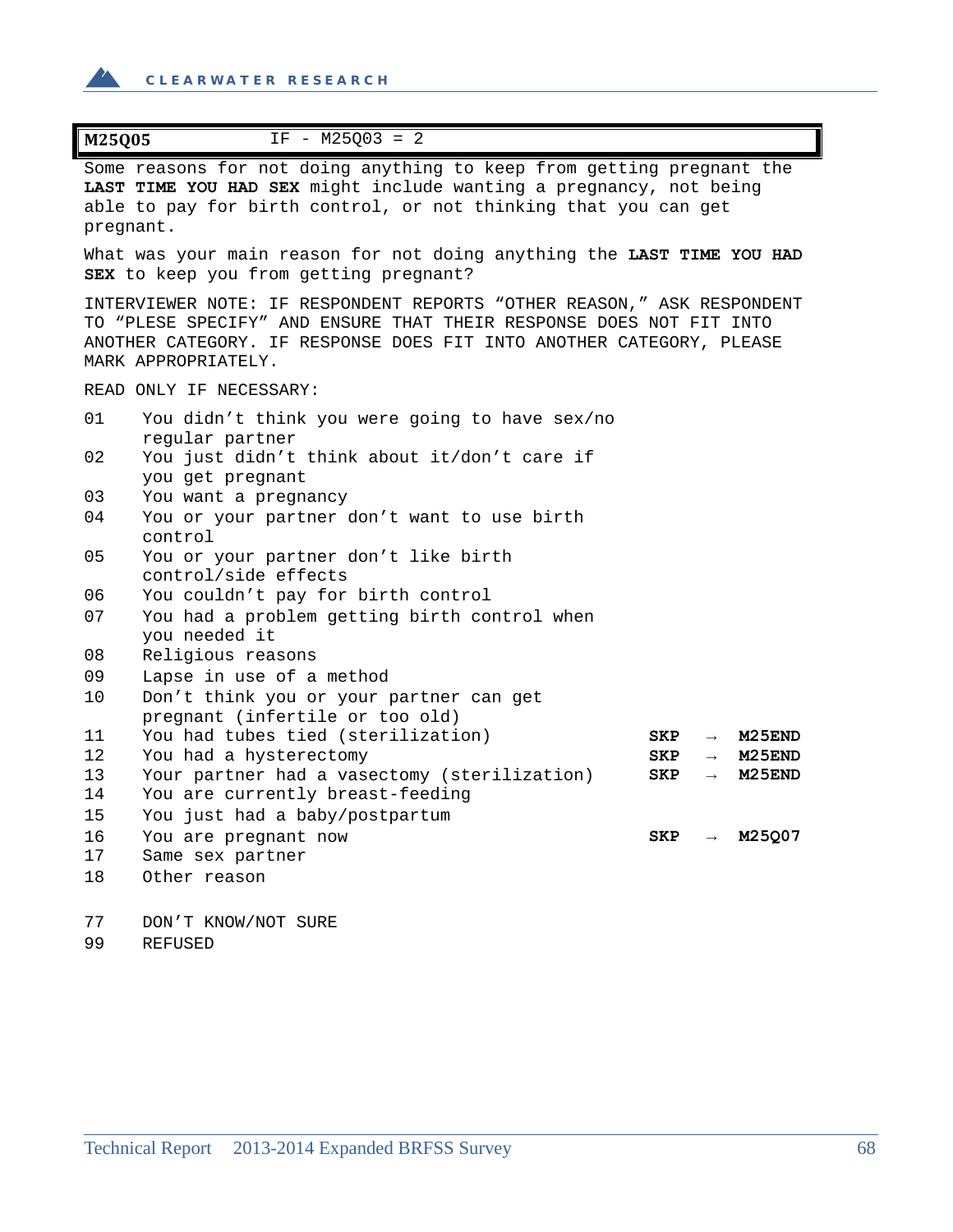| **M25Q05** | IF - M25Q03 = 2 |
|---|---|

Some reasons for not doing anything to keep from getting pregnant the **LAST TIME YOU HAD SEX** might include wanting a pregnancy, not being able to pay for birth control, or not thinking that you can get pregnant.

What was your main reason for not doing anything the **LAST TIME YOU HAD SEX** to keep you from getting pregnant?

INTERVIEWER NOTE: IF RESPONDENT REPORTS “OTHER REASON,” ASK RESPONDENT TO “PLESE SPECIFY” AND ENSURE THAT THEIR RESPONSE DOES NOT FIT INTO ANOTHER CATEGORY. IF RESPONSE DOES FIT INTO ANOTHER CATEGORY, PLEASE MARK APPROPRIATELY.

READ ONLY IF NECESSARY:

| Code | Response | Skip | | |
|---|---|---|---|---|
| 01 | You didn’t think you were going to have sex/no regular partner | | | |
| 02 | You just didn’t think about it/don’t care if you get pregnant | | | |
| 03 | You want a pregnancy | | | |
| 04 | You or your partner don’t want to use birth control | | | |
| 05 | You or your partner don’t like birth control/side effects | | | |
| 06 | You couldn’t pay for birth control | | | |
| 07 | You had a problem getting birth control when you needed it | | | |
| 08 | Religious reasons | | | |
| 09 | Lapse in use of a method | | | |
| 10 | Don’t think you or your partner can get pregnant (infertile or too old) | | | |
| 11 | You had tubes tied (sterilization) | **SKP** | → | **M25END** |
| 12 | You had a hysterectomy | **SKP** | → | **M25END** |
| 13 | Your partner had a vasectomy (sterilization) | **SKP** | → | **M25END** |
| 14 | You are currently breast-feeding | | | |
| 15 | You just had a baby/postpartum | | | |
| 16 | You are pregnant now | **SKP** | → | **M25Q07** |
| 17 | Same sex partner | | | |
| 18 | Other reason | | | |
| | | | | |
| 77 | DON’T KNOW/NOT SURE | | | |
| 99 | REFUSED | | | |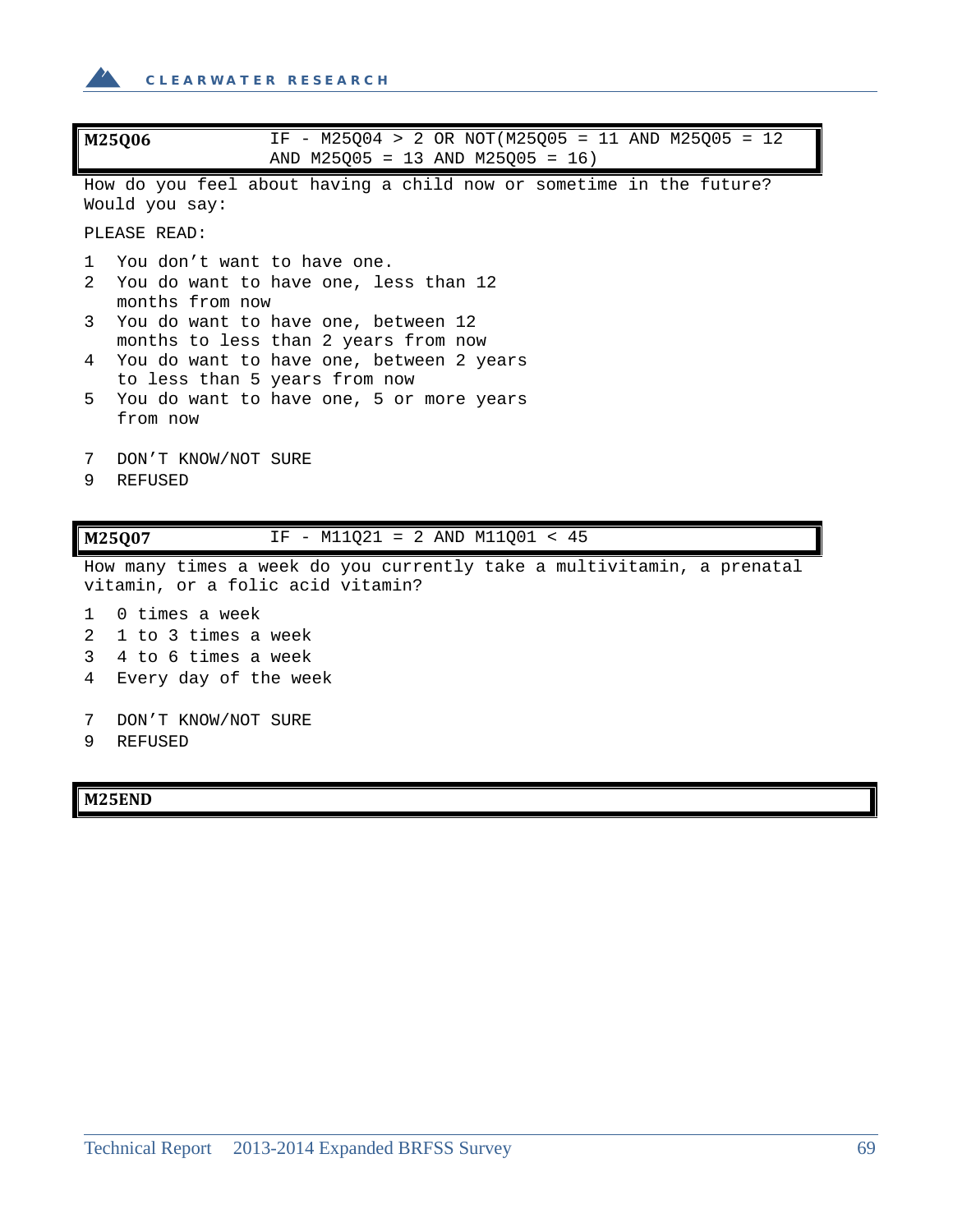**M25Q06** IF - M25Q04 > 2 OR NOT(M25Q05 = 11 AND M25Q05 = 12 AND M25Q05 = 13 AND M25Q05 = 16)

How do you feel about having a child now or sometime in the future? Would you say:

PLEASE READ:

1 You don’t want to have one.
2 You do want to have one, less than 12 months from now
3 You do want to have one, between 12 months to less than 2 years from now
4 You do want to have one, between 2 years to less than 5 years from now
5 You do want to have one, 5 or more years from now

7 DON’T KNOW/NOT SURE
9 REFUSED

**M25Q07** IF - M11Q21 = 2 AND M11Q01 < 45

How many times a week do you currently take a multivitamin, a prenatal vitamin, or a folic acid vitamin?

1 0 times a week
2 1 to 3 times a week
3 4 to 6 times a week
4 Every day of the week

7 DON’T KNOW/NOT SURE
9 REFUSED

**M25END**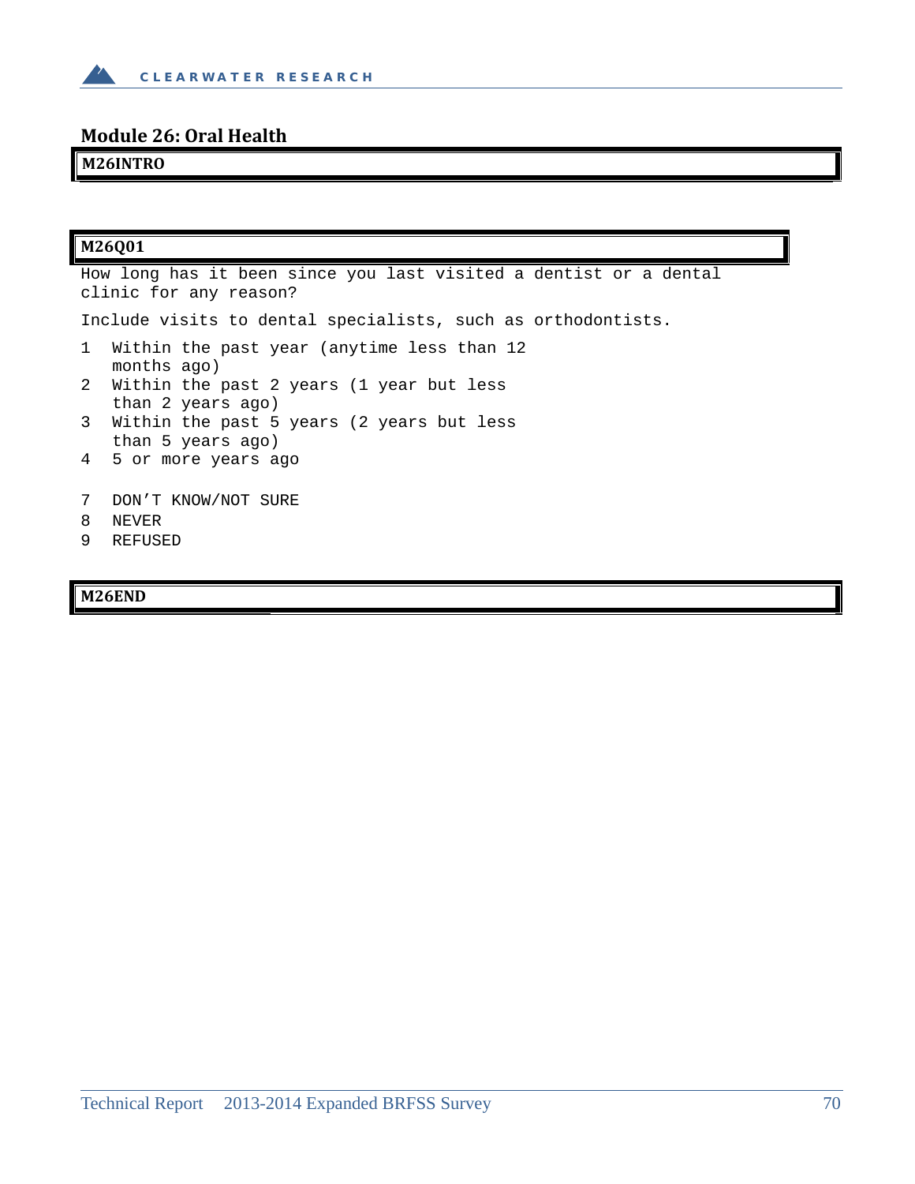## Module 26: Oral Health

**M26INTRO**

**M26Q01**

How long has it been since you last visited a dentist or a dental clinic for any reason?

Include visits to dental specialists, such as orthodontists.

1 Within the past year (anytime less than 12 months ago)
2 Within the past 2 years (1 year but less than 2 years ago)
3 Within the past 5 years (2 years but less than 5 years ago)
4 5 or more years ago

7 DON'T KNOW/NOT SURE
8 NEVER
9 REFUSED

**M26END**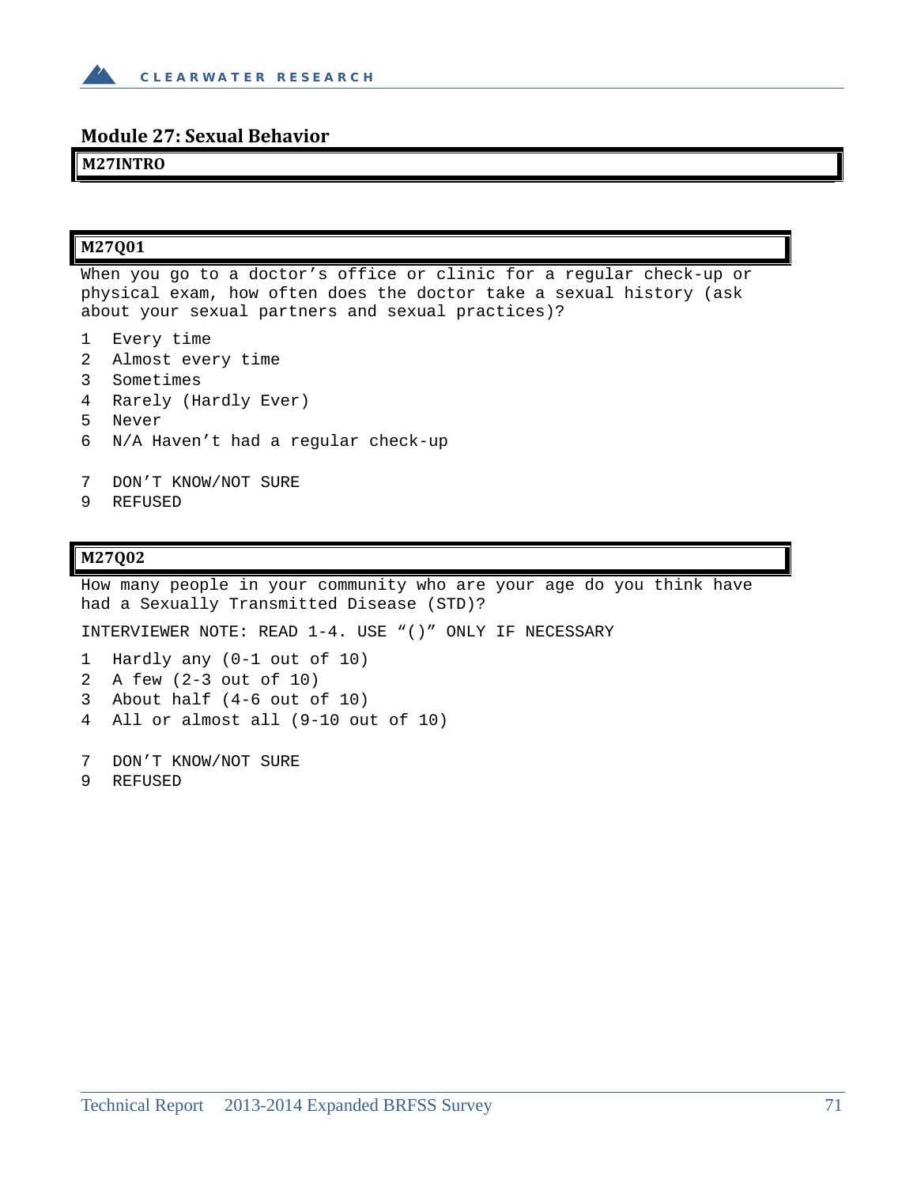## Module 27: Sexual Behavior

**M27INTRO**

**M27Q01**

When you go to a doctor's office or clinic for a regular check-up or physical exam, how often does the doctor take a sexual history (ask about your sexual partners and sexual practices)?

1 Every time
2 Almost every time
3 Sometimes
4 Rarely (Hardly Ever)
5 Never
6 N/A Haven't had a regular check-up

7 DON'T KNOW/NOT SURE
9 REFUSED

**M27Q02**

How many people in your community who are your age do you think have had a Sexually Transmitted Disease (STD)?

INTERVIEWER NOTE: READ 1-4. USE "()" ONLY IF NECESSARY

1 Hardly any (0-1 out of 10)
2 A few (2-3 out of 10)
3 About half (4-6 out of 10)
4 All or almost all (9-10 out of 10)

7 DON'T KNOW/NOT SURE
9 REFUSED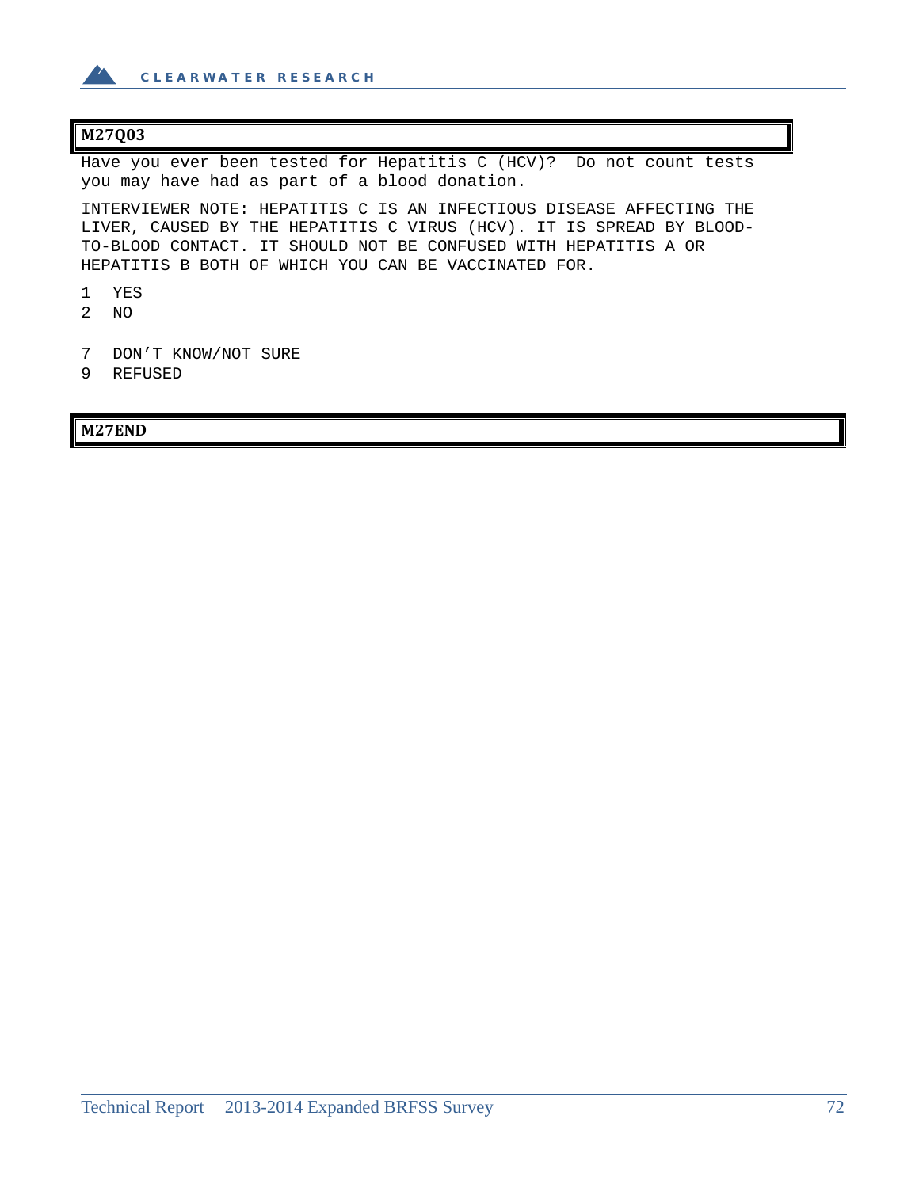**M27Q03**

Have you ever been tested for Hepatitis C (HCV)? Do not count tests you may have had as part of a blood donation.

INTERVIEWER NOTE: HEPATITIS C IS AN INFECTIOUS DISEASE AFFECTING THE LIVER, CAUSED BY THE HEPATITIS C VIRUS (HCV). IT IS SPREAD BY BLOOD-TO-BLOOD CONTACT. IT SHOULD NOT BE CONFUSED WITH HEPATITIS A OR HEPATITIS B BOTH OF WHICH YOU CAN BE VACCINATED FOR.

1 YES
2 NO

7 DON'T KNOW/NOT SURE
9 REFUSED

**M27END**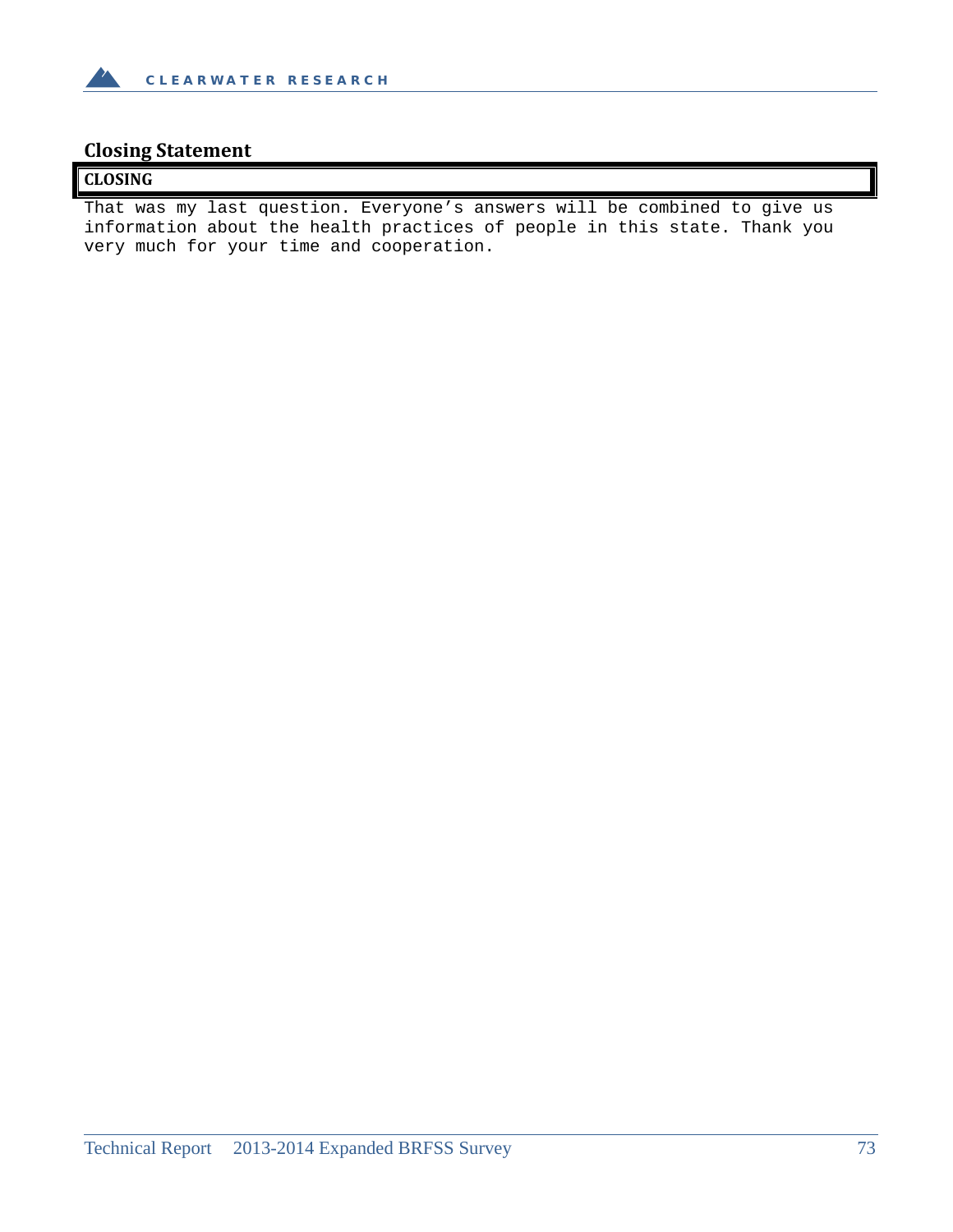## Closing Statement

| CLOSING |
|---|

```
That was my last question. Everyone’s answers will be combined to give us
information about the health practices of people in this state. Thank you
very much for your time and cooperation.
```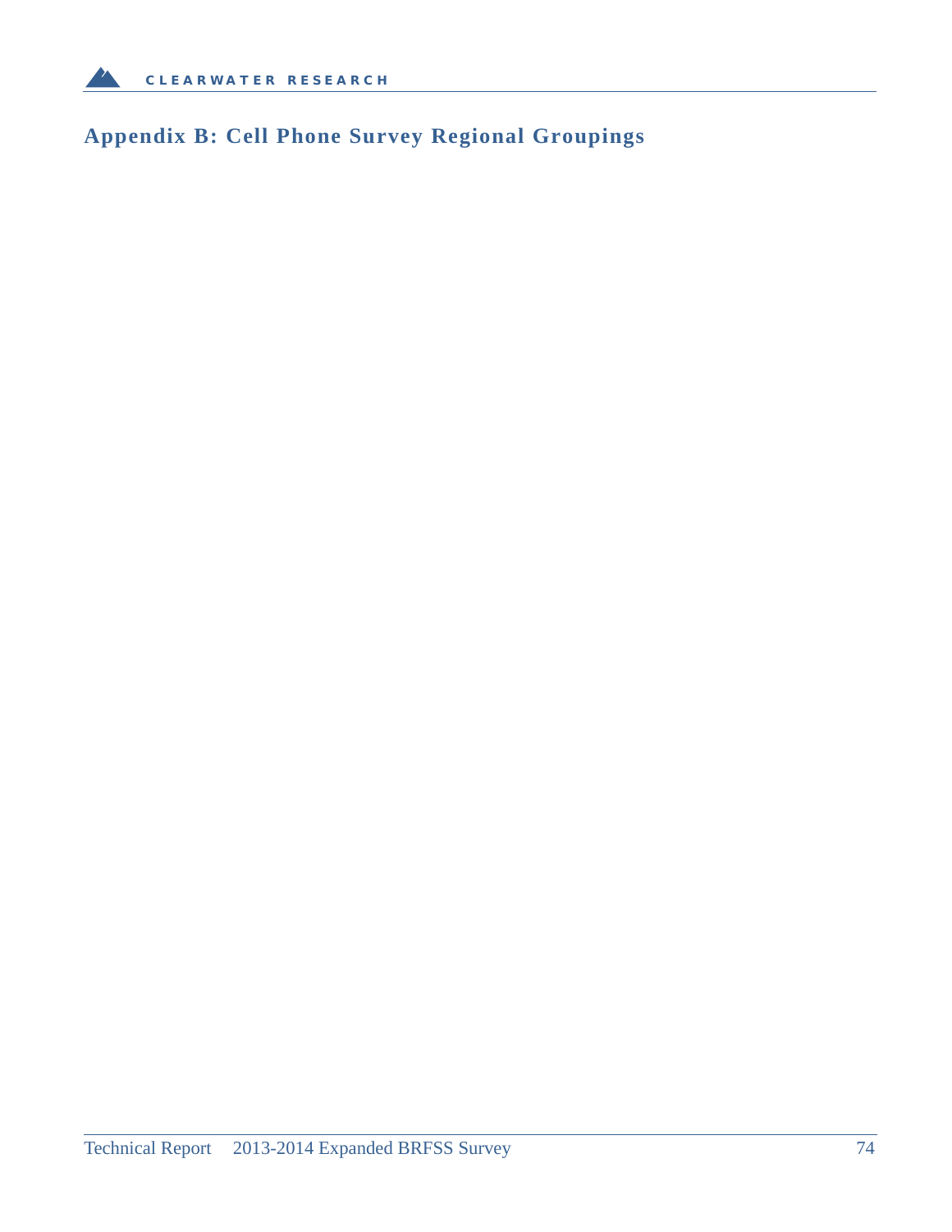## Appendix B: Cell Phone Survey Regional Groupings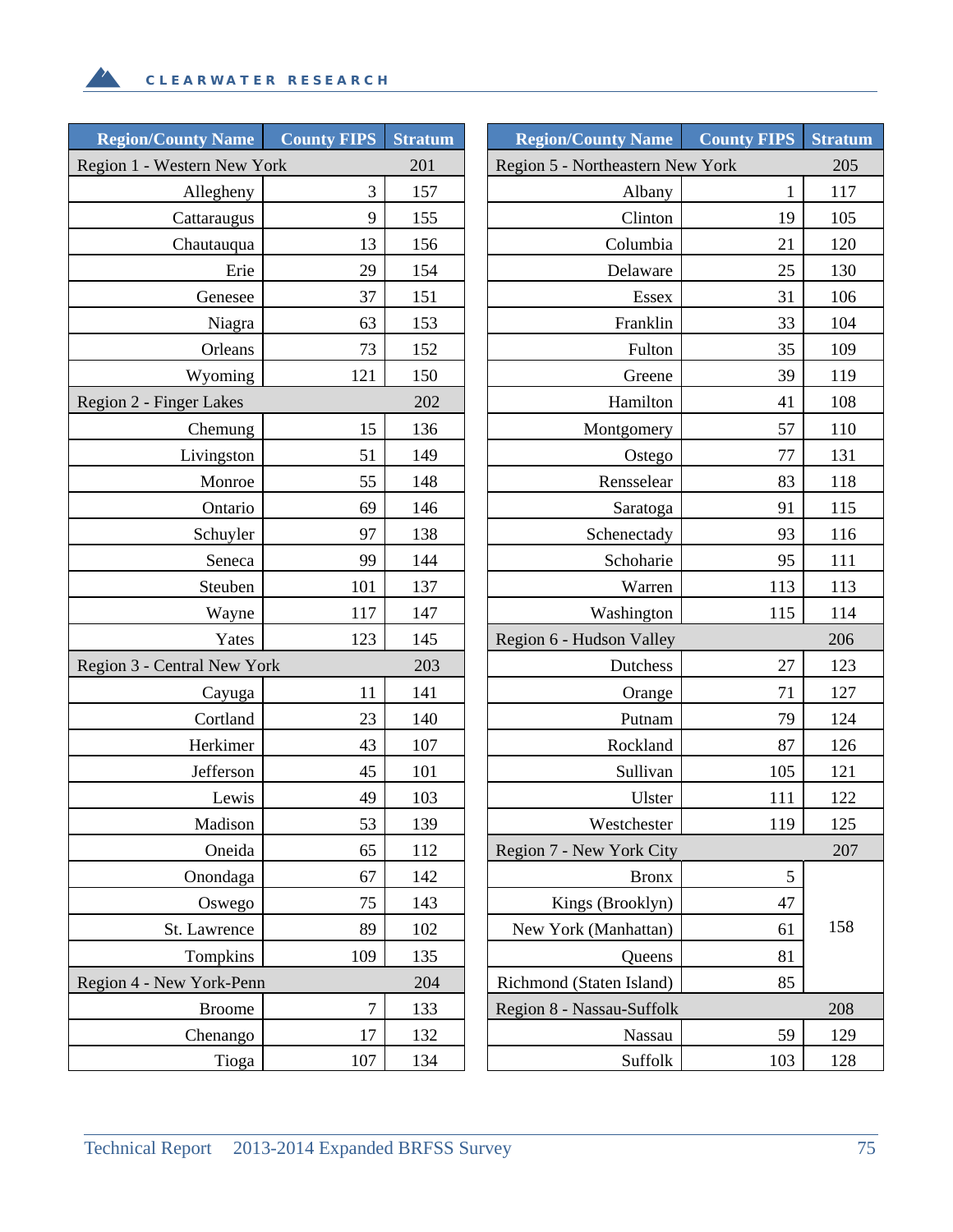| Region/County Name | County FIPS | Stratum |
|---|---|---|
| Region 1 - Western New York | | 201 |
| Allegheny | 3 | 157 |
| Cattaraugus | 9 | 155 |
| Chautauqua | 13 | 156 |
| Erie | 29 | 154 |
| Genesee | 37 | 151 |
| Niagra | 63 | 153 |
| Orleans | 73 | 152 |
| Wyoming | 121 | 150 |
| Region 2 - Finger Lakes | | 202 |
| Chemung | 15 | 136 |
| Livingston | 51 | 149 |
| Monroe | 55 | 148 |
| Ontario | 69 | 146 |
| Schuyler | 97 | 138 |
| Seneca | 99 | 144 |
| Steuben | 101 | 137 |
| Wayne | 117 | 147 |
| Yates | 123 | 145 |
| Region 3 - Central New York | | 203 |
| Cayuga | 11 | 141 |
| Cortland | 23 | 140 |
| Herkimer | 43 | 107 |
| Jefferson | 45 | 101 |
| Lewis | 49 | 103 |
| Madison | 53 | 139 |
| Oneida | 65 | 112 |
| Onondaga | 67 | 142 |
| Oswego | 75 | 143 |
| St. Lawrence | 89 | 102 |
| Tompkins | 109 | 135 |
| Region 4 - New York-Penn | | 204 |
| Broome | 7 | 133 |
| Chenango | 17 | 132 |
| Tioga | 107 | 134 |

| Region/County Name | County FIPS | Stratum |
|---|---|---|
| Region 5 - Northeastern New York | | 205 |
| Albany | 1 | 117 |
| Clinton | 19 | 105 |
| Columbia | 21 | 120 |
| Delaware | 25 | 130 |
| Essex | 31 | 106 |
| Franklin | 33 | 104 |
| Fulton | 35 | 109 |
| Greene | 39 | 119 |
| Hamilton | 41 | 108 |
| Montgomery | 57 | 110 |
| Ostego | 77 | 131 |
| Rensselear | 83 | 118 |
| Saratoga | 91 | 115 |
| Schenectady | 93 | 116 |
| Schoharie | 95 | 111 |
| Warren | 113 | 113 |
| Washington | 115 | 114 |
| Region 6 - Hudson Valley | | 206 |
| Dutchess | 27 | 123 |
| Orange | 71 | 127 |
| Putnam | 79 | 124 |
| Rockland | 87 | 126 |
| Sullivan | 105 | 121 |
| Ulster | 111 | 122 |
| Westchester | 119 | 125 |
| Region 7 - New York City | | 207 |
| Bronx | 5 | 158 |
| Kings (Brooklyn) | 47 | |
| New York (Manhattan) | 61 | |
| Queens | 81 | |
| Richmond (Staten Island) | 85 | |
| Region 8 - Nassau-Suffolk | | 208 |
| Nassau | 59 | 129 |
| Suffolk | 103 | 128 |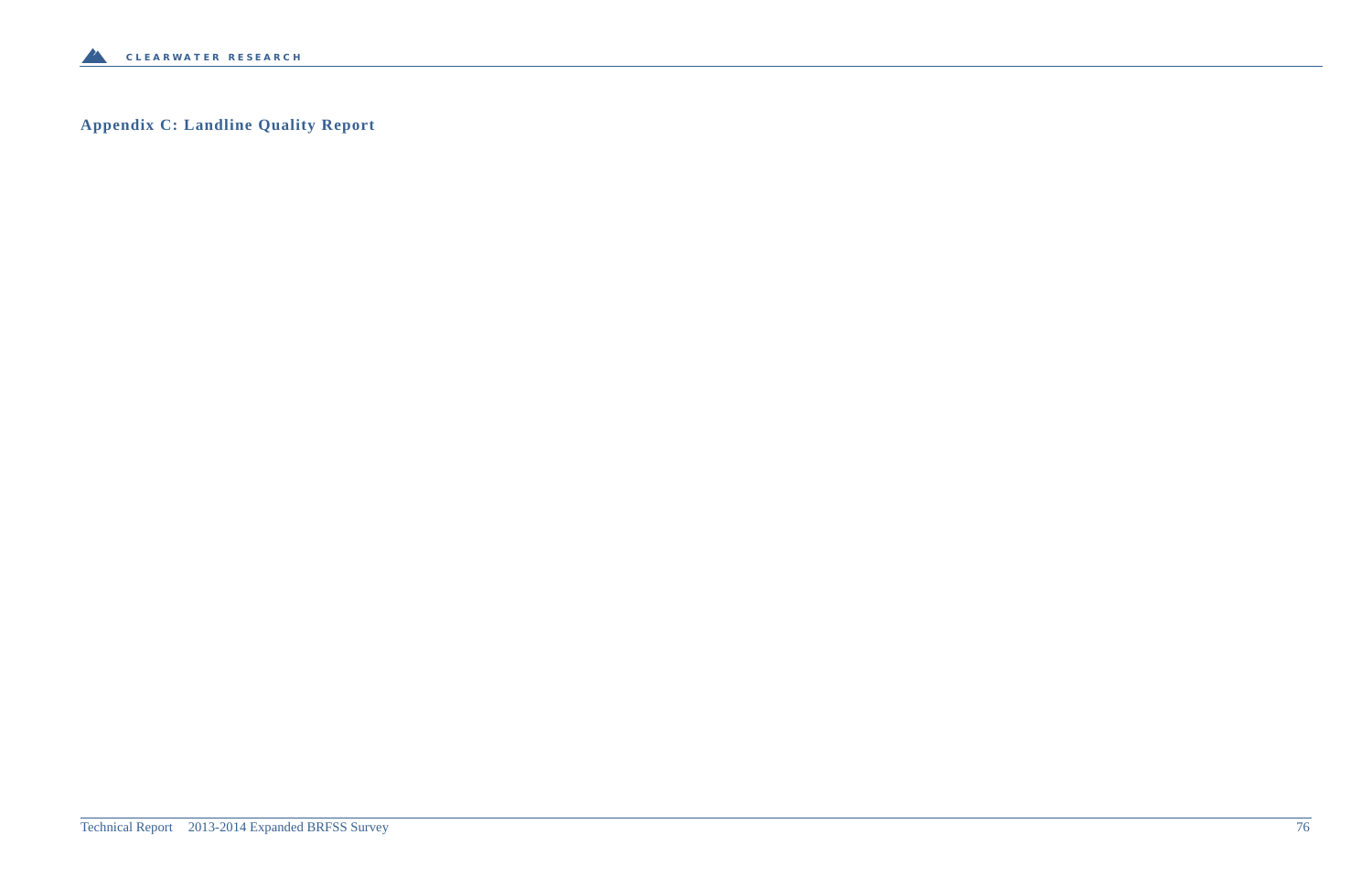## Appendix C: Landline Quality Report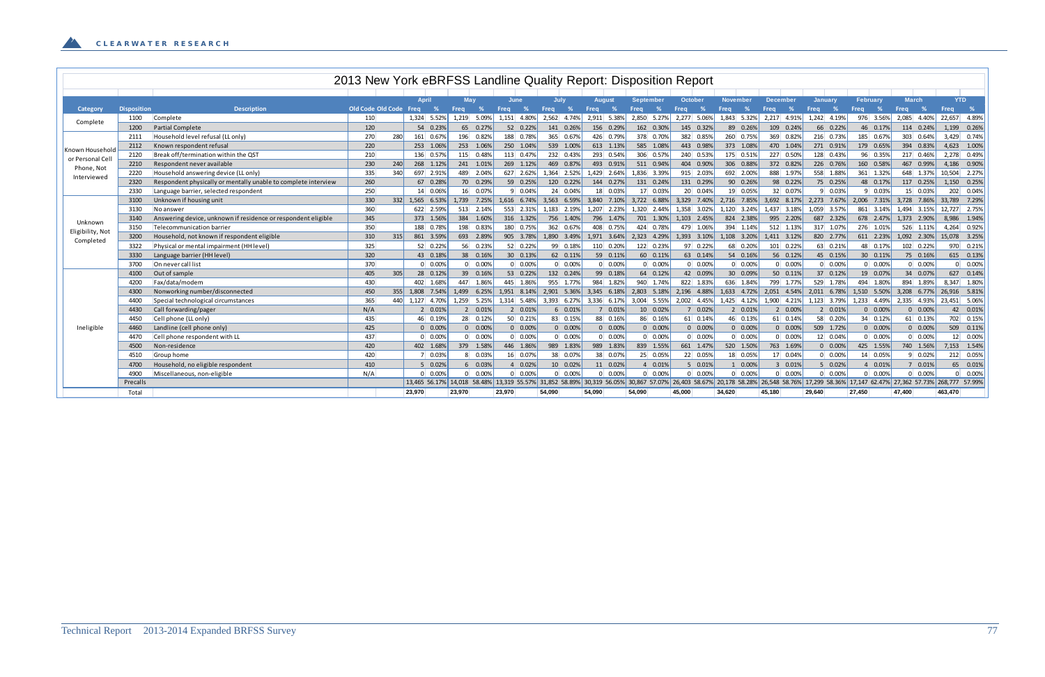# 2013 New York eBRFSS Landline Quality Report: Disposition Report

| Category | Disposition | Description | Old Code | Old Code | April Freq | April % | May Freq | May % | June Freq | June % | July Freq | July % | August Freq | August % | September Freq | September % | October Freq | October % | November Freq | November % | December Freq | December % | January Freq | January % | February Freq | February % | March Freq | March % | YTD Freq | YTD % |
|---|---|---|---|---|---|---|---|---|---|---|---|---|---|---|---|---|---|---|---|---|---|---|---|---|---|---|---|---|---|---|
| Complete | 1100 | Complete | 110 | | 1,324 | 5.52% | 1,219 | 5.09% | 1,151 | 4.80% | 2,562 | 4.74% | 2,911 | 5.38% | 2,850 | 5.27% | 2,277 | 5.06% | 1,843 | 5.32% | 2,217 | 4.91% | 1,242 | 4.19% | 976 | 3.56% | 2,085 | 4.40% | 22,657 | 4.89% |
| | 1200 | Partial Complete | 120 | | 54 | 0.23% | 65 | 0.27% | 52 | 0.22% | 141 | 0.26% | 156 | 0.29% | 162 | 0.30% | 145 | 0.32% | 89 | 0.26% | 109 | 0.24% | 66 | 0.22% | 46 | 0.17% | 114 | 0.24% | 1,199 | 0.26% |
| Known Household or Personal Cell Phone, Not Interviewed | 2111 | Household level refusal (LL only) | 270 | 280 | 161 | 0.67% | 196 | 0.82% | 188 | 0.78% | 365 | 0.67% | 426 | 0.79% | 378 | 0.70% | 382 | 0.85% | 260 | 0.75% | 369 | 0.82% | 216 | 0.73% | 185 | 0.67% | 303 | 0.64% | 3,429 | 0.74% |
| | 2112 | Known respondent refusal | 220 | | 253 | 1.06% | 253 | 1.06% | 250 | 1.04% | 539 | 1.00% | 613 | 1.13% | 585 | 1.08% | 443 | 0.98% | 373 | 1.08% | 470 | 1.04% | 271 | 0.91% | 179 | 0.65% | 394 | 0.83% | 4,623 | 1.00% |
| | 2120 | Break off/termination within the QST | 210 | | 136 | 0.57% | 115 | 0.48% | 113 | 0.47% | 232 | 0.43% | 293 | 0.54% | 306 | 0.57% | 240 | 0.53% | 175 | 0.51% | 227 | 0.50% | 128 | 0.43% | 96 | 0.35% | 217 | 0.46% | 2,278 | 0.49% |
| | 2210 | Respondent never available | 230 | 240 | 268 | 1.12% | 241 | 1.01% | 269 | 1.12% | 469 | 0.87% | 493 | 0.91% | 511 | 0.94% | 404 | 0.90% | 306 | 0.88% | 372 | 0.82% | 226 | 0.76% | 160 | 0.58% | 467 | 0.99% | 4,186 | 0.90% |
| | 2220 | Household answering device (LL only) | 335 | 340 | 697 | 2.91% | 489 | 2.04% | 627 | 2.62% | 1,364 | 2.52% | 1,429 | 2.64% | 1,836 | 3.39% | 915 | 2.03% | 692 | 2.00% | 888 | 1.97% | 558 | 1.88% | 361 | 1.32% | 648 | 1.37% | 10,504 | 2.27% |
| | 2320 | Respondent physically or mentally unable to complete interview | 260 | | 67 | 0.28% | 70 | 0.29% | 59 | 0.25% | 120 | 0.22% | 144 | 0.27% | 131 | 0.24% | 131 | 0.29% | 90 | 0.26% | 98 | 0.22% | 75 | 0.25% | 48 | 0.17% | 117 | 0.25% | 1,150 | 0.25% |
| | 2330 | Language barrier, selected respondent | 250 | | 14 | 0.06% | 16 | 0.07% | 9 | 0.04% | 24 | 0.04% | 18 | 0.03% | 17 | 0.03% | 20 | 0.04% | 19 | 0.05% | 32 | 0.07% | 9 | 0.03% | 9 | 0.03% | 15 | 0.03% | 202 | 0.04% |
| Unknown Eligibility, Not Completed | 3100 | Unknown if housing unit | 330 | 332 | 1,565 | 6.53% | 1,739 | 7.25% | 1,616 | 6.74% | 3,563 | 6.59% | 3,840 | 7.10% | 3,722 | 6.88% | 3,329 | 7.40% | 2,716 | 7.85% | 3,692 | 8.17% | 2,273 | 7.67% | 2,006 | 7.31% | 3,728 | 7.86% | 33,789 | 7.29% |
| | 3130 | No answer | 360 | | 622 | 2.59% | 513 | 2.14% | 553 | 2.31% | 1,183 | 2.19% | 1,207 | 2.23% | 1,320 | 2.44% | 1,358 | 3.02% | 1,120 | 3.24% | 1,437 | 3.18% | 1,059 | 3.57% | 861 | 3.14% | 1,494 | 3.15% | 12,727 | 2.75% |
| | 3140 | Answering device, unknown if residence or respondent eligible | 345 | | 373 | 1.56% | 384 | 1.60% | 316 | 1.32% | 756 | 1.40% | 796 | 1.47% | 701 | 1.30% | 1,103 | 2.45% | 824 | 2.38% | 995 | 2.20% | 687 | 2.32% | 678 | 2.47% | 1,373 | 2.90% | 8,986 | 1.94% |
| | 3150 | Telecommunication barrier | 350 | | 188 | 0.78% | 198 | 0.83% | 180 | 0.75% | 362 | 0.67% | 408 | 0.75% | 424 | 0.78% | 479 | 1.06% | 394 | 1.14% | 512 | 1.13% | 317 | 1.07% | 276 | 1.01% | 526 | 1.11% | 4,264 | 0.92% |
| | 3200 | Household, not known if respondent eligible | 310 | 315 | 861 | 3.59% | 693 | 2.89% | 905 | 3.78% | 1,890 | 3.49% | 1,971 | 3.64% | 2,323 | 4.29% | 1,393 | 3.10% | 1,108 | 3.20% | 1,411 | 3.12% | 820 | 2.77% | 611 | 2.23% | 1,092 | 2.30% | 15,078 | 3.25% |
| | 3322 | Physical or mental impairment (HH level) | 325 | | 52 | 0.22% | 56 | 0.23% | 52 | 0.22% | 99 | 0.18% | 110 | 0.20% | 122 | 0.23% | 97 | 0.22% | 68 | 0.20% | 101 | 0.22% | 63 | 0.21% | 48 | 0.17% | 102 | 0.22% | 970 | 0.21% |
| | 3330 | Language barrier (HH level) | 320 | | 43 | 0.18% | 38 | 0.16% | 30 | 0.13% | 62 | 0.11% | 59 | 0.11% | 60 | 0.11% | 63 | 0.14% | 54 | 0.16% | 56 | 0.12% | 45 | 0.15% | 30 | 0.11% | 75 | 0.16% | 615 | 0.13% |
| | 3700 | On never call list | 370 | | 0 | 0.00% | 0 | 0.00% | 0 | 0.00% | 0 | 0.00% | 0 | 0.00% | 0 | 0.00% | 0 | 0.00% | 0 | 0.00% | 0 | 0.00% | 0 | 0.00% | 0 | 0.00% | 0 | 0.00% | 0 | 0.00% |
| Ineligible | 4100 | Out of sample | 405 | 305 | 28 | 0.12% | 39 | 0.16% | 53 | 0.22% | 132 | 0.24% | 99 | 0.18% | 64 | 0.12% | 42 | 0.09% | 30 | 0.09% | 50 | 0.11% | 37 | 0.12% | 19 | 0.07% | 34 | 0.07% | 627 | 0.14% |
| | 4200 | Fax/data/modem | 430 | | 402 | 1.68% | 447 | 1.86% | 445 | 1.86% | 955 | 1.77% | 984 | 1.82% | 940 | 1.74% | 822 | 1.83% | 636 | 1.84% | 799 | 1.77% | 529 | 1.78% | 494 | 1.80% | 894 | 1.89% | 8,347 | 1.80% |
| | 4300 | Nonworking number/disconnected | 450 | 355 | 1,808 | 7.54% | 1,499 | 6.25% | 1,951 | 8.14% | 2,901 | 5.36% | 3,345 | 6.18% | 2,803 | 5.18% | 2,196 | 4.88% | 1,633 | 4.72% | 2,051 | 4.54% | 2,011 | 6.78% | 1,510 | 5.50% | 3,208 | 6.77% | 26,916 | 5.81% |
| | 4400 | Special technological circumstances | 365 | 440 | 1,127 | 4.70% | 1,259 | 5.25% | 1,314 | 5.48% | 3,393 | 6.27% | 3,336 | 6.17% | 3,004 | 5.55% | 2,002 | 4.45% | 1,425 | 4.12% | 1,900 | 4.21% | 1,123 | 3.79% | 1,233 | 4.49% | 2,335 | 4.93% | 23,451 | 5.06% |
| | 4430 | Call forwarding/pager | N/A | | 2 | 0.01% | 2 | 0.01% | 2 | 0.01% | 6 | 0.01% | 7 | 0.01% | 10 | 0.02% | 7 | 0.02% | 2 | 0.01% | 2 | 0.00% | 2 | 0.01% | 0 | 0.00% | 0 | 0.00% | 42 | 0.01% |
| | 4450 | Cell phone (LL only) | 435 | | 46 | 0.19% | 28 | 0.12% | 50 | 0.21% | 83 | 0.15% | 88 | 0.16% | 86 | 0.16% | 61 | 0.14% | 46 | 0.13% | 61 | 0.14% | 58 | 0.20% | 34 | 0.12% | 61 | 0.13% | 702 | 0.15% |
| | 4460 | Landline (cell phone only) | 425 | | 0 | 0.00% | 0 | 0.00% | 0 | 0.00% | 0 | 0.00% | 0 | 0.00% | 0 | 0.00% | 0 | 0.00% | 0 | 0.00% | 0 | 0.00% | 509 | 1.72% | 0 | 0.00% | 0 | 0.00% | 509 | 0.11% |
| | 4470 | Cell phone respondent with LL | 437 | | 0 | 0.00% | 0 | 0.00% | 0 | 0.00% | 0 | 0.00% | 0 | 0.00% | 0 | 0.00% | 0 | 0.00% | 0 | 0.00% | 0 | 0.00% | 12 | 0.04% | 0 | 0.00% | 0 | 0.00% | 12 | 0.00% |
| | 4500 | Non-residence | 420 | | 402 | 1.68% | 379 | 1.58% | 446 | 1.86% | 989 | 1.83% | 989 | 1.83% | 839 | 1.55% | 661 | 1.47% | 520 | 1.50% | 763 | 1.69% | 0 | 0.00% | 425 | 1.55% | 740 | 1.56% | 7,153 | 1.54% |
| | 4510 | Group home | 420 | | 7 | 0.03% | 8 | 0.03% | 16 | 0.07% | 38 | 0.07% | 38 | 0.07% | 25 | 0.05% | 22 | 0.05% | 18 | 0.05% | 17 | 0.04% | 0 | 0.00% | 14 | 0.05% | 9 | 0.02% | 212 | 0.05% |
| | 4700 | Household, no eligible respondent | 410 | | 5 | 0.02% | 6 | 0.03% | 4 | 0.02% | 10 | 0.02% | 11 | 0.02% | 4 | 0.01% | 5 | 0.01% | 1 | 0.00% | 3 | 0.01% | 5 | 0.02% | 4 | 0.01% | 7 | 0.01% | 65 | 0.01% |
| | 4900 | Miscellaneous, non-eligible | N/A | | 0 | 0.00% | 0 | 0.00% | 0 | 0.00% | 0 | 0.00% | 0 | 0.00% | 0 | 0.00% | 0 | 0.00% | 0 | 0.00% | 0 | 0.00% | 0 | 0.00% | 0 | 0.00% | 0 | 0.00% | 0 | 0.00% |
| | Precalls | | | | 13,465 | 56.17% | 14,018 | 58.48% | 13,319 | 55.57% | 31,852 | 58.89% | 30,319 | 56.05% | 30,867 | 57.07% | 26,403 | 58.67% | 20,178 | 58.28% | 26,548 | 58.76% | 17,299 | 58.36% | 17,147 | 62.47% | 27,362 | 57.73% | 268,777 | 57.99% |
| | Total | | | | 23,970 | | 23,970 | | 23,970 | | 54,090 | | 54,090 | | 54,090 | | 45,000 | | 34,620 | | 45,180 | | 29,640 | | 27,450 | | 47,400 | | 463,470 | |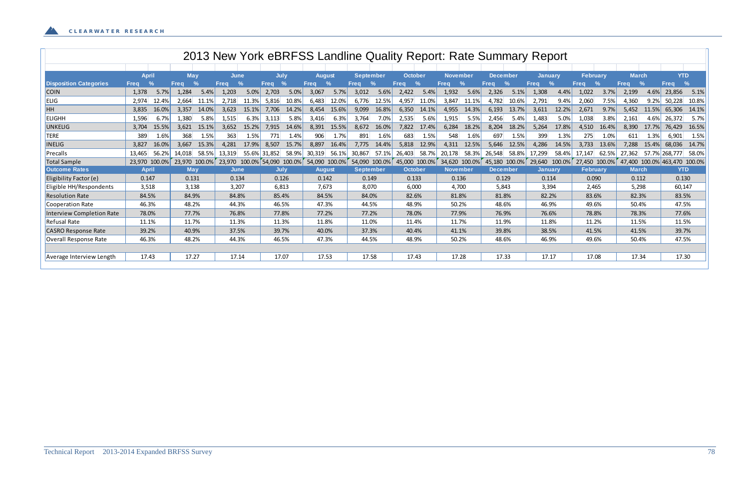# 2013 New York eBRFSS Landline Quality Report: Rate Summary Report

| Disposition Categories | April | | May | | June | | July | | August | | September | | October | | November | | December | | January | | February | | March | | YTD | |
|---|---|---|---|---|---|---|---|---|---|---|---|---|---|---|---|---|---|---|---|---|---|---|---|---|---|---|
| | Freq | % | Freq | % | Freq | % | Freq | % | Freq | % | Freq | % | Freq | % | Freq | % | Freq | % | Freq | % | Freq | % | Freq | % | Freq | % |
| COIN | 1,378 | 5.7% | 1,284 | 5.4% | 1,203 | 5.0% | 2,703 | 5.0% | 3,067 | 5.7% | 3,012 | 5.6% | 2,422 | 5.4% | 1,932 | 5.6% | 2,326 | 5.1% | 1,308 | 4.4% | 1,022 | 3.7% | 2,199 | 4.6% | 23,856 | 5.1% |
| ELIG | 2,974 | 12.4% | 2,664 | 11.1% | 2,718 | 11.3% | 5,816 | 10.8% | 6,483 | 12.0% | 6,776 | 12.5% | 4,957 | 11.0% | 3,847 | 11.1% | 4,782 | 10.6% | 2,791 | 9.4% | 2,060 | 7.5% | 4,360 | 9.2% | 50,228 | 10.8% |
| HH | 3,835 | 16.0% | 3,357 | 14.0% | 3,623 | 15.1% | 7,706 | 14.2% | 8,454 | 15.6% | 9,099 | 16.8% | 6,350 | 14.1% | 4,955 | 14.3% | 6,193 | 13.7% | 3,611 | 12.2% | 2,671 | 9.7% | 5,452 | 11.5% | 65,306 | 14.1% |
| ELIGHH | 1,596 | 6.7% | 1,380 | 5.8% | 1,515 | 6.3% | 3,113 | 5.8% | 3,416 | 6.3% | 3,764 | 7.0% | 2,535 | 5.6% | 1,915 | 5.5% | 2,456 | 5.4% | 1,483 | 5.0% | 1,038 | 3.8% | 2,161 | 4.6% | 26,372 | 5.7% |
| UNKELIG | 3,704 | 15.5% | 3,621 | 15.1% | 3,652 | 15.2% | 7,915 | 14.6% | 8,391 | 15.5% | 8,672 | 16.0% | 7,822 | 17.4% | 6,284 | 18.2% | 8,204 | 18.2% | 5,264 | 17.8% | 4,510 | 16.4% | 8,390 | 17.7% | 76,429 | 16.5% |
| TERE | 389 | 1.6% | 368 | 1.5% | 363 | 1.5% | 771 | 1.4% | 906 | 1.7% | 891 | 1.6% | 683 | 1.5% | 548 | 1.6% | 697 | 1.5% | 399 | 1.3% | 275 | 1.0% | 611 | 1.3% | 6,901 | 1.5% |
| INELIG | 3,827 | 16.0% | 3,667 | 15.3% | 4,281 | 17.9% | 8,507 | 15.7% | 8,897 | 16.4% | 7,775 | 14.4% | 5,818 | 12.9% | 4,311 | 12.5% | 5,646 | 12.5% | 4,286 | 14.5% | 3,733 | 13.6% | 7,288 | 15.4% | 68,036 | 14.7% |
| Precalls | 13,465 | 56.2% | 14,018 | 58.5% | 13,319 | 55.6% | 31,852 | 58.9% | 30,319 | 56.1% | 30,867 | 57.1% | 26,403 | 58.7% | 20,178 | 58.3% | 26,548 | 58.8% | 17,299 | 58.4% | 17,147 | 62.5% | 27,362 | 57.7% | 268,777 | 58.0% |
| Total Sample | 23,970 | 100.0% | 23,970 | 100.0% | 23,970 | 100.0% | 54,090 | 100.0% | 54,090 | 100.0% | 54,090 | 100.0% | 45,000 | 100.0% | 34,620 | 100.0% | 45,180 | 100.0% | 29,640 | 100.0% | 27,450 | 100.0% | 47,400 | 100.0% | 463,470 | 100.0% |

| Outcome Rates | April | May | June | July | August | September | October | November | December | January | February | March | YTD |
|---|---|---|---|---|---|---|---|---|---|---|---|---|---|
| Eligibility Factor (e) | 0.147 | 0.131 | 0.134 | 0.126 | 0.142 | 0.149 | 0.133 | 0.136 | 0.129 | 0.114 | 0.090 | 0.112 | 0.130 |
| Eligible HH/Respondents | 3,518 | 3,138 | 3,207 | 6,813 | 7,673 | 8,070 | 6,000 | 4,700 | 5,843 | 3,394 | 2,465 | 5,298 | 60,147 |
| Resolution Rate | 84.5% | 84.9% | 84.8% | 85.4% | 84.5% | 84.0% | 82.6% | 81.8% | 81.8% | 82.2% | 83.6% | 82.3% | 83.5% |
| Cooperation Rate | 46.3% | 48.2% | 44.3% | 46.5% | 47.3% | 44.5% | 48.9% | 50.2% | 48.6% | 46.9% | 49.6% | 50.4% | 47.5% |
| Interview Completion Rate | 78.0% | 77.7% | 76.8% | 77.8% | 77.2% | 77.2% | 78.0% | 77.9% | 76.9% | 76.6% | 78.8% | 78.3% | 77.6% |
| Refusal Rate | 11.1% | 11.7% | 11.3% | 11.3% | 11.8% | 11.0% | 11.4% | 11.7% | 11.9% | 11.8% | 11.2% | 11.5% | 11.5% |
| CASRO Response Rate | 39.2% | 40.9% | 37.5% | 39.7% | 40.0% | 37.3% | 40.4% | 41.1% | 39.8% | 38.5% | 41.5% | 41.5% | 39.7% |
| Overall Response Rate | 46.3% | 48.2% | 44.3% | 46.5% | 47.3% | 44.5% | 48.9% | 50.2% | 48.6% | 46.9% | 49.6% | 50.4% | 47.5% |
| Average Interview Length | 17.43 | 17.27 | 17.14 | 17.07 | 17.53 | 17.58 | 17.43 | 17.28 | 17.33 | 17.17 | 17.08 | 17.34 | 17.30 |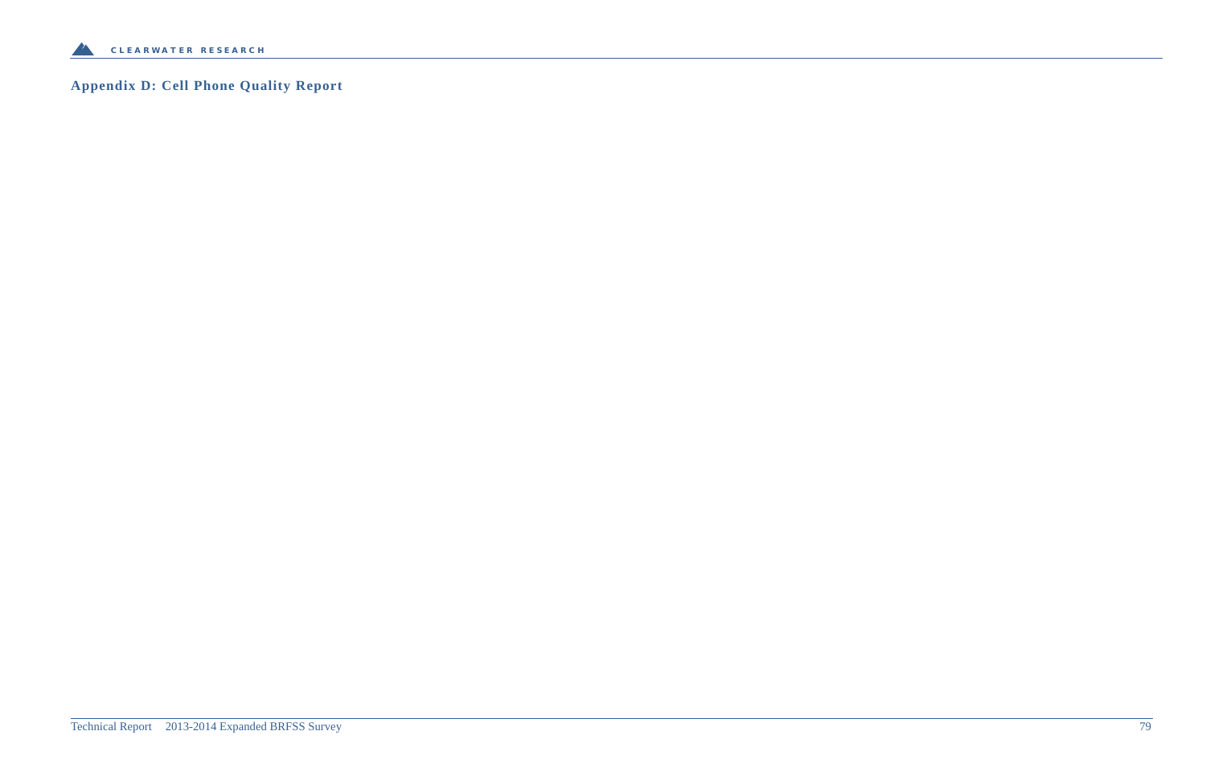## Appendix D: Cell Phone Quality Report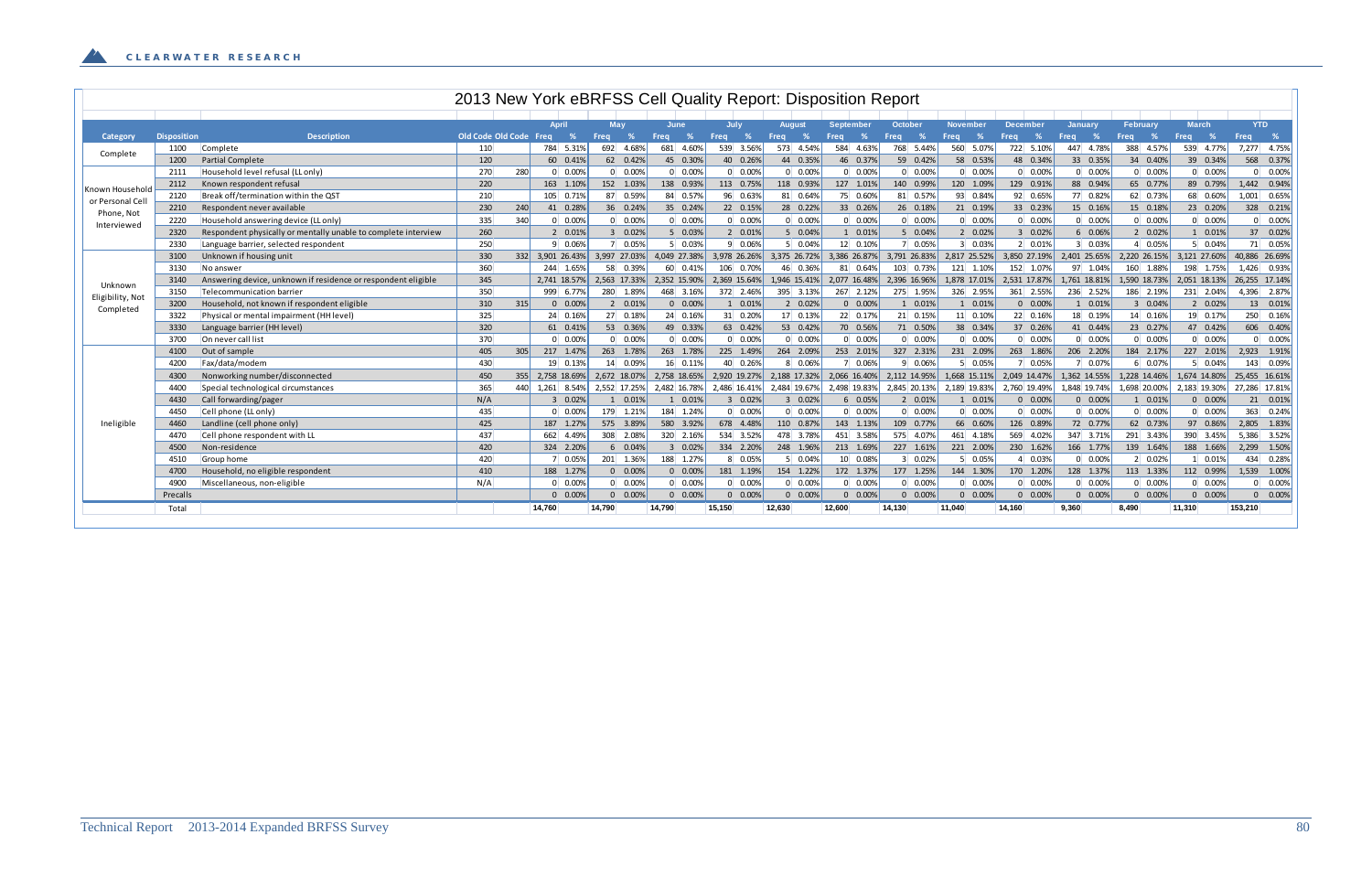## 2013 New York eBRFSS Cell Quality Report: Disposition Report

| Category | Disposition | Description | Old Code | Old Code | April Freq | April % | May Freq | May % | June Freq | June % | July Freq | July % | August Freq | August % | September Freq | September % | October Freq | October % | November Freq | November % | December Freq | December % | January Freq | January % | February Freq | February % | March Freq | March % | YTD Freq | YTD % |
|---|---|---|---|---|---|---|---|---|---|---|---|---|---|---|---|---|---|---|---|---|---|---|---|---|---|---|---|---|---|---|
| Complete | 1100 | Complete | 110 | | 784 | 5.31% | 692 | 4.68% | 681 | 4.60% | 539 | 3.56% | 573 | 4.54% | 584 | 4.63% | 768 | 5.44% | 560 | 5.07% | 722 | 5.10% | 447 | 4.78% | 388 | 4.57% | 539 | 4.77% | 7,277 | 4.75% |
| | 1200 | Partial Complete | 120 | | 60 | 0.41% | 62 | 0.42% | 45 | 0.30% | 40 | 0.26% | 44 | 0.35% | 46 | 0.37% | 59 | 0.42% | 58 | 0.53% | 48 | 0.34% | 33 | 0.35% | 34 | 0.40% | 39 | 0.34% | 568 | 0.37% |
| Known Household or Personal Cell Phone, Not Interviewed | 2111 | Household level refusal (LL only) | 270 | 280 | 0 | 0.00% | 0 | 0.00% | 0 | 0.00% | 0 | 0.00% | 0 | 0.00% | 0 | 0.00% | 0 | 0.00% | 0 | 0.00% | 0 | 0.00% | 0 | 0.00% | 0 | 0.00% | 0 | 0.00% | 0 | 0.00% |
| | 2112 | Known respondent refusal | 220 | | 163 | 1.10% | 152 | 1.03% | 138 | 0.93% | 113 | 0.75% | 118 | 0.93% | 127 | 1.01% | 140 | 0.99% | 120 | 1.09% | 129 | 0.91% | 88 | 0.94% | 65 | 0.77% | 89 | 0.79% | 1,442 | 0.94% |
| | 2120 | Break off/termination within the QST | 210 | | 105 | 0.71% | 87 | 0.59% | 84 | 0.57% | 96 | 0.63% | 81 | 0.64% | 75 | 0.60% | 81 | 0.57% | 93 | 0.84% | 92 | 0.65% | 77 | 0.82% | 62 | 0.73% | 68 | 0.60% | 1,001 | 0.65% |
| | 2210 | Respondent never available | 230 | 240 | 41 | 0.28% | 36 | 0.24% | 35 | 0.24% | 22 | 0.15% | 28 | 0.22% | 33 | 0.26% | 26 | 0.18% | 21 | 0.19% | 33 | 0.23% | 15 | 0.16% | 15 | 0.18% | 23 | 0.20% | 328 | 0.21% |
| | 2220 | Household answering device (LL only) | 335 | 340 | 0 | 0.00% | 0 | 0.00% | 0 | 0.00% | 0 | 0.00% | 0 | 0.00% | 0 | 0.00% | 0 | 0.00% | 0 | 0.00% | 0 | 0.00% | 0 | 0.00% | 0 | 0.00% | 0 | 0.00% | 0 | 0.00% |
| | 2320 | Respondent physically or mentally unable to complete interview | 260 | | 2 | 0.01% | 3 | 0.02% | 5 | 0.03% | 2 | 0.01% | 5 | 0.04% | 1 | 0.01% | 5 | 0.04% | 2 | 0.02% | 3 | 0.02% | 6 | 0.06% | 2 | 0.02% | 1 | 0.01% | 37 | 0.02% |
| | 2330 | Language barrier, selected respondent | 250 | | 9 | 0.06% | 7 | 0.05% | 5 | 0.03% | 9 | 0.06% | 5 | 0.04% | 12 | 0.10% | 7 | 0.05% | 3 | 0.03% | 2 | 0.01% | 3 | 0.03% | 4 | 0.05% | 5 | 0.04% | 71 | 0.05% |
| Unknown Eligibility, Not Completed | 3100 | Unknown if housing unit | 330 | 332 | 3,901 | 26.43% | 3,997 | 27.03% | 4,049 | 27.38% | 3,978 | 26.26% | 3,375 | 26.72% | 3,386 | 26.87% | 3,791 | 26.83% | 2,817 | 25.52% | 3,850 | 27.19% | 2,401 | 25.65% | 2,220 | 26.15% | 3,121 | 27.60% | 40,886 | 26.69% |
| | 3130 | No answer | 360 | | 244 | 1.65% | 58 | 0.39% | 60 | 0.41% | 106 | 0.70% | 46 | 0.36% | 81 | 0.64% | 103 | 0.73% | 121 | 1.10% | 152 | 1.07% | 97 | 1.04% | 160 | 1.88% | 198 | 1.75% | 1,426 | 0.93% |
| | 3140 | Answering device, unknown if residence or respondent eligible | 345 | | 2,741 | 18.57% | 2,563 | 17.33% | 2,352 | 15.90% | 2,369 | 15.64% | 1,946 | 15.41% | 2,077 | 16.48% | 2,396 | 16.96% | 1,878 | 17.01% | 2,531 | 17.87% | 1,761 | 18.81% | 1,590 | 18.73% | 2,051 | 18.13% | 26,255 | 17.14% |
| | 3150 | Telecommunication barrier | 350 | | 999 | 6.77% | 280 | 1.89% | 468 | 3.16% | 372 | 2.46% | 395 | 3.13% | 267 | 2.12% | 275 | 1.95% | 326 | 2.95% | 361 | 2.55% | 236 | 2.52% | 186 | 2.19% | 231 | 2.04% | 4,396 | 2.87% |
| | 3200 | Household, not known if respondent eligible | 310 | 315 | 0 | 0.00% | 2 | 0.01% | 0 | 0.00% | 1 | 0.01% | 2 | 0.02% | 0 | 0.00% | 1 | 0.01% | 1 | 0.01% | 0 | 0.00% | 1 | 0.01% | 3 | 0.04% | 2 | 0.02% | 13 | 0.01% |
| | 3322 | Physical or mental impairment (HH level) | 325 | | 24 | 0.16% | 27 | 0.18% | 24 | 0.16% | 31 | 0.20% | 17 | 0.13% | 22 | 0.17% | 21 | 0.15% | 11 | 0.10% | 22 | 0.16% | 18 | 0.19% | 14 | 0.16% | 19 | 0.17% | 250 | 0.16% |
| | 3330 | Language barrier (HH level) | 320 | | 61 | 0.41% | 53 | 0.36% | 49 | 0.33% | 63 | 0.42% | 53 | 0.42% | 70 | 0.56% | 71 | 0.50% | 38 | 0.34% | 37 | 0.26% | 41 | 0.44% | 23 | 0.27% | 47 | 0.42% | 606 | 0.40% |
| | 3700 | On never call list | 370 | | 0 | 0.00% | 0 | 0.00% | 0 | 0.00% | 0 | 0.00% | 0 | 0.00% | 0 | 0.00% | 0 | 0.00% | 0 | 0.00% | 0 | 0.00% | 0 | 0.00% | 0 | 0.00% | 0 | 0.00% | 0 | 0.00% |
| Ineligible | 4100 | Out of sample | 405 | 305 | 217 | 1.47% | 263 | 1.78% | 263 | 1.78% | 225 | 1.49% | 264 | 2.09% | 253 | 2.01% | 327 | 2.31% | 231 | 2.09% | 263 | 1.86% | 206 | 2.20% | 184 | 2.17% | 227 | 2.01% | 2,923 | 1.91% |
| | 4200 | Fax/data/modem | 430 | | 19 | 0.13% | 14 | 0.09% | 16 | 0.11% | 40 | 0.26% | 8 | 0.06% | 7 | 0.06% | 9 | 0.06% | 5 | 0.05% | 7 | 0.05% | 7 | 0.07% | 6 | 0.07% | 5 | 0.04% | 143 | 0.09% |
| | 4300 | Nonworking number/disconnected | 450 | 355 | 2,758 | 18.69% | 2,672 | 18.07% | 2,758 | 18.65% | 2,920 | 19.27% | 2,188 | 17.32% | 2,066 | 16.40% | 2,112 | 14.95% | 1,668 | 15.11% | 2,049 | 14.47% | 1,362 | 14.55% | 1,228 | 14.46% | 1,674 | 14.80% | 25,455 | 16.61% |
| | 4400 | Special technological circumstances | 365 | 440 | 1,261 | 8.54% | 2,552 | 17.25% | 2,482 | 16.78% | 2,486 | 16.41% | 2,484 | 19.67% | 2,498 | 19.83% | 2,845 | 20.13% | 2,189 | 19.83% | 2,760 | 19.49% | 1,848 | 19.74% | 1,698 | 20.00% | 2,183 | 19.30% | 27,286 | 17.81% |
| | 4430 | Call forwarding/pager | N/A | | 3 | 0.02% | 1 | 0.01% | 1 | 0.01% | 3 | 0.02% | 3 | 0.02% | 6 | 0.05% | 2 | 0.01% | 1 | 0.01% | 0 | 0.00% | 0 | 0.00% | 1 | 0.01% | 0 | 0.00% | 21 | 0.01% |
| | 4450 | Cell phone (LL only) | 435 | | 0 | 0.00% | 179 | 1.21% | 184 | 1.24% | 0 | 0.00% | 0 | 0.00% | 0 | 0.00% | 0 | 0.00% | 0 | 0.00% | 0 | 0.00% | 0 | 0.00% | 0 | 0.00% | 0 | 0.00% | 363 | 0.24% |
| | 4460 | Landline (cell phone only) | 425 | | 187 | 1.27% | 575 | 3.89% | 580 | 3.92% | 678 | 4.48% | 110 | 0.87% | 143 | 1.13% | 109 | 0.77% | 66 | 0.60% | 126 | 0.89% | 72 | 0.77% | 62 | 0.73% | 97 | 0.86% | 2,805 | 1.83% |
| | 4470 | Cell phone respondent with LL | 437 | | 662 | 4.49% | 308 | 2.08% | 320 | 2.16% | 534 | 3.52% | 478 | 3.78% | 451 | 3.58% | 575 | 4.07% | 461 | 4.18% | 569 | 4.02% | 347 | 3.71% | 291 | 3.43% | 390 | 3.45% | 5,386 | 3.52% |
| | 4500 | Non-residence | 420 | | 324 | 2.20% | 6 | 0.04% | 3 | 0.02% | 334 | 2.20% | 248 | 1.96% | 213 | 1.69% | 227 | 1.61% | 221 | 2.00% | 230 | 1.62% | 166 | 1.77% | 139 | 1.64% | 188 | 1.66% | 2,299 | 1.50% |
| | 4510 | Group home | 420 | | 7 | 0.05% | 201 | 1.36% | 188 | 1.27% | 8 | 0.05% | 5 | 0.04% | 10 | 0.08% | 3 | 0.02% | 5 | 0.05% | 4 | 0.03% | 0 | 0.00% | 2 | 0.02% | 1 | 0.01% | 434 | 0.28% |
| | 4700 | Household, no eligible respondent | 410 | | 188 | 1.27% | 0 | 0.00% | 0 | 0.00% | 181 | 1.19% | 154 | 1.22% | 172 | 1.37% | 177 | 1.25% | 144 | 1.30% | 170 | 1.20% | 128 | 1.37% | 113 | 1.33% | 112 | 0.99% | 1,539 | 1.00% |
| | 4900 | Miscellaneous, non-eligible | N/A | | 0 | 0.00% | 0 | 0.00% | 0 | 0.00% | 0 | 0.00% | 0 | 0.00% | 0 | 0.00% | 0 | 0.00% | 0 | 0.00% | 0 | 0.00% | 0 | 0.00% | 0 | 0.00% | 0 | 0.00% | 0 | 0.00% |
| | Precalls | | | | 0 | 0.00% | 0 | 0.00% | 0 | 0.00% | 0 | 0.00% | 0 | 0.00% | 0 | 0.00% | 0 | 0.00% | 0 | 0.00% | 0 | 0.00% | 0 | 0.00% | 0 | 0.00% | 0 | 0.00% | 0 | 0.00% |
| | Total | | | | 14,760 | | 14,790 | | 14,790 | | 15,150 | | 12,630 | | 12,600 | | 14,130 | | 11,040 | | 14,160 | | 9,360 | | 8,490 | | 11,310 | | 153,210 | |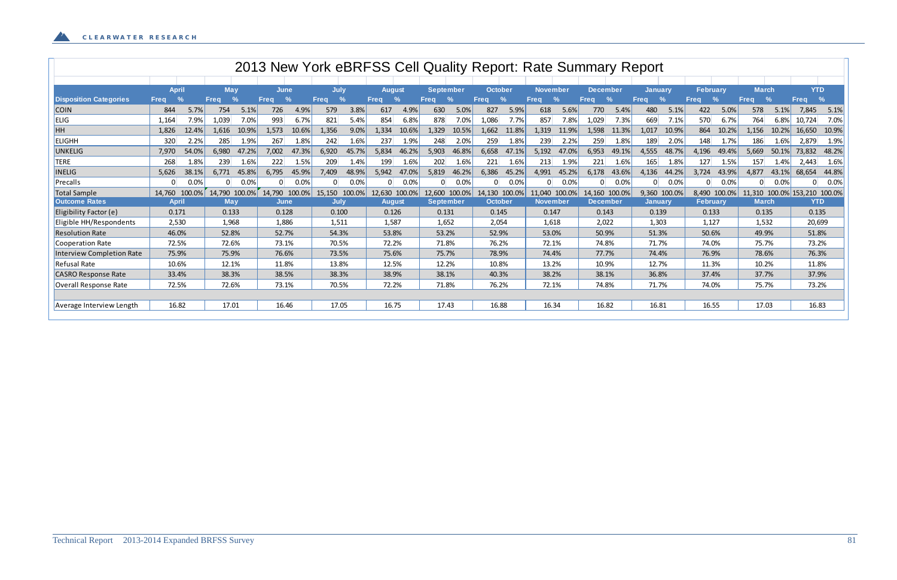# 2013 New York eBRFSS Cell Quality Report: Rate Summary Report

| Disposition Categories | April | | May | | June | | July | | August | | September | | October | | November | | December | | January | | February | | March | | YTD | |
|---|---|---|---|---|---|---|---|---|---|---|---|---|---|---|---|---|---|---|---|---|---|---|---|---|---|---|
| | Freq | % | Freq | % | Freq | % | Freq | % | Freq | % | Freq | % | Freq | % | Freq | % | Freq | % | Freq | % | Freq | % | Freq | % | Freq | % |
| COIN | 844 | 5.7% | 754 | 5.1% | 726 | 4.9% | 579 | 3.8% | 617 | 4.9% | 630 | 5.0% | 827 | 5.9% | 618 | 5.6% | 770 | 5.4% | 480 | 5.1% | 422 | 5.0% | 578 | 5.1% | 7,845 | 5.1% |
| ELIG | 1,164 | 7.9% | 1,039 | 7.0% | 993 | 6.7% | 821 | 5.4% | 854 | 6.8% | 878 | 7.0% | 1,086 | 7.7% | 857 | 7.8% | 1,029 | 7.3% | 669 | 7.1% | 570 | 6.7% | 764 | 6.8% | 10,724 | 7.0% |
| HH | 1,826 | 12.4% | 1,616 | 10.9% | 1,573 | 10.6% | 1,356 | 9.0% | 1,334 | 10.6% | 1,329 | 10.5% | 1,662 | 11.8% | 1,319 | 11.9% | 1,598 | 11.3% | 1,017 | 10.9% | 864 | 10.2% | 1,156 | 10.2% | 16,650 | 10.9% |
| ELIGHH | 320 | 2.2% | 285 | 1.9% | 267 | 1.8% | 242 | 1.6% | 237 | 1.9% | 248 | 2.0% | 259 | 1.8% | 239 | 2.2% | 259 | 1.8% | 189 | 2.0% | 148 | 1.7% | 186 | 1.6% | 2,879 | 1.9% |
| UNKELIG | 7,970 | 54.0% | 6,980 | 47.2% | 7,002 | 47.3% | 6,920 | 45.7% | 5,834 | 46.2% | 5,903 | 46.8% | 6,658 | 47.1% | 5,192 | 47.0% | 6,953 | 49.1% | 4,555 | 48.7% | 4,196 | 49.4% | 5,669 | 50.1% | 73,832 | 48.2% |
| TERE | 268 | 1.8% | 239 | 1.6% | 222 | 1.5% | 209 | 1.4% | 199 | 1.6% | 202 | 1.6% | 221 | 1.6% | 213 | 1.9% | 221 | 1.6% | 165 | 1.8% | 127 | 1.5% | 157 | 1.4% | 2,443 | 1.6% |
| INELIG | 5,626 | 38.1% | 6,771 | 45.8% | 6,795 | 45.9% | 7,409 | 48.9% | 5,942 | 47.0% | 5,819 | 46.2% | 6,386 | 45.2% | 4,991 | 45.2% | 6,178 | 43.6% | 4,136 | 44.2% | 3,724 | 43.9% | 4,877 | 43.1% | 68,654 | 44.8% |
| Precalls | 0 | 0.0% | 0 | 0.0% | 0 | 0.0% | 0 | 0.0% | 0 | 0.0% | 0 | 0.0% | 0 | 0.0% | 0 | 0.0% | 0 | 0.0% | 0 | 0.0% | 0 | 0.0% | 0 | 0.0% | 0 | 0.0% |
| Total Sample | 14,760 | 100.0% | 14,790 | 100.0% | 14,790 | 100.0% | 15,150 | 100.0% | 12,630 | 100.0% | 12,600 | 100.0% | 14,130 | 100.0% | 11,040 | 100.0% | 14,160 | 100.0% | 9,360 | 100.0% | 8,490 | 100.0% | 11,310 | 100.0% | 153,210 | 100.0% |
| **Outcome Rates** | **April** | | **May** | | **June** | | **July** | | **August** | | **September** | | **October** | | **November** | | **December** | | **January** | | **February** | | **March** | | **YTD** | |
| Eligibility Factor (e) | 0.171 | | 0.133 | | 0.128 | | 0.100 | | 0.126 | | 0.131 | | 0.145 | | 0.147 | | 0.143 | | 0.139 | | 0.133 | | 0.135 | | 0.135 | |
| Eligible HH/Respondents | 2,530 | | 1,968 | | 1,886 | | 1,511 | | 1,587 | | 1,652 | | 2,054 | | 1,618 | | 2,022 | | 1,303 | | 1,127 | | 1,532 | | 20,699 | |
| Resolution Rate | 46.0% | | 52.8% | | 52.7% | | 54.3% | | 53.8% | | 53.2% | | 52.9% | | 53.0% | | 50.9% | | 51.3% | | 50.6% | | 49.9% | | 51.8% | |
| Cooperation Rate | 72.5% | | 72.6% | | 73.1% | | 70.5% | | 72.2% | | 71.8% | | 76.2% | | 72.1% | | 74.8% | | 71.7% | | 74.0% | | 75.7% | | 73.2% | |
| Interview Completion Rate | 75.9% | | 75.9% | | 76.6% | | 73.5% | | 75.6% | | 75.7% | | 78.9% | | 74.4% | | 77.7% | | 74.4% | | 76.9% | | 78.6% | | 76.3% | |
| Refusal Rate | 10.6% | | 12.1% | | 11.8% | | 13.8% | | 12.5% | | 12.2% | | 10.8% | | 13.2% | | 10.9% | | 12.7% | | 11.3% | | 10.2% | | 11.8% | |
| CASRO Response Rate | 33.4% | | 38.3% | | 38.5% | | 38.3% | | 38.9% | | 38.1% | | 40.3% | | 38.2% | | 38.1% | | 36.8% | | 37.4% | | 37.7% | | 37.9% | |
| Overall Response Rate | 72.5% | | 72.6% | | 73.1% | | 70.5% | | 72.2% | | 71.8% | | 76.2% | | 72.1% | | 74.8% | | 71.7% | | 74.0% | | 75.7% | | 73.2% | |
| Average Interview Length | 16.82 | | 17.01 | | 16.46 | | 17.05 | | 16.75 | | 17.43 | | 16.88 | | 16.34 | | 16.82 | | 16.81 | | 16.55 | | 17.03 | | 16.83 | |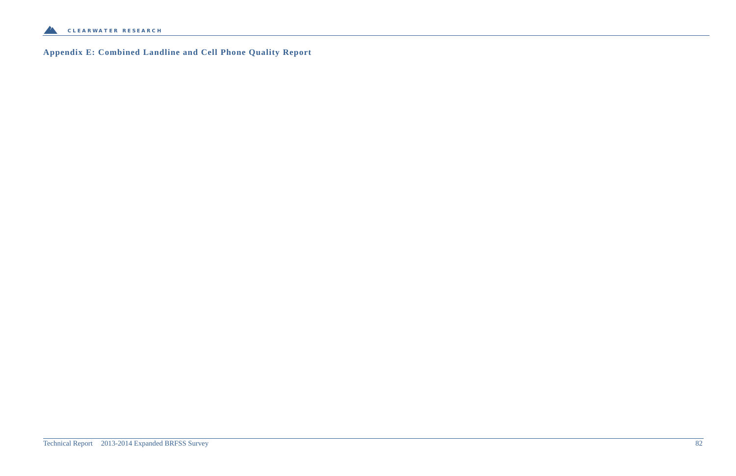## Appendix E: Combined Landline and Cell Phone Quality Report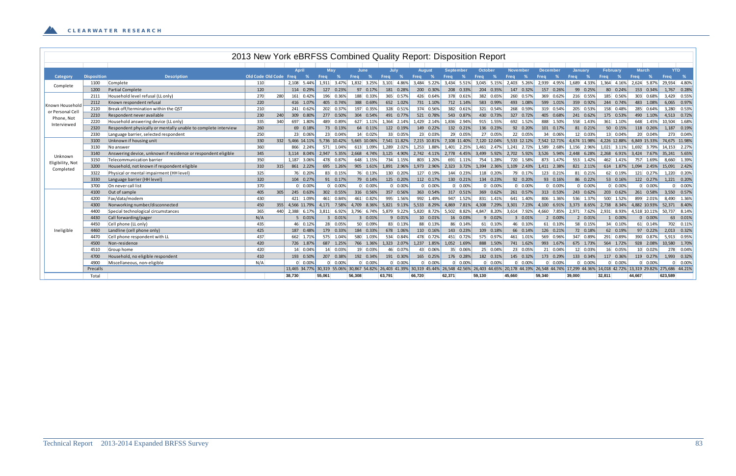# 2013 New York eBRFSS Combined Quality Report: Disposition Report

| Category | Disposition | Description | Old Code | Old Code | April Freq | April % | May Freq | May % | June Freq | June % | July Freq | July % | August Freq | August % | September Freq | September % | October Freq | October % | November Freq | November % | December Freq | December % | January Freq | January % | February Freq | February % | March Freq | March % | YTD Freq | YTD % |
|---|---|---|---|---|---|---|---|---|---|---|---|---|---|---|---|---|---|---|---|---|---|---|---|---|---|---|---|---|---|---|
| Complete | 1100 | Complete | 110 | | 2,108 | 5.44% | 1,911 | 3.47% | 1,832 | 3.25% | 3,101 | 4.86% | 3,484 | 5.22% | 3,434 | 5.51% | 3,045 | 5.15% | 2,403 | 5.26% | 2,939 | 4.95% | 1,689 | 4.33% | 1,364 | 4.16% | 2,624 | 5.87% | 29,934 | 4.80% |
| | 1200 | Partial Complete | 120 | | 114 | 0.29% | 127 | 0.23% | 97 | 0.17% | 181 | 0.28% | 200 | 0.30% | 208 | 0.33% | 204 | 0.35% | 147 | 0.32% | 157 | 0.26% | 99 | 0.25% | 80 | 0.24% | 153 | 0.34% | 1,767 | 0.28% |
| Known Household or Personal Cell Phone, Not Interviewed | 2111 | Household level refusal (LL only) | 270 | 280 | 161 | 0.42% | 196 | 0.36% | 188 | 0.33% | 365 | 0.57% | 426 | 0.64% | 378 | 0.61% | 382 | 0.65% | 260 | 0.57% | 369 | 0.62% | 216 | 0.55% | 185 | 0.56% | 303 | 0.68% | 3,429 | 0.55% |
| | 2112 | Known respondent refusal | 220 | | 416 | 1.07% | 405 | 0.74% | 388 | 0.69% | 652 | 1.02% | 731 | 1.10% | 712 | 1.14% | 583 | 0.99% | 493 | 1.08% | 599 | 1.01% | 359 | 0.92% | 244 | 0.74% | 483 | 1.08% | 6,065 | 0.97% |
| | 2120 | Break off/termination within the QST | 210 | | 241 | 0.62% | 202 | 0.37% | 197 | 0.35% | 328 | 0.51% | 374 | 0.56% | 382 | 0.61% | 321 | 0.54% | 268 | 0.59% | 319 | 0.54% | 205 | 0.53% | 158 | 0.48% | 285 | 0.64% | 3,280 | 0.53% |
| | 2210 | Respondent never available | 230 | 240 | 309 | 0.80% | 277 | 0.50% | 304 | 0.54% | 491 | 0.77% | 521 | 0.78% | 543 | 0.87% | 430 | 0.73% | 327 | 0.72% | 405 | 0.68% | 241 | 0.62% | 175 | 0.53% | 490 | 1.10% | 4,513 | 0.72% |
| | 2220 | Household answering device (LL only) | 335 | 340 | 697 | 1.80% | 489 | 0.89% | 627 | 1.11% | 1,364 | 2.14% | 1,429 | 2.14% | 1,836 | 2.94% | 915 | 1.55% | 692 | 1.52% | 888 | 1.50% | 558 | 1.43% | 361 | 1.10% | 648 | 1.45% | 10,504 | 1.68% |
| | 2320 | Respondent physically or mentally unable to complete interview | 260 | | 69 | 0.18% | 73 | 0.13% | 64 | 0.11% | 122 | 0.19% | 149 | 0.22% | 132 | 0.21% | 136 | 0.23% | 92 | 0.20% | 101 | 0.17% | 81 | 0.21% | 50 | 0.15% | 118 | 0.26% | 1,187 | 0.19% |
| | 2330 | Language barrier, selected respondent | 250 | | 23 | 0.06% | 23 | 0.04% | 14 | 0.02% | 33 | 0.05% | 23 | 0.03% | 29 | 0.05% | 27 | 0.05% | 22 | 0.05% | 34 | 0.06% | 12 | 0.03% | 13 | 0.04% | 20 | 0.04% | 273 | 0.04% |
| Unknown Eligibility, Not Completed | 3100 | Unknown if housing unit | 330 | 332 | 5,466 | 14.11% | 5,736 | 10.42% | 5,665 | 10.06% | 7,541 | 11.82% | 7,215 | 10.81% | 7,108 | 11.40% | 7,120 | 12.04% | 5,533 | 12.12% | 7,542 | 12.71% | 4,674 | 11.98% | 4,226 | 12.88% | 6,849 | 15.33% | 74,675 | 11.98% |
| | 3130 | No answer | 360 | | 866 | 2.24% | 571 | 1.04% | 613 | 1.09% | 1,289 | 2.02% | 1,253 | 1.88% | 1,401 | 2.25% | 1,461 | 2.47% | 1,241 | 2.72% | 1,589 | 2.68% | 1,156 | 2.96% | 1,021 | 3.11% | 1,692 | 3.79% | 14,153 | 2.27% |
| | 3140 | Answering device, unknown if residence or respondent eligible | 345 | | 3,114 | 8.04% | 2,947 | 5.35% | 2,668 | 4.74% | 3,125 | 4.90% | 2,742 | 4.11% | 2,778 | 4.45% | 3,499 | 5.92% | 2,702 | 5.92% | 3,526 | 5.94% | 2,448 | 6.28% | 2,268 | 6.91% | 3,424 | 7.67% | 35,241 | 5.65% |
| | 3150 | Telecommunication barrier | 350 | | 1,187 | 3.06% | 478 | 0.87% | 648 | 1.15% | 734 | 1.15% | 803 | 1.20% | 691 | 1.11% | 754 | 1.28% | 720 | 1.58% | 873 | 1.47% | 553 | 1.42% | 462 | 1.41% | 757 | 1.69% | 8,660 | 1.39% |
| | 3200 | Household, not known if respondent eligible | 310 | 315 | 861 | 2.22% | 695 | 1.26% | 905 | 1.61% | 1,891 | 2.96% | 1,973 | 2.96% | 2,323 | 3.72% | 1,394 | 2.36% | 1,109 | 2.43% | 1,411 | 2.38% | 821 | 2.11% | 614 | 1.87% | 1,094 | 2.45% | 15,091 | 2.42% |
| | 3322 | Physical or mental impairment (HH level) | 325 | | 76 | 0.20% | 83 | 0.15% | 76 | 0.13% | 130 | 0.20% | 127 | 0.19% | 144 | 0.23% | 118 | 0.20% | 79 | 0.17% | 123 | 0.21% | 81 | 0.21% | 62 | 0.19% | 121 | 0.27% | 1,220 | 0.20% |
| | 3330 | Language barrier (HH level) | 320 | | 104 | 0.27% | 91 | 0.17% | 79 | 0.14% | 125 | 0.20% | 112 | 0.17% | 130 | 0.21% | 134 | 0.23% | 92 | 0.20% | 93 | 0.16% | 86 | 0.22% | 53 | 0.16% | 122 | 0.27% | 1,221 | 0.20% |
| | 3700 | On never call list | 370 | | 0 | 0.00% | 0 | 0.00% | 0 | 0.00% | 0 | 0.00% | 0 | 0.00% | 0 | 0.00% | 0 | 0.00% | 0 | 0.00% | 0 | 0.00% | 0 | 0.00% | 0 | 0.00% | 0 | 0.00% | 0 | 0.00% |
| Ineligible | 4100 | Out of sample | 405 | 305 | 245 | 0.63% | 302 | 0.55% | 316 | 0.56% | 357 | 0.56% | 363 | 0.54% | 317 | 0.51% | 369 | 0.62% | 261 | 0.57% | 313 | 0.53% | 243 | 0.62% | 203 | 0.62% | 261 | 0.58% | 3,550 | 0.57% |
| | 4200 | Fax/data/modem | 430 | | 421 | 1.09% | 461 | 0.84% | 461 | 0.82% | 995 | 1.56% | 992 | 1.49% | 947 | 1.52% | 831 | 1.41% | 641 | 1.40% | 806 | 1.36% | 536 | 1.37% | 500 | 1.52% | 899 | 2.01% | 8,490 | 1.36% |
| | 4300 | Nonworking number/disconnected | 450 | 355 | 4,566 | 11.79% | 4,171 | 7.58% | 4,709 | 8.36% | 5,821 | 9.13% | 5,533 | 8.29% | 4,869 | 7.81% | 4,308 | 7.29% | 3,301 | 7.23% | 4,100 | 6.91% | 3,373 | 8.65% | 2,738 | 8.34% | 4,882 | 10.93% | 52,371 | 8.40% |
| | 4400 | Special technological circumstances | 365 | 440 | 2,388 | 6.17% | 3,811 | 6.92% | 3,796 | 6.74% | 5,879 | 9.22% | 5,820 | 8.72% | 5,502 | 8.82% | 4,847 | 8.20% | 3,614 | 7.92% | 4,660 | 7.85% | 2,971 | 7.62% | 2,931 | 8.93% | 4,518 | 10.11% | 50,737 | 8.14% |
| | 4430 | Call forwarding/pager | N/A | | 5 | 0.01% | 3 | 0.01% | 3 | 0.01% | 9 | 0.01% | 10 | 0.01% | 16 | 0.03% | 9 | 0.02% | 3 | 0.01% | 2 | 0.00% | 2 | 0.01% | 1 | 0.00% | 0 | 0.00% | 63 | 0.01% |
| | 4450 | Cell phone (LL only) | 435 | | 46 | 0.12% | 28 | 0.05% | 50 | 0.09% | 83 | 0.13% | 88 | 0.13% | 86 | 0.14% | 61 | 0.10% | 46 | 0.10% | 61 | 0.10% | 58 | 0.15% | 34 | 0.10% | 61 | 0.14% | 702 | 0.11% |
| | 4460 | Landline (cell phone only) | 425 | | 187 | 0.48% | 179 | 0.33% | 184 | 0.33% | 678 | 1.06% | 110 | 0.16% | 143 | 0.23% | 109 | 0.18% | 66 | 0.14% | 126 | 0.21% | 72 | 0.18% | 62 | 0.19% | 97 | 0.22% | 2,013 | 0.32% |
| | 4470 | Cell phone respondent with LL | 437 | | 662 | 1.71% | 575 | 1.04% | 580 | 1.03% | 534 | 0.84% | 478 | 0.72% | 451 | 0.72% | 575 | 0.97% | 461 | 1.01% | 569 | 0.96% | 347 | 0.89% | 291 | 0.89% | 390 | 0.87% | 5,913 | 0.95% |
| | 4500 | Non-residence | 420 | | 726 | 1.87% | 687 | 1.25% | 766 | 1.36% | 1,323 | 2.07% | 1,237 | 1.85% | 1,052 | 1.69% | 888 | 1.50% | 741 | 1.62% | 993 | 1.67% | 675 | 1.73% | 564 | 1.72% | 928 | 2.08% | 10,580 | 1.70% |
| | 4510 | Group home | 420 | | 14 | 0.04% | 14 | 0.03% | 19 | 0.03% | 46 | 0.07% | 43 | 0.06% | 35 | 0.06% | 25 | 0.04% | 23 | 0.05% | 21 | 0.04% | 12 | 0.03% | 16 | 0.05% | 10 | 0.02% | 278 | 0.04% |
| | 4700 | Household, no eligible respondent | 410 | | 193 | 0.50% | 207 | 0.38% | 192 | 0.34% | 191 | 0.30% | 165 | 0.25% | 176 | 0.28% | 182 | 0.31% | 145 | 0.32% | 173 | 0.29% | 133 | 0.34% | 117 | 0.36% | 119 | 0.27% | 1,993 | 0.32% |
| | 4900 | Miscellaneous, non-eligible | N/A | | 0 | 0.00% | 0 | 0.00% | 0 | 0.00% | 0 | 0.00% | 0 | 0.00% | 0 | 0.00% | 0 | 0.00% | 0 | 0.00% | 0 | 0.00% | 0 | 0.00% | 0 | 0.00% | 0 | 0.00% | 0 | 0.00% |
| | Precalls | | | | 13,465 | 34.77% | 30,319 | 55.06% | 30,867 | 54.82% | 26,403 | 41.39% | 30,319 | 45.44% | 26,548 | 42.56% | 26,403 | 44.65% | 20,178 | 44.19% | 26,548 | 44.74% | 17,299 | 44.36% | 14,018 | 42.72% | 13,319 | 29.82% | 275,686 | 44.21% |
| | Total | | | | 38,730 | | 55,061 | | 56,308 | | 63,791 | | 66,720 | | 62,371 | | 59,130 | | 45,660 | | 59,340 | | 39,000 | | 32,811 | | 44,667 | | 623,589 | |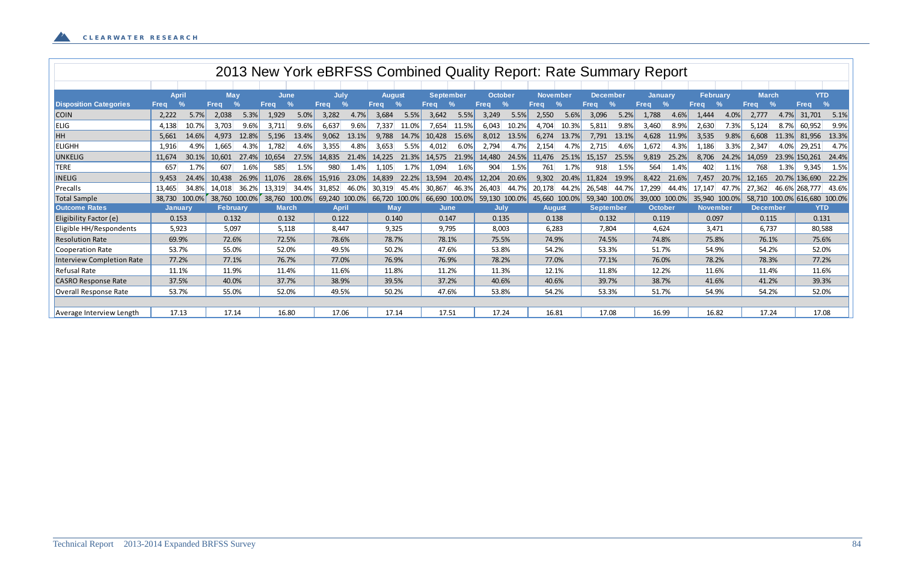# 2013 New York eBRFSS Combined Quality Report: Rate Summary Report

| Disposition Categories | April Freq | April % | May Freq | May % | June Freq | June % | July Freq | July % | August Freq | August % | September Freq | September % | October Freq | October % | November Freq | November % | December Freq | December % | January Freq | January % | February Freq | February % | March Freq | March % | YTD Freq | YTD % |
|---|---|---|---|---|---|---|---|---|---|---|---|---|---|---|---|---|---|---|---|---|---|---|---|---|---|---|
| COIN | 2,222 | 5.7% | 2,038 | 5.3% | 1,929 | 5.0% | 3,282 | 4.7% | 3,684 | 5.5% | 3,642 | 5.5% | 3,249 | 5.5% | 2,550 | 5.6% | 3,096 | 5.2% | 1,788 | 4.6% | 1,444 | 4.0% | 2,777 | 4.7% | 31,701 | 5.1% |
| ELIG | 4,138 | 10.7% | 3,703 | 9.6% | 3,711 | 9.6% | 6,637 | 9.6% | 7,337 | 11.0% | 7,654 | 11.5% | 6,043 | 10.2% | 4,704 | 10.3% | 5,811 | 9.8% | 3,460 | 8.9% | 2,630 | 7.3% | 5,124 | 8.7% | 60,952 | 9.9% |
| HH | 5,661 | 14.6% | 4,973 | 12.8% | 5,196 | 13.4% | 9,062 | 13.1% | 9,788 | 14.7% | 10,428 | 15.6% | 8,012 | 13.5% | 6,274 | 13.7% | 7,791 | 13.1% | 4,628 | 11.9% | 3,535 | 9.8% | 6,608 | 11.3% | 81,956 | 13.3% |
| ELIGHH | 1,916 | 4.9% | 1,665 | 4.3% | 1,782 | 4.6% | 3,355 | 4.8% | 3,653 | 5.5% | 4,012 | 6.0% | 2,794 | 4.7% | 2,154 | 4.7% | 2,715 | 4.6% | 1,672 | 4.3% | 1,186 | 3.3% | 2,347 | 4.0% | 29,251 | 4.7% |
| UNKELIG | 11,674 | 30.1% | 10,601 | 27.4% | 10,654 | 27.5% | 14,835 | 21.4% | 14,225 | 21.3% | 14,575 | 21.9% | 14,480 | 24.5% | 11,476 | 25.1% | 15,157 | 25.5% | 9,819 | 25.2% | 8,706 | 24.2% | 14,059 | 23.9% | 150,261 | 24.4% |
| TERE | 657 | 1.7% | 607 | 1.6% | 585 | 1.5% | 980 | 1.4% | 1,105 | 1.7% | 1,094 | 1.6% | 904 | 1.5% | 761 | 1.7% | 918 | 1.5% | 564 | 1.4% | 402 | 1.1% | 768 | 1.3% | 9,345 | 1.5% |
| INELIG | 9,453 | 24.4% | 10,438 | 26.9% | 11,076 | 28.6% | 15,916 | 23.0% | 14,839 | 22.2% | 13,594 | 20.4% | 12,204 | 20.6% | 9,302 | 20.4% | 11,824 | 19.9% | 8,422 | 21.6% | 7,457 | 20.7% | 12,165 | 20.7% | 136,690 | 22.2% |
| Precalls | 13,465 | 34.8% | 14,018 | 36.2% | 13,319 | 34.4% | 31,852 | 46.0% | 30,319 | 45.4% | 30,867 | 46.3% | 26,403 | 44.7% | 20,178 | 44.2% | 26,548 | 44.7% | 17,299 | 44.4% | 17,147 | 47.7% | 27,362 | 46.6% | 268,777 | 43.6% |
| Total Sample | 38,730 | 100.0% | 38,760 | 100.0% | 38,760 | 100.0% | 69,240 | 100.0% | 66,720 | 100.0% | 66,690 | 100.0% | 59,130 | 100.0% | 45,660 | 100.0% | 59,340 | 100.0% | 39,000 | 100.0% | 35,940 | 100.0% | 58,710 | 100.0% | 616,680 | 100.0% |

| Outcome Rates | January | February | March | April | May | June | July | August | September | October | November | December | YTD |
|---|---|---|---|---|---|---|---|---|---|---|---|---|---|
| Eligibility Factor (e) | 0.153 | 0.132 | 0.132 | 0.122 | 0.140 | 0.147 | 0.135 | 0.138 | 0.132 | 0.119 | 0.097 | 0.115 | 0.131 |
| Eligible HH/Respondents | 5,923 | 5,097 | 5,118 | 8,447 | 9,325 | 9,795 | 8,003 | 6,283 | 7,804 | 4,624 | 3,471 | 6,737 | 80,588 |
| Resolution Rate | 69.9% | 72.6% | 72.5% | 78.6% | 78.7% | 78.1% | 75.5% | 74.9% | 74.5% | 74.8% | 75.8% | 76.1% | 75.6% |
| Cooperation Rate | 53.7% | 55.0% | 52.0% | 49.5% | 50.2% | 47.6% | 53.8% | 54.2% | 53.3% | 51.7% | 54.9% | 54.2% | 52.0% |
| Interview Completion Rate | 77.2% | 77.1% | 76.7% | 77.0% | 76.9% | 76.9% | 78.2% | 77.0% | 77.1% | 76.0% | 78.2% | 78.3% | 77.2% |
| Refusal Rate | 11.1% | 11.9% | 11.4% | 11.6% | 11.8% | 11.2% | 11.3% | 12.1% | 11.8% | 12.2% | 11.6% | 11.4% | 11.6% |
| CASRO Response Rate | 37.5% | 40.0% | 37.7% | 38.9% | 39.5% | 37.2% | 40.6% | 40.6% | 39.7% | 38.7% | 41.6% | 41.2% | 39.3% |
| Overall Response Rate | 53.7% | 55.0% | 52.0% | 49.5% | 50.2% | 47.6% | 53.8% | 54.2% | 53.3% | 51.7% | 54.9% | 54.2% | 52.0% |
| | | | | | | | | | | | | | |
| Average Interview Length | 17.13 | 17.14 | 16.80 | 17.06 | 17.14 | 17.51 | 17.24 | 16.81 | 17.08 | 16.99 | 16.82 | 17.24 | 17.08 |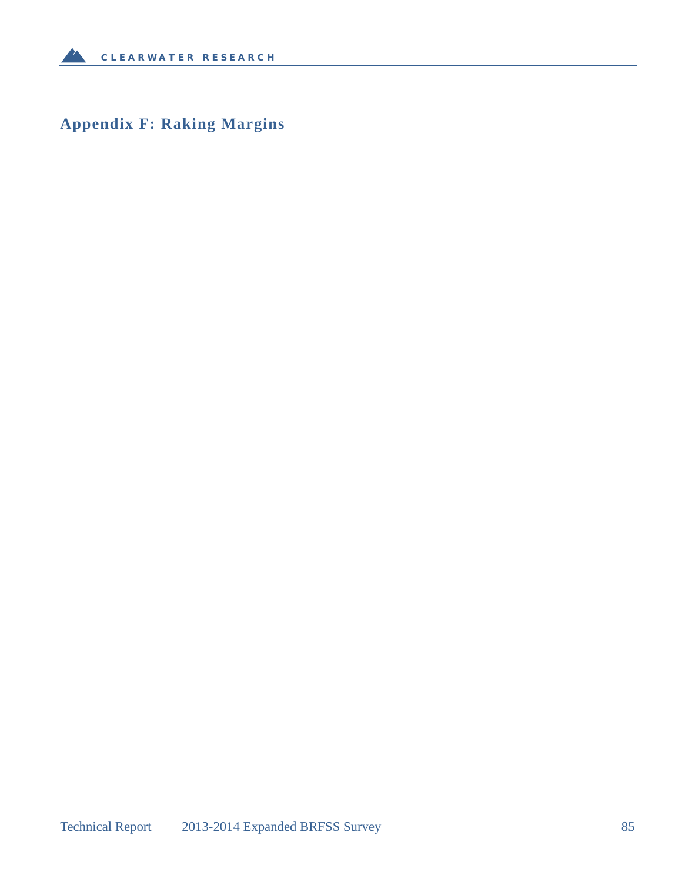## Appendix F: Raking Margins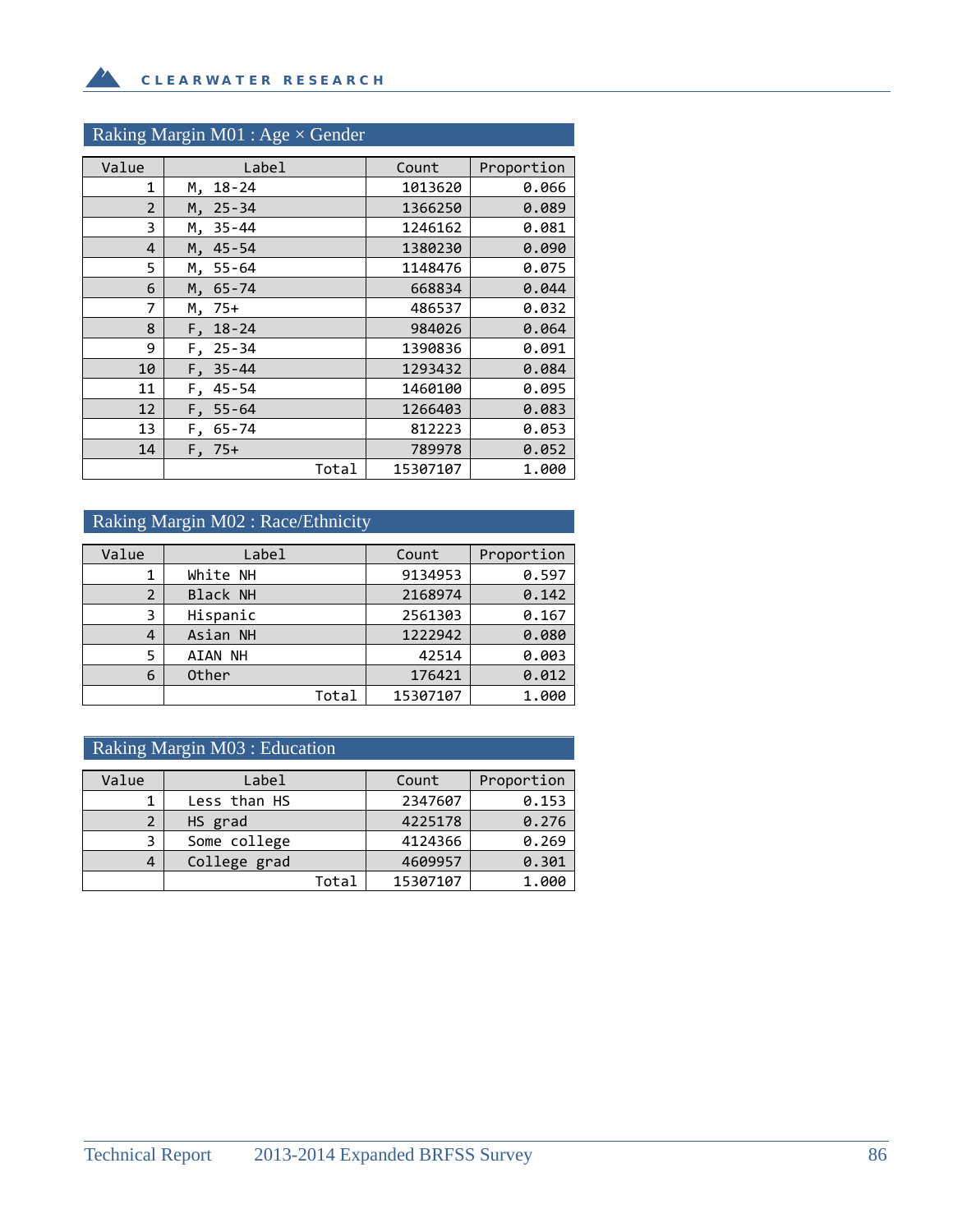## Raking Margin M01 : Age × Gender

| Value | Label | Count | Proportion |
|---|---|---|---|
| 1 | M, 18-24 | 1013620 | 0.066 |
| 2 | M, 25-34 | 1366250 | 0.089 |
| 3 | M, 35-44 | 1246162 | 0.081 |
| 4 | M, 45-54 | 1380230 | 0.090 |
| 5 | M, 55-64 | 1148476 | 0.075 |
| 6 | M, 65-74 | 668834 | 0.044 |
| 7 | M, 75+ | 486537 | 0.032 |
| 8 | F, 18-24 | 984026 | 0.064 |
| 9 | F, 25-34 | 1390836 | 0.091 |
| 10 | F, 35-44 | 1293432 | 0.084 |
| 11 | F, 45-54 | 1460100 | 0.095 |
| 12 | F, 55-64 | 1266403 | 0.083 |
| 13 | F, 65-74 | 812223 | 0.053 |
| 14 | F, 75+ | 789978 | 0.052 |
| | Total | 15307107 | 1.000 |

## Raking Margin M02 : Race/Ethnicity

| Value | Label | Count | Proportion |
|---|---|---|---|
| 1 | White NH | 9134953 | 0.597 |
| 2 | Black NH | 2168974 | 0.142 |
| 3 | Hispanic | 2561303 | 0.167 |
| 4 | Asian NH | 1222942 | 0.080 |
| 5 | AIAN NH | 42514 | 0.003 |
| 6 | Other | 176421 | 0.012 |
| | Total | 15307107 | 1.000 |

## Raking Margin M03 : Education

| Value | Label | Count | Proportion |
|---|---|---|---|
| 1 | Less than HS | 2347607 | 0.153 |
| 2 | HS grad | 4225178 | 0.276 |
| 3 | Some college | 4124366 | 0.269 |
| 4 | College grad | 4609957 | 0.301 |
| | Total | 15307107 | 1.000 |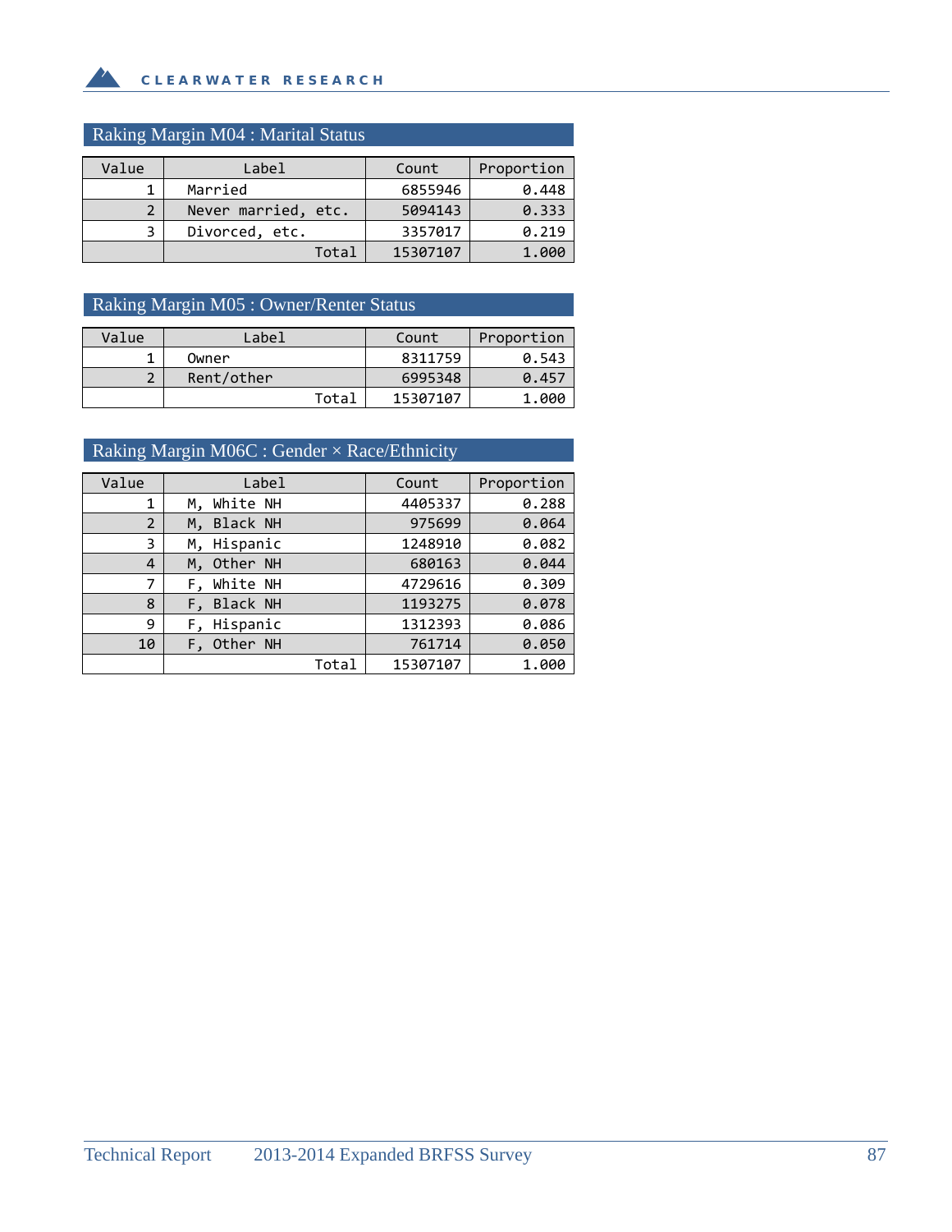## Raking Margin M04 : Marital Status

| Value | Label | Count | Proportion |
|---|---|---|---|
| 1 | Married | 6855946 | 0.448 |
| 2 | Never married, etc. | 5094143 | 0.333 |
| 3 | Divorced, etc. | 3357017 | 0.219 |
| | Total | 15307107 | 1.000 |

## Raking Margin M05 : Owner/Renter Status

| Value | Label | Count | Proportion |
|---|---|---|---|
| 1 | Owner | 8311759 | 0.543 |
| 2 | Rent/other | 6995348 | 0.457 |
| | Total | 15307107 | 1.000 |

## Raking Margin M06C : Gender × Race/Ethnicity

| Value | Label | Count | Proportion |
|---|---|---|---|
| 1 | M, White NH | 4405337 | 0.288 |
| 2 | M, Black NH | 975699 | 0.064 |
| 3 | M, Hispanic | 1248910 | 0.082 |
| 4 | M, Other NH | 680163 | 0.044 |
| 7 | F, White NH | 4729616 | 0.309 |
| 8 | F, Black NH | 1193275 | 0.078 |
| 9 | F, Hispanic | 1312393 | 0.086 |
| 10 | F, Other NH | 761714 | 0.050 |
| | Total | 15307107 | 1.000 |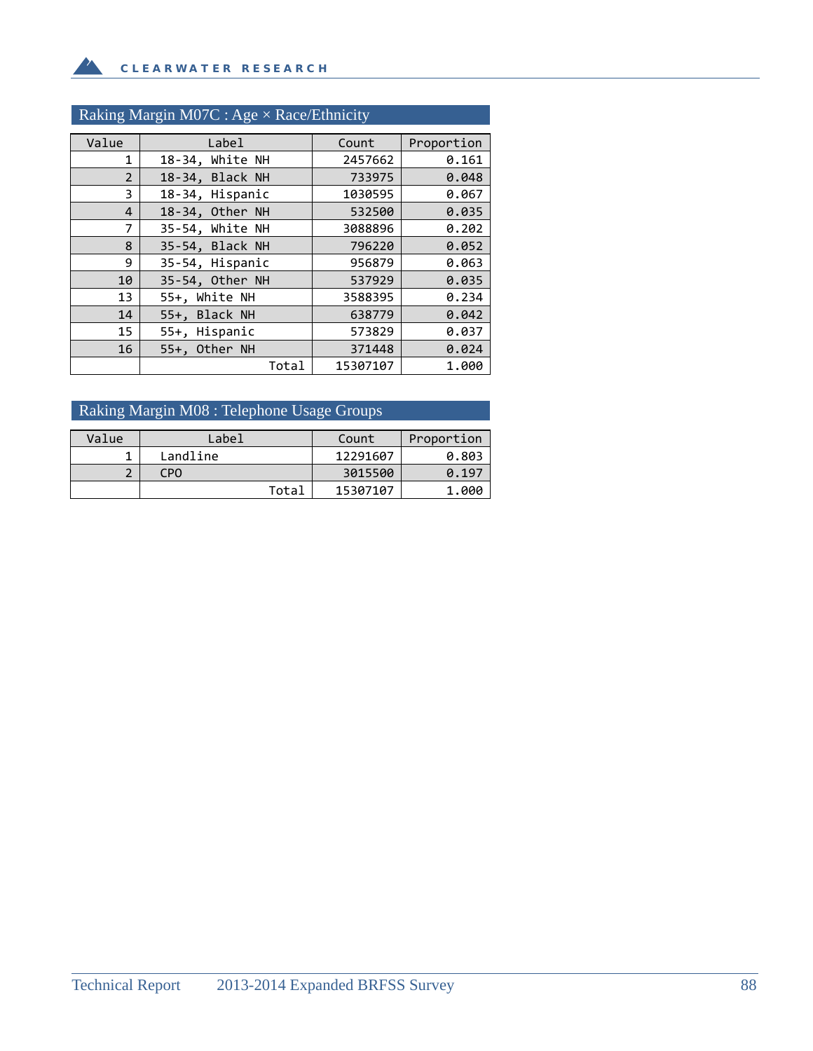## Raking Margin M07C : Age × Race/Ethnicity

| Value | Label | Count | Proportion |
|---|---|---|---|
| 1 | 18-34, White NH | 2457662 | 0.161 |
| 2 | 18-34, Black NH | 733975 | 0.048 |
| 3 | 18-34, Hispanic | 1030595 | 0.067 |
| 4 | 18-34, Other NH | 532500 | 0.035 |
| 7 | 35-54, White NH | 3088896 | 0.202 |
| 8 | 35-54, Black NH | 796220 | 0.052 |
| 9 | 35-54, Hispanic | 956879 | 0.063 |
| 10 | 35-54, Other NH | 537929 | 0.035 |
| 13 | 55+, White NH | 3588395 | 0.234 |
| 14 | 55+, Black NH | 638779 | 0.042 |
| 15 | 55+, Hispanic | 573829 | 0.037 |
| 16 | 55+, Other NH | 371448 | 0.024 |
| | Total | 15307107 | 1.000 |

## Raking Margin M08 : Telephone Usage Groups

| Value | Label | Count | Proportion |
|---|---|---|---|
| 1 | Landline | 12291607 | 0.803 |
| 2 | CPO | 3015500 | 0.197 |
| | Total | 15307107 | 1.000 |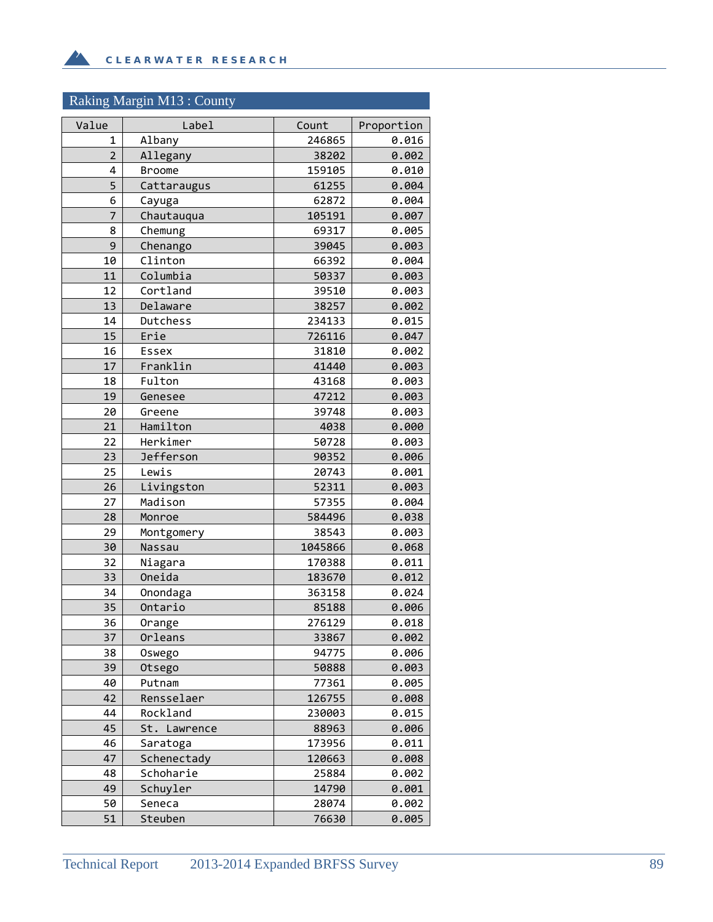## Raking Margin M13 : County

| Value | Label | Count | Proportion |
|---|---|---|---|
| 1 | Albany | 246865 | 0.016 |
| 2 | Allegany | 38202 | 0.002 |
| 4 | Broome | 159105 | 0.010 |
| 5 | Cattaraugus | 61255 | 0.004 |
| 6 | Cayuga | 62872 | 0.004 |
| 7 | Chautauqua | 105191 | 0.007 |
| 8 | Chemung | 69317 | 0.005 |
| 9 | Chenango | 39045 | 0.003 |
| 10 | Clinton | 66392 | 0.004 |
| 11 | Columbia | 50337 | 0.003 |
| 12 | Cortland | 39510 | 0.003 |
| 13 | Delaware | 38257 | 0.002 |
| 14 | Dutchess | 234133 | 0.015 |
| 15 | Erie | 726116 | 0.047 |
| 16 | Essex | 31810 | 0.002 |
| 17 | Franklin | 41440 | 0.003 |
| 18 | Fulton | 43168 | 0.003 |
| 19 | Genesee | 47212 | 0.003 |
| 20 | Greene | 39748 | 0.003 |
| 21 | Hamilton | 4038 | 0.000 |
| 22 | Herkimer | 50728 | 0.003 |
| 23 | Jefferson | 90352 | 0.006 |
| 25 | Lewis | 20743 | 0.001 |
| 26 | Livingston | 52311 | 0.003 |
| 27 | Madison | 57355 | 0.004 |
| 28 | Monroe | 584496 | 0.038 |
| 29 | Montgomery | 38543 | 0.003 |
| 30 | Nassau | 1045866 | 0.068 |
| 32 | Niagara | 170388 | 0.011 |
| 33 | Oneida | 183670 | 0.012 |
| 34 | Onondaga | 363158 | 0.024 |
| 35 | Ontario | 85188 | 0.006 |
| 36 | Orange | 276129 | 0.018 |
| 37 | Orleans | 33867 | 0.002 |
| 38 | Oswego | 94775 | 0.006 |
| 39 | Otsego | 50888 | 0.003 |
| 40 | Putnam | 77361 | 0.005 |
| 42 | Rensselaer | 126755 | 0.008 |
| 44 | Rockland | 230003 | 0.015 |
| 45 | St. Lawrence | 88963 | 0.006 |
| 46 | Saratoga | 173956 | 0.011 |
| 47 | Schenectady | 120663 | 0.008 |
| 48 | Schoharie | 25884 | 0.002 |
| 49 | Schuyler | 14790 | 0.001 |
| 50 | Seneca | 28074 | 0.002 |
| 51 | Steuben | 76630 | 0.005 |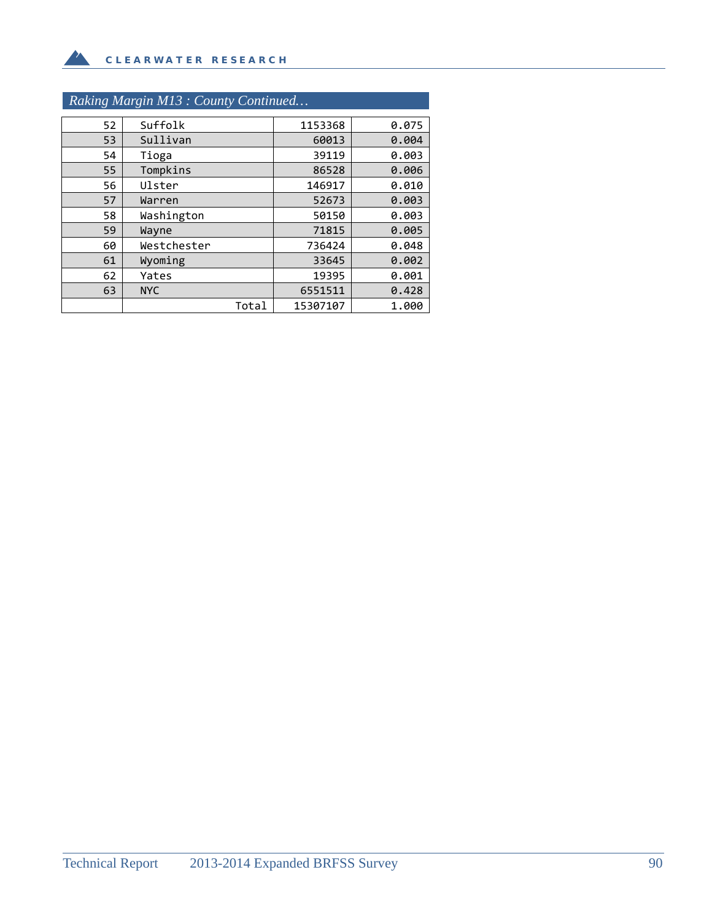*Raking Margin M13 : County Continued…*

| | | | |
|---|---|---|---|
| 52 | Suffolk | 1153368 | 0.075 |
| 53 | Sullivan | 60013 | 0.004 |
| 54 | Tioga | 39119 | 0.003 |
| 55 | Tompkins | 86528 | 0.006 |
| 56 | Ulster | 146917 | 0.010 |
| 57 | Warren | 52673 | 0.003 |
| 58 | Washington | 50150 | 0.003 |
| 59 | Wayne | 71815 | 0.005 |
| 60 | Westchester | 736424 | 0.048 |
| 61 | Wyoming | 33645 | 0.002 |
| 62 | Yates | 19395 | 0.001 |
| 63 | NYC | 6551511 | 0.428 |
| | Total | 15307107 | 1.000 |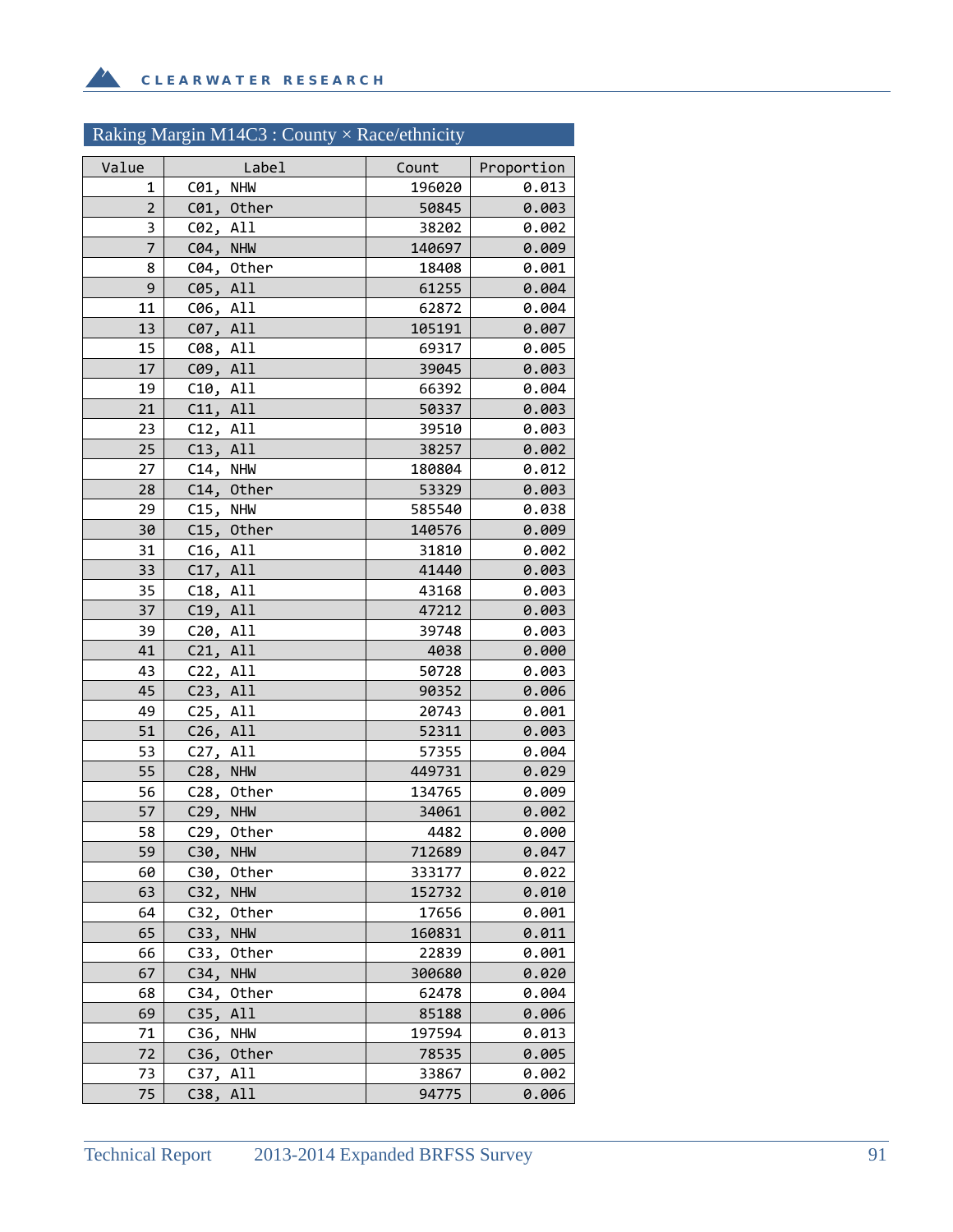## Raking Margin M14C3 : County × Race/ethnicity

| Value | Label | Count | Proportion |
|---|---|---|---|
| 1 | C01, NHW | 196020 | 0.013 |
| 2 | C01, Other | 50845 | 0.003 |
| 3 | C02, All | 38202 | 0.002 |
| 7 | C04, NHW | 140697 | 0.009 |
| 8 | C04, Other | 18408 | 0.001 |
| 9 | C05, All | 61255 | 0.004 |
| 11 | C06, All | 62872 | 0.004 |
| 13 | C07, All | 105191 | 0.007 |
| 15 | C08, All | 69317 | 0.005 |
| 17 | C09, All | 39045 | 0.003 |
| 19 | C10, All | 66392 | 0.004 |
| 21 | C11, All | 50337 | 0.003 |
| 23 | C12, All | 39510 | 0.003 |
| 25 | C13, All | 38257 | 0.002 |
| 27 | C14, NHW | 180804 | 0.012 |
| 28 | C14, Other | 53329 | 0.003 |
| 29 | C15, NHW | 585540 | 0.038 |
| 30 | C15, Other | 140576 | 0.009 |
| 31 | C16, All | 31810 | 0.002 |
| 33 | C17, All | 41440 | 0.003 |
| 35 | C18, All | 43168 | 0.003 |
| 37 | C19, All | 47212 | 0.003 |
| 39 | C20, All | 39748 | 0.003 |
| 41 | C21, All | 4038 | 0.000 |
| 43 | C22, All | 50728 | 0.003 |
| 45 | C23, All | 90352 | 0.006 |
| 49 | C25, All | 20743 | 0.001 |
| 51 | C26, All | 52311 | 0.003 |
| 53 | C27, All | 57355 | 0.004 |
| 55 | C28, NHW | 449731 | 0.029 |
| 56 | C28, Other | 134765 | 0.009 |
| 57 | C29, NHW | 34061 | 0.002 |
| 58 | C29, Other | 4482 | 0.000 |
| 59 | C30, NHW | 712689 | 0.047 |
| 60 | C30, Other | 333177 | 0.022 |
| 63 | C32, NHW | 152732 | 0.010 |
| 64 | C32, Other | 17656 | 0.001 |
| 65 | C33, NHW | 160831 | 0.011 |
| 66 | C33, Other | 22839 | 0.001 |
| 67 | C34, NHW | 300680 | 0.020 |
| 68 | C34, Other | 62478 | 0.004 |
| 69 | C35, All | 85188 | 0.006 |
| 71 | C36, NHW | 197594 | 0.013 |
| 72 | C36, Other | 78535 | 0.005 |
| 73 | C37, All | 33867 | 0.002 |
| 75 | C38, All | 94775 | 0.006 |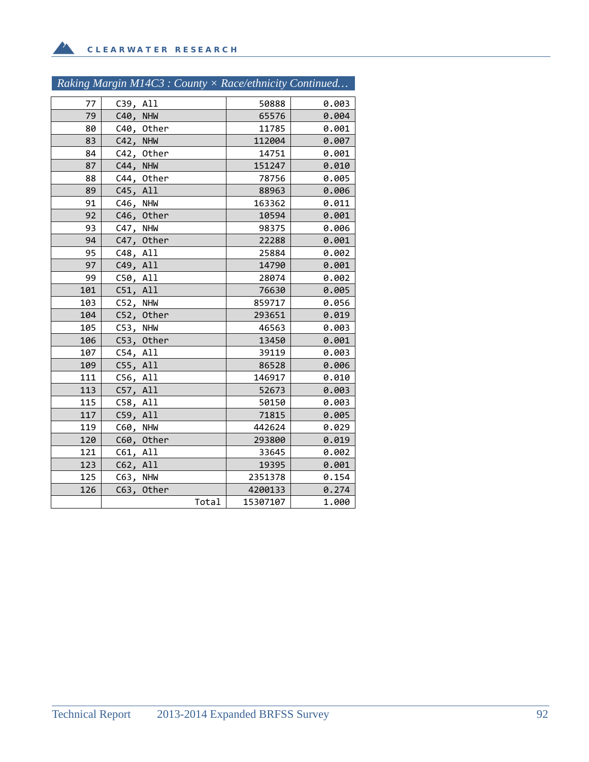### *Raking Margin M14C3 : County × Race/ethnicity Continued…*

| | | | |
|---|---|---|---|
| 77 | C39, All | 50888 | 0.003 |
| 79 | C40, NHW | 65576 | 0.004 |
| 80 | C40, Other | 11785 | 0.001 |
| 83 | C42, NHW | 112004 | 0.007 |
| 84 | C42, Other | 14751 | 0.001 |
| 87 | C44, NHW | 151247 | 0.010 |
| 88 | C44, Other | 78756 | 0.005 |
| 89 | C45, All | 88963 | 0.006 |
| 91 | C46, NHW | 163362 | 0.011 |
| 92 | C46, Other | 10594 | 0.001 |
| 93 | C47, NHW | 98375 | 0.006 |
| 94 | C47, Other | 22288 | 0.001 |
| 95 | C48, All | 25884 | 0.002 |
| 97 | C49, All | 14790 | 0.001 |
| 99 | C50, All | 28074 | 0.002 |
| 101 | C51, All | 76630 | 0.005 |
| 103 | C52, NHW | 859717 | 0.056 |
| 104 | C52, Other | 293651 | 0.019 |
| 105 | C53, NHW | 46563 | 0.003 |
| 106 | C53, Other | 13450 | 0.001 |
| 107 | C54, All | 39119 | 0.003 |
| 109 | C55, All | 86528 | 0.006 |
| 111 | C56, All | 146917 | 0.010 |
| 113 | C57, All | 52673 | 0.003 |
| 115 | C58, All | 50150 | 0.003 |
| 117 | C59, All | 71815 | 0.005 |
| 119 | C60, NHW | 442624 | 0.029 |
| 120 | C60, Other | 293800 | 0.019 |
| 121 | C61, All | 33645 | 0.002 |
| 123 | C62, All | 19395 | 0.001 |
| 125 | C63, NHW | 2351378 | 0.154 |
| 126 | C63, Other | 4200133 | 0.274 |
| | Total | 15307107 | 1.000 |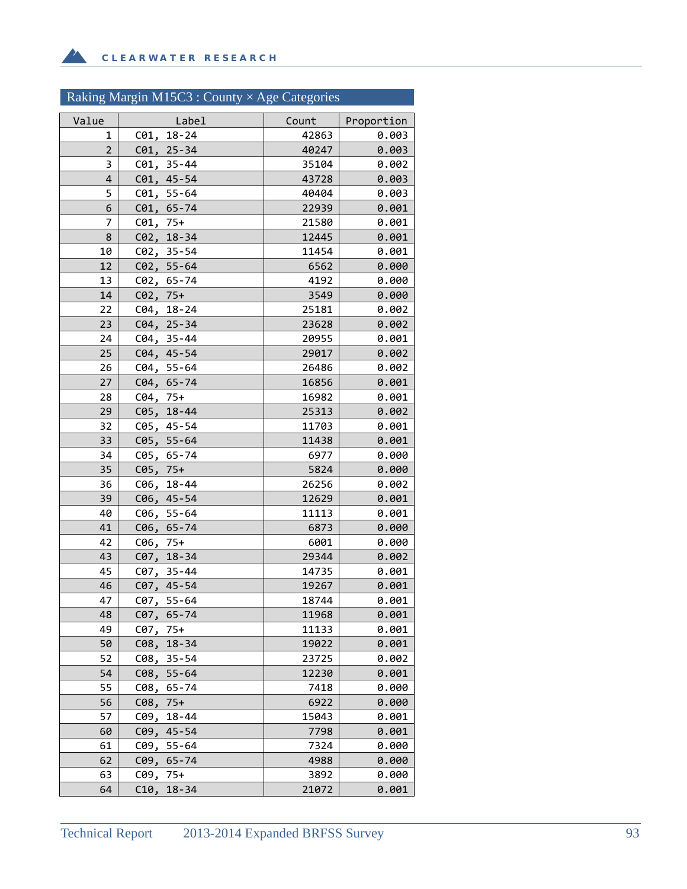## Raking Margin M15C3 : County × Age Categories

| Value | Label | Count | Proportion |
|---|---|---|---|
| 1 | C01, 18-24 | 42863 | 0.003 |
| 2 | C01, 25-34 | 40247 | 0.003 |
| 3 | C01, 35-44 | 35104 | 0.002 |
| 4 | C01, 45-54 | 43728 | 0.003 |
| 5 | C01, 55-64 | 40404 | 0.003 |
| 6 | C01, 65-74 | 22939 | 0.001 |
| 7 | C01, 75+ | 21580 | 0.001 |
| 8 | C02, 18-34 | 12445 | 0.001 |
| 10 | C02, 35-54 | 11454 | 0.001 |
| 12 | C02, 55-64 | 6562 | 0.000 |
| 13 | C02, 65-74 | 4192 | 0.000 |
| 14 | C02, 75+ | 3549 | 0.000 |
| 22 | C04, 18-24 | 25181 | 0.002 |
| 23 | C04, 25-34 | 23628 | 0.002 |
| 24 | C04, 35-44 | 20955 | 0.001 |
| 25 | C04, 45-54 | 29017 | 0.002 |
| 26 | C04, 55-64 | 26486 | 0.002 |
| 27 | C04, 65-74 | 16856 | 0.001 |
| 28 | C04, 75+ | 16982 | 0.001 |
| 29 | C05, 18-44 | 25313 | 0.002 |
| 32 | C05, 45-54 | 11703 | 0.001 |
| 33 | C05, 55-64 | 11438 | 0.001 |
| 34 | C05, 65-74 | 6977 | 0.000 |
| 35 | C05, 75+ | 5824 | 0.000 |
| 36 | C06, 18-44 | 26256 | 0.002 |
| 39 | C06, 45-54 | 12629 | 0.001 |
| 40 | C06, 55-64 | 11113 | 0.001 |
| 41 | C06, 65-74 | 6873 | 0.000 |
| 42 | C06, 75+ | 6001 | 0.000 |
| 43 | C07, 18-34 | 29344 | 0.002 |
| 45 | C07, 35-44 | 14735 | 0.001 |
| 46 | C07, 45-54 | 19267 | 0.001 |
| 47 | C07, 55-64 | 18744 | 0.001 |
| 48 | C07, 65-74 | 11968 | 0.001 |
| 49 | C07, 75+ | 11133 | 0.001 |
| 50 | C08, 18-34 | 19022 | 0.001 |
| 52 | C08, 35-54 | 23725 | 0.002 |
| 54 | C08, 55-64 | 12230 | 0.001 |
| 55 | C08, 65-74 | 7418 | 0.000 |
| 56 | C08, 75+ | 6922 | 0.000 |
| 57 | C09, 18-44 | 15043 | 0.001 |
| 60 | C09, 45-54 | 7798 | 0.001 |
| 61 | C09, 55-64 | 7324 | 0.000 |
| 62 | C09, 65-74 | 4988 | 0.000 |
| 63 | C09, 75+ | 3892 | 0.000 |
| 64 | C10, 18-34 | 21072 | 0.001 |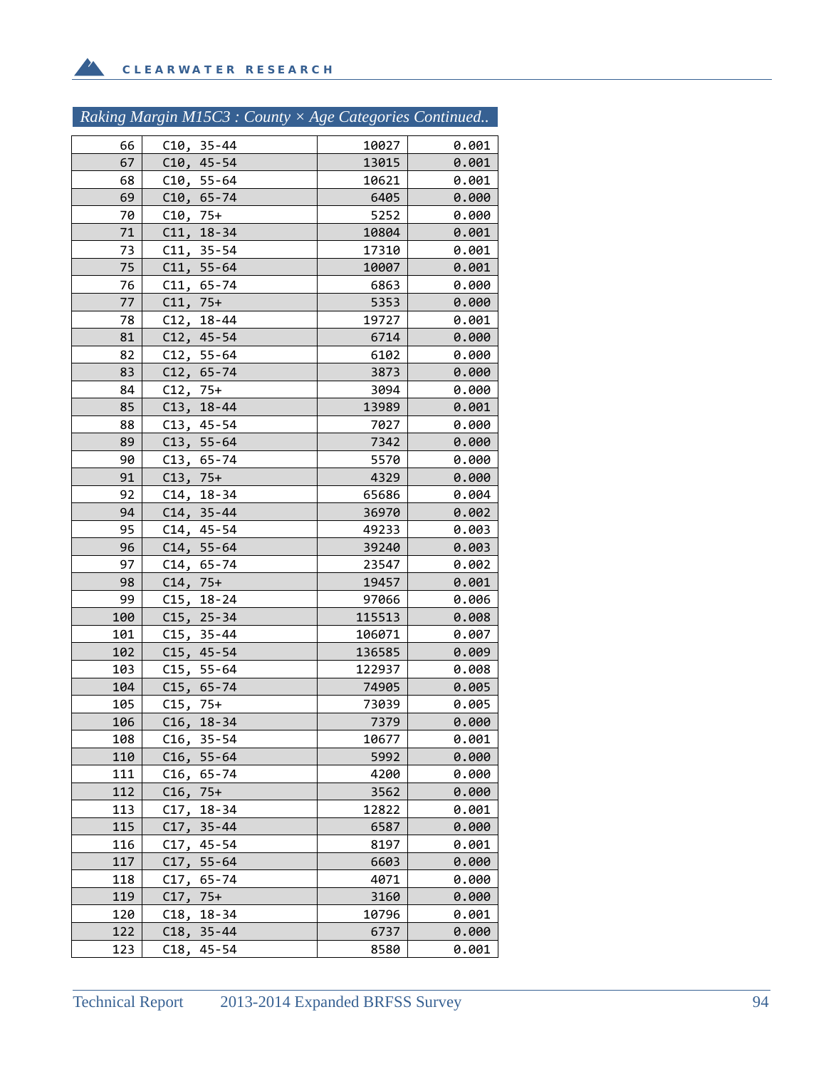### *Raking Margin M15C3 : County × Age Categories Continued..*

| | | | |
|---|---|---|---|
| 66 | C10, 35-44 | 10027 | 0.001 |
| 67 | C10, 45-54 | 13015 | 0.001 |
| 68 | C10, 55-64 | 10621 | 0.001 |
| 69 | C10, 65-74 | 6405 | 0.000 |
| 70 | C10, 75+ | 5252 | 0.000 |
| 71 | C11, 18-34 | 10804 | 0.001 |
| 73 | C11, 35-54 | 17310 | 0.001 |
| 75 | C11, 55-64 | 10007 | 0.001 |
| 76 | C11, 65-74 | 6863 | 0.000 |
| 77 | C11, 75+ | 5353 | 0.000 |
| 78 | C12, 18-44 | 19727 | 0.001 |
| 81 | C12, 45-54 | 6714 | 0.000 |
| 82 | C12, 55-64 | 6102 | 0.000 |
| 83 | C12, 65-74 | 3873 | 0.000 |
| 84 | C12, 75+ | 3094 | 0.000 |
| 85 | C13, 18-44 | 13989 | 0.001 |
| 88 | C13, 45-54 | 7027 | 0.000 |
| 89 | C13, 55-64 | 7342 | 0.000 |
| 90 | C13, 65-74 | 5570 | 0.000 |
| 91 | C13, 75+ | 4329 | 0.000 |
| 92 | C14, 18-34 | 65686 | 0.004 |
| 94 | C14, 35-44 | 36970 | 0.002 |
| 95 | C14, 45-54 | 49233 | 0.003 |
| 96 | C14, 55-64 | 39240 | 0.003 |
| 97 | C14, 65-74 | 23547 | 0.002 |
| 98 | C14, 75+ | 19457 | 0.001 |
| 99 | C15, 18-24 | 97066 | 0.006 |
| 100 | C15, 25-34 | 115513 | 0.008 |
| 101 | C15, 35-44 | 106071 | 0.007 |
| 102 | C15, 45-54 | 136585 | 0.009 |
| 103 | C15, 55-64 | 122937 | 0.008 |
| 104 | C15, 65-74 | 74905 | 0.005 |
| 105 | C15, 75+ | 73039 | 0.005 |
| 106 | C16, 18-34 | 7379 | 0.000 |
| 108 | C16, 35-54 | 10677 | 0.001 |
| 110 | C16, 55-64 | 5992 | 0.000 |
| 111 | C16, 65-74 | 4200 | 0.000 |
| 112 | C16, 75+ | 3562 | 0.000 |
| 113 | C17, 18-34 | 12822 | 0.001 |
| 115 | C17, 35-44 | 6587 | 0.000 |
| 116 | C17, 45-54 | 8197 | 0.001 |
| 117 | C17, 55-64 | 6603 | 0.000 |
| 118 | C17, 65-74 | 4071 | 0.000 |
| 119 | C17, 75+ | 3160 | 0.000 |
| 120 | C18, 18-34 | 10796 | 0.001 |
| 122 | C18, 35-44 | 6737 | 0.000 |
| 123 | C18, 45-54 | 8580 | 0.001 |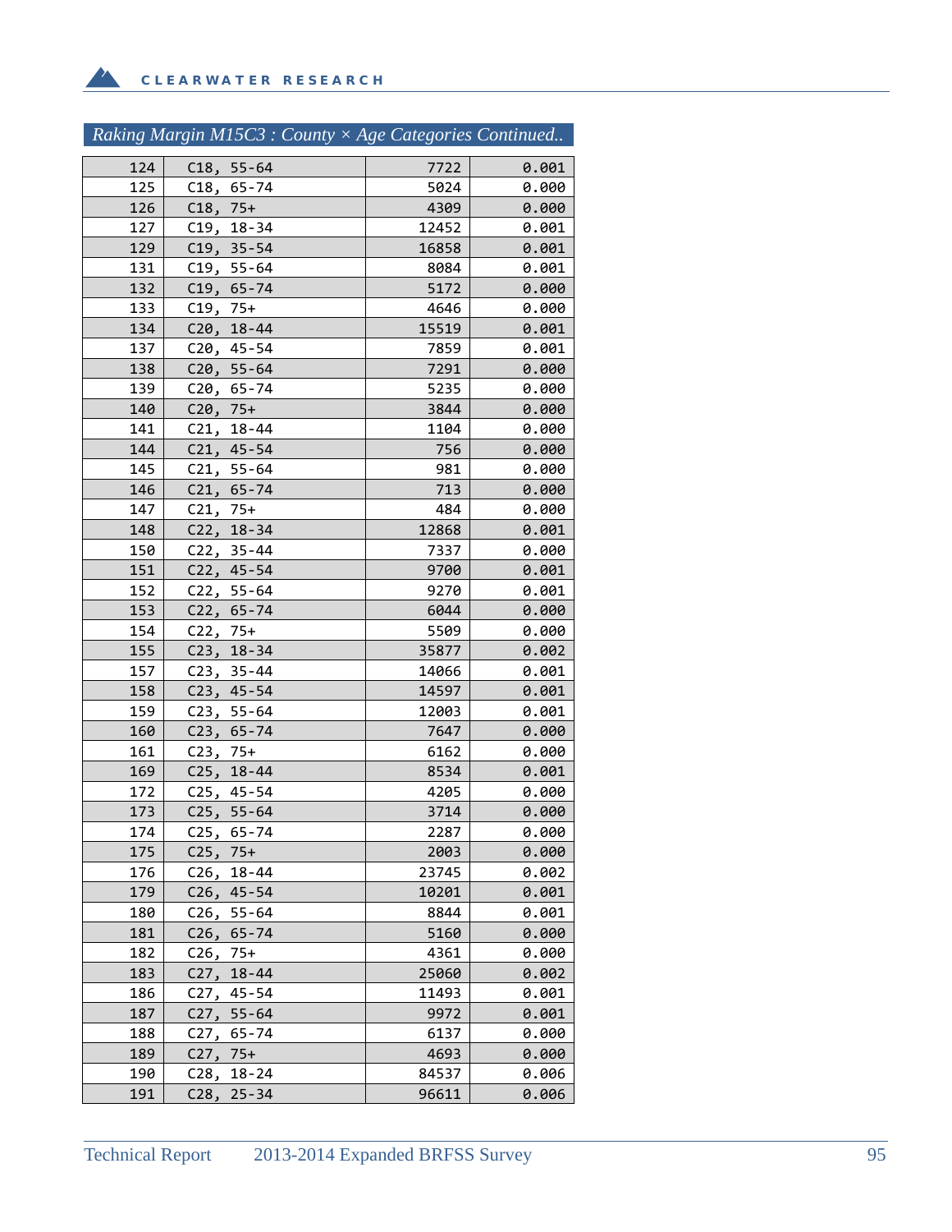## Raking Margin M15C3 : County × Age Categories Continued..

| | | | |
|---|---|---|---|
| 124 | C18, 55-64 | 7722 | 0.001 |
| 125 | C18, 65-74 | 5024 | 0.000 |
| 126 | C18, 75+ | 4309 | 0.000 |
| 127 | C19, 18-34 | 12452 | 0.001 |
| 129 | C19, 35-54 | 16858 | 0.001 |
| 131 | C19, 55-64 | 8084 | 0.001 |
| 132 | C19, 65-74 | 5172 | 0.000 |
| 133 | C19, 75+ | 4646 | 0.000 |
| 134 | C20, 18-44 | 15519 | 0.001 |
| 137 | C20, 45-54 | 7859 | 0.001 |
| 138 | C20, 55-64 | 7291 | 0.000 |
| 139 | C20, 65-74 | 5235 | 0.000 |
| 140 | C20, 75+ | 3844 | 0.000 |
| 141 | C21, 18-44 | 1104 | 0.000 |
| 144 | C21, 45-54 | 756 | 0.000 |
| 145 | C21, 55-64 | 981 | 0.000 |
| 146 | C21, 65-74 | 713 | 0.000 |
| 147 | C21, 75+ | 484 | 0.000 |
| 148 | C22, 18-34 | 12868 | 0.001 |
| 150 | C22, 35-44 | 7337 | 0.000 |
| 151 | C22, 45-54 | 9700 | 0.001 |
| 152 | C22, 55-64 | 9270 | 0.001 |
| 153 | C22, 65-74 | 6044 | 0.000 |
| 154 | C22, 75+ | 5509 | 0.000 |
| 155 | C23, 18-34 | 35877 | 0.002 |
| 157 | C23, 35-44 | 14066 | 0.001 |
| 158 | C23, 45-54 | 14597 | 0.001 |
| 159 | C23, 55-64 | 12003 | 0.001 |
| 160 | C23, 65-74 | 7647 | 0.000 |
| 161 | C23, 75+ | 6162 | 0.000 |
| 169 | C25, 18-44 | 8534 | 0.001 |
| 172 | C25, 45-54 | 4205 | 0.000 |
| 173 | C25, 55-64 | 3714 | 0.000 |
| 174 | C25, 65-74 | 2287 | 0.000 |
| 175 | C25, 75+ | 2003 | 0.000 |
| 176 | C26, 18-44 | 23745 | 0.002 |
| 179 | C26, 45-54 | 10201 | 0.001 |
| 180 | C26, 55-64 | 8844 | 0.001 |
| 181 | C26, 65-74 | 5160 | 0.000 |
| 182 | C26, 75+ | 4361 | 0.000 |
| 183 | C27, 18-44 | 25060 | 0.002 |
| 186 | C27, 45-54 | 11493 | 0.001 |
| 187 | C27, 55-64 | 9972 | 0.001 |
| 188 | C27, 65-74 | 6137 | 0.000 |
| 189 | C27, 75+ | 4693 | 0.000 |
| 190 | C28, 18-24 | 84537 | 0.006 |
| 191 | C28, 25-34 | 96611 | 0.006 |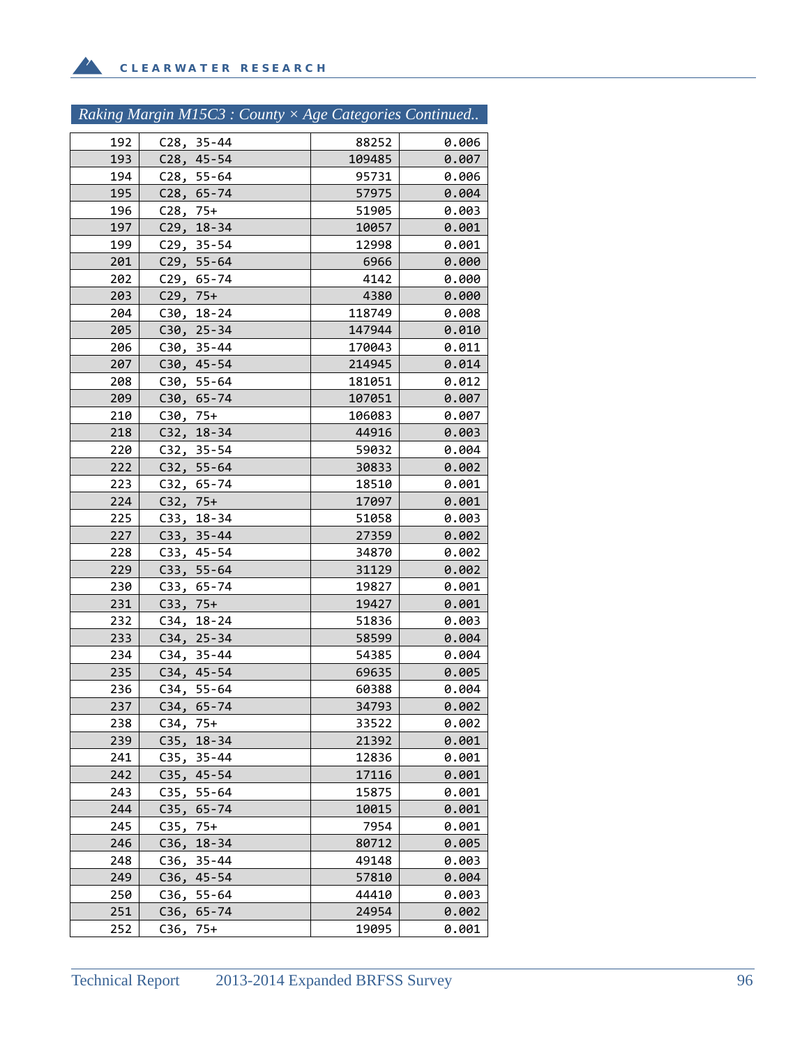## Raking Margin M15C3 : County × Age Categories Continued..

| | | | |
|---|---|---|---|
| 192 | C28, 35-44 | 88252 | 0.006 |
| 193 | C28, 45-54 | 109485 | 0.007 |
| 194 | C28, 55-64 | 95731 | 0.006 |
| 195 | C28, 65-74 | 57975 | 0.004 |
| 196 | C28, 75+ | 51905 | 0.003 |
| 197 | C29, 18-34 | 10057 | 0.001 |
| 199 | C29, 35-54 | 12998 | 0.001 |
| 201 | C29, 55-64 | 6966 | 0.000 |
| 202 | C29, 65-74 | 4142 | 0.000 |
| 203 | C29, 75+ | 4380 | 0.000 |
| 204 | C30, 18-24 | 118749 | 0.008 |
| 205 | C30, 25-34 | 147944 | 0.010 |
| 206 | C30, 35-44 | 170043 | 0.011 |
| 207 | C30, 45-54 | 214945 | 0.014 |
| 208 | C30, 55-64 | 181051 | 0.012 |
| 209 | C30, 65-74 | 107051 | 0.007 |
| 210 | C30, 75+ | 106083 | 0.007 |
| 218 | C32, 18-34 | 44916 | 0.003 |
| 220 | C32, 35-54 | 59032 | 0.004 |
| 222 | C32, 55-64 | 30833 | 0.002 |
| 223 | C32, 65-74 | 18510 | 0.001 |
| 224 | C32, 75+ | 17097 | 0.001 |
| 225 | C33, 18-34 | 51058 | 0.003 |
| 227 | C33, 35-44 | 27359 | 0.002 |
| 228 | C33, 45-54 | 34870 | 0.002 |
| 229 | C33, 55-64 | 31129 | 0.002 |
| 230 | C33, 65-74 | 19827 | 0.001 |
| 231 | C33, 75+ | 19427 | 0.001 |
| 232 | C34, 18-24 | 51836 | 0.003 |
| 233 | C34, 25-34 | 58599 | 0.004 |
| 234 | C34, 35-44 | 54385 | 0.004 |
| 235 | C34, 45-54 | 69635 | 0.005 |
| 236 | C34, 55-64 | 60388 | 0.004 |
| 237 | C34, 65-74 | 34793 | 0.002 |
| 238 | C34, 75+ | 33522 | 0.002 |
| 239 | C35, 18-34 | 21392 | 0.001 |
| 241 | C35, 35-44 | 12836 | 0.001 |
| 242 | C35, 45-54 | 17116 | 0.001 |
| 243 | C35, 55-64 | 15875 | 0.001 |
| 244 | C35, 65-74 | 10015 | 0.001 |
| 245 | C35, 75+ | 7954 | 0.001 |
| 246 | C36, 18-34 | 80712 | 0.005 |
| 248 | C36, 35-44 | 49148 | 0.003 |
| 249 | C36, 45-54 | 57810 | 0.004 |
| 250 | C36, 55-64 | 44410 | 0.003 |
| 251 | C36, 65-74 | 24954 | 0.002 |
| 252 | C36, 75+ | 19095 | 0.001 |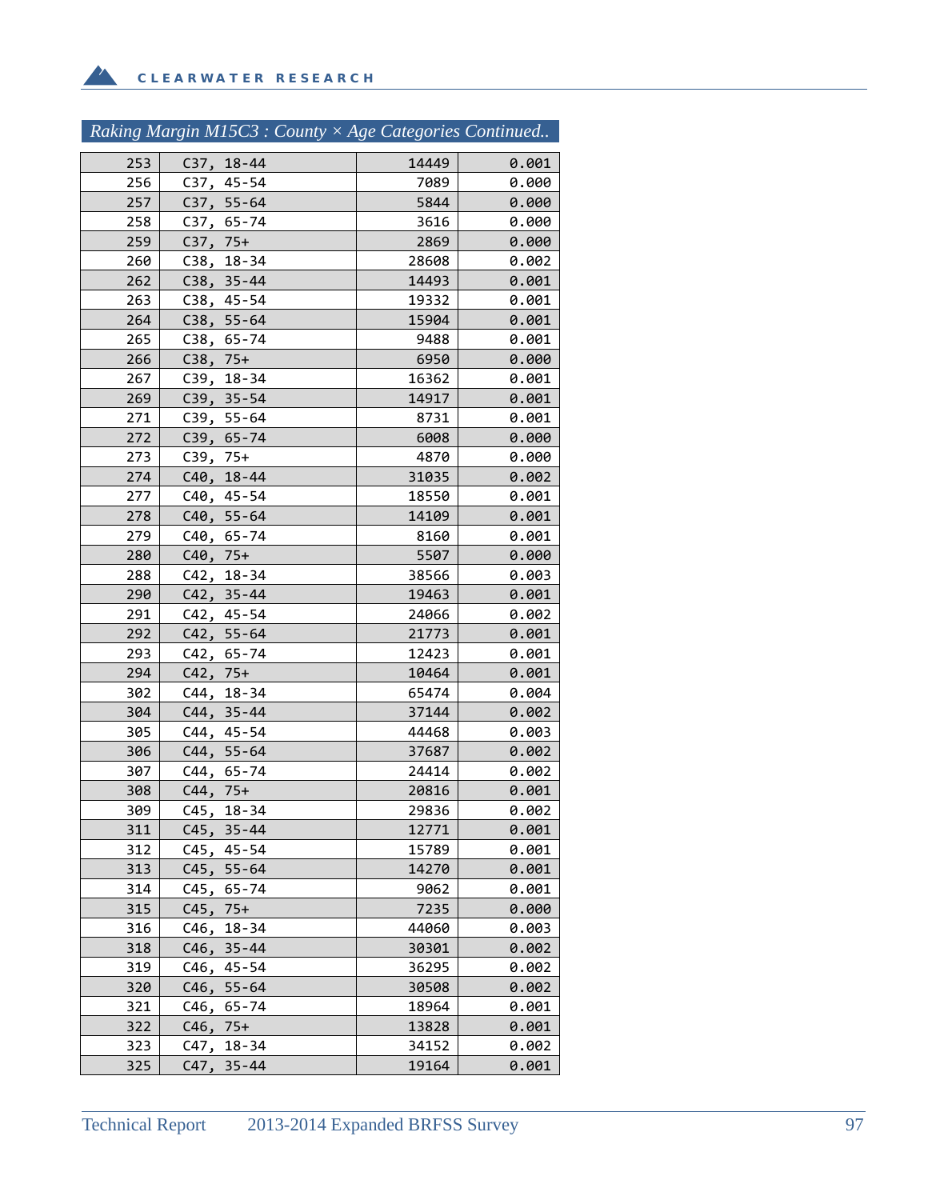## Raking Margin M15C3 : County × Age Categories Continued..

| | | | |
|---|---|---|---|
| 253 | C37, 18-44 | 14449 | 0.001 |
| 256 | C37, 45-54 | 7089 | 0.000 |
| 257 | C37, 55-64 | 5844 | 0.000 |
| 258 | C37, 65-74 | 3616 | 0.000 |
| 259 | C37, 75+ | 2869 | 0.000 |
| 260 | C38, 18-34 | 28608 | 0.002 |
| 262 | C38, 35-44 | 14493 | 0.001 |
| 263 | C38, 45-54 | 19332 | 0.001 |
| 264 | C38, 55-64 | 15904 | 0.001 |
| 265 | C38, 65-74 | 9488 | 0.001 |
| 266 | C38, 75+ | 6950 | 0.000 |
| 267 | C39, 18-34 | 16362 | 0.001 |
| 269 | C39, 35-54 | 14917 | 0.001 |
| 271 | C39, 55-64 | 8731 | 0.001 |
| 272 | C39, 65-74 | 6008 | 0.000 |
| 273 | C39, 75+ | 4870 | 0.000 |
| 274 | C40, 18-44 | 31035 | 0.002 |
| 277 | C40, 45-54 | 18550 | 0.001 |
| 278 | C40, 55-64 | 14109 | 0.001 |
| 279 | C40, 65-74 | 8160 | 0.001 |
| 280 | C40, 75+ | 5507 | 0.000 |
| 288 | C42, 18-34 | 38566 | 0.003 |
| 290 | C42, 35-44 | 19463 | 0.001 |
| 291 | C42, 45-54 | 24066 | 0.002 |
| 292 | C42, 55-64 | 21773 | 0.001 |
| 293 | C42, 65-74 | 12423 | 0.001 |
| 294 | C42, 75+ | 10464 | 0.001 |
| 302 | C44, 18-34 | 65474 | 0.004 |
| 304 | C44, 35-44 | 37144 | 0.002 |
| 305 | C44, 45-54 | 44468 | 0.003 |
| 306 | C44, 55-64 | 37687 | 0.002 |
| 307 | C44, 65-74 | 24414 | 0.002 |
| 308 | C44, 75+ | 20816 | 0.001 |
| 309 | C45, 18-34 | 29836 | 0.002 |
| 311 | C45, 35-44 | 12771 | 0.001 |
| 312 | C45, 45-54 | 15789 | 0.001 |
| 313 | C45, 55-64 | 14270 | 0.001 |
| 314 | C45, 65-74 | 9062 | 0.001 |
| 315 | C45, 75+ | 7235 | 0.000 |
| 316 | C46, 18-34 | 44060 | 0.003 |
| 318 | C46, 35-44 | 30301 | 0.002 |
| 319 | C46, 45-54 | 36295 | 0.002 |
| 320 | C46, 55-64 | 30508 | 0.002 |
| 321 | C46, 65-74 | 18964 | 0.001 |
| 322 | C46, 75+ | 13828 | 0.001 |
| 323 | C47, 18-34 | 34152 | 0.002 |
| 325 | C47, 35-44 | 19164 | 0.001 |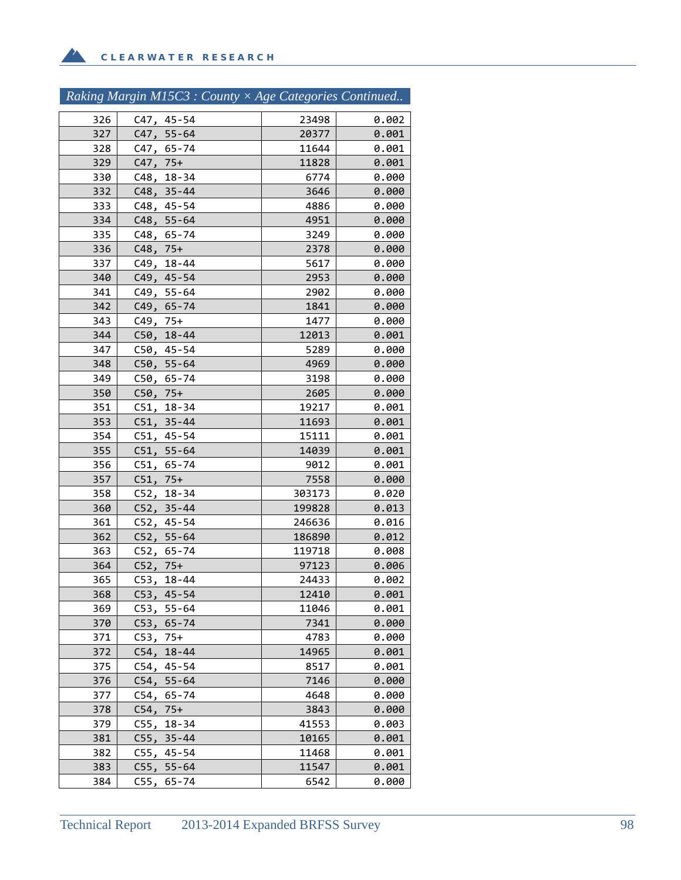## Raking Margin M15C3 : County × Age Categories Continued..

| | | | |
|---|---|---|---|
| 326 | C47, 45-54 | 23498 | 0.002 |
| 327 | C47, 55-64 | 20377 | 0.001 |
| 328 | C47, 65-74 | 11644 | 0.001 |
| 329 | C47, 75+ | 11828 | 0.001 |
| 330 | C48, 18-34 | 6774 | 0.000 |
| 332 | C48, 35-44 | 3646 | 0.000 |
| 333 | C48, 45-54 | 4886 | 0.000 |
| 334 | C48, 55-64 | 4951 | 0.000 |
| 335 | C48, 65-74 | 3249 | 0.000 |
| 336 | C48, 75+ | 2378 | 0.000 |
| 337 | C49, 18-44 | 5617 | 0.000 |
| 340 | C49, 45-54 | 2953 | 0.000 |
| 341 | C49, 55-64 | 2902 | 0.000 |
| 342 | C49, 65-74 | 1841 | 0.000 |
| 343 | C49, 75+ | 1477 | 0.000 |
| 344 | C50, 18-44 | 12013 | 0.001 |
| 347 | C50, 45-54 | 5289 | 0.000 |
| 348 | C50, 55-64 | 4969 | 0.000 |
| 349 | C50, 65-74 | 3198 | 0.000 |
| 350 | C50, 75+ | 2605 | 0.000 |
| 351 | C51, 18-34 | 19217 | 0.001 |
| 353 | C51, 35-44 | 11693 | 0.001 |
| 354 | C51, 45-54 | 15111 | 0.001 |
| 355 | C51, 55-64 | 14039 | 0.001 |
| 356 | C51, 65-74 | 9012 | 0.001 |
| 357 | C51, 75+ | 7558 | 0.000 |
| 358 | C52, 18-34 | 303173 | 0.020 |
| 360 | C52, 35-44 | 199828 | 0.013 |
| 361 | C52, 45-54 | 246636 | 0.016 |
| 362 | C52, 55-64 | 186890 | 0.012 |
| 363 | C52, 65-74 | 119718 | 0.008 |
| 364 | C52, 75+ | 97123 | 0.006 |
| 365 | C53, 18-44 | 24433 | 0.002 |
| 368 | C53, 45-54 | 12410 | 0.001 |
| 369 | C53, 55-64 | 11046 | 0.001 |
| 370 | C53, 65-74 | 7341 | 0.000 |
| 371 | C53, 75+ | 4783 | 0.000 |
| 372 | C54, 18-44 | 14965 | 0.001 |
| 375 | C54, 45-54 | 8517 | 0.001 |
| 376 | C54, 55-64 | 7146 | 0.000 |
| 377 | C54, 65-74 | 4648 | 0.000 |
| 378 | C54, 75+ | 3843 | 0.000 |
| 379 | C55, 18-34 | 41553 | 0.003 |
| 381 | C55, 35-44 | 10165 | 0.001 |
| 382 | C55, 45-54 | 11468 | 0.001 |
| 383 | C55, 55-64 | 11547 | 0.001 |
| 384 | C55, 65-74 | 6542 | 0.000 |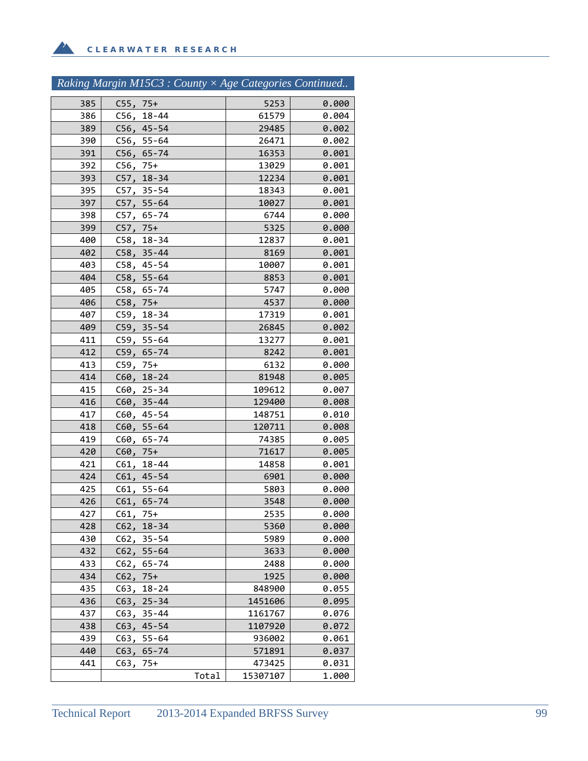## Raking Margin M15C3 : County × Age Categories Continued..

| | | | |
|---|---|---|---|
| 385 | C55, 75+ | 5253 | 0.000 |
| 386 | C56, 18-44 | 61579 | 0.004 |
| 389 | C56, 45-54 | 29485 | 0.002 |
| 390 | C56, 55-64 | 26471 | 0.002 |
| 391 | C56, 65-74 | 16353 | 0.001 |
| 392 | C56, 75+ | 13029 | 0.001 |
| 393 | C57, 18-34 | 12234 | 0.001 |
| 395 | C57, 35-54 | 18343 | 0.001 |
| 397 | C57, 55-64 | 10027 | 0.001 |
| 398 | C57, 65-74 | 6744 | 0.000 |
| 399 | C57, 75+ | 5325 | 0.000 |
| 400 | C58, 18-34 | 12837 | 0.001 |
| 402 | C58, 35-44 | 8169 | 0.001 |
| 403 | C58, 45-54 | 10007 | 0.001 |
| 404 | C58, 55-64 | 8853 | 0.001 |
| 405 | C58, 65-74 | 5747 | 0.000 |
| 406 | C58, 75+ | 4537 | 0.000 |
| 407 | C59, 18-34 | 17319 | 0.001 |
| 409 | C59, 35-54 | 26845 | 0.002 |
| 411 | C59, 55-64 | 13277 | 0.001 |
| 412 | C59, 65-74 | 8242 | 0.001 |
| 413 | C59, 75+ | 6132 | 0.000 |
| 414 | C60, 18-24 | 81948 | 0.005 |
| 415 | C60, 25-34 | 109612 | 0.007 |
| 416 | C60, 35-44 | 129400 | 0.008 |
| 417 | C60, 45-54 | 148751 | 0.010 |
| 418 | C60, 55-64 | 120711 | 0.008 |
| 419 | C60, 65-74 | 74385 | 0.005 |
| 420 | C60, 75+ | 71617 | 0.005 |
| 421 | C61, 18-44 | 14858 | 0.001 |
| 424 | C61, 45-54 | 6901 | 0.000 |
| 425 | C61, 55-64 | 5803 | 0.000 |
| 426 | C61, 65-74 | 3548 | 0.000 |
| 427 | C61, 75+ | 2535 | 0.000 |
| 428 | C62, 18-34 | 5360 | 0.000 |
| 430 | C62, 35-54 | 5989 | 0.000 |
| 432 | C62, 55-64 | 3633 | 0.000 |
| 433 | C62, 65-74 | 2488 | 0.000 |
| 434 | C62, 75+ | 1925 | 0.000 |
| 435 | C63, 18-24 | 848900 | 0.055 |
| 436 | C63, 25-34 | 1451606 | 0.095 |
| 437 | C63, 35-44 | 1161767 | 0.076 |
| 438 | C63, 45-54 | 1107920 | 0.072 |
| 439 | C63, 55-64 | 936002 | 0.061 |
| 440 | C63, 65-74 | 571891 | 0.037 |
| 441 | C63, 75+ | 473425 | 0.031 |
| | Total | 15307107 | 1.000 |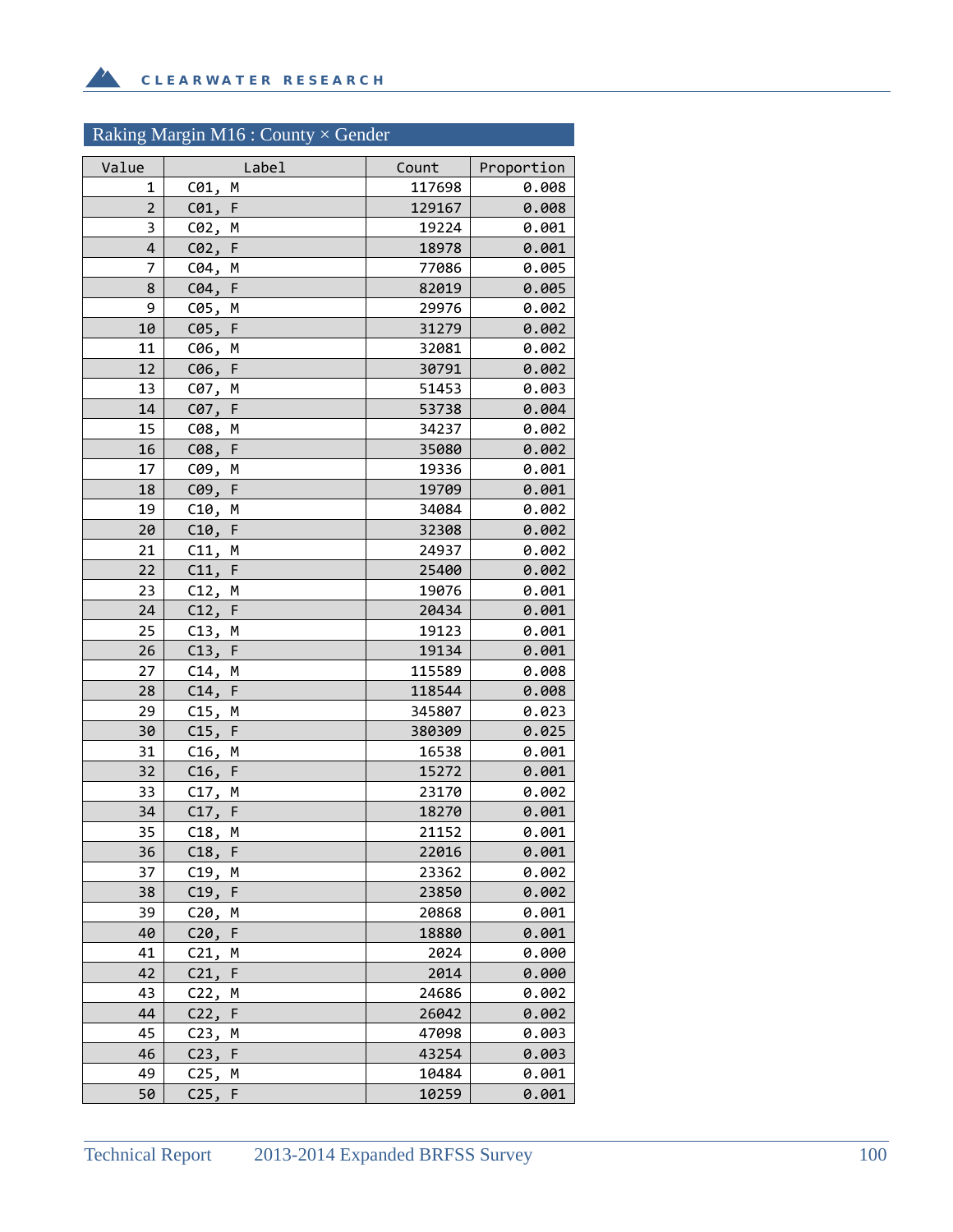## Raking Margin M16 : County × Gender

| Value | Label | Count | Proportion |
|---|---|---|---|
| 1 | C01, M | 117698 | 0.008 |
| 2 | C01, F | 129167 | 0.008 |
| 3 | C02, M | 19224 | 0.001 |
| 4 | C02, F | 18978 | 0.001 |
| 7 | C04, M | 77086 | 0.005 |
| 8 | C04, F | 82019 | 0.005 |
| 9 | C05, M | 29976 | 0.002 |
| 10 | C05, F | 31279 | 0.002 |
| 11 | C06, M | 32081 | 0.002 |
| 12 | C06, F | 30791 | 0.002 |
| 13 | C07, M | 51453 | 0.003 |
| 14 | C07, F | 53738 | 0.004 |
| 15 | C08, M | 34237 | 0.002 |
| 16 | C08, F | 35080 | 0.002 |
| 17 | C09, M | 19336 | 0.001 |
| 18 | C09, F | 19709 | 0.001 |
| 19 | C10, M | 34084 | 0.002 |
| 20 | C10, F | 32308 | 0.002 |
| 21 | C11, M | 24937 | 0.002 |
| 22 | C11, F | 25400 | 0.002 |
| 23 | C12, M | 19076 | 0.001 |
| 24 | C12, F | 20434 | 0.001 |
| 25 | C13, M | 19123 | 0.001 |
| 26 | C13, F | 19134 | 0.001 |
| 27 | C14, M | 115589 | 0.008 |
| 28 | C14, F | 118544 | 0.008 |
| 29 | C15, M | 345807 | 0.023 |
| 30 | C15, F | 380309 | 0.025 |
| 31 | C16, M | 16538 | 0.001 |
| 32 | C16, F | 15272 | 0.001 |
| 33 | C17, M | 23170 | 0.002 |
| 34 | C17, F | 18270 | 0.001 |
| 35 | C18, M | 21152 | 0.001 |
| 36 | C18, F | 22016 | 0.001 |
| 37 | C19, M | 23362 | 0.002 |
| 38 | C19, F | 23850 | 0.002 |
| 39 | C20, M | 20868 | 0.001 |
| 40 | C20, F | 18880 | 0.001 |
| 41 | C21, M | 2024 | 0.000 |
| 42 | C21, F | 2014 | 0.000 |
| 43 | C22, M | 24686 | 0.002 |
| 44 | C22, F | 26042 | 0.002 |
| 45 | C23, M | 47098 | 0.003 |
| 46 | C23, F | 43254 | 0.003 |
| 49 | C25, M | 10484 | 0.001 |
| 50 | C25, F | 10259 | 0.001 |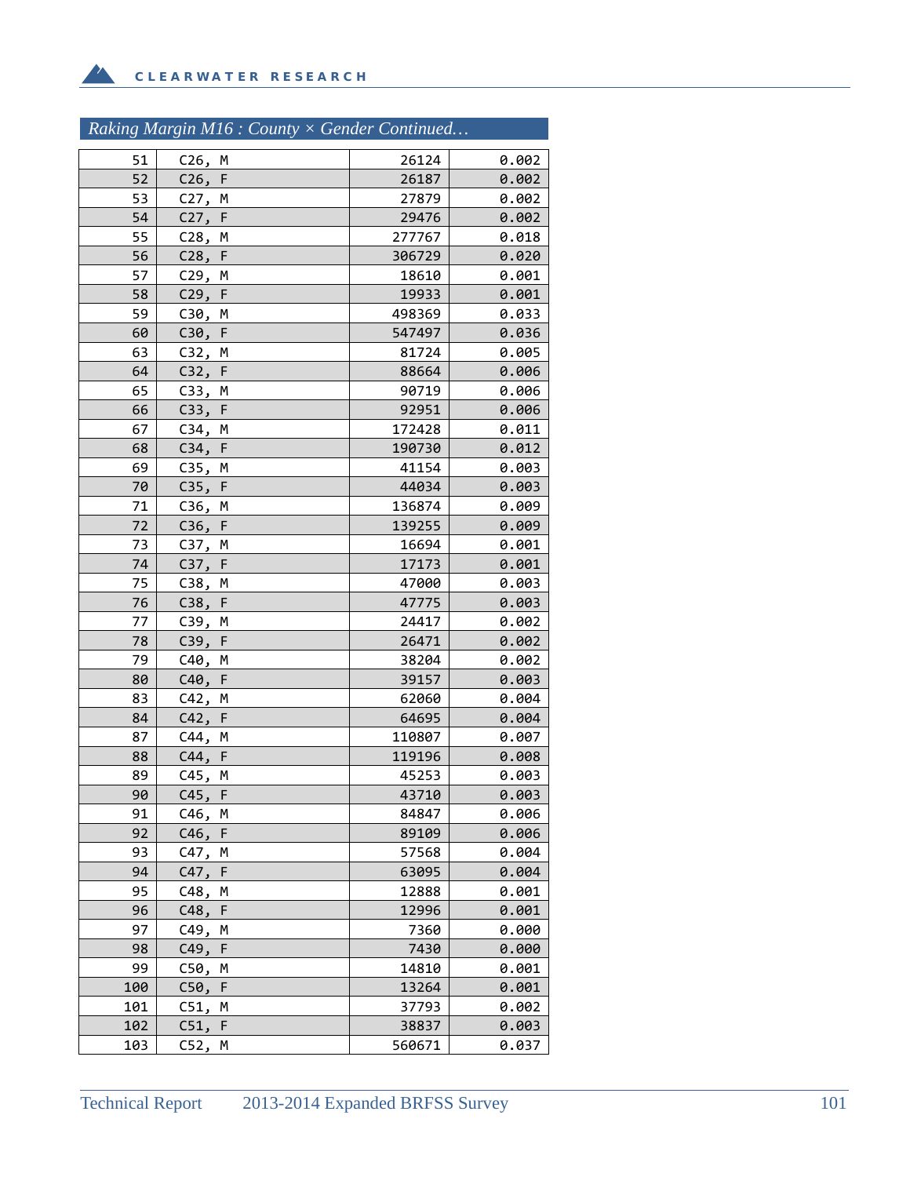## Raking Margin M16 : County × Gender Continued…

| | | | |
|---|---|---|---|
| 51 | C26, M | 26124 | 0.002 |
| 52 | C26, F | 26187 | 0.002 |
| 53 | C27, M | 27879 | 0.002 |
| 54 | C27, F | 29476 | 0.002 |
| 55 | C28, M | 277767 | 0.018 |
| 56 | C28, F | 306729 | 0.020 |
| 57 | C29, M | 18610 | 0.001 |
| 58 | C29, F | 19933 | 0.001 |
| 59 | C30, M | 498369 | 0.033 |
| 60 | C30, F | 547497 | 0.036 |
| 63 | C32, M | 81724 | 0.005 |
| 64 | C32, F | 88664 | 0.006 |
| 65 | C33, M | 90719 | 0.006 |
| 66 | C33, F | 92951 | 0.006 |
| 67 | C34, M | 172428 | 0.011 |
| 68 | C34, F | 190730 | 0.012 |
| 69 | C35, M | 41154 | 0.003 |
| 70 | C35, F | 44034 | 0.003 |
| 71 | C36, M | 136874 | 0.009 |
| 72 | C36, F | 139255 | 0.009 |
| 73 | C37, M | 16694 | 0.001 |
| 74 | C37, F | 17173 | 0.001 |
| 75 | C38, M | 47000 | 0.003 |
| 76 | C38, F | 47775 | 0.003 |
| 77 | C39, M | 24417 | 0.002 |
| 78 | C39, F | 26471 | 0.002 |
| 79 | C40, M | 38204 | 0.002 |
| 80 | C40, F | 39157 | 0.003 |
| 83 | C42, M | 62060 | 0.004 |
| 84 | C42, F | 64695 | 0.004 |
| 87 | C44, M | 110807 | 0.007 |
| 88 | C44, F | 119196 | 0.008 |
| 89 | C45, M | 45253 | 0.003 |
| 90 | C45, F | 43710 | 0.003 |
| 91 | C46, M | 84847 | 0.006 |
| 92 | C46, F | 89109 | 0.006 |
| 93 | C47, M | 57568 | 0.004 |
| 94 | C47, F | 63095 | 0.004 |
| 95 | C48, M | 12888 | 0.001 |
| 96 | C48, F | 12996 | 0.001 |
| 97 | C49, M | 7360 | 0.000 |
| 98 | C49, F | 7430 | 0.000 |
| 99 | C50, M | 14810 | 0.001 |
| 100 | C50, F | 13264 | 0.001 |
| 101 | C51, M | 37793 | 0.002 |
| 102 | C51, F | 38837 | 0.003 |
| 103 | C52, M | 560671 | 0.037 |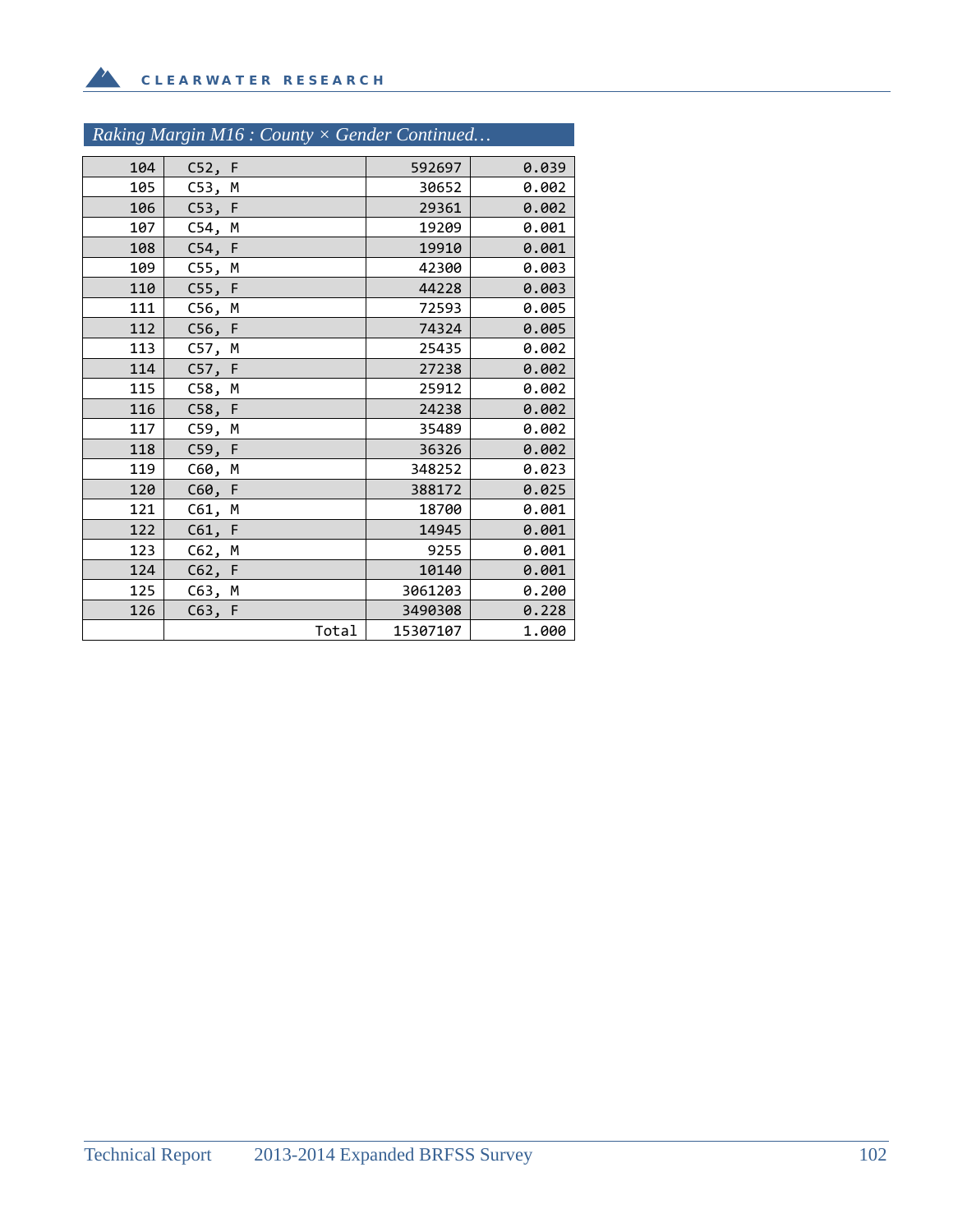## Raking Margin M16 : County × Gender Continued…

| | | | |
|---|---|---|---|
| 104 | C52, F | 592697 | 0.039 |
| 105 | C53, M | 30652 | 0.002 |
| 106 | C53, F | 29361 | 0.002 |
| 107 | C54, M | 19209 | 0.001 |
| 108 | C54, F | 19910 | 0.001 |
| 109 | C55, M | 42300 | 0.003 |
| 110 | C55, F | 44228 | 0.003 |
| 111 | C56, M | 72593 | 0.005 |
| 112 | C56, F | 74324 | 0.005 |
| 113 | C57, M | 25435 | 0.002 |
| 114 | C57, F | 27238 | 0.002 |
| 115 | C58, M | 25912 | 0.002 |
| 116 | C58, F | 24238 | 0.002 |
| 117 | C59, M | 35489 | 0.002 |
| 118 | C59, F | 36326 | 0.002 |
| 119 | C60, M | 348252 | 0.023 |
| 120 | C60, F | 388172 | 0.025 |
| 121 | C61, M | 18700 | 0.001 |
| 122 | C61, F | 14945 | 0.001 |
| 123 | C62, M | 9255 | 0.001 |
| 124 | C62, F | 10140 | 0.001 |
| 125 | C63, M | 3061203 | 0.200 |
| 126 | C63, F | 3490308 | 0.228 |
| | Total | 15307107 | 1.000 |